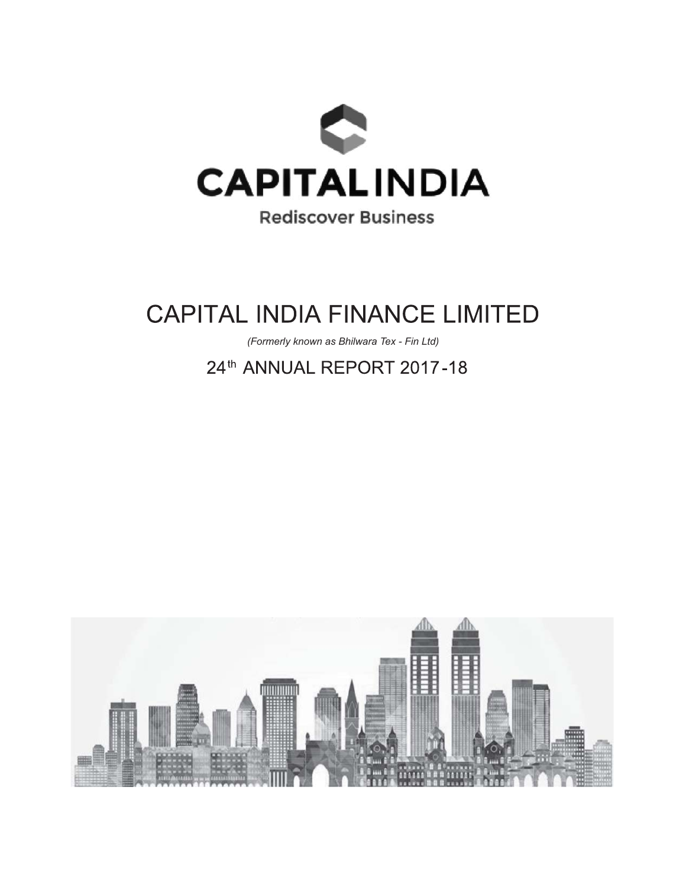CAPITALINDIA

Rediscover Business

# CAPITAL INDIA FINANCE LIMITED

*(Formerly known as Bhilwara Tex - Fin Ltd)*

## 24th ANNUAL REPORT 2017-18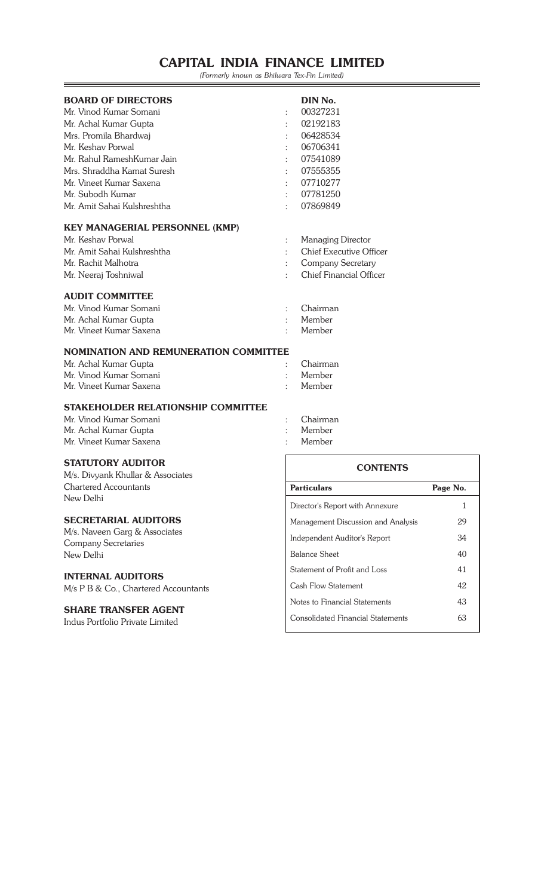# CAPITAL INDIA FINANCE LIMITED

*(Formerly known as Bhilwara Tex-Fin Limited)*

## BOARD OF DIRECTORS

| Name | | DIN No. |
|---|---|---|
| Mr. Vinod Kumar Somani | : | 00327231 |
| Mr. Achal Kumar Gupta | : | 02192183 |
| Mrs. Promila Bhardwaj | : | 06428534 |
| Mr. Keshav Porwal | : | 06706341 |
| Mr. Rahul RameshKumar Jain | : | 07541089 |
| Mrs. Shraddha Kamat Suresh | : | 07555355 |
| Mr. Vineet Kumar Saxena | : | 07710277 |
| Mr. Subodh Kumar | : | 07781250 |
| Mr. Amit Sahai Kulshreshtha | : | 07869849 |

## KEY MANAGERIAL PERSONNEL (KMP)

| | | |
|---|---|---|
| Mr. Keshav Porwal | : | Managing Director |
| Mr. Amit Sahai Kulshreshtha | : | Chief Executive Officer |
| Mr. Rachit Malhotra | : | Company Secretary |
| Mr. Neeraj Toshniwal | : | Chief Financial Officer |

## AUDIT COMMITTEE

| | | |
|---|---|---|
| Mr. Vinod Kumar Somani | : | Chairman |
| Mr. Achal Kumar Gupta | : | Member |
| Mr. Vineet Kumar Saxena | : | Member |

## NOMINATION AND REMUNERATION COMMITTEE

| | | |
|---|---|---|
| Mr. Achal Kumar Gupta | : | Chairman |
| Mr. Vinod Kumar Somani | : | Member |
| Mr. Vineet Kumar Saxena | : | Member |

## STAKEHOLDER RELATIONSHIP COMMITTEE

| | | |
|---|---|---|
| Mr. Vinod Kumar Somani | : | Chairman |
| Mr. Achal Kumar Gupta | : | Member |
| Mr. Vineet Kumar Saxena | : | Member |

## STATUTORY AUDITOR

M/s. Divyank Khullar & Associates
Chartered Accountants
New Delhi

## SECRETARIAL AUDITORS

M/s. Naveen Garg & Associates
Company Secretaries
New Delhi

## INTERNAL AUDITORS

M/s P B & Co., Chartered Accountants

## SHARE TRANSFER AGENT

Indus Portfolio Private Limited

## CONTENTS

| Particulars | Page No. |
|---|---|
| Director's Report with Annexure | 1 |
| Management Discussion and Analysis | 29 |
| Independent Auditor's Report | 34 |
| Balance Sheet | 40 |
| Statement of Profit and Loss | 41 |
| Cash Flow Statement | 42 |
| Notes to Financial Statements | 43 |
| Consolidated Financial Statements | 63 |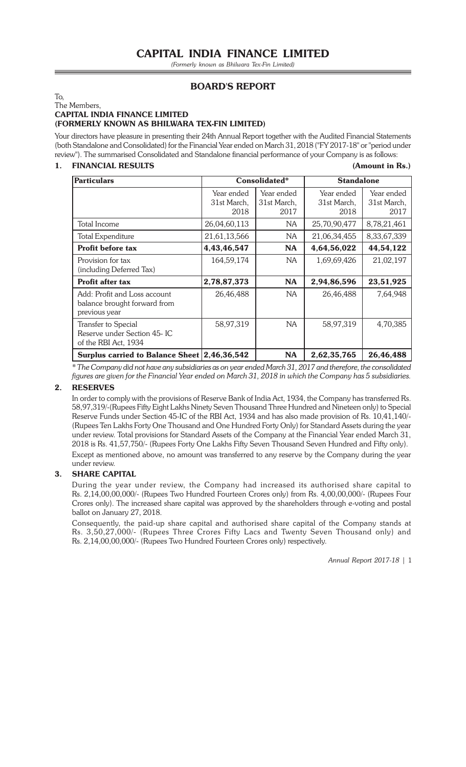# CAPITAL INDIA FINANCE LIMITED

*(Formerly known as Bhilwara Tex-Fin Limited)*

## BOARD'S REPORT

To,
The Members,
**CAPITAL INDIA FINANCE LIMITED**
**(FORMERLY KNOWN AS BHILWARA TEX-FIN LIMITED)**

Your directors have pleasure in presenting their 24th Annual Report together with the Audited Financial Statements (both Standalone and Consolidated) for the Financial Year ended on March 31, 2018 ("FY 2017-18" or "period under review"). The summarised Consolidated and Standalone financial performance of your Company is as follows:

### 1. FINANCIAL RESULTS

**(Amount in Rs.)**

| **Particulars** | **Consolidated*** | | **Standalone** | |
|---|---|---|---|---|
| | Year ended 31st March, 2018 | Year ended 31st March, 2017 | Year ended 31st March, 2018 | Year ended 31st March, 2017 |
| Total Income | 26,04,60,113 | NA | 25,70,90,477 | 8,78,21,461 |
| Total Expenditure | 21,61,13,566 | NA | 21,06,34,455 | 8,33,67,339 |
| **Profit before tax** | **4,43,46,547** | **NA** | **4,64,56,022** | **44,54,122** |
| Provision for tax (including Deferred Tax) | 164,59,174 | NA | 1,69,69,426 | 21,02,197 |
| **Profit after tax** | **2,78,87,373** | **NA** | **2,94,86,596** | **23,51,925** |
| Add: Profit and Loss account balance brought forward from previous year | 26,46,488 | NA | 26,46,488 | 7,64,948 |
| Transfer to Special Reserve under Section 45- IC of the RBI Act, 1934 | 58,97,319 | NA | 58,97,319 | 4,70,385 |
| **Surplus carried to Balance Sheet** | **2,46,36,542** | **NA** | **2,62,35,765** | **26,46,488** |

*\* The Company did not have any subsidiaries as on year ended March 31, 2017 and therefore, the consolidated figures are given for the Financial Year ended on March 31, 2018 in which the Company has 5 subsidiaries.*

### 2. RESERVES

In order to comply with the provisions of Reserve Bank of India Act, 1934, the Company has transferred Rs. 58,97,319/-(Rupees Fifty Eight Lakhs Ninety Seven Thousand Three Hundred and Nineteen only) to Special Reserve Funds under Section 45-IC of the RBI Act, 1934 and has also made provision of Rs. 10,41,140/- (Rupees Ten Lakhs Forty One Thousand and One Hundred Forty Only) for Standard Assets during the year under review. Total provisions for Standard Assets of the Company at the Financial Year ended March 31, 2018 is Rs. 41,57,750/- (Rupees Forty One Lakhs Fifty Seven Thousand Seven Hundred and Fifty only).

Except as mentioned above, no amount was transferred to any reserve by the Company during the year under review.

### 3. SHARE CAPITAL

During the year under review, the Company had increased its authorised share capital to Rs. 2,14,00,00,000/- (Rupees Two Hundred Fourteen Crores only) from Rs. 4,00,00,000/- (Rupees Four Crores only). The increased share capital was approved by the shareholders through e-voting and postal ballot on January 27, 2018.

Consequently, the paid-up share capital and authorised share capital of the Company stands at Rs. 3,50,27,000/- (Rupees Three Crores Fifty Lacs and Twenty Seven Thousand only) and Rs. 2,14,00,00,000/- (Rupees Two Hundred Fourteen Crores only) respectively.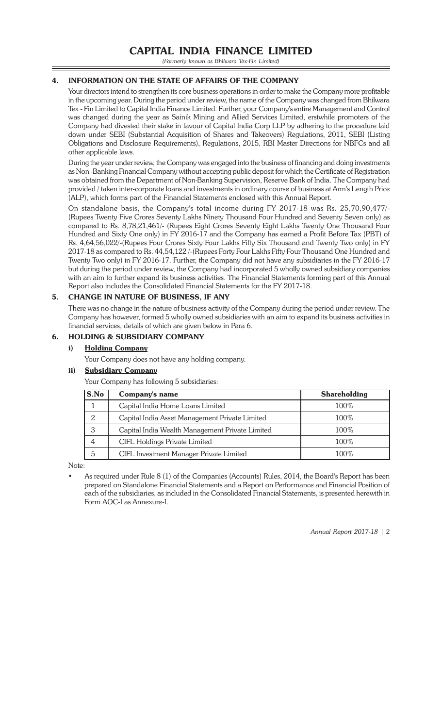## 4. INFORMATION ON THE STATE OF AFFAIRS OF THE COMPANY

Your directors intend to strengthen its core business operations in order to make the Company more profitable in the upcoming year. During the period under review, the name of the Company was changed from Bhilwara Tex - Fin Limited to Capital India Finance Limited. Further, your Company's entire Management and Control was changed during the year as Sainik Mining and Allied Services Limited, erstwhile promoters of the Company had divested their stake in favour of Capital India Corp LLP by adhering to the procedure laid down under SEBI (Substantial Acquisition of Shares and Takeovers) Regulations, 2011, SEBI (Listing Obligations and Disclosure Requirements), Regulations, 2015, RBI Master Directions for NBFCs and all other applicable laws.

During the year under review, the Company was engaged into the business of financing and doing investments as Non -Banking Financial Company without accepting public deposit for which the Certificate of Registration was obtained from the Department of Non-Banking Supervision, Reserve Bank of India. The Company had provided / taken inter-corporate loans and investments in ordinary course of business at Arm's Length Price (ALP), which forms part of the Financial Statements enclosed with this Annual Report.

On standalone basis, the Company's total income during FY 2017-18 was Rs. 25,70,90,477/- (Rupees Twenty Five Crores Seventy Lakhs Ninety Thousand Four Hundred and Seventy Seven only) as compared to Rs. 8,78,21,461/- (Rupees Eight Crores Seventy Eight Lakhs Twenty One Thousand Four Hundred and Sixty One only) in FY 2016-17 and the Company has earned a Profit Before Tax (PBT) of Rs. 4,64,56,022/-(Rupees Four Crores Sixty Four Lakhs Fifty Six Thousand and Twenty Two only) in FY 2017-18 as compared to Rs. 44,54,122 /-(Rupees Forty Four Lakhs Fifty Four Thousand One Hundred and Twenty Two only) in FY 2016-17. Further, the Company did not have any subsidiaries in the FY 2016-17 but during the period under review, the Company had incorporated 5 wholly owned subsidiary companies with an aim to further expand its business activities. The Financial Statements forming part of this Annual Report also includes the Consolidated Financial Statements for the FY 2017-18.

## 5. CHANGE IN NATURE OF BUSINESS, IF ANY

There was no change in the nature of business activity of the Company during the period under review. The Company has however, formed 5 wholly owned subsidiaries with an aim to expand its business activities in financial services, details of which are given below in Para 6.

## 6. HOLDING & SUBSIDIARY COMPANY

### i) Holding Company

Your Company does not have any holding company.

### ii) Subsidiary Company

Your Company has following 5 subsidiaries:

| S.No | Company's name | Shareholding |
|---|---|---|
| 1 | Capital India Home Loans Limited | 100% |
| 2 | Capital India Asset Management Private Limited | 100% |
| 3 | Capital India Wealth Management Private Limited | 100% |
| 4 | CIFL Holdings Private Limited | 100% |
| 5 | CIFL Investment Manager Private Limited | 100% |

Note:

- As required under Rule 8 (1) of the Companies (Accounts) Rules, 2014, the Board's Report has been prepared on Standalone Financial Statements and a Report on Performance and Financial Position of each of the subsidiaries, as included in the Consolidated Financial Statements, is presented herewith in Form AOC-I as Annexure-I.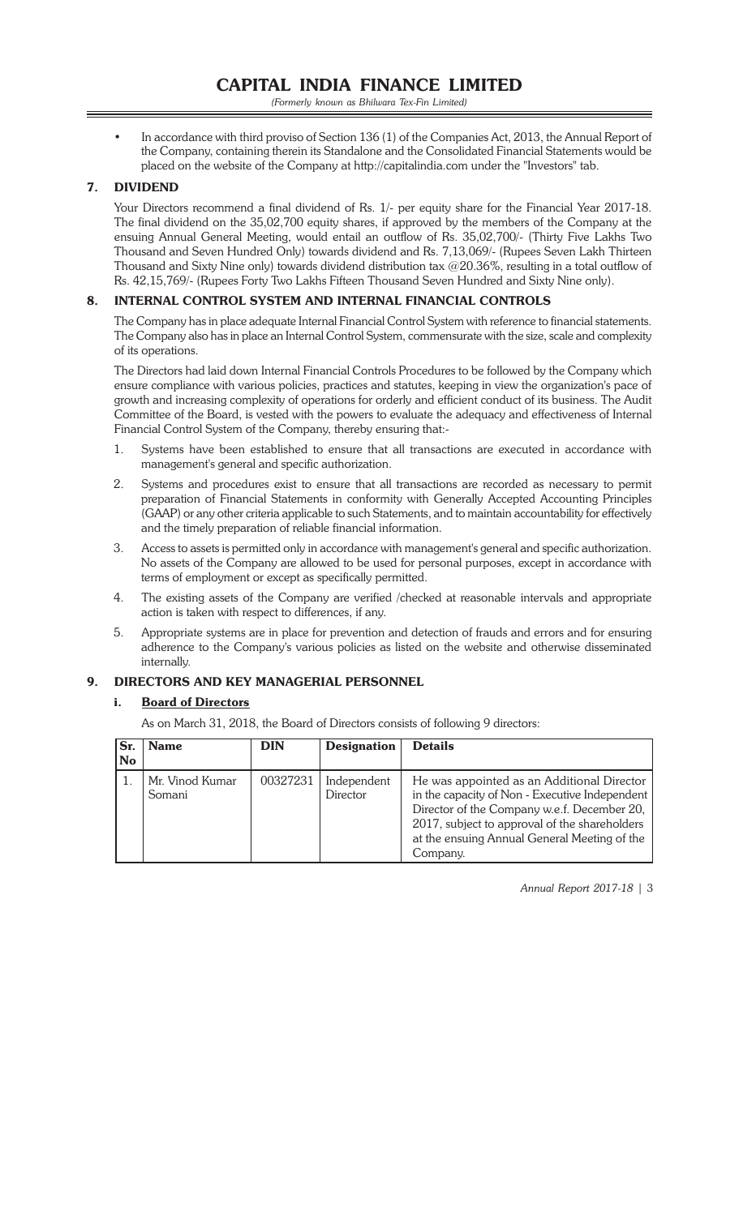- In accordance with third proviso of Section 136 (1) of the Companies Act, 2013, the Annual Report of the Company, containing therein its Standalone and the Consolidated Financial Statements would be placed on the website of the Company at http://capitalindia.com under the "Investors" tab.

## 7. DIVIDEND

Your Directors recommend a final dividend of Rs. 1/- per equity share for the Financial Year 2017-18. The final dividend on the 35,02,700 equity shares, if approved by the members of the Company at the ensuing Annual General Meeting, would entail an outflow of Rs. 35,02,700/- (Thirty Five Lakhs Two Thousand and Seven Hundred Only) towards dividend and Rs. 7,13,069/- (Rupees Seven Lakh Thirteen Thousand and Sixty Nine only) towards dividend distribution tax @20.36%, resulting in a total outflow of Rs. 42,15,769/- (Rupees Forty Two Lakhs Fifteen Thousand Seven Hundred and Sixty Nine only).

## 8. INTERNAL CONTROL SYSTEM AND INTERNAL FINANCIAL CONTROLS

The Company has in place adequate Internal Financial Control System with reference to financial statements. The Company also has in place an Internal Control System, commensurate with the size, scale and complexity of its operations.

The Directors had laid down Internal Financial Controls Procedures to be followed by the Company which ensure compliance with various policies, practices and statutes, keeping in view the organization's pace of growth and increasing complexity of operations for orderly and efficient conduct of its business. The Audit Committee of the Board, is vested with the powers to evaluate the adequacy and effectiveness of Internal Financial Control System of the Company, thereby ensuring that:-

1. Systems have been established to ensure that all transactions are executed in accordance with management's general and specific authorization.
2. Systems and procedures exist to ensure that all transactions are recorded as necessary to permit preparation of Financial Statements in conformity with Generally Accepted Accounting Principles (GAAP) or any other criteria applicable to such Statements, and to maintain accountability for effectively and the timely preparation of reliable financial information.
3. Access to assets is permitted only in accordance with management's general and specific authorization. No assets of the Company are allowed to be used for personal purposes, except in accordance with terms of employment or except as specifically permitted.
4. The existing assets of the Company are verified /checked at reasonable intervals and appropriate action is taken with respect to differences, if any.
5. Appropriate systems are in place for prevention and detection of frauds and errors and for ensuring adherence to the Company's various policies as listed on the website and otherwise disseminated internally.

## 9. DIRECTORS AND KEY MANAGERIAL PERSONNEL

### i. Board of Directors

As on March 31, 2018, the Board of Directors consists of following 9 directors:

| Sr. No | Name | DIN | Designation | Details |
|---|---|---|---|---|
| 1. | Mr. Vinod Kumar Somani | 00327231 | Independent Director | He was appointed as an Additional Director in the capacity of Non - Executive Independent Director of the Company w.e.f. December 20, 2017, subject to approval of the shareholders at the ensuing Annual General Meeting of the Company. |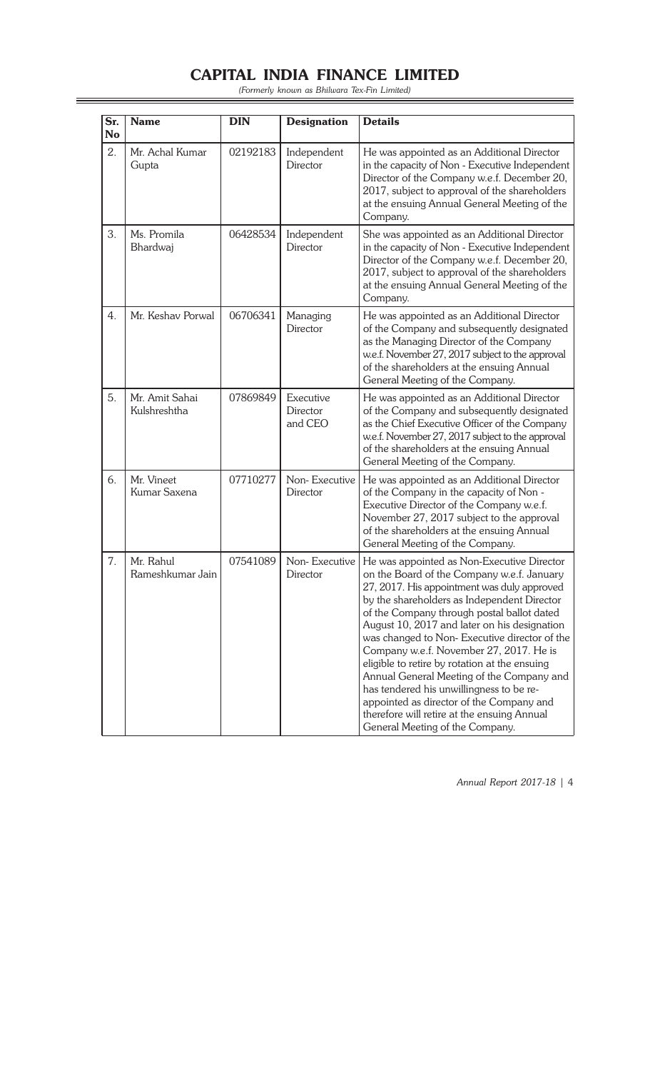| Sr. No | Name | DIN | Designation | Details |
|---|---|---|---|---|
| 2. | Mr. Achal Kumar Gupta | 02192183 | Independent Director | He was appointed as an Additional Director in the capacity of Non - Executive Independent Director of the Company w.e.f. December 20, 2017, subject to approval of the shareholders at the ensuing Annual General Meeting of the Company. |
| 3. | Ms. Promila Bhardwaj | 06428534 | Independent Director | She was appointed as an Additional Director in the capacity of Non - Executive Independent Director of the Company w.e.f. December 20, 2017, subject to approval of the shareholders at the ensuing Annual General Meeting of the Company. |
| 4. | Mr. Keshav Porwal | 06706341 | Managing Director | He was appointed as an Additional Director of the Company and subsequently designated as the Managing Director of the Company w.e.f. November 27, 2017 subject to the approval of the shareholders at the ensuing Annual General Meeting of the Company. |
| 5. | Mr. Amit Sahai Kulshreshtha | 07869849 | Executive Director and CEO | He was appointed as an Additional Director of the Company and subsequently designated as the Chief Executive Officer of the Company w.e.f. November 27, 2017 subject to the approval of the shareholders at the ensuing Annual General Meeting of the Company. |
| 6. | Mr. Vineet Kumar Saxena | 07710277 | Non- Executive Director | He was appointed as an Additional Director of the Company in the capacity of Non - Executive Director of the Company w.e.f. November 27, 2017 subject to the approval of the shareholders at the ensuing Annual General Meeting of the Company. |
| 7. | Mr. Rahul Rameshkumar Jain | 07541089 | Non- Executive Director | He was appointed as Non-Executive Director on the Board of the Company w.e.f. January 27, 2017. His appointment was duly approved by the shareholders as Independent Director of the Company through postal ballot dated August 10, 2017 and later on his designation was changed to Non- Executive director of the Company w.e.f. November 27, 2017. He is eligible to retire by rotation at the ensuing Annual General Meeting of the Company and has tendered his unwillingness to be re-appointed as director of the Company and therefore will retire at the ensuing Annual General Meeting of the Company. |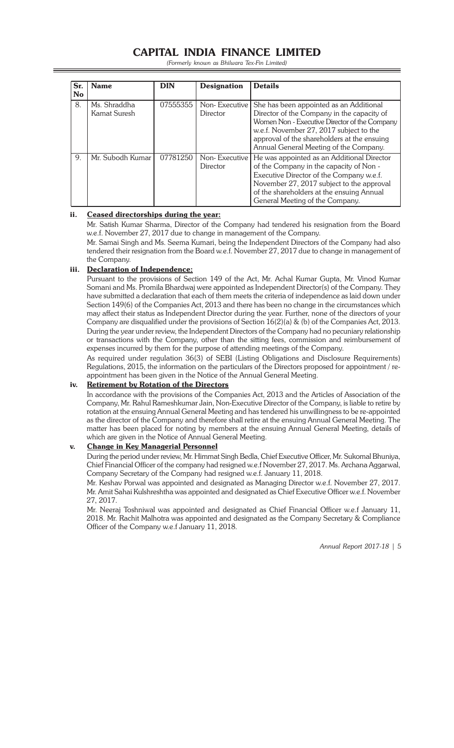| Sr. No | Name | DIN | Designation | Details |
|---|---|---|---|---|
| 8. | Ms. Shraddha Kamat Suresh | 07555355 | Non- Executive Director | She has been appointed as an Additional Director of the Company in the capacity of Women Non - Executive Director of the Company w.e.f. November 27, 2017 subject to the approval of the shareholders at the ensuing Annual General Meeting of the Company. |
| 9. | Mr. Subodh Kumar | 07781250 | Non- Executive Director | He was appointed as an Additional Director of the Company in the capacity of Non - Executive Director of the Company w.e.f. November 27, 2017 subject to the approval of the shareholders at the ensuing Annual General Meeting of the Company. |

**ii. Ceased directorships during the year:**

Mr. Satish Kumar Sharma, Director of the Company had tendered his resignation from the Board w.e.f. November 27, 2017 due to change in management of the Company.

Mr. Samai Singh and Ms. Seema Kumari, being the Independent Directors of the Company had also tendered their resignation from the Board w.e.f. November 27, 2017 due to change in management of the Company.

**iii. Declaration of Independence:**

Pursuant to the provisions of Section 149 of the Act, Mr. Achal Kumar Gupta, Mr. Vinod Kumar Somani and Ms. Promila Bhardwaj were appointed as Independent Director(s) of the Company. They have submitted a declaration that each of them meets the criteria of independence as laid down under Section 149(6) of the Companies Act, 2013 and there has been no change in the circumstances which may affect their status as Independent Director during the year. Further, none of the directors of your Company are disqualified under the provisions of Section 16(2)(a) & (b) of the Companies Act, 2013.

During the year under review, the Independent Directors of the Company had no pecuniary relationship or transactions with the Company, other than the sitting fees, commission and reimbursement of expenses incurred by them for the purpose of attending meetings of the Company.

As required under regulation 36(3) of SEBI (Listing Obligations and Disclosure Requirements) Regulations, 2015, the information on the particulars of the Directors proposed for appointment / re-appointment has been given in the Notice of the Annual General Meeting.

**iv. Retirement by Rotation of the Directors**

In accordance with the provisions of the Companies Act, 2013 and the Articles of Association of the Company, Mr. Rahul Rameshkumar Jain, Non-Executive Director of the Company, is liable to retire by rotation at the ensuing Annual General Meeting and has tendered his unwillingness to be re-appointed as the director of the Company and therefore shall retire at the ensuing Annual General Meeting. The matter has been placed for noting by members at the ensuing Annual General Meeting, details of which are given in the Notice of Annual General Meeting.

**v. Change in Key Managerial Personnel**

During the period under review, Mr. Himmat Singh Bedla, Chief Executive Officer, Mr. Sukomal Bhuniya, Chief Financial Officer of the company had resigned w.e.f November 27, 2017. Ms. Archana Aggarwal, Company Secretary of the Company had resigned w.e.f. January 11, 2018.

Mr. Keshav Porwal was appointed and designated as Managing Director w.e.f. November 27, 2017. Mr. Amit Sahai Kulshreshtha was appointed and designated as Chief Executive Officer w.e.f. November 27, 2017.

Mr. Neeraj Toshniwal was appointed and designated as Chief Financial Officer w.e.f January 11, 2018. Mr. Rachit Malhotra was appointed and designated as the Company Secretary & Compliance Officer of the Company w.e.f January 11, 2018.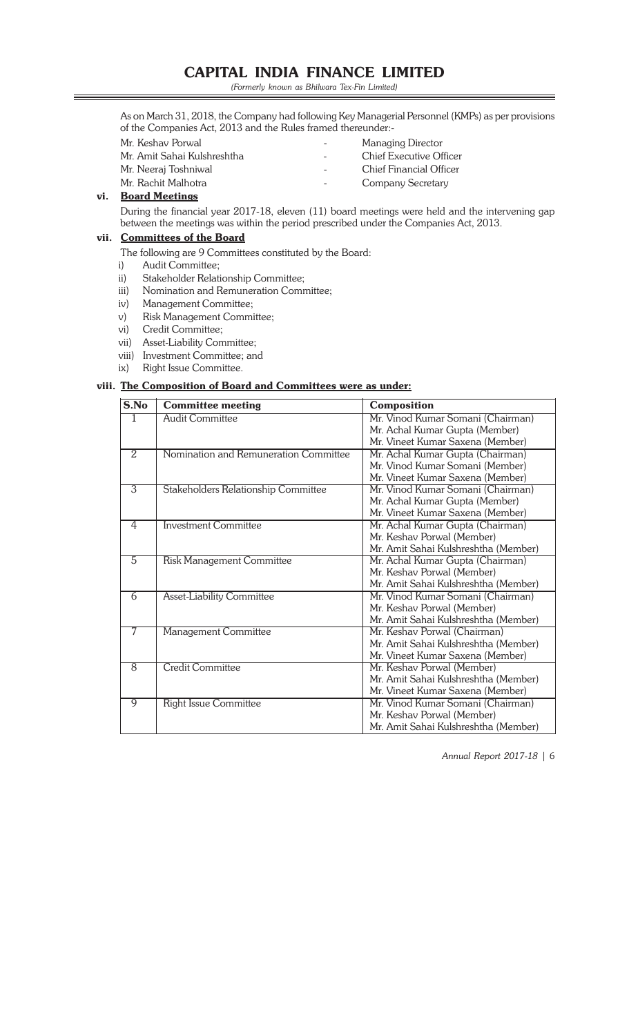As on March 31, 2018, the Company had following Key Managerial Personnel (KMPs) as per provisions of the Companies Act, 2013 and the Rules framed thereunder:-

| | | |
|---|---|---|
| Mr. Keshav Porwal | - | Managing Director |
| Mr. Amit Sahai Kulshreshtha | - | Chief Executive Officer |
| Mr. Neeraj Toshniwal | - | Chief Financial Officer |
| Mr. Rachit Malhotra | - | Company Secretary |

**vi. Board Meetings**

During the financial year 2017-18, eleven (11) board meetings were held and the intervening gap between the meetings was within the period prescribed under the Companies Act, 2013.

**vii. Committees of the Board**

The following are 9 Committees constituted by the Board:-

i) Audit Committee;
ii) Stakeholder Relationship Committee;
iii) Nomination and Remuneration Committee;
iv) Management Committee;
v) Risk Management Committee;
vi) Credit Committee;
vii) Asset-Liability Committee;
viii) Investment Committee; and
ix) Right Issue Committee.

**viii. The Composition of Board and Committees were as under:**

| S.No | Committee meeting | Composition |
|---|---|---|
| 1 | Audit Committee | Mr. Vinod Kumar Somani (Chairman)<br>Mr. Achal Kumar Gupta (Member)<br>Mr. Vineet Kumar Saxena (Member) |
| 2 | Nomination and Remuneration Committee | Mr. Achal Kumar Gupta (Chairman)<br>Mr. Vinod Kumar Somani (Member)<br>Mr. Vineet Kumar Saxena (Member) |
| 3 | Stakeholders Relationship Committee | Mr. Vinod Kumar Somani (Chairman)<br>Mr. Achal Kumar Gupta (Member)<br>Mr. Vineet Kumar Saxena (Member) |
| 4 | Investment Committee | Mr. Achal Kumar Gupta (Chairman)<br>Mr. Keshav Porwal (Member)<br>Mr. Amit Sahai Kulshreshtha (Member) |
| 5 | Risk Management Committee | Mr. Achal Kumar Gupta (Chairman)<br>Mr. Keshav Porwal (Member)<br>Mr. Amit Sahai Kulshreshtha (Member) |
| 6 | Asset-Liability Committee | Mr. Vinod Kumar Somani (Chairman)<br>Mr. Keshav Porwal (Member)<br>Mr. Amit Sahai Kulshreshtha (Member) |
| 7 | Management Committee | Mr. Keshav Porwal (Chairman)<br>Mr. Amit Sahai Kulshreshtha (Member)<br>Mr. Vineet Kumar Saxena (Member) |
| 8 | Credit Committee | Mr. Keshav Porwal (Member)<br>Mr. Amit Sahai Kulshreshtha (Member)<br>Mr. Vineet Kumar Saxena (Member) |
| 9 | Right Issue Committee | Mr. Vinod Kumar Somani (Chairman)<br>Mr. Keshav Porwal (Member)<br>Mr. Amit Sahai Kulshreshtha (Member) |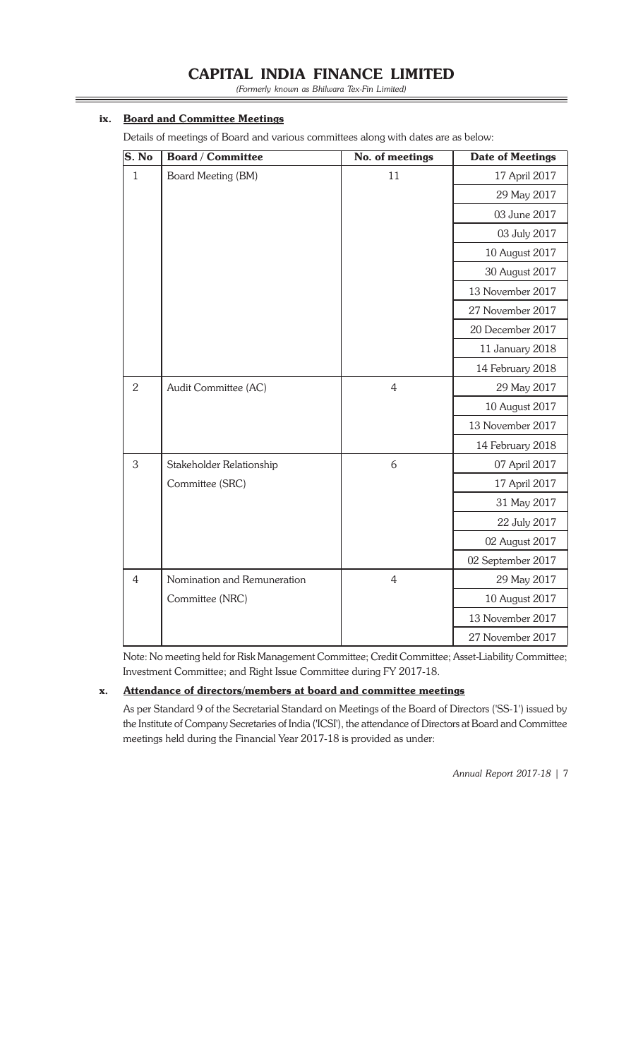### ix. **Board and Committee Meetings**

Details of meetings of Board and various committees along with dates are as below:

| S. No | Board / Committee | No. of meetings | Date of Meetings |
|---|---|---|---|
| 1 | Board Meeting (BM) | 11 | 17 April 2017 |
| | | | 29 May 2017 |
| | | | 03 June 2017 |
| | | | 03 July 2017 |
| | | | 10 August 2017 |
| | | | 30 August 2017 |
| | | | 13 November 2017 |
| | | | 27 November 2017 |
| | | | 20 December 2017 |
| | | | 11 January 2018 |
| | | | 14 February 2018 |
| 2 | Audit Committee (AC) | 4 | 29 May 2017 |
| | | | 10 August 2017 |
| | | | 13 November 2017 |
| | | | 14 February 2018 |
| 3 | Stakeholder Relationship Committee (SRC) | 6 | 07 April 2017 |
| | | | 17 April 2017 |
| | | | 31 May 2017 |
| | | | 22 July 2017 |
| | | | 02 August 2017 |
| | | | 02 September 2017 |
| 4 | Nomination and Remuneration Committee (NRC) | 4 | 29 May 2017 |
| | | | 10 August 2017 |
| | | | 13 November 2017 |
| | | | 27 November 2017 |

Note: No meeting held for Risk Management Committee; Credit Committee; Asset-Liability Committee; Investment Committee; and Right Issue Committee during FY 2017-18.

### x. **Attendance of directors/members at board and committee meetings**

As per Standard 9 of the Secretarial Standard on Meetings of the Board of Directors ('SS-1') issued by the Institute of Company Secretaries of India ('ICSI'), the attendance of Directors at Board and Committee meetings held during the Financial Year 2017-18 is provided as under: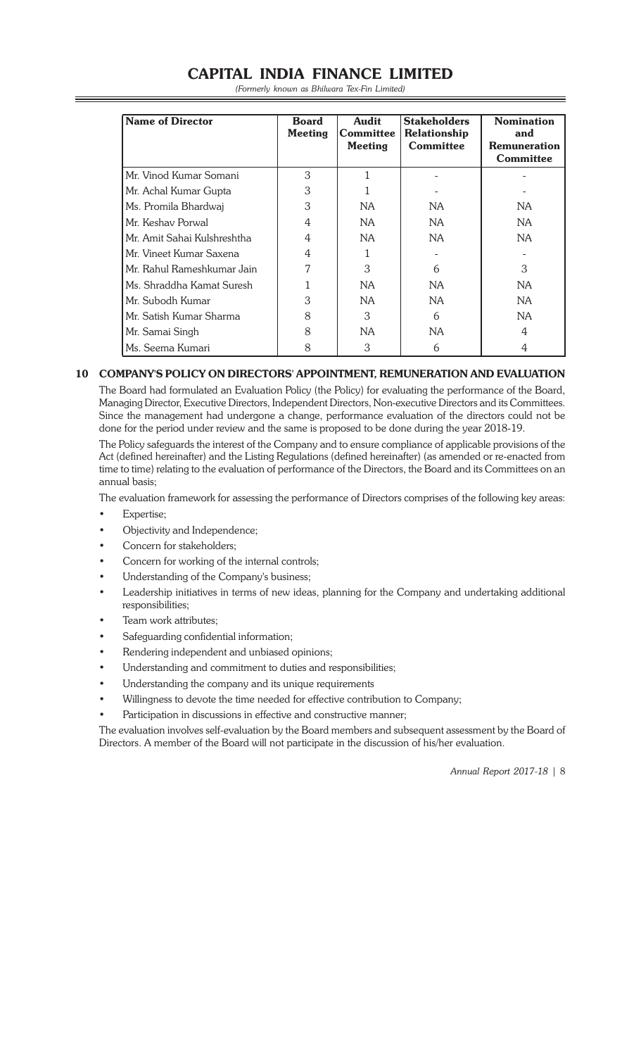| Name of Director | Board Meeting | Audit Committee Meeting | Stakeholders Relationship Committee | Nomination and Remuneration Committee |
|---|---|---|---|---|
| Mr. Vinod Kumar Somani | 3 | 1 | - | - |
| Mr. Achal Kumar Gupta | 3 | 1 | - | - |
| Ms. Promila Bhardwaj | 3 | NA | NA | NA |
| Mr. Keshav Porwal | 4 | NA | NA | NA |
| Mr. Amit Sahai Kulshreshtha | 4 | NA | NA | NA |
| Mr. Vineet Kumar Saxena | 4 | 1 | - | - |
| Mr. Rahul Rameshkumar Jain | 7 | 3 | 6 | 3 |
| Ms. Shraddha Kamat Suresh | 1 | NA | NA | NA |
| Mr. Subodh Kumar | 3 | NA | NA | NA |
| Mr. Satish Kumar Sharma | 8 | 3 | 6 | NA |
| Mr. Samai Singh | 8 | NA | NA | 4 |
| Ms. Seema Kumari | 8 | 3 | 6 | 4 |

## 10 COMPANY'S POLICY ON DIRECTORS' APPOINTMENT, REMUNERATION AND EVALUATION

The Board had formulated an Evaluation Policy (the Policy) for evaluating the performance of the Board, Managing Director, Executive Directors, Independent Directors, Non-executive Directors and its Committees. Since the management had undergone a change, performance evaluation of the directors could not be done for the period under review and the same is proposed to be done during the year 2018-19.

The Policy safeguards the interest of the Company and to ensure compliance of applicable provisions of the Act (defined hereinafter) and the Listing Regulations (defined hereinafter) (as amended or re-enacted from time to time) relating to the evaluation of performance of the Directors, the Board and its Committees on an annual basis;

The evaluation framework for assessing the performance of Directors comprises of the following key areas:

- Expertise;
- Objectivity and Independence;
- Concern for stakeholders;
- Concern for working of the internal controls;
- Understanding of the Company's business;
- Leadership initiatives in terms of new ideas, planning for the Company and undertaking additional responsibilities;
- Team work attributes;
- Safeguarding confidential information;
- Rendering independent and unbiased opinions;
- Understanding and commitment to duties and responsibilities;
- Understanding the company and its unique requirements
- Willingness to devote the time needed for effective contribution to Company;
- Participation in discussions in effective and constructive manner;

The evaluation involves self-evaluation by the Board members and subsequent assessment by the Board of Directors. A member of the Board will not participate in the discussion of his/her evaluation.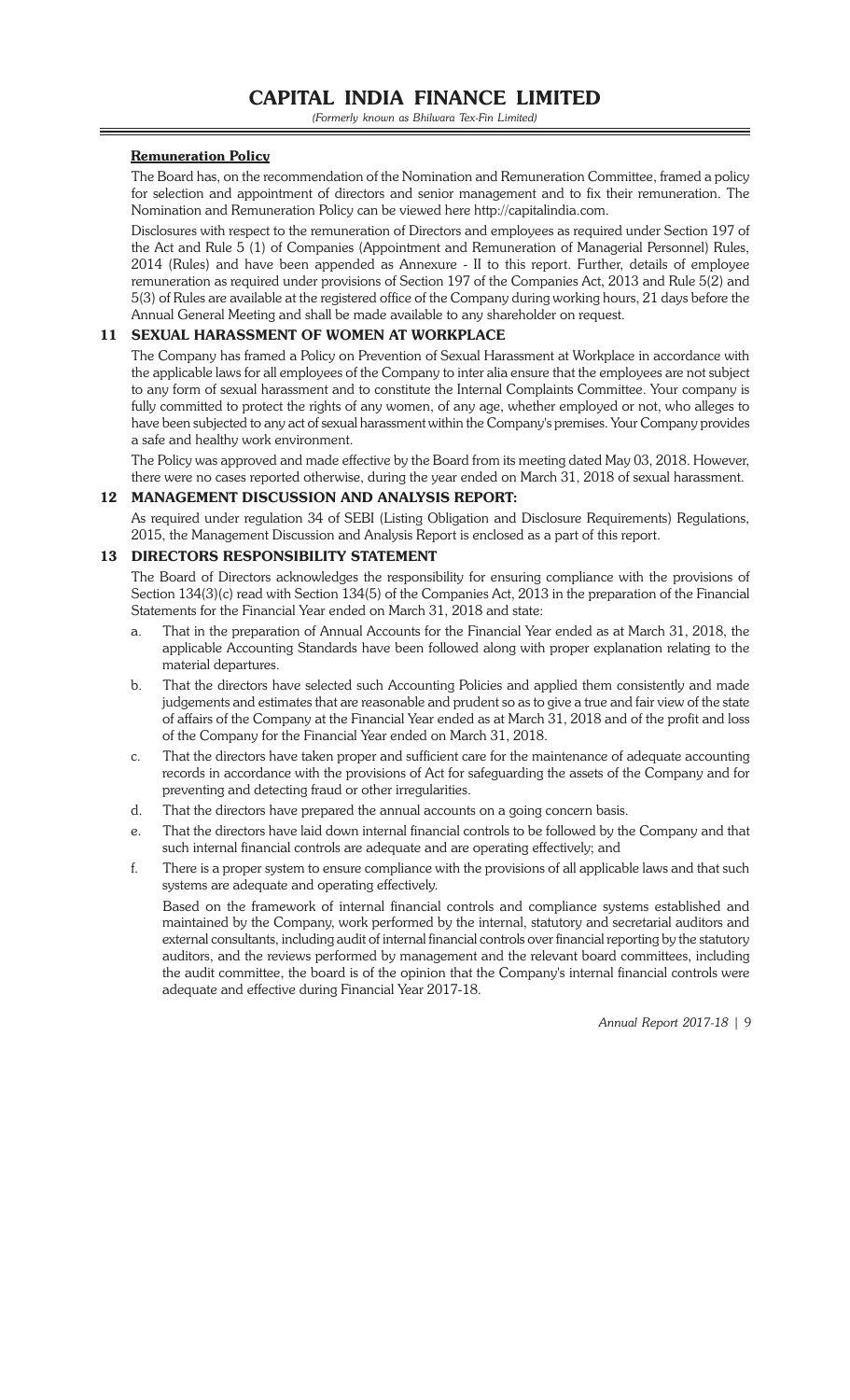**Remuneration Policy**

The Board has, on the recommendation of the Nomination and Remuneration Committee, framed a policy for selection and appointment of directors and senior management and to fix their remuneration. The Nomination and Remuneration Policy can be viewed here http://capitalindia.com.

Disclosures with respect to the remuneration of Directors and employees as required under Section 197 of the Act and Rule 5 (1) of Companies (Appointment and Remuneration of Managerial Personnel) Rules, 2014 (Rules) and have been appended as Annexure - II to this report. Further, details of employee remuneration as required under provisions of Section 197 of the Companies Act, 2013 and Rule 5(2) and 5(3) of Rules are available at the registered office of the Company during working hours, 21 days before the Annual General Meeting and shall be made available to any shareholder on request.

## 11 SEXUAL HARASSMENT OF WOMEN AT WORKPLACE

The Company has framed a Policy on Prevention of Sexual Harassment at Workplace in accordance with the applicable laws for all employees of the Company to inter alia ensure that the employees are not subject to any form of sexual harassment and to constitute the Internal Complaints Committee. Your company is fully committed to protect the rights of any women, of any age, whether employed or not, who alleges to have been subjected to any act of sexual harassment within the Company's premises. Your Company provides a safe and healthy work environment.

The Policy was approved and made effective by the Board from its meeting dated May 03, 2018. However, there were no cases reported otherwise, during the year ended on March 31, 2018 of sexual harassment.

## 12 MANAGEMENT DISCUSSION AND ANALYSIS REPORT:

As required under regulation 34 of SEBI (Listing Obligation and Disclosure Requirements) Regulations, 2015, the Management Discussion and Analysis Report is enclosed as a part of this report.

## 13 DIRECTORS RESPONSIBILITY STATEMENT

The Board of Directors acknowledges the responsibility for ensuring compliance with the provisions of Section 134(3)(c) read with Section 134(5) of the Companies Act, 2013 in the preparation of the Financial Statements for the Financial Year ended on March 31, 2018 and state:

a. That in the preparation of Annual Accounts for the Financial Year ended as at March 31, 2018, the applicable Accounting Standards have been followed along with proper explanation relating to the material departures.

b. That the directors have selected such Accounting Policies and applied them consistently and made judgements and estimates that are reasonable and prudent so as to give a true and fair view of the state of affairs of the Company at the Financial Year ended as at March 31, 2018 and of the profit and loss of the Company for the Financial Year ended on March 31, 2018.

c. That the directors have taken proper and sufficient care for the maintenance of adequate accounting records in accordance with the provisions of Act for safeguarding the assets of the Company and for preventing and detecting fraud or other irregularities.

d. That the directors have prepared the annual accounts on a going concern basis.

e. That the directors have laid down internal financial controls to be followed by the Company and that such internal financial controls are adequate and are operating effectively; and

f. There is a proper system to ensure compliance with the provisions of all applicable laws and that such systems are adequate and operating effectively.

Based on the framework of internal financial controls and compliance systems established and maintained by the Company, work performed by the internal, statutory and secretarial auditors and external consultants, including audit of internal financial controls over financial reporting by the statutory auditors, and the reviews performed by management and the relevant board committees, including the audit committee, the board is of the opinion that the Company's internal financial controls were adequate and effective during Financial Year 2017-18.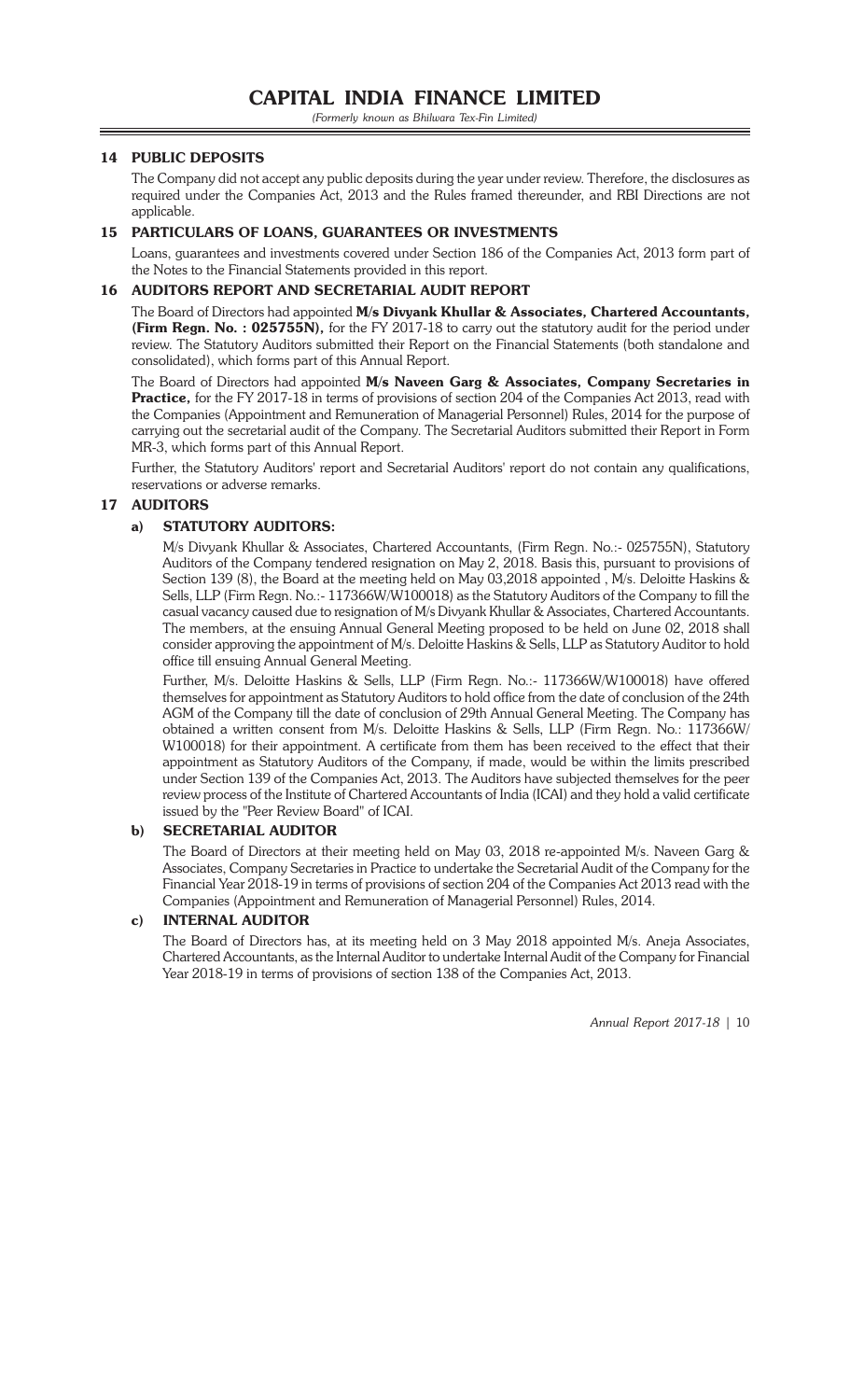## 14 PUBLIC DEPOSITS

The Company did not accept any public deposits during the year under review. Therefore, the disclosures as required under the Companies Act, 2013 and the Rules framed thereunder, and RBI Directions are not applicable.

## 15 PARTICULARS OF LOANS, GUARANTEES OR INVESTMENTS

Loans, guarantees and investments covered under Section 186 of the Companies Act, 2013 form part of the Notes to the Financial Statements provided in this report.

## 16 AUDITORS REPORT AND SECRETARIAL AUDIT REPORT

The Board of Directors had appointed **M/s Divyank Khullar & Associates, Chartered Accountants, (Firm Regn. No. : 025755N),** for the FY 2017-18 to carry out the statutory audit for the period under review. The Statutory Auditors submitted their Report on the Financial Statements (both standalone and consolidated), which forms part of this Annual Report.

The Board of Directors had appointed **M/s Naveen Garg & Associates, Company Secretaries in Practice,** for the FY 2017-18 in terms of provisions of section 204 of the Companies Act 2013, read with the Companies (Appointment and Remuneration of Managerial Personnel) Rules, 2014 for the purpose of carrying out the secretarial audit of the Company. The Secretarial Auditors submitted their Report in Form MR-3, which forms part of this Annual Report.

Further, the Statutory Auditors' report and Secretarial Auditors' report do not contain any qualifications, reservations or adverse remarks.

## 17 AUDITORS

### a) STATUTORY AUDITORS:

M/s Divyank Khullar & Associates, Chartered Accountants, (Firm Regn. No.:- 025755N), Statutory Auditors of the Company tendered resignation on May 2, 2018. Basis this, pursuant to provisions of Section 139 (8), the Board at the meeting held on May 03,2018 appointed , M/s. Deloitte Haskins & Sells, LLP (Firm Regn. No.:- 117366W/W100018) as the Statutory Auditors of the Company to fill the casual vacancy caused due to resignation of M/s Divyank Khullar & Associates, Chartered Accountants. The members, at the ensuing Annual General Meeting proposed to be held on June 02, 2018 shall consider approving the appointment of M/s. Deloitte Haskins & Sells, LLP as Statutory Auditor to hold office till ensuing Annual General Meeting.

Further, M/s. Deloitte Haskins & Sells, LLP (Firm Regn. No.:- 117366W/W100018) have offered themselves for appointment as Statutory Auditors to hold office from the date of conclusion of the 24th AGM of the Company till the date of conclusion of 29th Annual General Meeting. The Company has obtained a written consent from M/s. Deloitte Haskins & Sells, LLP (Firm Regn. No.: 117366W/ W100018) for their appointment. A certificate from them has been received to the effect that their appointment as Statutory Auditors of the Company, if made, would be within the limits prescribed under Section 139 of the Companies Act, 2013. The Auditors have subjected themselves for the peer review process of the Institute of Chartered Accountants of India (ICAI) and they hold a valid certificate issued by the "Peer Review Board" of ICAI.

### b) SECRETARIAL AUDITOR

The Board of Directors at their meeting held on May 03, 2018 re-appointed M/s. Naveen Garg & Associates, Company Secretaries in Practice to undertake the Secretarial Audit of the Company for the Financial Year 2018-19 in terms of provisions of section 204 of the Companies Act 2013 read with the Companies (Appointment and Remuneration of Managerial Personnel) Rules, 2014.

### c) INTERNAL AUDITOR

The Board of Directors has, at its meeting held on 3 May 2018 appointed M/s. Aneja Associates, Chartered Accountants, as the Internal Auditor to undertake Internal Audit of the Company for Financial Year 2018-19 in terms of provisions of section 138 of the Companies Act, 2013.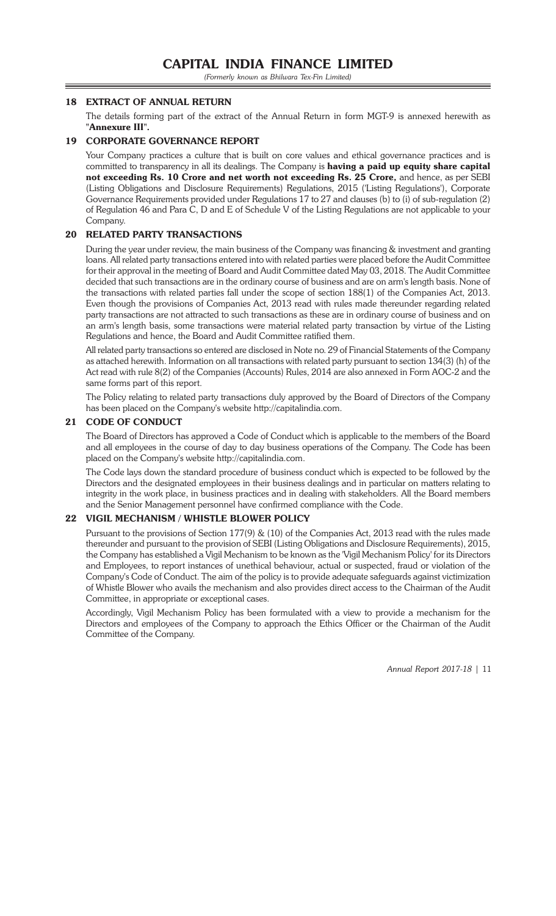## 18 EXTRACT OF ANNUAL RETURN

The details forming part of the extract of the Annual Return in form MGT-9 is annexed herewith as "**Annexure III**".

## 19 CORPORATE GOVERNANCE REPORT

Your Company practices a culture that is built on core values and ethical governance practices and is committed to transparency in all its dealings. The Company is **having a paid up equity share capital not exceeding Rs. 10 Crore and net worth not exceeding Rs. 25 Crore,** and hence, as per SEBI (Listing Obligations and Disclosure Requirements) Regulations, 2015 ('Listing Regulations'), Corporate Governance Requirements provided under Regulations 17 to 27 and clauses (b) to (i) of sub-regulation (2) of Regulation 46 and Para C, D and E of Schedule V of the Listing Regulations are not applicable to your Company.

## 20 RELATED PARTY TRANSACTIONS

During the year under review, the main business of the Company was financing & investment and granting loans. All related party transactions entered into with related parties were placed before the Audit Committee for their approval in the meeting of Board and Audit Committee dated May 03, 2018. The Audit Committee decided that such transactions are in the ordinary course of business and are on arm's length basis. None of the transactions with related parties fall under the scope of section 188(1) of the Companies Act, 2013. Even though the provisions of Companies Act, 2013 read with rules made thereunder regarding related party transactions are not attracted to such transactions as these are in ordinary course of business and on an arm's length basis, some transactions were material related party transaction by virtue of the Listing Regulations and hence, the Board and Audit Committee ratified them.

All related party transactions so entered are disclosed in Note no. 29 of Financial Statements of the Company as attached herewith. Information on all transactions with related party pursuant to section 134(3) (h) of the Act read with rule 8(2) of the Companies (Accounts) Rules, 2014 are also annexed in Form AOC-2 and the same forms part of this report.

The Policy relating to related party transactions duly approved by the Board of Directors of the Company has been placed on the Company's website http://capitalindia.com.

## 21 CODE OF CONDUCT

The Board of Directors has approved a Code of Conduct which is applicable to the members of the Board and all employees in the course of day to day business operations of the Company. The Code has been placed on the Company's website http://capitalindia.com.

The Code lays down the standard procedure of business conduct which is expected to be followed by the Directors and the designated employees in their business dealings and in particular on matters relating to integrity in the work place, in business practices and in dealing with stakeholders. All the Board members and the Senior Management personnel have confirmed compliance with the Code.

## 22 VIGIL MECHANISM / WHISTLE BLOWER POLICY

Pursuant to the provisions of Section 177(9) & (10) of the Companies Act, 2013 read with the rules made thereunder and pursuant to the provision of SEBI (Listing Obligations and Disclosure Requirements), 2015, the Company has established a Vigil Mechanism to be known as the 'Vigil Mechanism Policy' for its Directors and Employees, to report instances of unethical behaviour, actual or suspected, fraud or violation of the Company's Code of Conduct. The aim of the policy is to provide adequate safeguards against victimization of Whistle Blower who avails the mechanism and also provides direct access to the Chairman of the Audit Committee, in appropriate or exceptional cases.

Accordingly, Vigil Mechanism Policy has been formulated with a view to provide a mechanism for the Directors and employees of the Company to approach the Ethics Officer or the Chairman of the Audit Committee of the Company.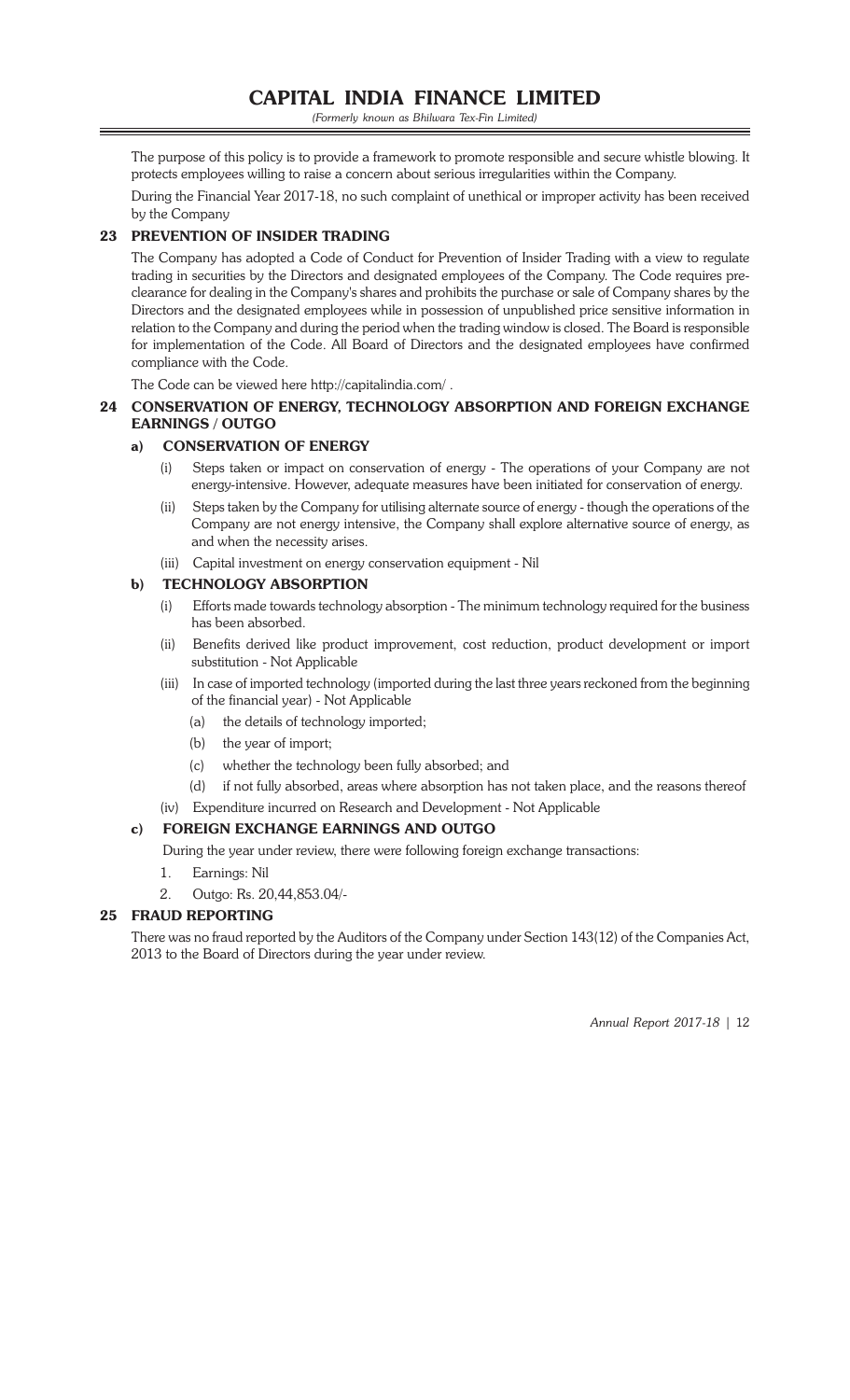The purpose of this policy is to provide a framework to promote responsible and secure whistle blowing. It protects employees willing to raise a concern about serious irregularities within the Company.

During the Financial Year 2017-18, no such complaint of unethical or improper activity has been received by the Company

## 23 PREVENTION OF INSIDER TRADING

The Company has adopted a Code of Conduct for Prevention of Insider Trading with a view to regulate trading in securities by the Directors and designated employees of the Company. The Code requires pre-clearance for dealing in the Company's shares and prohibits the purchase or sale of Company shares by the Directors and the designated employees while in possession of unpublished price sensitive information in relation to the Company and during the period when the trading window is closed. The Board is responsible for implementation of the Code. All Board of Directors and the designated employees have confirmed compliance with the Code.

The Code can be viewed here http://capitalindia.com/ .

## 24 CONSERVATION OF ENERGY, TECHNOLOGY ABSORPTION AND FOREIGN EXCHANGE EARNINGS / OUTGO

### a) CONSERVATION OF ENERGY

(i) Steps taken or impact on conservation of energy - The operations of your Company are not energy-intensive. However, adequate measures have been initiated for conservation of energy.

(ii) Steps taken by the Company for utilising alternate source of energy - though the operations of the Company are not energy intensive, the Company shall explore alternative source of energy, as and when the necessity arises.

(iii) Capital investment on energy conservation equipment - Nil

### b) TECHNOLOGY ABSORPTION

(i) Efforts made towards technology absorption - The minimum technology required for the business has been absorbed.

(ii) Benefits derived like product improvement, cost reduction, product development or import substitution - Not Applicable

(iii) In case of imported technology (imported during the last three years reckoned from the beginning of the financial year) - Not Applicable

- (a) the details of technology imported;
- (b) the year of import;
- (c) whether the technology been fully absorbed; and
- (d) if not fully absorbed, areas where absorption has not taken place, and the reasons thereof

(iv) Expenditure incurred on Research and Development - Not Applicable

### c) FOREIGN EXCHANGE EARNINGS AND OUTGO

During the year under review, there were following foreign exchange transactions:

1. Earnings: Nil
2. Outgo: Rs. 20,44,853.04/-

## 25 FRAUD REPORTING

There was no fraud reported by the Auditors of the Company under Section 143(12) of the Companies Act, 2013 to the Board of Directors during the year under review.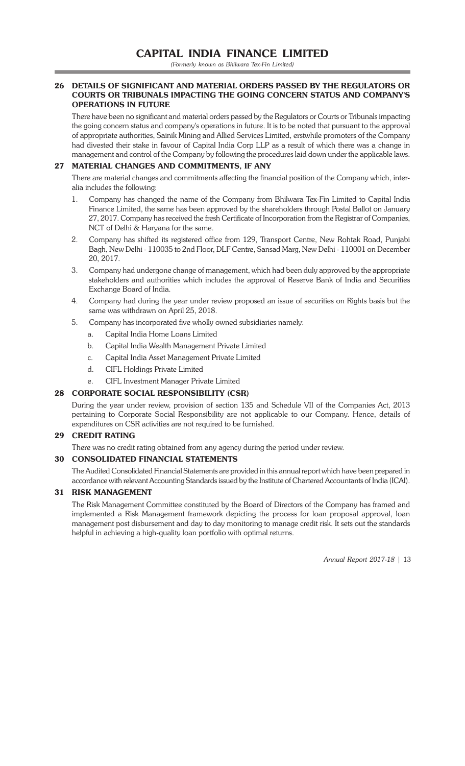## 26 DETAILS OF SIGNIFICANT AND MATERIAL ORDERS PASSED BY THE REGULATORS OR COURTS OR TRIBUNALS IMPACTING THE GOING CONCERN STATUS AND COMPANY'S OPERATIONS IN FUTURE

There have been no significant and material orders passed by the Regulators or Courts or Tribunals impacting the going concern status and company's operations in future. It is to be noted that pursuant to the approval of appropriate authorities, Sainik Mining and Allied Services Limited, erstwhile promoters of the Company had divested their stake in favour of Capital India Corp LLP as a result of which there was a change in management and control of the Company by following the procedures laid down under the applicable laws.

## 27 MATERIAL CHANGES AND COMMITMENTS, IF ANY

There are material changes and commitments affecting the financial position of the Company which, inter-alia includes the following:

1. Company has changed the name of the Company from Bhilwara Tex-Fin Limited to Capital India Finance Limited, the same has been approved by the shareholders through Postal Ballot on January 27, 2017. Company has received the fresh Certificate of Incorporation from the Registrar of Companies, NCT of Delhi & Haryana for the same.
2. Company has shifted its registered office from 129, Transport Centre, New Rohtak Road, Punjabi Bagh, New Delhi - 110035 to 2nd Floor, DLF Centre, Sansad Marg, New Delhi - 110001 on December 20, 2017.
3. Company had undergone change of management, which had been duly approved by the appropriate stakeholders and authorities which includes the approval of Reserve Bank of India and Securities Exchange Board of India.
4. Company had during the year under review proposed an issue of securities on Rights basis but the same was withdrawn on April 25, 2018.
5. Company has incorporated five wholly owned subsidiaries namely:
   a. Capital India Home Loans Limited
   b. Capital India Wealth Management Private Limited
   c. Capital India Asset Management Private Limited
   d. CIFL Holdings Private Limited
   e. CIFL Investment Manager Private Limited

## 28 CORPORATE SOCIAL RESPONSIBILITY (CSR)

During the year under review, provision of section 135 and Schedule VII of the Companies Act, 2013 pertaining to Corporate Social Responsibility are not applicable to our Company. Hence, details of expenditures on CSR activities are not required to be furnished.

## 29 CREDIT RATING

There was no credit rating obtained from any agency during the period under review.

## 30 CONSOLIDATED FINANCIAL STATEMENTS

The Audited Consolidated Financial Statements are provided in this annual report which have been prepared in accordance with relevant Accounting Standards issued by the Institute of Chartered Accountants of India (ICAI).

## 31 RISK MANAGEMENT

The Risk Management Committee constituted by the Board of Directors of the Company has framed and implemented a Risk Management framework depicting the process for loan proposal approval, loan management post disbursement and day to day monitoring to manage credit risk. It sets out the standards helpful in achieving a high-quality loan portfolio with optimal returns.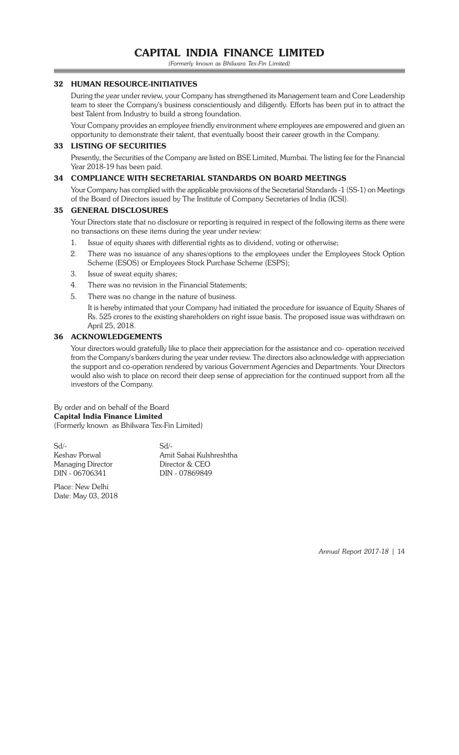## 32 HUMAN RESOURCE-INITIATIVES

During the year under review, your Company has strengthened its Management team and Core Leadership team to steer the Company's business conscientiously and diligently. Efforts has been put in to attract the best Talent from Industry to build a strong foundation.

Your Company provides an employee friendly environment where employees are empowered and given an opportunity to demonstrate their talent, that eventually boost their career growth in the Company.

## 33 LISTING OF SECURITIES

Presently, the Securities of the Company are listed on BSE Limited, Mumbai. The listing fee for the Financial Year 2018-19 has been paid.

## 34 COMPLIANCE WITH SECRETARIAL STANDARDS ON BOARD MEETINGS

Your Company has complied with the applicable provisions of the Secretarial Standards -1 (SS-1) on Meetings of the Board of Directors issued by The Institute of Company Secretaries of India (ICSI).

## 35 GENERAL DISCLOSURES

Your Directors state that no disclosure or reporting is required in respect of the following items as there were no transactions on these items during the year under review:

1. Issue of equity shares with differential rights as to dividend, voting or otherwise;
2. There was no issuance of any shares/options to the employees under the Employees Stock Option Scheme (ESOS) or Employees Stock Purchase Scheme (ESPS);
3. Issue of sweat equity shares;
4. There was no revision in the Financial Statements;
5. There was no change in the nature of business.

   It is hereby intimated that your Company had initiated the procedure for issuance of Equity Shares of Rs. 525 crores to the existing shareholders on right issue basis. The proposed issue was withdrawn on April 25, 2018.

## 36 ACKNOWLEDGEMENTS

Your directors would gratefully like to place their appreciation for the assistance and co- operation received from the Company's bankers during the year under review. The directors also acknowledge with appreciation the support and co-operation rendered by various Government Agencies and Departments. Your Directors would also wish to place on record their deep sense of appreciation for the continued support from all the investors of the Company.

By order and on behalf of the Board
**Capital India Finance Limited**
(Formerly known as Bhilwara Tex-Fin Limited)

| Sd/- | Sd/- |
|---|---|
| Keshav Porwal | Amit Sahai Kulshreshtha |
| Managing Director | Director & CEO |
| DIN - 06706341 | DIN - 07869849 |

Place: New Delhi
Date: May 03, 2018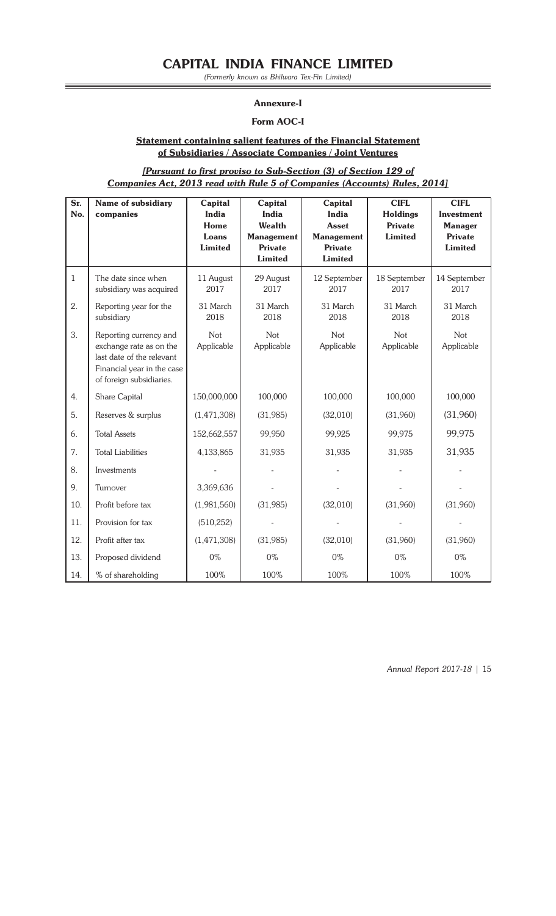# CAPITAL INDIA FINANCE LIMITED

*(Formerly known as Bhilwara Tex-Fin Limited)*

## Annexure-I

### Form AOC-I

**Statement containing salient features of the Financial Statement of Subsidiaries / Associate Companies / Joint Ventures**

***[Pursuant to first proviso to Sub-Section (3) of Section 129 of Companies Act, 2013 read with Rule 5 of Companies (Accounts) Rules, 2014]***

| Sr. No. | Name of subsidiary companies | Capital India Home Loans Limited | Capital India Wealth Management Private Limited | Capital India Asset Management Private Limited | CIFL Holdings Private Limited | CIFL Investment Manager Private Limited |
|---|---|---|---|---|---|---|
| 1 | The date since when subsidiary was acquired | 11 August 2017 | 29 August 2017 | 12 September 2017 | 18 September 2017 | 14 September 2017 |
| 2. | Reporting year for the subsidiary | 31 March 2018 | 31 March 2018 | 31 March 2018 | 31 March 2018 | 31 March 2018 |
| 3. | Reporting currency and exchange rate as on the last date of the relevant Financial year in the case of foreign subsidiaries. | Not Applicable | Not Applicable | Not Applicable | Not Applicable | Not Applicable |
| 4. | Share Capital | 150,000,000 | 100,000 | 100,000 | 100,000 | 100,000 |
| 5. | Reserves & surplus | (1,471,308) | (31,985) | (32,010) | (31,960) | (31,960) |
| 6. | Total Assets | 152,662,557 | 99,950 | 99,925 | 99,975 | 99,975 |
| 7. | Total Liabilities | 4,133,865 | 31,935 | 31,935 | 31,935 | 31,935 |
| 8. | Investments | - | - | - | - | - |
| 9. | Turnover | 3,369,636 | - | - | - | - |
| 10. | Profit before tax | (1,981,560) | (31,985) | (32,010) | (31,960) | (31,960) |
| 11. | Provision for tax | (510,252) | - | - | - | - |
| 12. | Profit after tax | (1,471,308) | (31,985) | (32,010) | (31,960) | (31,960) |
| 13. | Proposed dividend | 0% | 0% | 0% | 0% | 0% |
| 14. | % of shareholding | 100% | 100% | 100% | 100% | 100% |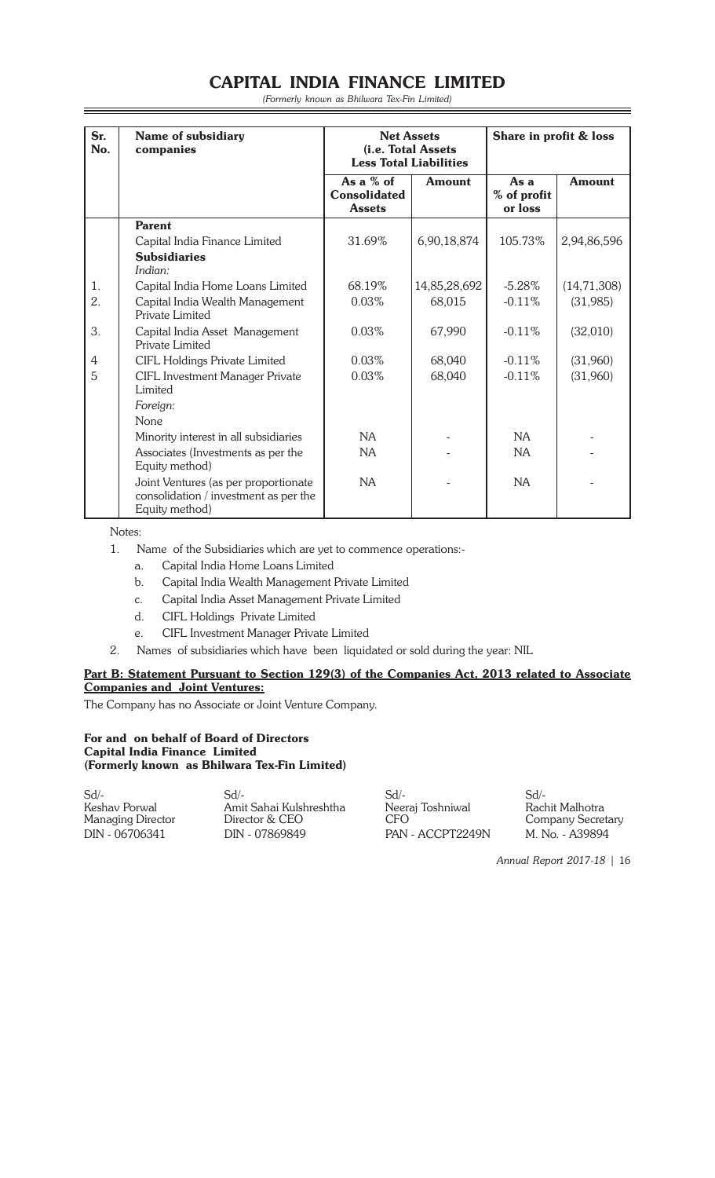# CAPITAL INDIA FINANCE LIMITED

*(Formerly known as Bhilwara Tex-Fin Limited)*

| Sr. No. | Name of subsidiary companies | Net Assets (i.e. Total Assets Less Total Liabilities | | Share in profit & loss | |
|---|---|---|---|---|---|
| | | As a % of Consolidated Assets | Amount | As a % of profit or loss | Amount |
| | **Parent** | | | | |
| | Capital India Finance Limited | 31.69% | 6,90,18,874 | 105.73% | 2,94,86,596 |
| | **Subsidiaries** | | | | |
| | *Indian:* | | | | |
| 1. | Capital India Home Loans Limited | 68.19% | 14,85,28,692 | -5.28% | (14,71,308) |
| 2. | Capital India Wealth Management Private Limited | 0.03% | 68,015 | -0.11% | (31,985) |
| 3. | Capital India Asset Management Private Limited | 0.03% | 67,990 | -0.11% | (32,010) |
| 4 | CIFL Holdings Private Limited | 0.03% | 68,040 | -0.11% | (31,960) |
| 5 | CIFL Investment Manager Private Limited | 0.03% | 68,040 | -0.11% | (31,960) |
| | *Foreign:* | | | | |
| | None | | | | |
| | Minority interest in all subsidiaries | NA | - | NA | - |
| | Associates (Investments as per the Equity method) | NA | - | NA | - |
| | Joint Ventures (as per proportionate consolidation / investment as per the Equity method) | NA | - | NA | - |

Notes:

1. Name of the Subsidiaries which are yet to commence operations:-
   a. Capital India Home Loans Limited
   b. Capital India Wealth Management Private Limited
   c. Capital India Asset Management Private Limited
   d. CIFL Holdings Private Limited
   e. CIFL Investment Manager Private Limited
2. Names of subsidiaries which have been liquidated or sold during the year: NIL

**Part B: Statement Pursuant to Section 129(3) of the Companies Act, 2013 related to Associate Companies and Joint Ventures:**

The Company has no Associate or Joint Venture Company.

**For and on behalf of Board of Directors**
**Capital India Finance Limited**
**(Formerly known as Bhilwara Tex-Fin Limited)**

| Sd/- | Sd/- | Sd/- | Sd/- |
|---|---|---|---|
| Keshav Porwal | Amit Sahai Kulshreshtha | Neeraj Toshniwal | Rachit Malhotra |
| Managing Director | Director & CEO | CFO | Company Secretary |
| DIN - 06706341 | DIN - 07869849 | PAN - ACCPT2249N | M. No. - A39894 |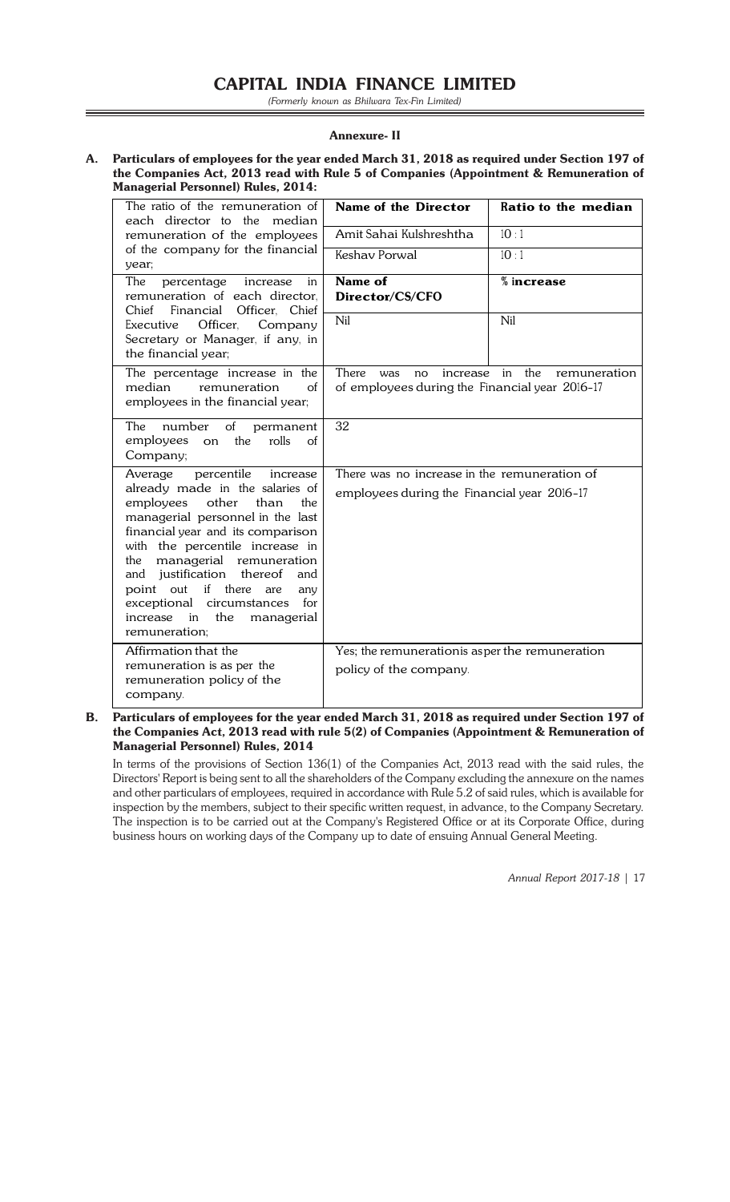# CAPITAL INDIA FINANCE LIMITED

*(Formerly known as Bhilwara Tex-Fin Limited)*

## Annexure- II

**A. Particulars of employees for the year ended March 31, 2018 as required under Section 197 of the Companies Act, 2013 read with Rule 5 of Companies (Appointment & Remuneration of Managerial Personnel) Rules, 2014:**

| | | |
|---|---|---|
| The ratio of the remuneration of each director to the median remuneration of the employees of the company for the financial year; | **Name of the Director** | **Ratio to the median** |
| | Amit Sahai Kulshreshtha | 10 : 1 |
| | Keshav Porwal | 10 : 1 |
| The percentage increase in remuneration of each director, Chief Financial Officer, Chief Executive Officer, Company Secretary or Manager, if any, in the financial year; | **Name of Director/CS/CFO** | **% increase** |
| | Nil | Nil |
| The percentage increase in the median remuneration of employees in the financial year; | There was no increase in the remuneration of employees during the Financial year 2016-17 | |
| The number of permanent employees on the rolls of Company; | 32 | |
| Average percentile increase already made in the salaries of employees other than the managerial personnel in the last financial year and its comparison with the percentile increase in the managerial remuneration and justification thereof and point out if there are any exceptional circumstances for increase in the managerial remuneration; | There was no increase in the remuneration of employees during the Financial year 2016-17 | |
| Affirmation that the remuneration is as per the remuneration policy of the company. | Yes; the remunerationis asper the remuneration policy of the company. | |

**B. Particulars of employees for the year ended March 31, 2018 as required under Section 197 of the Companies Act, 2013 read with rule 5(2) of Companies (Appointment & Remuneration of Managerial Personnel) Rules, 2014**

In terms of the provisions of Section 136(1) of the Companies Act, 2013 read with the said rules, the Directors' Report is being sent to all the shareholders of the Company excluding the annexure on the names and other particulars of employees, required in accordance with Rule 5.2 of said rules, which is available for inspection by the members, subject to their specific written request, in advance, to the Company Secretary. The inspection is to be carried out at the Company's Registered Office or at its Corporate Office, during business hours on working days of the Company up to date of ensuing Annual General Meeting.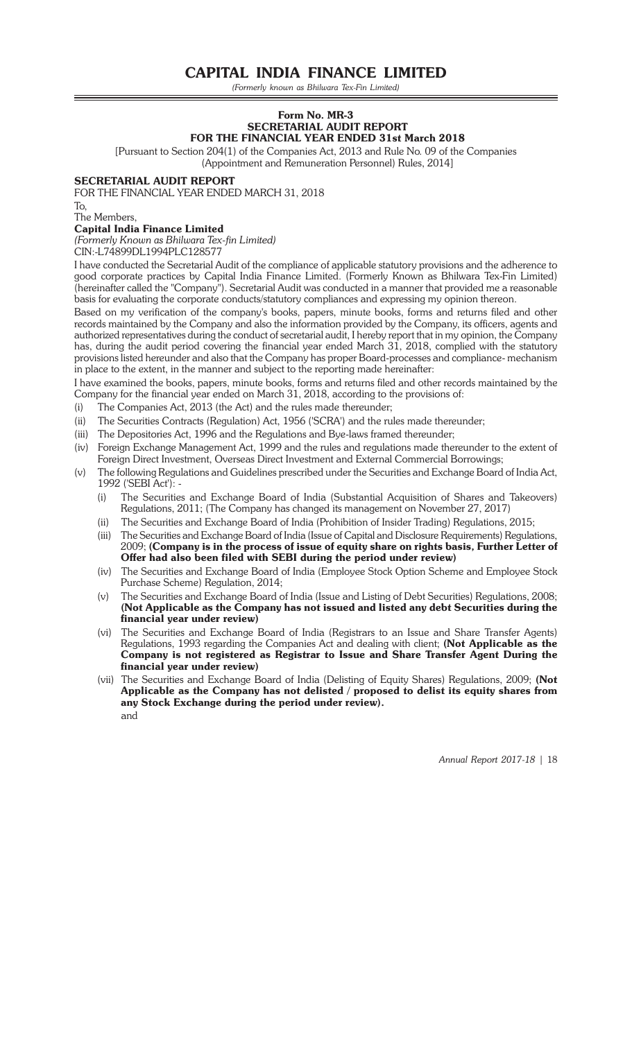# CAPITAL INDIA FINANCE LIMITED

*(Formerly known as Bhilwara Tex-Fin Limited)*

## Form No. MR-3
## SECRETARIAL AUDIT REPORT
## FOR THE FINANCIAL YEAR ENDED 31st March 2018

[Pursuant to Section 204(1) of the Companies Act, 2013 and Rule No. 09 of the Companies (Appointment and Remuneration Personnel) Rules, 2014]

### SECRETARIAL AUDIT REPORT

FOR THE FINANCIAL YEAR ENDED MARCH 31, 2018

To,

The Members,

**Capital India Finance Limited**

*(Formerly Known as Bhilwara Tex-fin Limited)*

CIN:-L74899DL1994PLC128577

I have conducted the Secretarial Audit of the compliance of applicable statutory provisions and the adherence to good corporate practices by Capital India Finance Limited. (Formerly Known as Bhilwara Tex-Fin Limited) (hereinafter called the "Company"). Secretarial Audit was conducted in a manner that provided me a reasonable basis for evaluating the corporate conducts/statutory compliances and expressing my opinion thereon.

Based on my verification of the company's books, papers, minute books, forms and returns filed and other records maintained by the Company and also the information provided by the Company, its officers, agents and authorized representatives during the conduct of secretarial audit, I hereby report that in my opinion, the Company has, during the audit period covering the financial year ended March 31, 2018, complied with the statutory provisions listed hereunder and also that the Company has proper Board-processes and compliance- mechanism in place to the extent, in the manner and subject to the reporting made hereinafter:

I have examined the books, papers, minute books, forms and returns filed and other records maintained by the Company for the financial year ended on March 31, 2018, according to the provisions of:

(i) The Companies Act, 2013 (the Act) and the rules made thereunder;

(ii) The Securities Contracts (Regulation) Act, 1956 ('SCRA') and the rules made thereunder;

(iii) The Depositories Act, 1996 and the Regulations and Bye-laws framed thereunder;

(iv) Foreign Exchange Management Act, 1999 and the rules and regulations made thereunder to the extent of Foreign Direct Investment, Overseas Direct Investment and External Commercial Borrowings;

(v) The following Regulations and Guidelines prescribed under the Securities and Exchange Board of India Act, 1992 ('SEBI Act'): -

   (i) The Securities and Exchange Board of India (Substantial Acquisition of Shares and Takeovers) Regulations, 2011; (The Company has changed its management on November 27, 2017)

   (ii) The Securities and Exchange Board of India (Prohibition of Insider Trading) Regulations, 2015;

   (iii) The Securities and Exchange Board of India (Issue of Capital and Disclosure Requirements) Regulations, 2009; **(Company is in the process of issue of equity share on rights basis, Further Letter of Offer had also been filed with SEBI during the period under review)**

   (iv) The Securities and Exchange Board of India (Employee Stock Option Scheme and Employee Stock Purchase Scheme) Regulation, 2014;

   (v) The Securities and Exchange Board of India (Issue and Listing of Debt Securities) Regulations, 2008; **(Not Applicable as the Company has not issued and listed any debt Securities during the financial year under review)**

   (vi) The Securities and Exchange Board of India (Registrars to an Issue and Share Transfer Agents) Regulations, 1993 regarding the Companies Act and dealing with client; **(Not Applicable as the Company is not registered as Registrar to Issue and Share Transfer Agent During the financial year under review)**

   (vii) The Securities and Exchange Board of India (Delisting of Equity Shares) Regulations, 2009; **(Not Applicable as the Company has not delisted / proposed to delist its equity shares from any Stock Exchange during the period under review).**

   and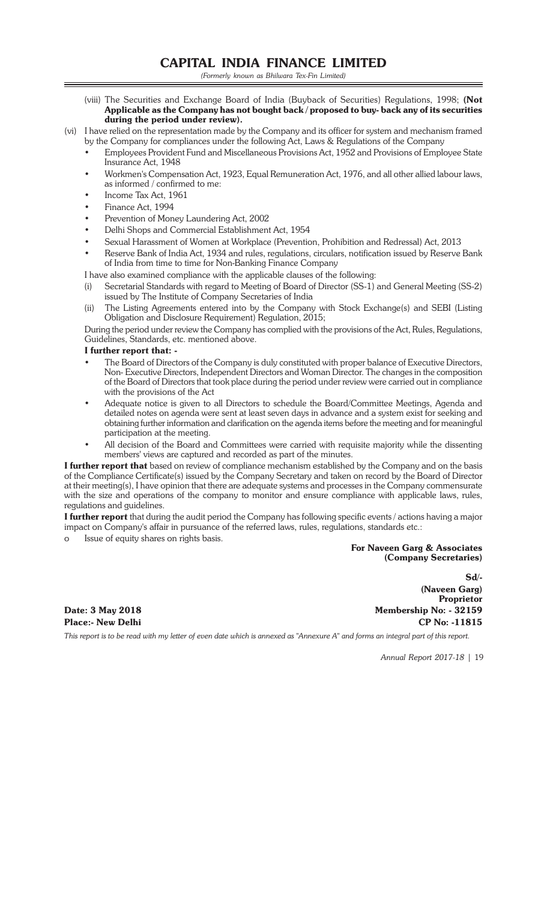(viii) The Securities and Exchange Board of India (Buyback of Securities) Regulations, 1998; **(Not Applicable as the Company has not bought back / proposed to buy- back any of its securities during the period under review).**

(vi) I have relied on the representation made by the Company and its officer for system and mechanism framed by the Company for compliances under the following Act, Laws & Regulations of the Company

- Employees Provident Fund and Miscellaneous Provisions Act, 1952 and Provisions of Employee State Insurance Act, 1948
- Workmen's Compensation Act, 1923, Equal Remuneration Act, 1976, and all other allied labour laws, as informed / confirmed to me:
- Income Tax Act, 1961
- Finance Act, 1994
- Prevention of Money Laundering Act, 2002
- Delhi Shops and Commercial Establishment Act, 1954
- Sexual Harassment of Women at Workplace (Prevention, Prohibition and Redressal) Act, 2013
- Reserve Bank of India Act, 1934 and rules, regulations, circulars, notification issued by Reserve Bank of India from time to time for Non-Banking Finance Company

I have also examined compliance with the applicable clauses of the following:

(i) Secretarial Standards with regard to Meeting of Board of Director (SS-1) and General Meeting (SS-2) issued by The Institute of Company Secretaries of India

(ii) The Listing Agreements entered into by the Company with Stock Exchange(s) and SEBI (Listing Obligation and Disclosure Requirement) Regulation, 2015;

During the period under review the Company has complied with the provisions of the Act, Rules, Regulations, Guidelines, Standards, etc. mentioned above.

**I further report that: -**

- The Board of Directors of the Company is duly constituted with proper balance of Executive Directors, Non- Executive Directors, Independent Directors and Woman Director. The changes in the composition of the Board of Directors that took place during the period under review were carried out in compliance with the provisions of the Act
- Adequate notice is given to all Directors to schedule the Board/Committee Meetings, Agenda and detailed notes on agenda were sent at least seven days in advance and a system exist for seeking and obtaining further information and clarification on the agenda items before the meeting and for meaningful participation at the meeting.
- All decision of the Board and Committees were carried with requisite majority while the dissenting members' views are captured and recorded as part of the minutes.

**I further report that** based on review of compliance mechanism established by the Company and on the basis of the Compliance Certificate(s) issued by the Company Secretary and taken on record by the Board of Director at their meeting(s), I have opinion that there are adequate systems and processes in the Company commensurate with the size and operations of the company to monitor and ensure compliance with applicable laws, rules, regulations and guidelines.

**I further report** that during the audit period the Company has following specific events / actions having a major impact on Company's affair in pursuance of the referred laws, rules, regulations, standards etc.:

o Issue of equity shares on rights basis.

**For Naveen Garg & Associates**
**(Company Secretaries)**

**Sd/-**
**(Naveen Garg)**
**Proprietor**
**Membership No: - 32159**
**CP No: -11815**

**Date: 3 May 2018**
**Place:- New Delhi**

*This report is to be read with my letter of even date which is annexed as "Annexure A" and forms an integral part of this report.*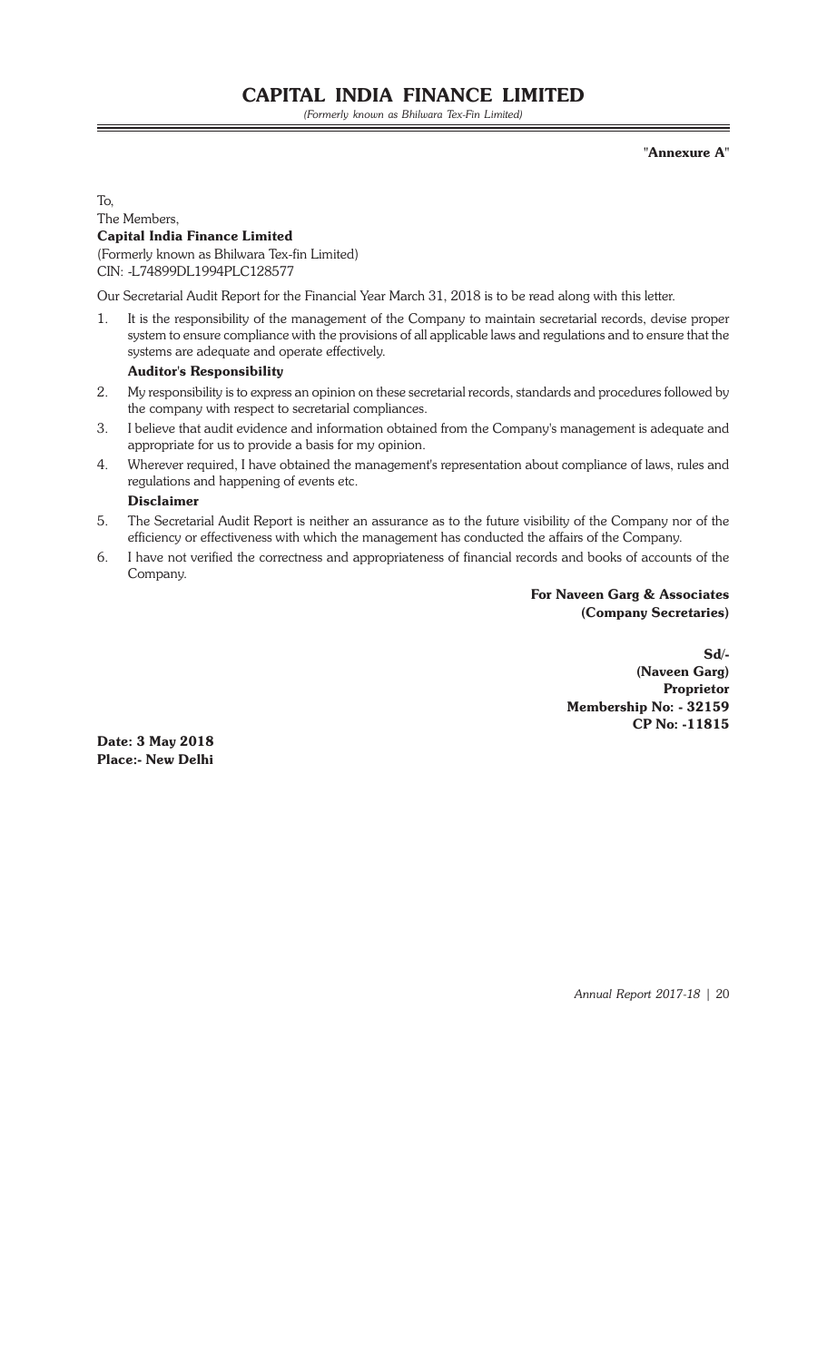"**Annexure A**"

To,

The Members,

**Capital India Finance Limited**

(Formerly known as Bhilwara Tex-fin Limited)

CIN: -L74899DL1994PLC128577

Our Secretarial Audit Report for the Financial Year March 31, 2018 is to be read along with this letter.

1. It is the responsibility of the management of the Company to maintain secretarial records, devise proper system to ensure compliance with the provisions of all applicable laws and regulations and to ensure that the systems are adequate and operate effectively.

**Auditor's Responsibility**

2. My responsibility is to express an opinion on these secretarial records, standards and procedures followed by the company with respect to secretarial compliances.
3. I believe that audit evidence and information obtained from the Company's management is adequate and appropriate for us to provide a basis for my opinion.
4. Wherever required, I have obtained the management's representation about compliance of laws, rules and regulations and happening of events etc.

**Disclaimer**

5. The Secretarial Audit Report is neither an assurance as to the future visibility of the Company nor of the efficiency or effectiveness with which the management has conducted the affairs of the Company.
6. I have not verified the correctness and appropriateness of financial records and books of accounts of the Company.

**For Naveen Garg & Associates**
**(Company Secretaries)**

**Sd/-**
**(Naveen Garg)**
**Proprietor**
**Membership No: - 32159**
**CP No: -11815**

**Date: 3 May 2018**
**Place:- New Delhi**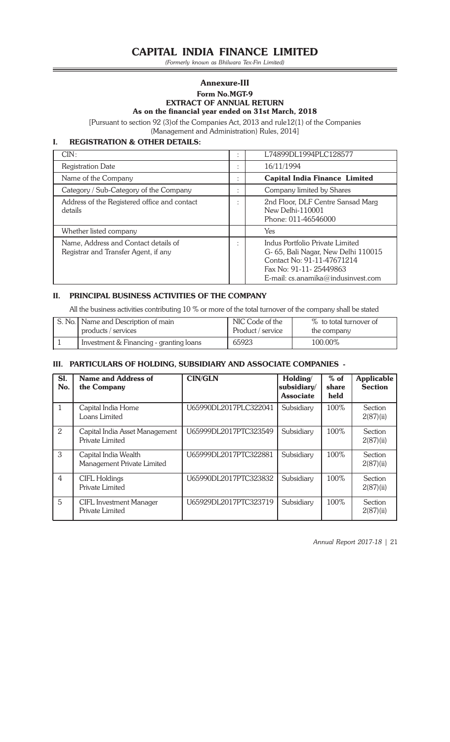## Annexure-III

### Form No.MGT-9
### EXTRACT OF ANNUAL RETURN
### As on the financial year ended on 31st March, 2018

[Pursuant to section 92 (3)of the Companies Act, 2013 and rule12(1) of the Companies (Management and Administration) Rules, 2014]

## I. REGISTRATION & OTHER DETAILS:

| | | |
|---|---|---|
| CIN: | : | L74899DL1994PLC128577 |
| Registration Date | : | 16/11/1994 |
| Name of the Company | : | **Capital India Finance Limited** |
| Category / Sub-Category of the Company | : | Company limited by Shares |
| Address of the Registered office and contact details | : | 2nd Floor, DLF Centre Sansad Marg New Delhi-110001 Phone: 011-46546000 |
| Whether listed company | | Yes |
| Name, Address and Contact details of Registrar and Transfer Agent, if any | : | Indus Portfolio Private Limited G- 65, Bali Nagar, New Delhi 110015 Contact No: 91-11-47671214 Fax No: 91-11- 25449863 E-mail: cs.anamika@indusinvest.com |

## II. PRINCIPAL BUSINESS ACTIVITIES OF THE COMPANY

All the business activities contributing 10 % or more of the total turnover of the company shall be stated

| S. No. | Name and Description of main products / services | NIC Code of the Product / service | % to total turnover of the company |
|---|---|---|---|
| 1 | Investment & Financing - granting loans | 65923 | 100.00% |

## III. PARTICULARS OF HOLDING, SUBSIDIARY AND ASSOCIATE COMPANIES -

| Sl. No. | Name and Address of the Company | CIN/GLN | Holding/ subsidiary/ Associate | % of share held | Applicable Section |
|---|---|---|---|---|---|
| 1 | Capital India Home Loans Limited | U65990DL2017PLC322041 | Subsidiary | 100% | Section 2(87)(ii) |
| 2 | Capital India Asset Management Private Limited | U65999DL2017PTC323549 | Subsidiary | 100% | Section 2(87)(ii) |
| 3 | Capital India Wealth Management Private Limited | U65999DL2017PTC322881 | Subsidiary | 100% | Section 2(87)(ii) |
| 4 | CIFL Holdings Private Limited | U65990DL2017PTC323832 | Subsidiary | 100% | Section 2(87)(ii) |
| 5 | CIFL Investment Manager Private Limited | U65929DL2017PTC323719 | Subsidiary | 100% | Section 2(87)(ii) |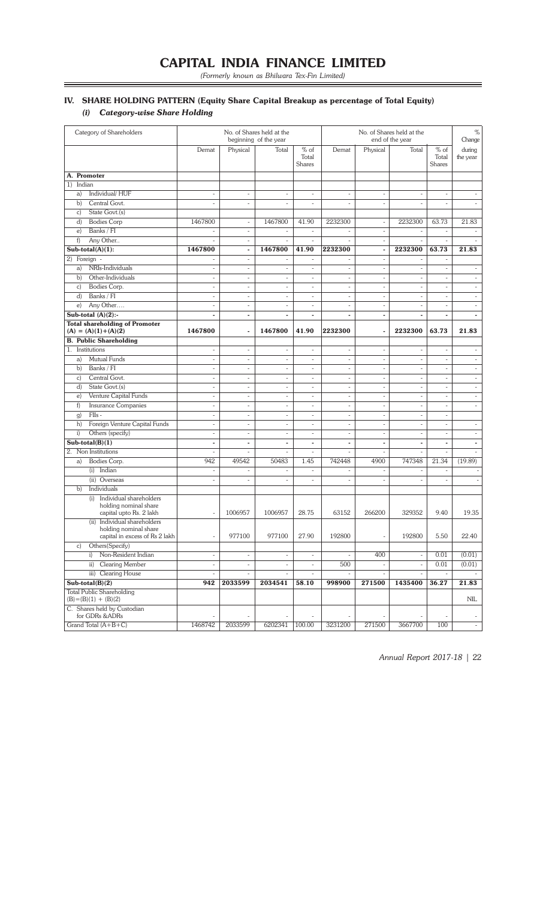# CAPITAL INDIA FINANCE LIMITED

*(Formerly known as Bhilwara Tex-Fin Limited)*

## IV. SHARE HOLDING PATTERN (Equity Share Capital Breakup as percentage of Total Equity)

### *(i) Category-wise Share Holding*

| Category of Shareholders | No. of Shares held at the beginning of the year | | | | No. of Shares held at the end of the year | | | | % Change |
|---|---|---|---|---|---|---|---|---|---|
| | Demat | Physical | Total | % of Total Shares | Demat | Physical | Total | % of Total Shares | during the year |
| **A. Promoter** | | | | | | | | | |
| 1) Indian | | | | | | | | | |
| a) Individual/ HUF | - | - | - | - | - | - | - | - | - |
| b) Central Govt. | - | - | - | - | - | - | - | - | - |
| c) State Govt.(s) | | | | | | | | | |
| d) Bodies Corp | 1467800 | - | 1467800 | 41.90 | 2232300 | - | 2232300 | 63.73 | 21.83 |
| e) Banks / FI | - | - | - | - | - | - | - | - | - |
| f) Any Other.. | - | - | - | - | - | - | - | - | - |
| **Sub-total(A)(1):** | **1467800** | **-** | **1467800** | **41.90** | **2232300** | **-** | **2232300** | **63.73** | **21.83** |
| 2) Foreign - | - | - | - | - | - | - | - | - | |
| a) NRIs-Individuals | - | - | - | - | - | - | - | - | - |
| b) Other-Individuals | - | - | - | - | - | - | - | - | - |
| c) Bodies Corp. | - | - | - | - | - | - | - | - | - |
| d) Banks / FI | - | - | - | - | - | - | - | - | - |
| e) Any Other…. | - | - | - | - | - | - | - | - | - |
| **Sub-total (A)(2):-** | **-** | **-** | **-** | **-** | **-** | **-** | **-** | **-** | **-** |
| **Total shareholding of Promoter (A) = (A)(1)+(A)(2)** | **1467800** | **-** | **1467800** | **41.90** | **2232300** | **-** | **2232300** | **63.73** | **21.83** |
| **B. Public Shareholding** | | | | | | | | | |
| 1. Institutions | - | - | - | - | - | - | - | - | - |
| a) Mutual Funds | - | - | - | - | - | - | - | - | - |
| b) Banks / FI | - | - | - | - | - | - | - | - | - |
| c) Central Govt. | - | - | - | - | - | - | - | - | - |
| d) State Govt.(s) | - | - | - | - | - | - | - | - | - |
| e) Venture Capital Funds | - | - | - | - | - | - | - | - | - |
| f) Insurance Companies | - | - | - | - | - | - | - | - | - |
| g) FIIs - | - | - | - | - | - | - | - | - | |
| h) Foreign Venture Capital Funds | - | - | - | - | - | - | - | - | - |
| i) Others (specify) | - | - | - | - | - | - | - | - | - |
| **Sub-total(B)(1)** | **-** | **-** | **-** | **-** | **-** | **-** | **-** | **-** | **-** |
| 2. Non Institutions | - | - | - | - | - | - | - | - | - |
| a) Bodies Corp. | 942 | 49542 | 50483 | 1.45 | 742448 | 4900 | 747348 | 21.34 | (19.89) |
| (i) Indian | - | - | - | - | - | - | - | - | - |
| (ii) Overseas | - | - | - | - | - | - | - | - | - |
| b) Individuals | | | | | | | | | |
| (i) Individual shareholders holding nominal share capital upto Rs. 2 lakh | - | 1006957 | 1006957 | 28.75 | 63152 | 266200 | 329352 | 9.40 | 19.35 |
| (ii) Individual shareholders holding nominal share capital in excess of Rs 2 lakh | - | 977100 | 977100 | 27.90 | 192800 | - | 192800 | 5.50 | 22.40 |
| c) Others(Specify) | | | | | | | | | |
| i) Non-Resident Indian | - | - | - | - | - | 400 | - | 0.01 | (0.01) |
| ii) Clearing Member | - | - | - | - | 500 | - | - | 0.01 | (0.01) |
| iii) Clearing House | - | - | - | - | - | - | - | - | - |
| **Sub-total(B)(2)** | **942** | **2033599** | **2034541** | **58.10** | **998900** | **271500** | **1435400** | **36.27** | **21.83** |
| Total Public Shareholding (B)=(B)(1) + (B)(2) | | | | | | | | | NIL |
| C. Shares held by Custodian for GDRs &ADRs | - | - | - | - | - | - | - | - | - |
| Grand Total (A+B+C) | 1468742 | 2033599 | 6202341 | 100.00 | 3231200 | 271500 | 3667700 | 100 | - |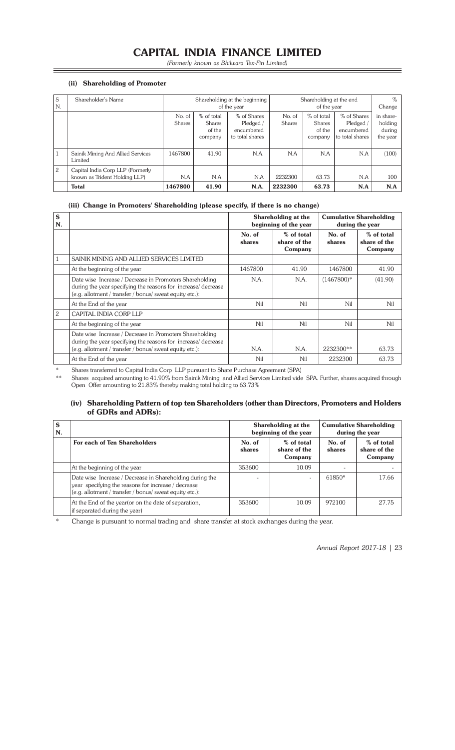### (ii) Shareholding of Promoter

| S N. | Shareholder's Name | Shareholding at the beginning of the year | | | Shareholding at the end of the year | | | % Change |
|---|---|---|---|---|---|---|---|---|
| | | No. of Shares | % of total Shares of the company | % of Shares Pledged / encumbered to total shares | No. of Shares | % of total Shares of the company | % of Shares Pledged / encumbered to total shares | in share-holding during the year |
| 1 | Sainik Mining And Allied Services Limited | 1467800 | 41.90 | N.A. | N.A | N.A | N.A | (100) |
| 2 | Capital India Corp LLP (Formerly known as Trident Holding LLP) | N.A | N.A | N.A | 2232300 | 63.73 | N.A | 100 |
| | **Total** | **1467800** | **41.90** | **N.A.** | **2232300** | **63.73** | **N.A** | **N.A** |

### (iii) Change in Promoters' Shareholding (please specify, if there is no change)

| S N. | | Shareholding at the beginning of the year | | Cumulative Shareholding during the year | |
|---|---|---|---|---|---|
| | | No. of shares | % of total share of the Company | No. of shares | % of total share of the Company |
| 1 | SAINIK MINING AND ALLIED SERVICES LIMITED | | | | |
| | At the beginning of the year | 1467800 | 41.90 | 1467800 | 41.90 |
| | Date wise Increase / Decrease in Promoters Shareholding during the year specifying the reasons for increase/ decrease (e.g. allotment / transfer / bonus/ sweat equity etc.): | N.A. | N.A. | (1467800)* | (41.90) |
| | At the End of the year | Nil | Nil | Nil | Nil |
| 2 | CAPITAL INDIA CORP LLP | | | | |
| | At the beginning of the year | Nil | Nil | Nil | Nil |
| | Date wise Increase / Decrease in Promoters Shareholding during the year specifying the reasons for increase/ decrease (e.g. allotment / transfer / bonus/ sweat equity etc.): | N.A. | N.A. | 2232300** | 63.73 |
| | At the End of the year | Nil | Nil | 2232300 | 63.73 |

\* Shares transferred to Capital India Corp LLP pursuant to Share Purchase Agreement (SPA)

\** Shares acquired amounting to 41.90% from Sainik Mining and Allied Services Limited vide SPA. Further, shares acquired through Open Offer amounting to 21.83% thereby making total holding to 63.73%

### (iv) Shareholding Pattern of top ten Shareholders (other than Directors, Promoters and Holders of GDRs and ADRs):

| S N. | | Shareholding at the beginning of the year | | Cumulative Shareholding during the year | |
|---|---|---|---|---|---|
| | **For each of Ten Shareholders** | No. of shares | % of total share of the Company | No. of shares | % of total share of the Company |
| | At the beginning of the year | 353600 | 10.09 | - | - |
| | Date wise Increase / Decrease in Shareholding during the year specifying the reasons for increase / decrease (e.g. allotment / transfer / bonus/ sweat equity etc.): | - | - | 61850* | 17.66 |
| | At the End of the year(or on the date of separation, if separated during the year) | 353600 | 10.09 | 972100 | 27.75 |

\* Change is pursuant to normal trading and share transfer at stock exchanges during the year.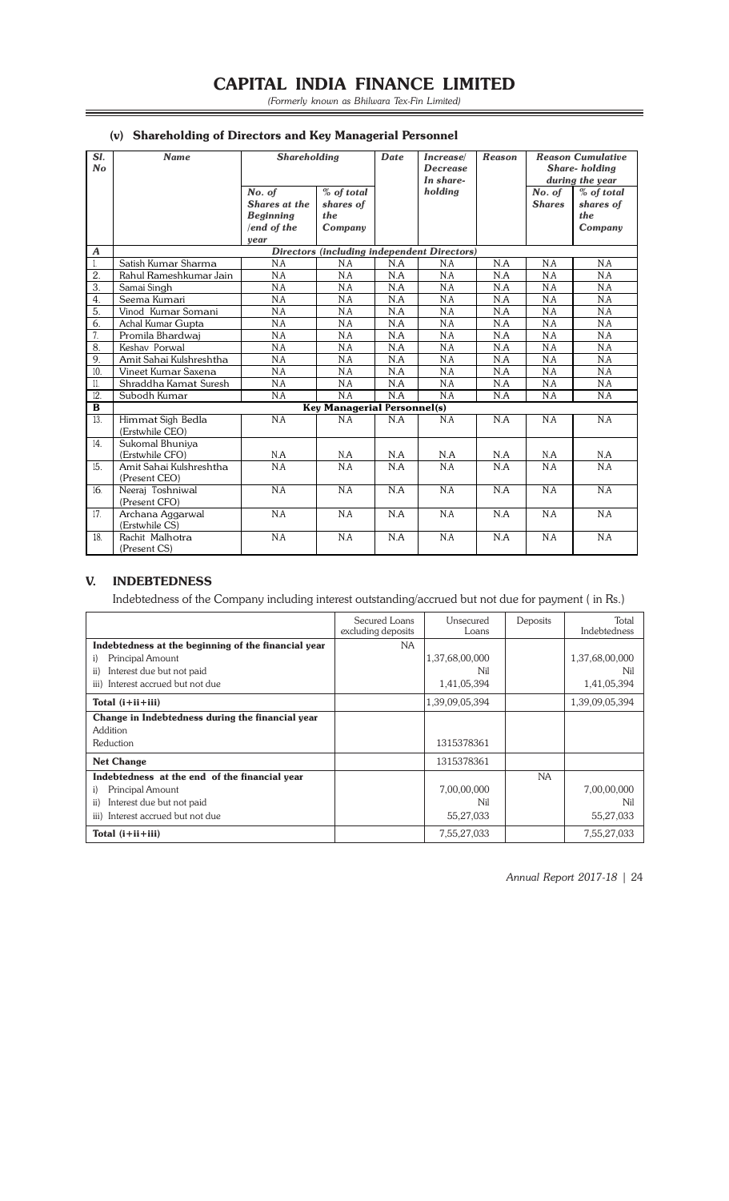### (v) Shareholding of Directors and Key Managerial Personnel

| Sl. No | Name | Shareholding | | Date | Increase/ Decrease In share-holding | Reason | Reason Cumulative Share- holding during the year | |
|---|---|---|---|---|---|---|---|---|
| | | No. of Shares at the Beginning /end of the year | % of total shares of the Company | | | | No. of Shares | % of total shares of the Company |
| **A** | ***Directors (including independent Directors)*** | | | | | | | |
| 1. | Satish Kumar Sharma | N.A | N.A | N.A | N.A | N.A | N.A | N.A |
| 2. | Rahul Rameshkumar Jain | N.A | N.A | N.A | N.A | N.A | N.A | N.A |
| 3. | Samai Singh | N.A | N.A | N.A | N.A | N.A | N.A | N.A |
| 4. | Seema Kumari | N.A | N.A | N.A | N.A | N.A | N.A | N.A |
| 5. | Vinod Kumar Somani | N.A | N.A | N.A | N.A | N.A | N.A | N.A |
| 6. | Achal Kumar Gupta | N.A | N.A | N.A | N.A | N.A | N.A | N.A |
| 7. | Promila Bhardwaj | N.A | N.A | N.A | N.A | N.A | N.A | N.A |
| 8. | Keshav Porwal | N.A | N.A | N.A | N.A | N.A | N.A | N.A |
| 9. | Amit Sahai Kulshreshtha | N.A | N.A | N.A | N.A | N.A | N.A | N.A |
| 10. | Vineet Kumar Saxena | N.A | N.A | N.A | N.A | N.A | N.A | N.A |
| 11. | Shraddha Kamat Suresh | N.A | N.A | N.A | N.A | N.A | N.A | N.A |
| 12. | Subodh Kumar | N.A | N.A | N.A | N.A | N.A | N.A | N.A |
| **B** | **Key Managerial Personnel(s)** | | | | | | | |
| 13. | Himmat Sigh Bedla (Erstwhile CEO) | N.A | N.A | N.A | N.A | N.A | N.A | N.A |
| 14. | Sukomal Bhuniya (Erstwhile CFO) | N.A | N.A | N.A | N.A | N.A | N.A | N.A |
| 15. | Amit Sahai Kulshreshtha (Present CEO) | N.A | N.A | N.A | N.A | N.A | N.A | N.A |
| 16. | Neeraj Toshniwal (Present CFO) | N.A | N.A | N.A | N.A | N.A | N.A | N.A |
| 17. | Archana Aggarwal (Erstwhile CS) | N.A | N.A | N.A | N.A | N.A | N.A | N.A |
| 18. | Rachit Malhotra (Present CS) | N.A | N.A | N.A | N.A | N.A | N.A | N.A |

## V. INDEBTEDNESS

Indebtedness of the Company including interest outstanding/accrued but not due for payment ( in Rs.)

| | Secured Loans excluding deposits | Unsecured Loans | Deposits | Total Indebtedness |
|---|---|---|---|---|
| **Indebtedness at the beginning of the financial year** | NA | | | |
| i) Principal Amount | | 1,37,68,00,000 | | 1,37,68,00,000 |
| ii) Interest due but not paid | | Nil | | Nil |
| iii) Interest accrued but not due | | 1,41,05,394 | | 1,41,05,394 |
| **Total (i+ii+iii)** | | 1,39,09,05,394 | | 1,39,09,05,394 |
| **Change in Indebtedness during the financial year** | | | | |
| Addition | | | | |
| Reduction | | 1315378361 | | |
| **Net Change** | | 1315378361 | | |
| **Indebtedness at the end of the financial year** | | | NA | |
| i) Principal Amount | | 7,00,00,000 | | 7,00,00,000 |
| ii) Interest due but not paid | | Nil | | Nil |
| iii) Interest accrued but not due | | 55,27,033 | | 55,27,033 |
| **Total (i+ii+iii)** | | 7,55,27,033 | | 7,55,27,033 |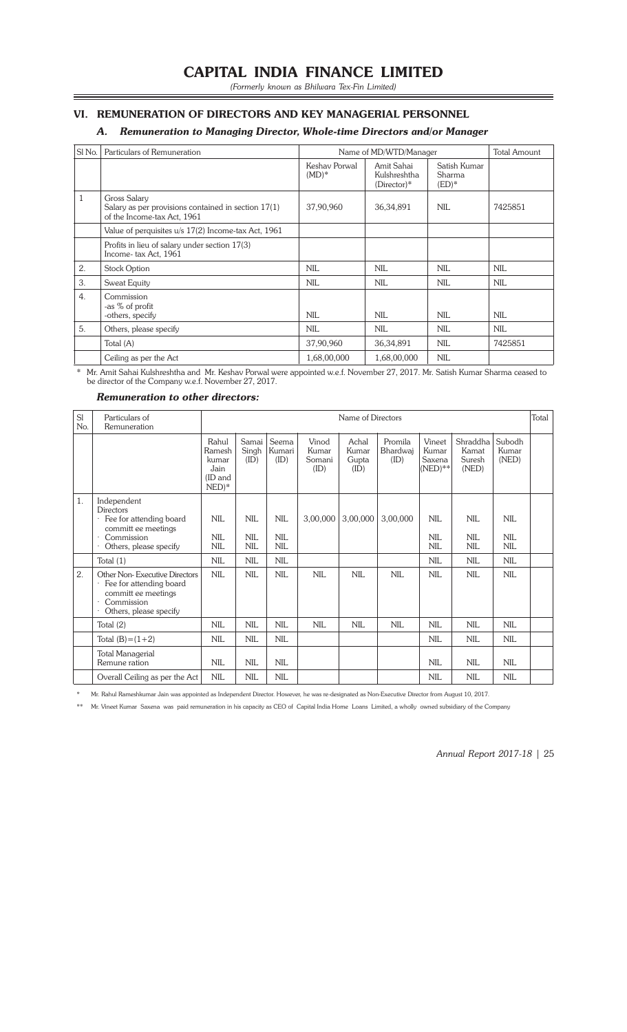# CAPITAL INDIA FINANCE LIMITED

*(Formerly known as Bhilwara Tex-Fin Limited)*

## VI. REMUNERATION OF DIRECTORS AND KEY MANAGERIAL PERSONNEL

### A. *Remuneration to Managing Director, Whole-time Directors and/or Manager*

| Sl No. | Particulars of Remuneration | Name of MD/WTD/Manager | | | Total Amount |
|---|---|---|---|---|---|
| | | Keshav Porwal (MD)* | Amit Sahai Kulshreshtha (Director)* | Satish Kumar Sharma (ED)* | |
| 1 | Gross Salary<br>Salary as per provisions contained in section 17(1) of the Income-tax Act, 1961 | 37,90,960 | 36,34,891 | NIL | 7425851 |
| | Value of perquisites u/s 17(2) Income-tax Act, 1961 | | | | |
| | Profits in lieu of salary under section 17(3) Income- tax Act, 1961 | | | | |
| 2. | Stock Option | NIL | NIL | NIL | NIL |
| 3. | Sweat Equity | NIL | NIL | NIL | NIL |
| 4. | Commission<br>-as % of profit<br>-others, specify | NIL | NIL | NIL | NIL |
| 5. | Others, please specify | NIL | NIL | NIL | NIL |
| | Total (A) | 37,90,960 | 36,34,891 | NIL | 7425851 |
| | Ceiling as per the Act | 1,68,00,000 | 1,68,00,000 | NIL | |

\* Mr. Amit Sahai Kulshreshtha and Mr. Keshav Porwal were appointed w.e.f. November 27, 2017. Mr. Satish Kumar Sharma ceased to be director of the Company w.e.f. November 27, 2017.

#### *Remuneration to other directors:*

| Sl No. | Particulars of Remuneration | Name of Directors | | | | | | | | | Total |
|---|---|---|---|---|---|---|---|---|---|---|---|
| | | Rahul Ramesh kumar Jain (ID and NED)* | Samai Singh (ID) | Seema Kumari (ID) | Vinod Kumar Somani (ID) | Achal Kumar Gupta (ID) | Promila Bhardwaj (ID) | Vineet Kumar Saxena (NED)** | Shraddha Kamat Suresh (NED) | Subodh Kumar (NED) | |
| 1. | Independent Directors<br>· Fee for attending board committ ee meetings<br>· Commission<br>· Others, please specify | NIL<br>NIL<br>NIL | NIL<br>NIL<br>NIL | NIL<br>NIL<br>NIL | 3,00,000 | 3,00,000 | 3,00,000 | NIL<br>NIL<br>NIL | NIL<br>NIL<br>NIL | NIL<br>NIL<br>NIL | |
| | Total (1) | NIL | NIL | NIL | | | | NIL | NIL | NIL | |
| 2. | Other Non- Executive Directors<br>· Fee for attending board committ ee meetings<br>· Commission<br>· Others, please specify | NIL | NIL | NIL | NIL | NIL | NIL | NIL | NIL | NIL | |
| | Total (2) | NIL | NIL | NIL | NIL | NIL | NIL | NIL | NIL | NIL | |
| | Total (B)=(1+2) | NIL | NIL | NIL | | | | NIL | NIL | NIL | |
| | Total Managerial Remune ration | NIL | NIL | NIL | | | | NIL | NIL | NIL | |
| | Overall Ceiling as per the Act | NIL | NIL | NIL | | | | NIL | NIL | NIL | |

\* Mr. Rahul Rameshkumar Jain was appointed as Independent Director. However, he was re-designated as Non-Executive Director from August 10, 2017.

\*\* Mr. Vineet Kumar Saxena was paid remuneration in his capacity as CEO of Capital India Home Loans Limited, a wholly owned subsidiary of the Company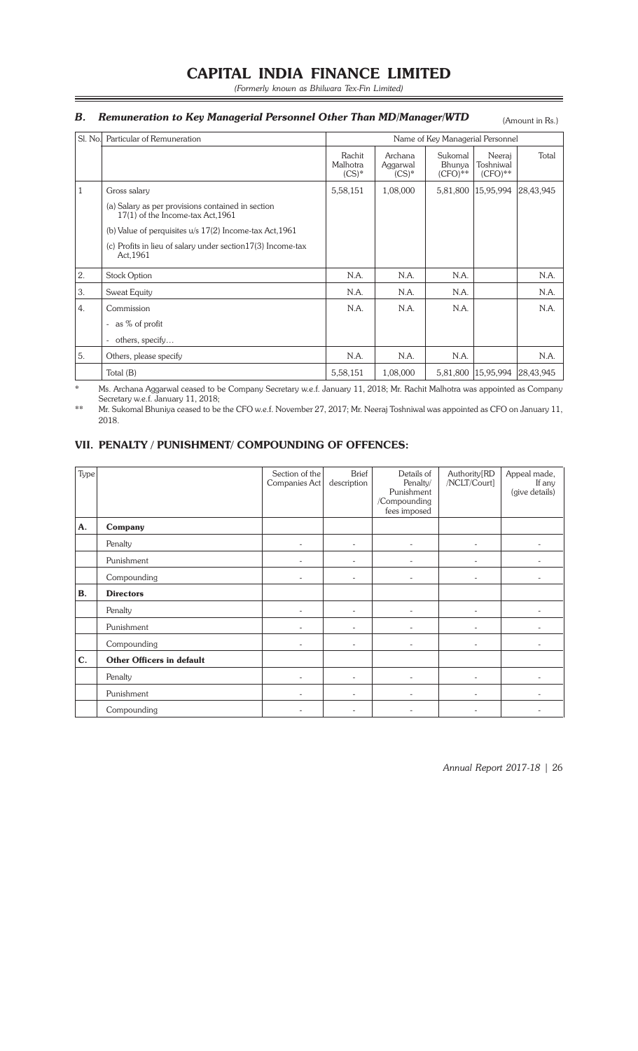### B. Remuneration to Key Managerial Personnel Other Than MD/Manager/WTD

(Amount in Rs.)

| Sl. No. | Particular of Remuneration | Name of Key Managerial Personnel | | | | |
|---|---|---|---|---|---|---|
| | | Rachit Malhotra (CS)* | Archana Aggarwal (CS)* | Sukomal Bhunya (CFO)** | Neeraj Toshniwal (CFO)** | Total |
| 1 | Gross salary | 5,58,151 | 1,08,000 | 5,81,800 | 15,95,994 | 28,43,945 |
| | (a) Salary as per provisions contained in section 17(1) of the Income-tax Act,1961 | | | | | |
| | (b) Value of perquisites u/s 17(2) Income-tax Act,1961 | | | | | |
| | (c) Profits in lieu of salary under section17(3) Income-tax Act,1961 | | | | | |
| 2. | Stock Option | N.A. | N.A. | N.A. | | N.A. |
| 3. | Sweat Equity | N.A. | N.A. | N.A. | | N.A. |
| 4. | Commission | N.A. | N.A. | N.A. | | N.A. |
| | - as % of profit | | | | | |
| | - others, specify… | | | | | |
| 5. | Others, please specify | N.A. | N.A. | N.A. | | N.A. |
| | Total (B) | 5,58,151 | 1,08,000 | 5,81,800 | 15,95,994 | 28,43,945 |

\* Ms. Archana Aggarwal ceased to be Company Secretary w.e.f. January 11, 2018; Mr. Rachit Malhotra was appointed as Company Secretary w.e.f. January 11, 2018;

\** Mr. Sukomal Bhuniya ceased to be the CFO w.e.f. November 27, 2017; Mr. Neeraj Toshniwal was appointed as CFO on January 11, 2018.

## VII. PENALTY / PUNISHMENT/ COMPOUNDING OF OFFENCES:

| Type | | Section of the Companies Act | Brief description | Details of Penalty/ Punishment /Compounding fees imposed | Authority[RD /NCLT/Court] | Appeal made, If any (give details) |
|---|---|---|---|---|---|---|
| **A.** | **Company** | | | | | |
| | Penalty | - | - | - | - | - |
| | Punishment | - | - | - | - | - |
| | Compounding | - | - | - | - | - |
| **B.** | **Directors** | | | | | |
| | Penalty | - | - | - | - | - |
| | Punishment | - | - | - | - | - |
| | Compounding | - | - | - | - | - |
| **C.** | **Other Officers in default** | | | | | |
| | Penalty | - | - | - | - | - |
| | Punishment | - | - | - | - | - |
| | Compounding | - | - | - | - | - |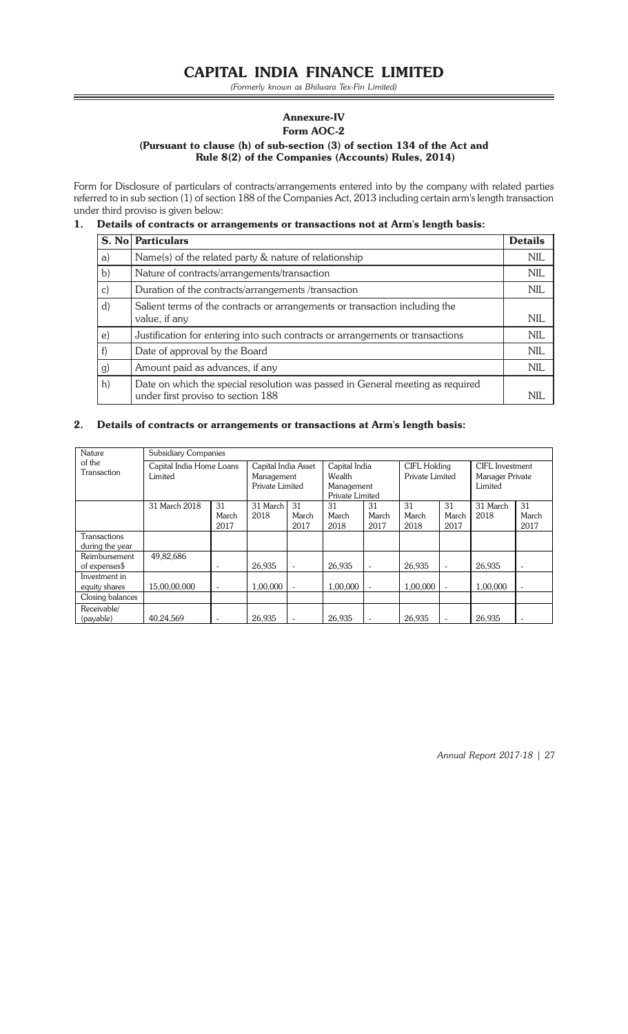# CAPITAL INDIA FINANCE LIMITED

*(Formerly known as Bhilwara Tex-Fin Limited)*

## Annexure-IV

### Form AOC-2

**(Pursuant to clause (h) of sub-section (3) of section 134 of the Act and Rule 8(2) of the Companies (Accounts) Rules, 2014)**

Form for Disclosure of particulars of contracts/arrangements entered into by the company with related parties referred to in sub section (1) of section 188 of the Companies Act, 2013 including certain arm's length transaction under third proviso is given below:

**1. Details of contracts or arrangements or transactions not at Arm's length basis:**

| S. No | Particulars | Details |
|---|---|---|
| a) | Name(s) of the related party & nature of relationship | NIL |
| b) | Nature of contracts/arrangements/transaction | NIL |
| c) | Duration of the contracts/arrangements /transaction | NIL |
| d) | Salient terms of the contracts or arrangements or transaction including the value, if any | NIL |
| e) | Justification for entering into such contracts or arrangements or transactions | NIL |
| f) | Date of approval by the Board | NIL |
| g) | Amount paid as advances, if any | NIL |
| h) | Date on which the special resolution was passed in General meeting as required under first proviso to section 188 | NIL |

**2. Details of contracts or arrangements or transactions at Arm's length basis:**

| Nature of the Transaction | Subsidiary Companies | | | | | | | | | |
|---|---|---|---|---|---|---|---|---|---|---|
| | Capital India Home Loans Limited | | Capital India Asset Management Private Limited | | Capital India Wealth Management Private Limited | | CIFL Holding Private Limited | | CIFL Investment Manager Private Limited | |
| | 31 March 2018 | 31 March 2017 | 31 March 2018 | 31 March 2017 | 31 March 2018 | 31 March 2017 | 31 March 2018 | 31 March 2017 | 31 March 2018 | 31 March 2017 |
| Transactions during the year | | | | | | | | | | |
| Reimbursement of expenses$ | 49,82,686 | - | 26,935 | - | 26,935 | - | 26,935 | - | 26,935 | - |
| Investment in equity shares | 15,00,00,000 | - | 1,00,000 | - | 1,00,000 | - | 1,00,000 | - | 1,00,000 | - |
| Closing balances | | | | | | | | | | |
| Receivable/ (payable) | 40,24,569 | - | 26,935 | - | 26,935 | - | 26,935 | - | 26,935 | - |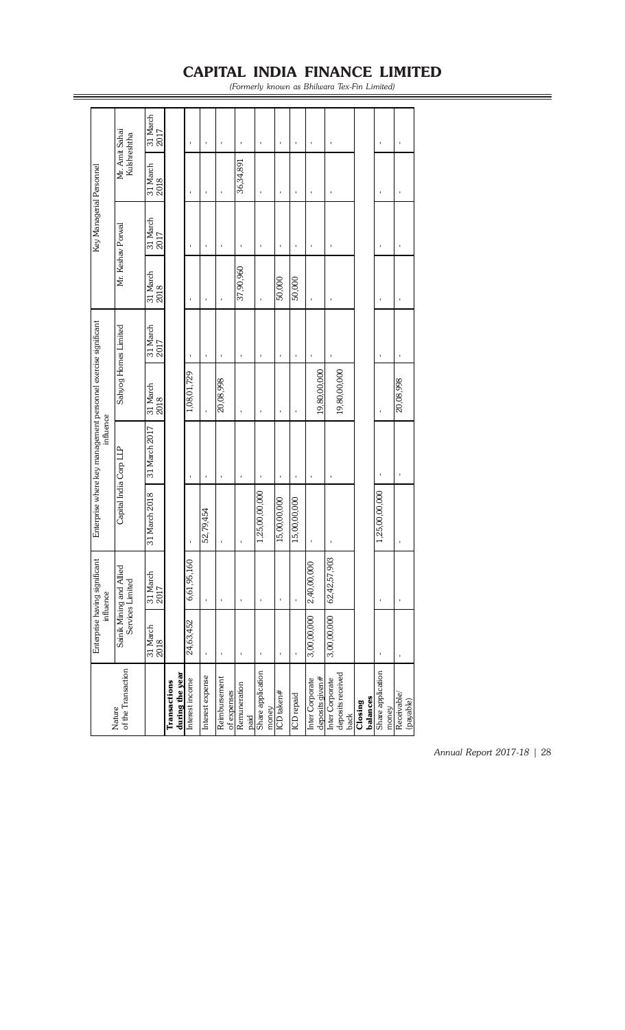| Nature of the Transaction | Enterprise having significant influence | | Enterprise where key management personnel exercise significant influence | | | | Key Managerial Personnel | | | |
|---|---|---|---|---|---|---|---|---|---|---|
| | Sainik Mining and Allied Services Limited | | Capital India Corp LLP | | Sahyog Homes Limited | | Mr. Keshav Porwal | | Mr. Amit Sahai Kulshreshtha | |
| | 31 March 2018 | 31 March 2017 | 31 March 2018 | 31 March 2017 | 31 March 2018 | 31 March 2017 | 31 March 2018 | 31 March 2017 | 31 March 2018 | 31 March 2017 |
| **Transactions during the year** | | | | | | | | | | |
| Interest income | 24,63,452 | 6,61,95,160 | - | - | 1,08,01,729 | - | - | - | - | - |
| Interest expense | - | - | 52,79,454 | - | - | - | - | - | - | - |
| Reimbursement of expenses | - | - | - | - | 20,08,998 | - | - | - | - | - |
| Remuneration paid | - | - | - | - | - | - | 37,90,960 | - | 36,34,891 | - |
| Share application money | - | - | 1,25,00,00,000 | - | - | - | - | - | - | - |
| ICD taken# | - | - | 15,00,00,000 | - | - | - | 50,000 | - | - | - |
| ICD repaid | - | - | 15,00,00,000 | - | - | - | 50,000 | - | - | - |
| Inter Corporate deposits given# | 3,00,00,000 | 2,40,00,000 | - | - | 19,80,00,000 | - | - | - | - | - |
| Inter Corporate deposits received back | 3,00,00,000 | 62,42,57,903 | - | - | 19,80,00,000 | - | - | - | - | - |
| **Closing balances** | | | | | | | | | | |
| Share application money | - | - | 1,25,00,00,000 | - | - | - | - | - | - | - |
| Receivable/ (payable) | - | - | - | - | 20,08,998 | - | - | - | - | - |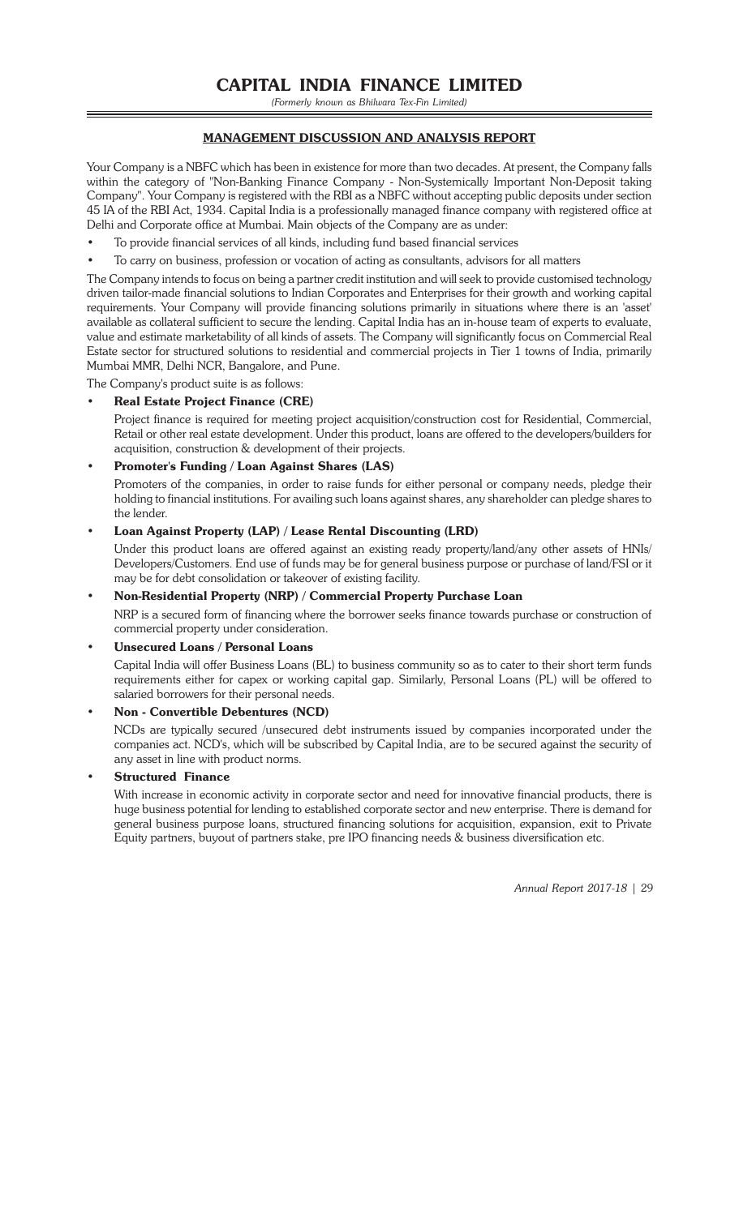## MANAGEMENT DISCUSSION AND ANALYSIS REPORT

Your Company is a NBFC which has been in existence for more than two decades. At present, the Company falls within the category of "Non-Banking Finance Company - Non-Systemically Important Non-Deposit taking Company". Your Company is registered with the RBI as a NBFC without accepting public deposits under section 45 IA of the RBI Act, 1934. Capital India is a professionally managed finance company with registered office at Delhi and Corporate office at Mumbai. Main objects of the Company are as under:

- To provide financial services of all kinds, including fund based financial services
- To carry on business, profession or vocation of acting as consultants, advisors for all matters

The Company intends to focus on being a partner credit institution and will seek to provide customised technology driven tailor-made financial solutions to Indian Corporates and Enterprises for their growth and working capital requirements. Your Company will provide financing solutions primarily in situations where there is an 'asset' available as collateral sufficient to secure the lending. Capital India has an in-house team of experts to evaluate, value and estimate marketability of all kinds of assets. The Company will significantly focus on Commercial Real Estate sector for structured solutions to residential and commercial projects in Tier 1 towns of India, primarily Mumbai MMR, Delhi NCR, Bangalore, and Pune.

The Company's product suite is as follows:

- **Real Estate Project Finance (CRE)**

  Project finance is required for meeting project acquisition/construction cost for Residential, Commercial, Retail or other real estate development. Under this product, loans are offered to the developers/builders for acquisition, construction & development of their projects.

- **Promoter's Funding / Loan Against Shares (LAS)**

  Promoters of the companies, in order to raise funds for either personal or company needs, pledge their holding to financial institutions. For availing such loans against shares, any shareholder can pledge shares to the lender.

- **Loan Against Property (LAP) / Lease Rental Discounting (LRD)**

  Under this product loans are offered against an existing ready property/land/any other assets of HNIs/ Developers/Customers. End use of funds may be for general business purpose or purchase of land/FSI or it may be for debt consolidation or takeover of existing facility.

- **Non-Residential Property (NRP) / Commercial Property Purchase Loan**

  NRP is a secured form of financing where the borrower seeks finance towards purchase or construction of commercial property under consideration.

- **Unsecured Loans / Personal Loans**

  Capital India will offer Business Loans (BL) to business community so as to cater to their short term funds requirements either for capex or working capital gap. Similarly, Personal Loans (PL) will be offered to salaried borrowers for their personal needs.

- **Non - Convertible Debentures (NCD)**

  NCDs are typically secured /unsecured debt instruments issued by companies incorporated under the companies act. NCD's, which will be subscribed by Capital India, are to be secured against the security of any asset in line with product norms.

- **Structured Finance**

  With increase in economic activity in corporate sector and need for innovative financial products, there is huge business potential for lending to established corporate sector and new enterprise. There is demand for general business purpose loans, structured financing solutions for acquisition, expansion, exit to Private Equity partners, buyout of partners stake, pre IPO financing needs & business diversification etc.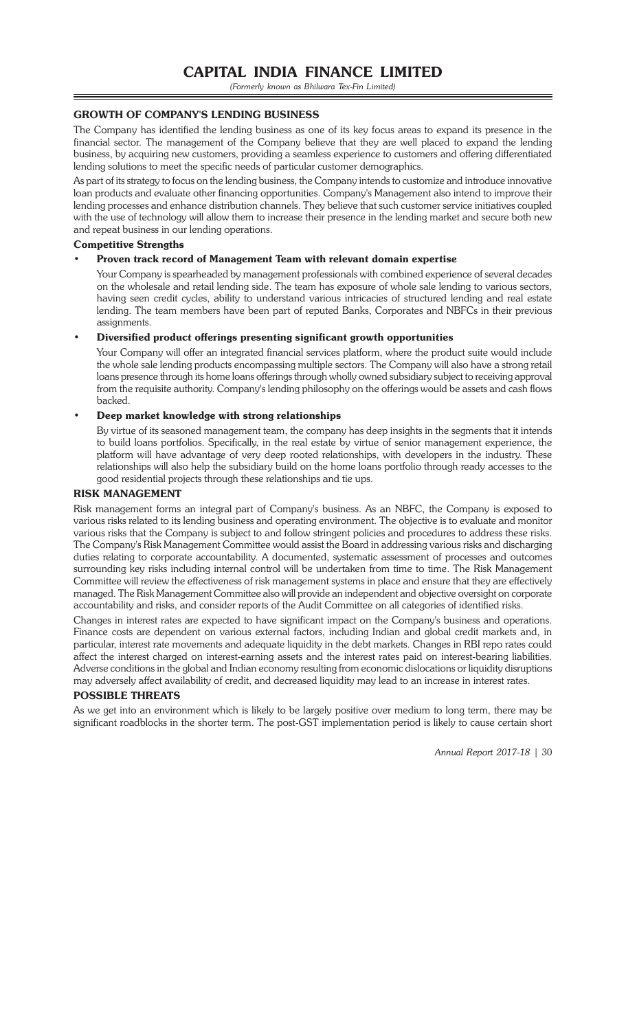## GROWTH OF COMPANY'S LENDING BUSINESS

The Company has identified the lending business as one of its key focus areas to expand its presence in the financial sector. The management of the Company believe that they are well placed to expand the lending business, by acquiring new customers, providing a seamless experience to customers and offering differentiated lending solutions to meet the specific needs of particular customer demographics.

As part of its strategy to focus on the lending business, the Company intends to customize and introduce innovative loan products and evaluate other financing opportunities. Company's Management also intend to improve their lending processes and enhance distribution channels. They believe that such customer service initiatives coupled with the use of technology will allow them to increase their presence in the lending market and secure both new and repeat business in our lending operations.

### Competitive Strengths

- **Proven track record of Management Team with relevant domain expertise**

  Your Company is spearheaded by management professionals with combined experience of several decades on the wholesale and retail lending side. The team has exposure of whole sale lending to various sectors, having seen credit cycles, ability to understand various intricacies of structured lending and real estate lending. The team members have been part of reputed Banks, Corporates and NBFCs in their previous assignments.

- **Diversified product offerings presenting significant growth opportunities**

  Your Company will offer an integrated financial services platform, where the product suite would include the whole sale lending products encompassing multiple sectors. The Company will also have a strong retail loans presence through its home loans offerings through wholly owned subsidiary subject to receiving approval from the requisite authority. Company's lending philosophy on the offerings would be assets and cash flows backed.

- **Deep market knowledge with strong relationships**

  By virtue of its seasoned management team, the company has deep insights in the segments that it intends to build loans portfolios. Specifically, in the real estate by virtue of senior management experience, the platform will have advantage of very deep rooted relationships, with developers in the industry. These relationships will also help the subsidiary build on the home loans portfolio through ready accesses to the good residential projects through these relationships and tie ups.

## RISK MANAGEMENT

Risk management forms an integral part of Company's business. As an NBFC, the Company is exposed to various risks related to its lending business and operating environment. The objective is to evaluate and monitor various risks that the Company is subject to and follow stringent policies and procedures to address these risks. The Company's Risk Management Committee would assist the Board in addressing various risks and discharging duties relating to corporate accountability. A documented, systematic assessment of processes and outcomes surrounding key risks including internal control will be undertaken from time to time. The Risk Management Committee will review the effectiveness of risk management systems in place and ensure that they are effectively managed. The Risk Management Committee also will provide an independent and objective oversight on corporate accountability and risks, and consider reports of the Audit Committee on all categories of identified risks.

Changes in interest rates are expected to have significant impact on the Company's business and operations. Finance costs are dependent on various external factors, including Indian and global credit markets and, in particular, interest rate movements and adequate liquidity in the debt markets. Changes in RBI repo rates could affect the interest charged on interest-earning assets and the interest rates paid on interest-bearing liabilities. Adverse conditions in the global and Indian economy resulting from economic dislocations or liquidity disruptions may adversely affect availability of credit, and decreased liquidity may lead to an increase in interest rates.

## POSSIBLE THREATS

As we get into an environment which is likely to be largely positive over medium to long term, there may be significant roadblocks in the shorter term. The post-GST implementation period is likely to cause certain short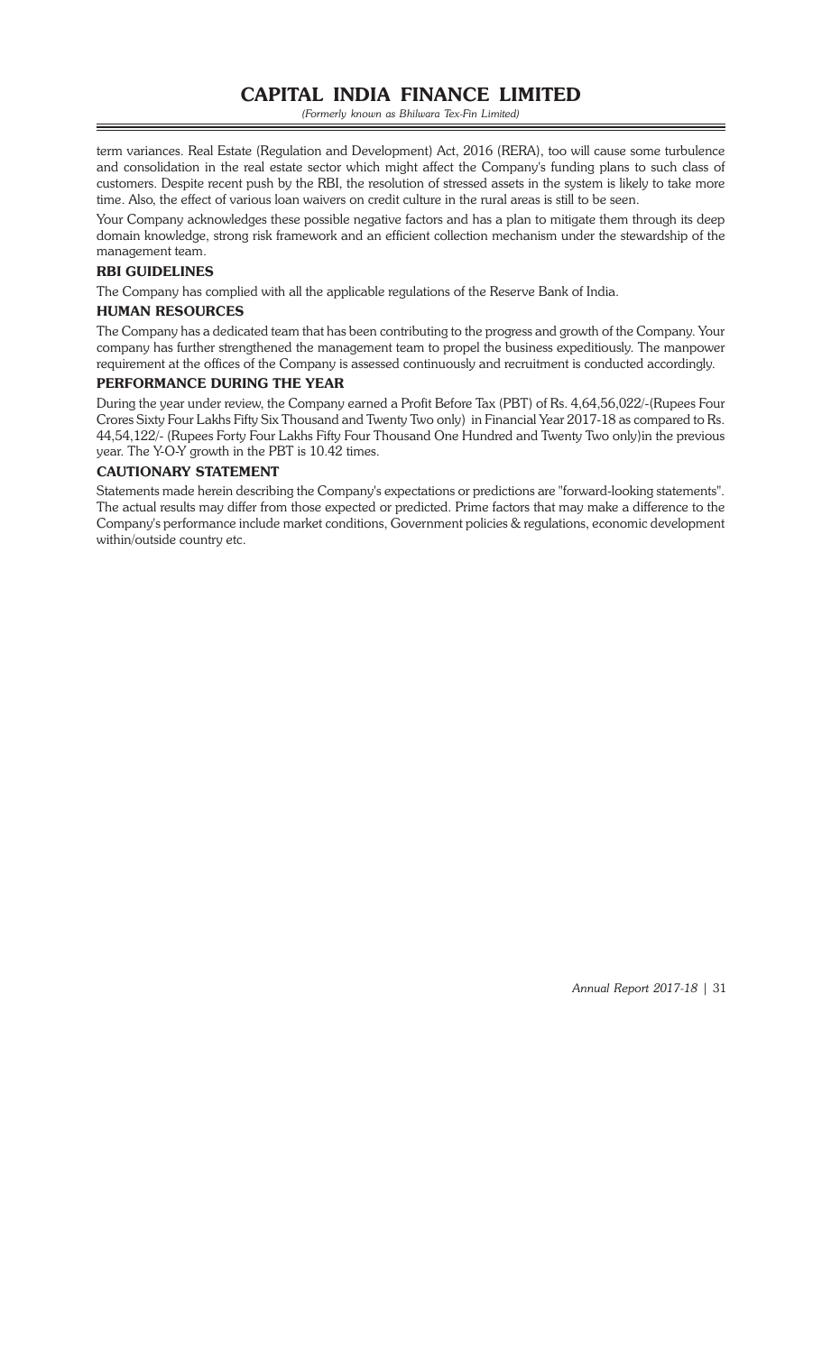term variances. Real Estate (Regulation and Development) Act, 2016 (RERA), too will cause some turbulence and consolidation in the real estate sector which might affect the Company's funding plans to such class of customers. Despite recent push by the RBI, the resolution of stressed assets in the system is likely to take more time. Also, the effect of various loan waivers on credit culture in the rural areas is still to be seen.

Your Company acknowledges these possible negative factors and has a plan to mitigate them through its deep domain knowledge, strong risk framework and an efficient collection mechanism under the stewardship of the management team.

### RBI GUIDELINES

The Company has complied with all the applicable regulations of the Reserve Bank of India.

### HUMAN RESOURCES

The Company has a dedicated team that has been contributing to the progress and growth of the Company. Your company has further strengthened the management team to propel the business expeditiously. The manpower requirement at the offices of the Company is assessed continuously and recruitment is conducted accordingly.

### PERFORMANCE DURING THE YEAR

During the year under review, the Company earned a Profit Before Tax (PBT) of Rs. 4,64,56,022/-(Rupees Four Crores Sixty Four Lakhs Fifty Six Thousand and Twenty Two only) in Financial Year 2017-18 as compared to Rs. 44,54,122/- (Rupees Forty Four Lakhs Fifty Four Thousand One Hundred and Twenty Two only)in the previous year. The Y-O-Y growth in the PBT is 10.42 times.

### CAUTIONARY STATEMENT

Statements made herein describing the Company's expectations or predictions are "forward-looking statements". The actual results may differ from those expected or predicted. Prime factors that may make a difference to the Company's performance include market conditions, Government policies & regulations, economic development within/outside country etc.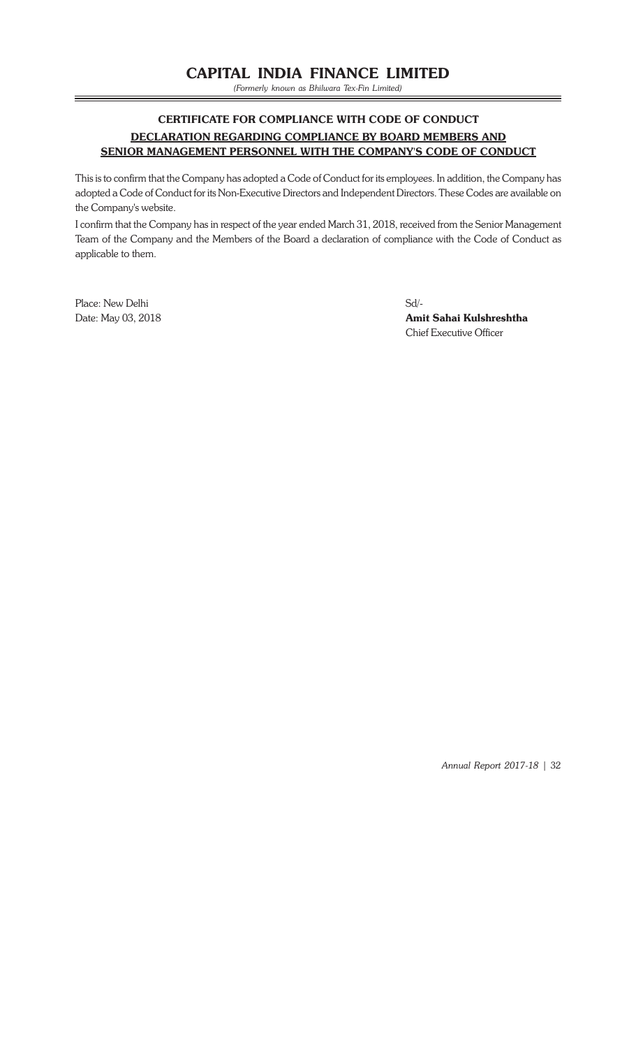# CAPITAL INDIA FINANCE LIMITED

*(Formerly known as Bhilwara Tex-Fin Limited)*

## CERTIFICATE FOR COMPLIANCE WITH CODE OF CONDUCT

### DECLARATION REGARDING COMPLIANCE BY BOARD MEMBERS AND SENIOR MANAGEMENT PERSONNEL WITH THE COMPANY'S CODE OF CONDUCT

This is to confirm that the Company has adopted a Code of Conduct for its employees. In addition, the Company has adopted a Code of Conduct for its Non-Executive Directors and Independent Directors. These Codes are available on the Company's website.

I confirm that the Company has in respect of the year ended March 31, 2018, received from the Senior Management Team of the Company and the Members of the Board a declaration of compliance with the Code of Conduct as applicable to them.

Place: New Delhi
Date: May 03, 2018

Sd/-
**Amit Sahai Kulshreshtha**
Chief Executive Officer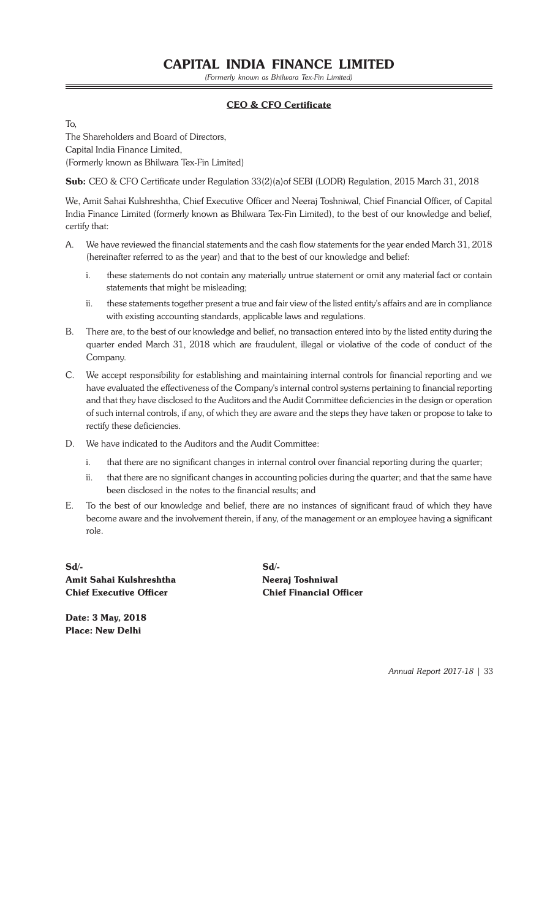# CAPITAL INDIA FINANCE LIMITED

*(Formerly known as Bhilwara Tex-Fin Limited)*

## CEO & CFO Certificate

To,
The Shareholders and Board of Directors,
Capital India Finance Limited,
(Formerly known as Bhilwara Tex-Fin Limited)

**Sub:** CEO & CFO Certificate under Regulation 33(2)(a)of SEBI (LODR) Regulation, 2015 March 31, 2018

We, Amit Sahai Kulshreshtha, Chief Executive Officer and Neeraj Toshniwal, Chief Financial Officer, of Capital India Finance Limited (formerly known as Bhilwara Tex-Fin Limited), to the best of our knowledge and belief, certify that:

A. We have reviewed the financial statements and the cash flow statements for the year ended March 31, 2018 (hereinafter referred to as the year) and that to the best of our knowledge and belief:

   i. these statements do not contain any materially untrue statement or omit any material fact or contain statements that might be misleading;

   ii. these statements together present a true and fair view of the listed entity's affairs and are in compliance with existing accounting standards, applicable laws and regulations.

B. There are, to the best of our knowledge and belief, no transaction entered into by the listed entity during the quarter ended March 31, 2018 which are fraudulent, illegal or violative of the code of conduct of the Company.

C. We accept responsibility for establishing and maintaining internal controls for financial reporting and we have evaluated the effectiveness of the Company's internal control systems pertaining to financial reporting and that they have disclosed to the Auditors and the Audit Committee deficiencies in the design or operation of such internal controls, if any, of which they are aware and the steps they have taken or propose to take to rectify these deficiencies.

D. We have indicated to the Auditors and the Audit Committee:

   i. that there are no significant changes in internal control over financial reporting during the quarter;

   ii. that there are no significant changes in accounting policies during the quarter; and that the same have been disclosed in the notes to the financial results; and

E. To the best of our knowledge and belief, there are no instances of significant fraud of which they have become aware and the involvement therein, if any, of the management or an employee having a significant role.

**Sd/-**
**Amit Sahai Kulshreshtha**
**Chief Executive Officer**

**Sd/-**
**Neeraj Toshniwal**
**Chief Financial Officer**

**Date: 3 May, 2018**
**Place: New Delhi**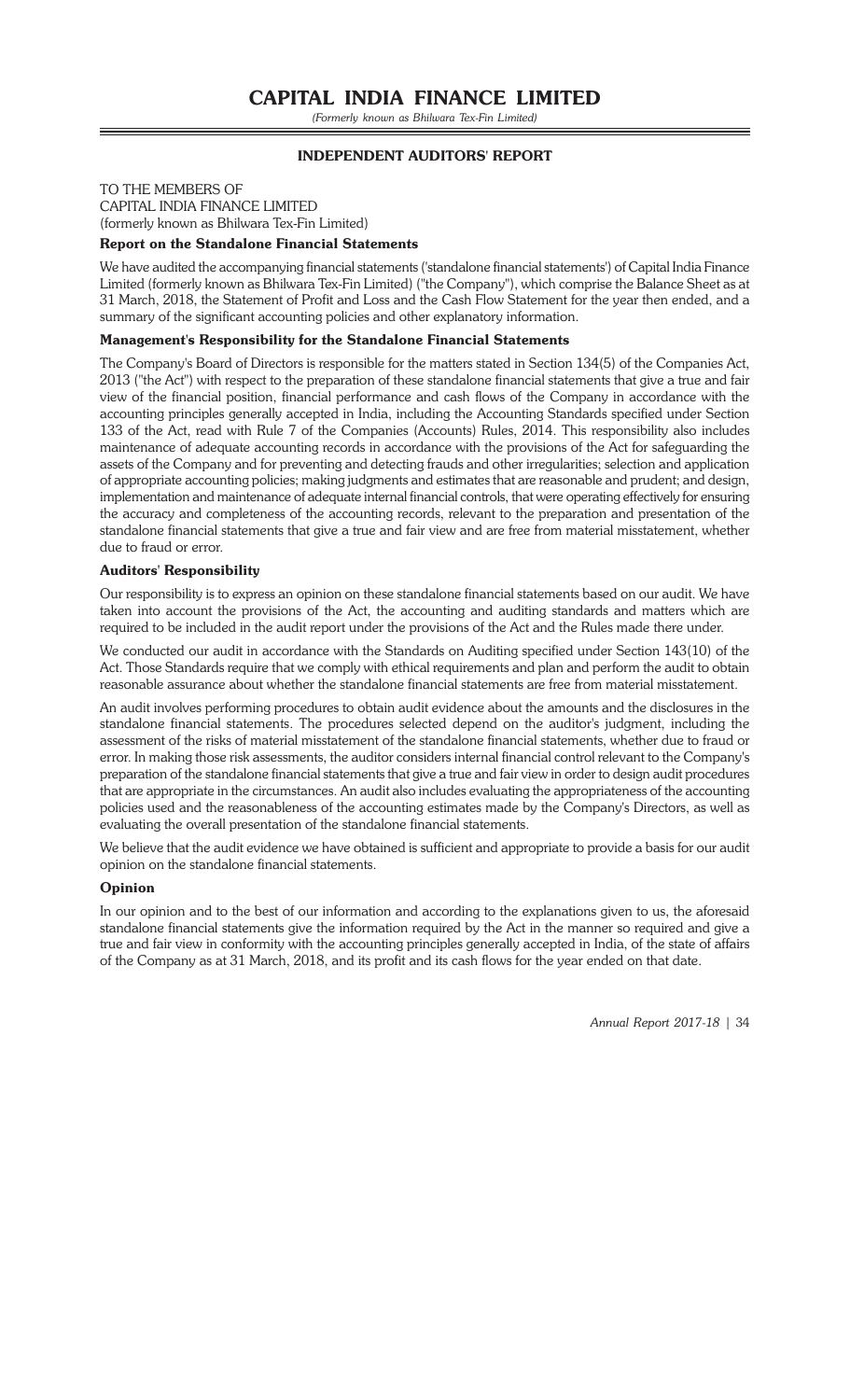## INDEPENDENT AUDITORS' REPORT

TO THE MEMBERS OF
CAPITAL INDIA FINANCE LIMITED
(formerly known as Bhilwara Tex-Fin Limited)

### Report on the Standalone Financial Statements

We have audited the accompanying financial statements ('standalone financial statements') of Capital India Finance Limited (formerly known as Bhilwara Tex-Fin Limited) ("the Company"), which comprise the Balance Sheet as at 31 March, 2018, the Statement of Profit and Loss and the Cash Flow Statement for the year then ended, and a summary of the significant accounting policies and other explanatory information.

### Management's Responsibility for the Standalone Financial Statements

The Company's Board of Directors is responsible for the matters stated in Section 134(5) of the Companies Act, 2013 ("the Act") with respect to the preparation of these standalone financial statements that give a true and fair view of the financial position, financial performance and cash flows of the Company in accordance with the accounting principles generally accepted in India, including the Accounting Standards specified under Section 133 of the Act, read with Rule 7 of the Companies (Accounts) Rules, 2014. This responsibility also includes maintenance of adequate accounting records in accordance with the provisions of the Act for safeguarding the assets of the Company and for preventing and detecting frauds and other irregularities; selection and application of appropriate accounting policies; making judgments and estimates that are reasonable and prudent; and design, implementation and maintenance of adequate internal financial controls, that were operating effectively for ensuring the accuracy and completeness of the accounting records, relevant to the preparation and presentation of the standalone financial statements that give a true and fair view and are free from material misstatement, whether due to fraud or error.

### Auditors' Responsibility

Our responsibility is to express an opinion on these standalone financial statements based on our audit. We have taken into account the provisions of the Act, the accounting and auditing standards and matters which are required to be included in the audit report under the provisions of the Act and the Rules made there under.

We conducted our audit in accordance with the Standards on Auditing specified under Section 143(10) of the Act. Those Standards require that we comply with ethical requirements and plan and perform the audit to obtain reasonable assurance about whether the standalone financial statements are free from material misstatement.

An audit involves performing procedures to obtain audit evidence about the amounts and the disclosures in the standalone financial statements. The procedures selected depend on the auditor's judgment, including the assessment of the risks of material misstatement of the standalone financial statements, whether due to fraud or error. In making those risk assessments, the auditor considers internal financial control relevant to the Company's preparation of the standalone financial statements that give a true and fair view in order to design audit procedures that are appropriate in the circumstances. An audit also includes evaluating the appropriateness of the accounting policies used and the reasonableness of the accounting estimates made by the Company's Directors, as well as evaluating the overall presentation of the standalone financial statements.

We believe that the audit evidence we have obtained is sufficient and appropriate to provide a basis for our audit opinion on the standalone financial statements.

### Opinion

In our opinion and to the best of our information and according to the explanations given to us, the aforesaid standalone financial statements give the information required by the Act in the manner so required and give a true and fair view in conformity with the accounting principles generally accepted in India, of the state of affairs of the Company as at 31 March, 2018, and its profit and its cash flows for the year ended on that date.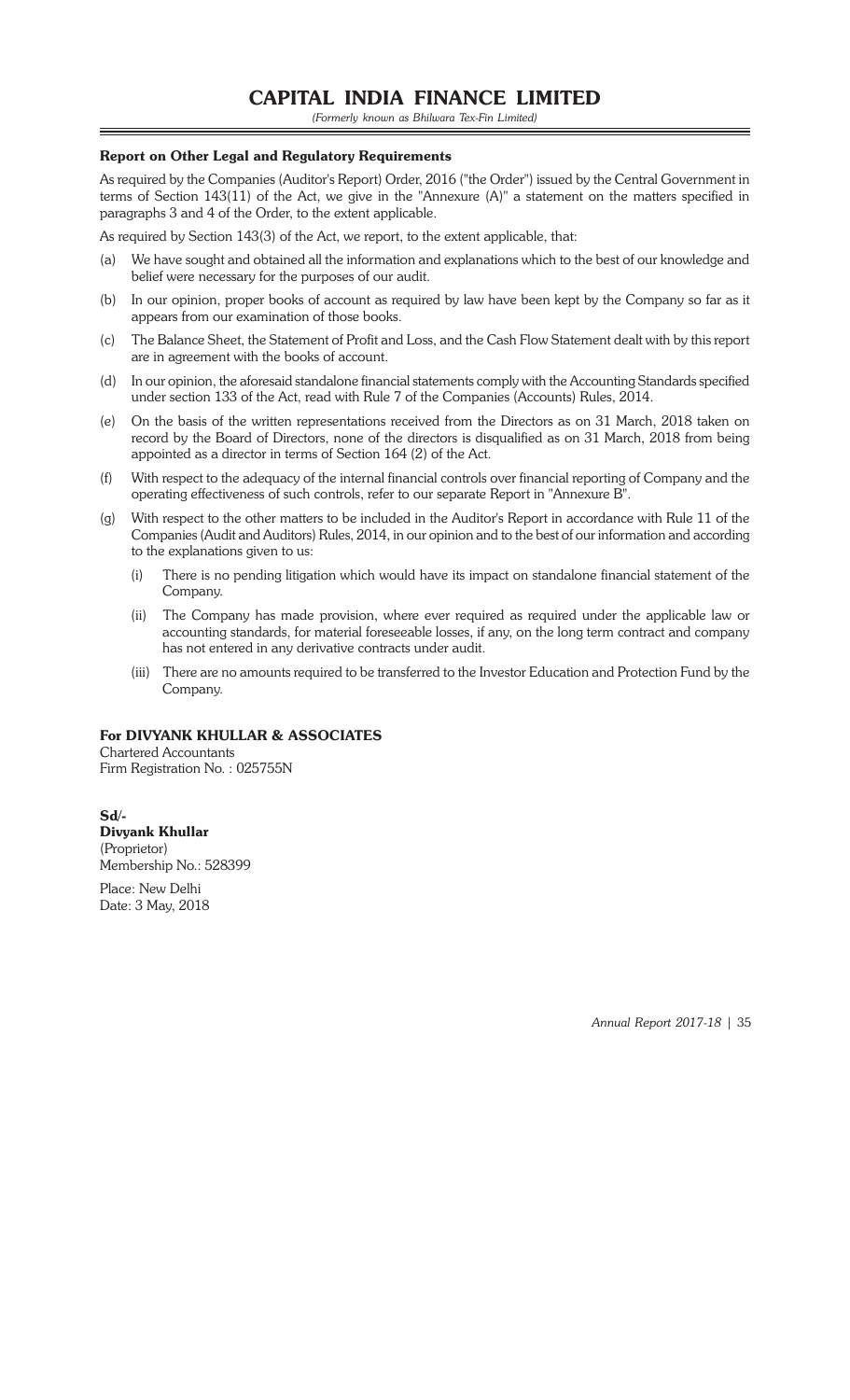## Report on Other Legal and Regulatory Requirements

As required by the Companies (Auditor's Report) Order, 2016 ("the Order") issued by the Central Government in terms of Section 143(11) of the Act, we give in the "Annexure (A)" a statement on the matters specified in paragraphs 3 and 4 of the Order, to the extent applicable.

As required by Section 143(3) of the Act, we report, to the extent applicable, that:

(a) We have sought and obtained all the information and explanations which to the best of our knowledge and belief were necessary for the purposes of our audit.

(b) In our opinion, proper books of account as required by law have been kept by the Company so far as it appears from our examination of those books.

(c) The Balance Sheet, the Statement of Profit and Loss, and the Cash Flow Statement dealt with by this report are in agreement with the books of account.

(d) In our opinion, the aforesaid standalone financial statements comply with the Accounting Standards specified under section 133 of the Act, read with Rule 7 of the Companies (Accounts) Rules, 2014.

(e) On the basis of the written representations received from the Directors as on 31 March, 2018 taken on record by the Board of Directors, none of the directors is disqualified as on 31 March, 2018 from being appointed as a director in terms of Section 164 (2) of the Act.

(f) With respect to the adequacy of the internal financial controls over financial reporting of Company and the operating effectiveness of such controls, refer to our separate Report in "Annexure B".

(g) With respect to the other matters to be included in the Auditor's Report in accordance with Rule 11 of the Companies (Audit and Auditors) Rules, 2014, in our opinion and to the best of our information and according to the explanations given to us:

   (i) There is no pending litigation which would have its impact on standalone financial statement of the Company.

   (ii) The Company has made provision, where ever required as required under the applicable law or accounting standards, for material foreseeable losses, if any, on the long term contract and company has not entered in any derivative contracts under audit.

   (iii) There are no amounts required to be transferred to the Investor Education and Protection Fund by the Company.

**For DIVYANK KHULLAR & ASSOCIATES**
Chartered Accountants
Firm Registration No. : 025755N

**Sd/-**
**Divyank Khullar**
(Proprietor)
Membership No.: 528399

Place: New Delhi
Date: 3 May, 2018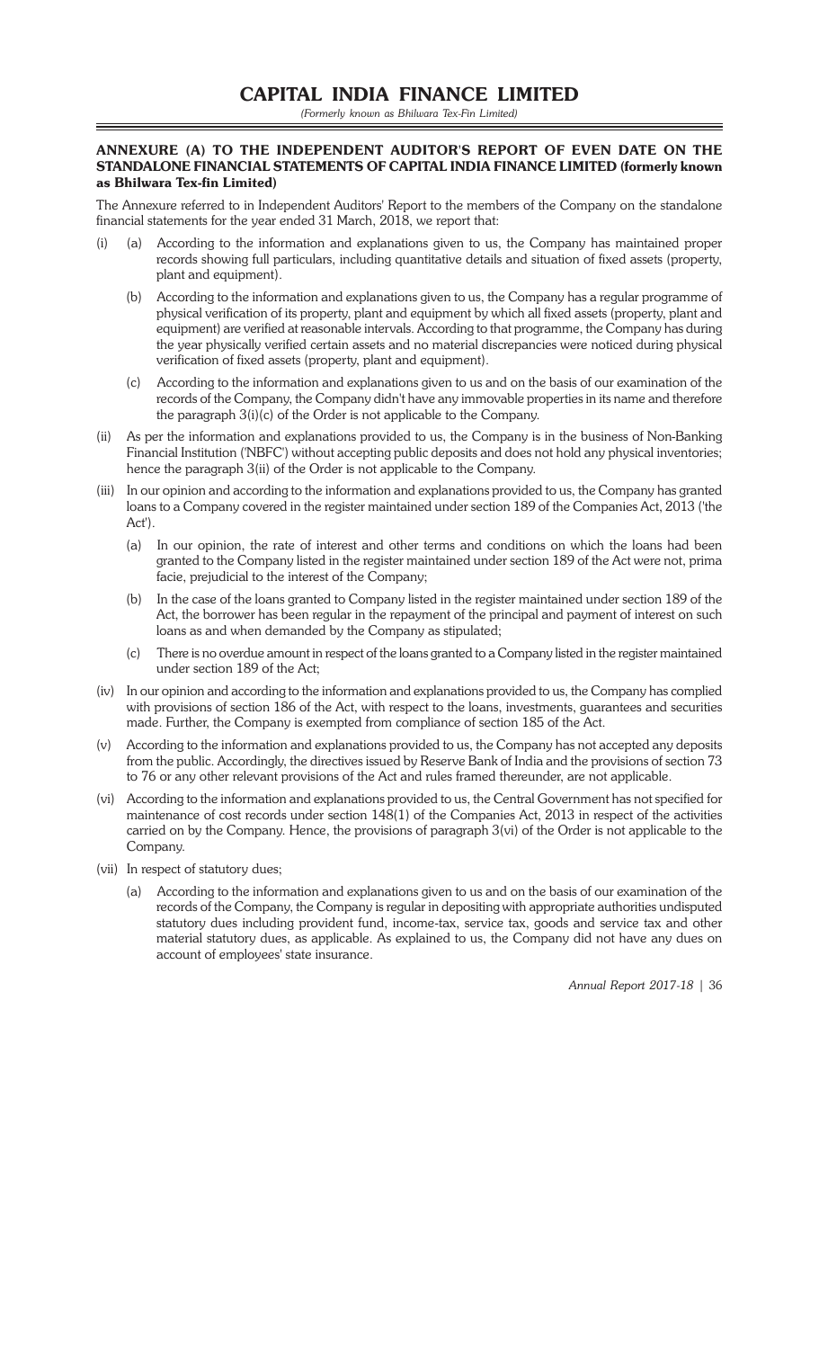## ANNEXURE (A) TO THE INDEPENDENT AUDITOR'S REPORT OF EVEN DATE ON THE STANDALONE FINANCIAL STATEMENTS OF CAPITAL INDIA FINANCE LIMITED (formerly known as Bhilwara Tex-fin Limited)

The Annexure referred to in Independent Auditors' Report to the members of the Company on the standalone financial statements for the year ended 31 March, 2018, we report that:

(i) (a) According to the information and explanations given to us, the Company has maintained proper records showing full particulars, including quantitative details and situation of fixed assets (property, plant and equipment).

(b) According to the information and explanations given to us, the Company has a regular programme of physical verification of its property, plant and equipment by which all fixed assets (property, plant and equipment) are verified at reasonable intervals. According to that programme, the Company has during the year physically verified certain assets and no material discrepancies were noticed during physical verification of fixed assets (property, plant and equipment).

(c) According to the information and explanations given to us and on the basis of our examination of the records of the Company, the Company didn't have any immovable properties in its name and therefore the paragraph 3(i)(c) of the Order is not applicable to the Company.

(ii) As per the information and explanations provided to us, the Company is in the business of Non-Banking Financial Institution ('NBFC') without accepting public deposits and does not hold any physical inventories; hence the paragraph 3(ii) of the Order is not applicable to the Company.

(iii) In our opinion and according to the information and explanations provided to us, the Company has granted loans to a Company covered in the register maintained under section 189 of the Companies Act, 2013 ('the Act').

(a) In our opinion, the rate of interest and other terms and conditions on which the loans had been granted to the Company listed in the register maintained under section 189 of the Act were not, prima facie, prejudicial to the interest of the Company;

(b) In the case of the loans granted to Company listed in the register maintained under section 189 of the Act, the borrower has been regular in the repayment of the principal and payment of interest on such loans as and when demanded by the Company as stipulated;

(c) There is no overdue amount in respect of the loans granted to a Company listed in the register maintained under section 189 of the Act;

(iv) In our opinion and according to the information and explanations provided to us, the Company has complied with provisions of section 186 of the Act, with respect to the loans, investments, guarantees and securities made. Further, the Company is exempted from compliance of section 185 of the Act.

(v) According to the information and explanations provided to us, the Company has not accepted any deposits from the public. Accordingly, the directives issued by Reserve Bank of India and the provisions of section 73 to 76 or any other relevant provisions of the Act and rules framed thereunder, are not applicable.

(vi) According to the information and explanations provided to us, the Central Government has not specified for maintenance of cost records under section 148(1) of the Companies Act, 2013 in respect of the activities carried on by the Company. Hence, the provisions of paragraph 3(vi) of the Order is not applicable to the Company.

(vii) In respect of statutory dues;

(a) According to the information and explanations given to us and on the basis of our examination of the records of the Company, the Company is regular in depositing with appropriate authorities undisputed statutory dues including provident fund, income-tax, service tax, goods and service tax and other material statutory dues, as applicable. As explained to us, the Company did not have any dues on account of employees' state insurance.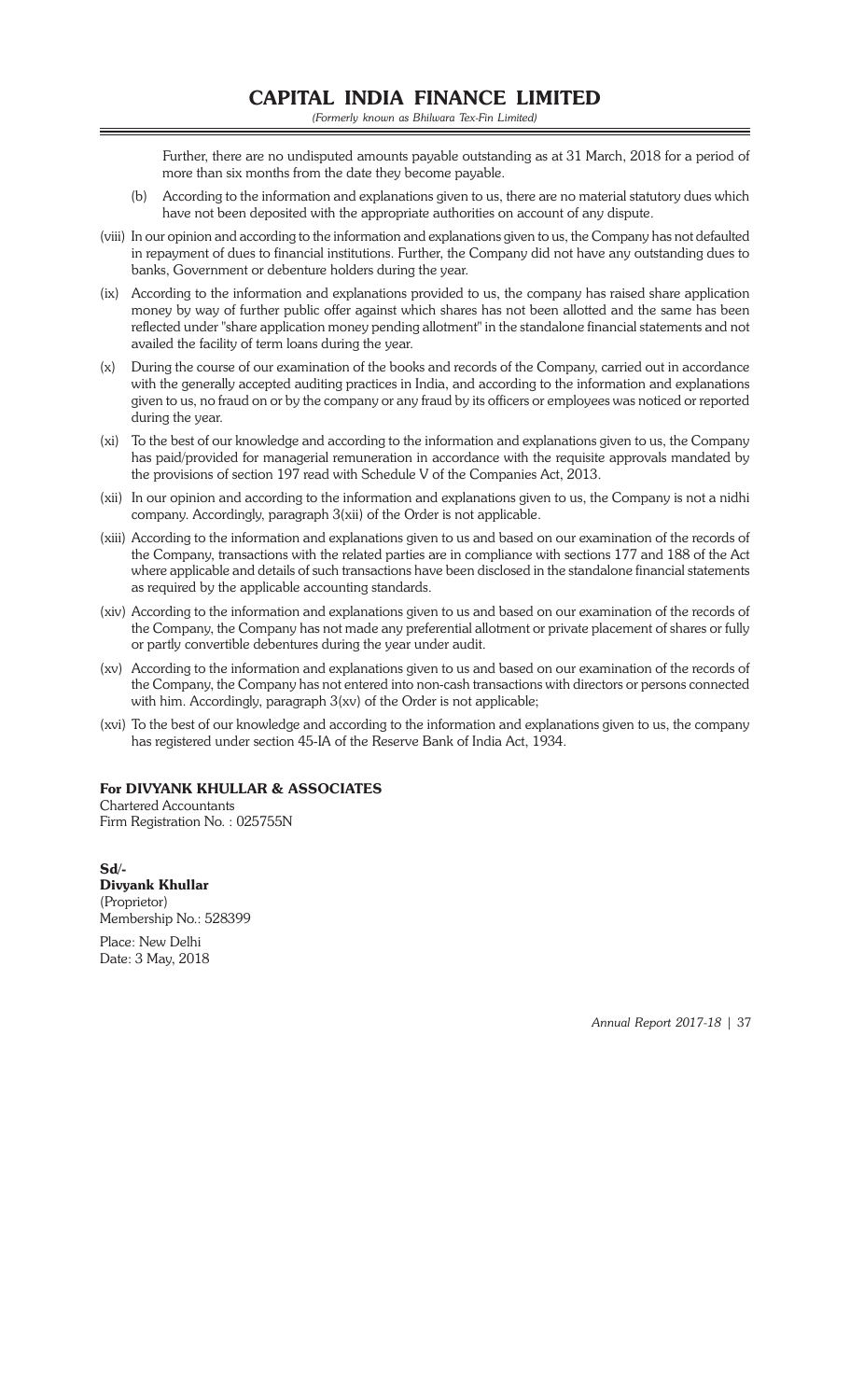Further, there are no undisputed amounts payable outstanding as at 31 March, 2018 for a period of more than six months from the date they become payable.

(b) According to the information and explanations given to us, there are no material statutory dues which have not been deposited with the appropriate authorities on account of any dispute.

(viii) In our opinion and according to the information and explanations given to us, the Company has not defaulted in repayment of dues to financial institutions. Further, the Company did not have any outstanding dues to banks, Government or debenture holders during the year.

(ix) According to the information and explanations provided to us, the company has raised share application money by way of further public offer against which shares has not been allotted and the same has been reflected under "share application money pending allotment" in the standalone financial statements and not availed the facility of term loans during the year.

(x) During the course of our examination of the books and records of the Company, carried out in accordance with the generally accepted auditing practices in India, and according to the information and explanations given to us, no fraud on or by the company or any fraud by its officers or employees was noticed or reported during the year.

(xi) To the best of our knowledge and according to the information and explanations given to us, the Company has paid/provided for managerial remuneration in accordance with the requisite approvals mandated by the provisions of section 197 read with Schedule V of the Companies Act, 2013.

(xii) In our opinion and according to the information and explanations given to us, the Company is not a nidhi company. Accordingly, paragraph 3(xii) of the Order is not applicable.

(xiii) According to the information and explanations given to us and based on our examination of the records of the Company, transactions with the related parties are in compliance with sections 177 and 188 of the Act where applicable and details of such transactions have been disclosed in the standalone financial statements as required by the applicable accounting standards.

(xiv) According to the information and explanations given to us and based on our examination of the records of the Company, the Company has not made any preferential allotment or private placement of shares or fully or partly convertible debentures during the year under audit.

(xv) According to the information and explanations given to us and based on our examination of the records of the Company, the Company has not entered into non-cash transactions with directors or persons connected with him. Accordingly, paragraph 3(xv) of the Order is not applicable;

(xvi) To the best of our knowledge and according to the information and explanations given to us, the company has registered under section 45-IA of the Reserve Bank of India Act, 1934.

**For DIVYANK KHULLAR & ASSOCIATES**
Chartered Accountants
Firm Registration No. : 025755N

**Sd/-**
**Divyank Khullar**
(Proprietor)
Membership No.: 528399

Place: New Delhi
Date: 3 May, 2018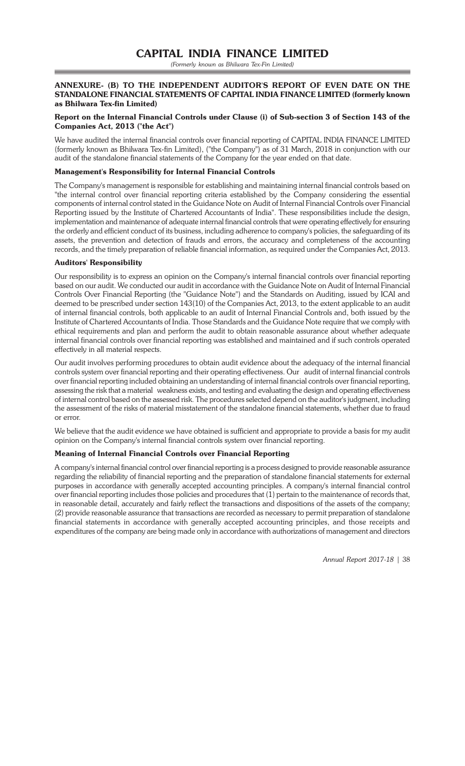## ANNEXURE- (B) TO THE INDEPENDENT AUDITOR'S REPORT OF EVEN DATE ON THE STANDALONE FINANCIAL STATEMENTS OF CAPITAL INDIA FINANCE LIMITED (formerly known as Bhilwara Tex-fin Limited)

### Report on the Internal Financial Controls under Clause (i) of Sub-section 3 of Section 143 of the Companies Act, 2013 ("the Act")

We have audited the internal financial controls over financial reporting of CAPITAL INDIA FINANCE LIMITED (formerly known as Bhilwara Tex-fin Limited), ("the Company") as of 31 March, 2018 in conjunction with our audit of the standalone financial statements of the Company for the year ended on that date.

### Management's Responsibility for Internal Financial Controls

The Company's management is responsible for establishing and maintaining internal financial controls based on "the internal control over financial reporting criteria established by the Company considering the essential components of internal control stated in the Guidance Note on Audit of Internal Financial Controls over Financial Reporting issued by the Institute of Chartered Accountants of India". These responsibilities include the design, implementation and maintenance of adequate internal financial controls that were operating effectively for ensuring the orderly and efficient conduct of its business, including adherence to company's policies, the safeguarding of its assets, the prevention and detection of frauds and errors, the accuracy and completeness of the accounting records, and the timely preparation of reliable financial information, as required under the Companies Act, 2013.

### Auditors' Responsibility

Our responsibility is to express an opinion on the Company's internal financial controls over financial reporting based on our audit. We conducted our audit in accordance with the Guidance Note on Audit of Internal Financial Controls Over Financial Reporting (the "Guidance Note") and the Standards on Auditing, issued by ICAI and deemed to be prescribed under section 143(10) of the Companies Act, 2013, to the extent applicable to an audit of internal financial controls, both applicable to an audit of Internal Financial Controls and, both issued by the Institute of Chartered Accountants of India. Those Standards and the Guidance Note require that we comply with ethical requirements and plan and perform the audit to obtain reasonable assurance about whether adequate internal financial controls over financial reporting was established and maintained and if such controls operated effectively in all material respects.

Our audit involves performing procedures to obtain audit evidence about the adequacy of the internal financial controls system over financial reporting and their operating effectiveness. Our audit of internal financial controls over financial reporting included obtaining an understanding of internal financial controls over financial reporting, assessing the risk that a material weakness exists, and testing and evaluating the design and operating effectiveness of internal control based on the assessed risk. The procedures selected depend on the auditor's judgment, including the assessment of the risks of material misstatement of the standalone financial statements, whether due to fraud or error.

We believe that the audit evidence we have obtained is sufficient and appropriate to provide a basis for my audit opinion on the Company's internal financial controls system over financial reporting.

### Meaning of Internal Financial Controls over Financial Reporting

A company's internal financial control over financial reporting is a process designed to provide reasonable assurance regarding the reliability of financial reporting and the preparation of standalone financial statements for external purposes in accordance with generally accepted accounting principles. A company's internal financial control over financial reporting includes those policies and procedures that (1) pertain to the maintenance of records that, in reasonable detail, accurately and fairly reflect the transactions and dispositions of the assets of the company; (2) provide reasonable assurance that transactions are recorded as necessary to permit preparation of standalone financial statements in accordance with generally accepted accounting principles, and those receipts and expenditures of the company are being made only in accordance with authorizations of management and directors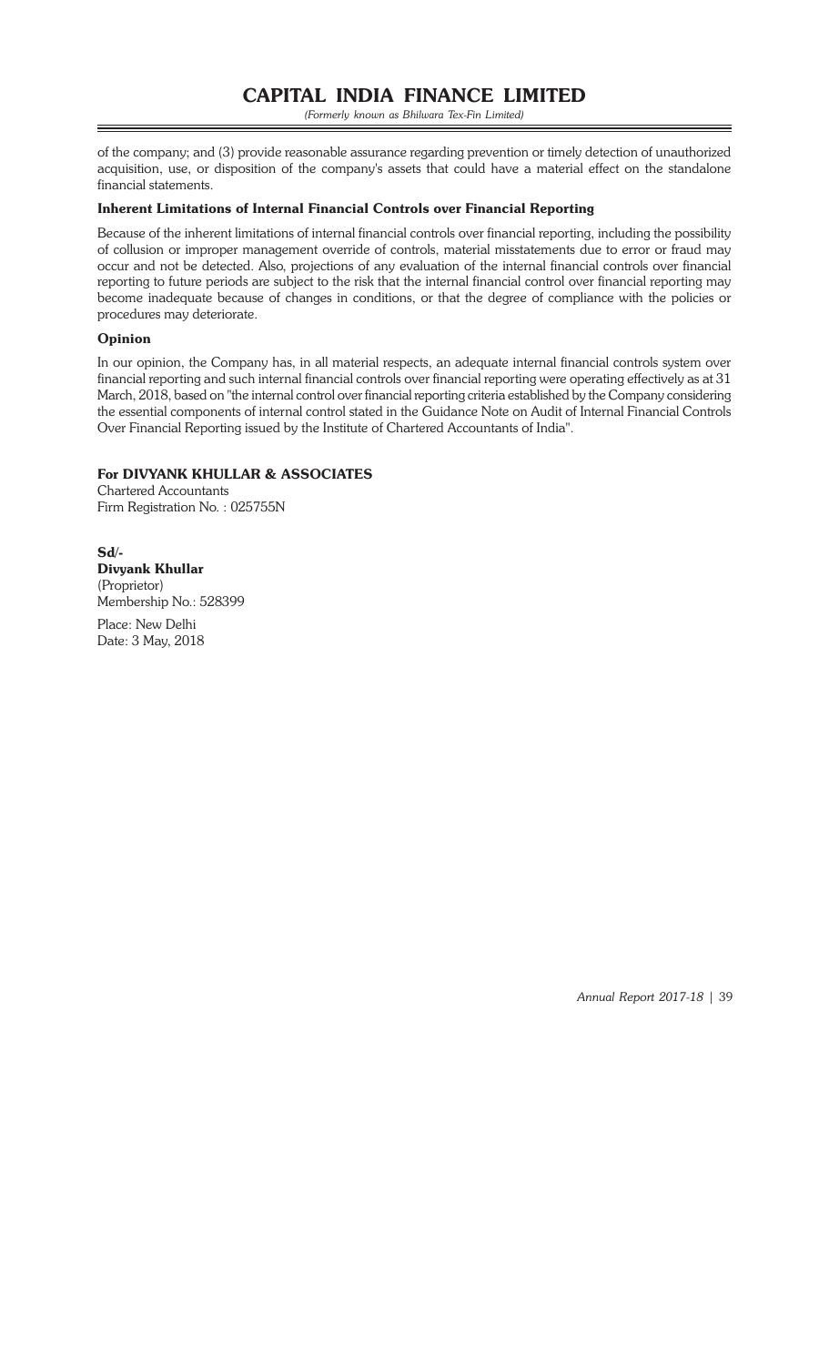of the company; and (3) provide reasonable assurance regarding prevention or timely detection of unauthorized acquisition, use, or disposition of the company's assets that could have a material effect on the standalone financial statements.

### Inherent Limitations of Internal Financial Controls over Financial Reporting

Because of the inherent limitations of internal financial controls over financial reporting, including the possibility of collusion or improper management override of controls, material misstatements due to error or fraud may occur and not be detected. Also, projections of any evaluation of the internal financial controls over financial reporting to future periods are subject to the risk that the internal financial control over financial reporting may become inadequate because of changes in conditions, or that the degree of compliance with the policies or procedures may deteriorate.

### Opinion

In our opinion, the Company has, in all material respects, an adequate internal financial controls system over financial reporting and such internal financial controls over financial reporting were operating effectively as at 31 March, 2018, based on "the internal control over financial reporting criteria established by the Company considering the essential components of internal control stated in the Guidance Note on Audit of Internal Financial Controls Over Financial Reporting issued by the Institute of Chartered Accountants of India".

**For DIVYANK KHULLAR & ASSOCIATES**
Chartered Accountants
Firm Registration No. : 025755N

**Sd/-**
**Divyank Khullar**
(Proprietor)
Membership No.: 528399

Place: New Delhi
Date: 3 May, 2018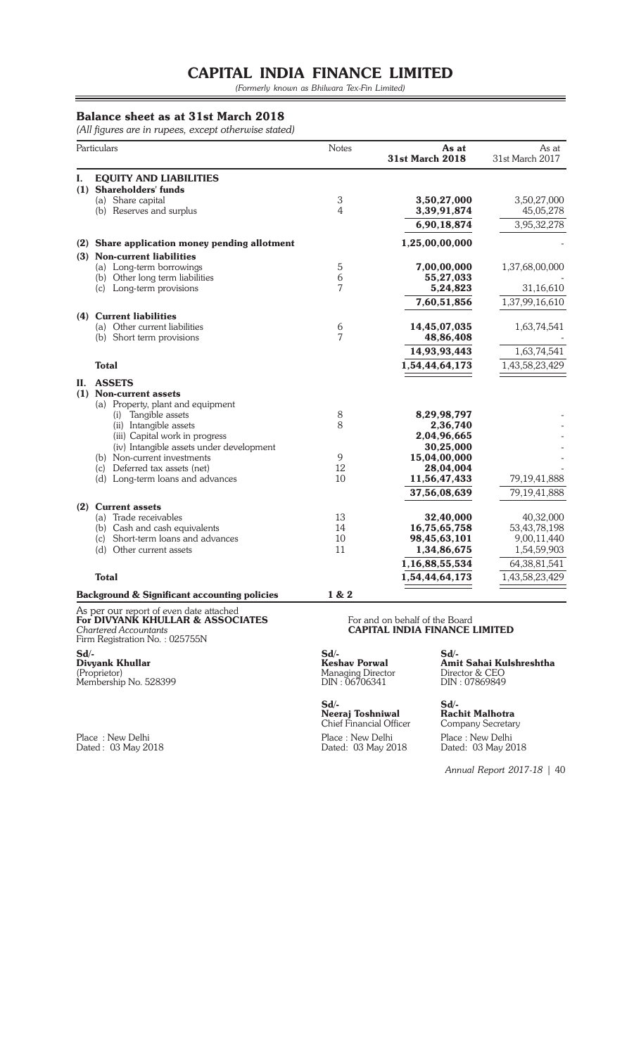# CAPITAL INDIA FINANCE LIMITED

*(Formerly known as Bhilwara Tex-Fin Limited)*

## Balance sheet as at 31st March 2018

*(All figures are in rupees, except otherwise stated)*

| Particulars | Notes | As at 31st March 2018 | As at 31st March 2017 |
|---|---|---|---|
| **I. EQUITY AND LIABILITIES** | | | |
| **(1) Shareholders' funds** | | | |
| (a) Share capital | 3 | **3,50,27,000** | 3,50,27,000 |
| (b) Reserves and surplus | 4 | **3,39,91,874** | 45,05,278 |
| | | **6,90,18,874** | 3,95,32,278 |
| **(2) Share application money pending allotment** | | **1,25,00,00,000** | - |
| **(3) Non-current liabilities** | | | |
| (a) Long-term borrowings | 5 | **7,00,00,000** | 1,37,68,00,000 |
| (b) Other long term liabilities | 6 | **55,27,033** | - |
| (c) Long-term provisions | 7 | **5,24,823** | 31,16,610 |
| | | **7,60,51,856** | 1,37,99,16,610 |
| **(4) Current liabilities** | | | |
| (a) Other current liabilities | 6 | **14,45,07,035** | 1,63,74,541 |
| (b) Short term provisions | 7 | **48,86,408** | - |
| | | **14,93,93,443** | 1,63,74,541 |
| **Total** | | **1,54,44,64,173** | 1,43,58,23,429 |
| **II. ASSETS** | | | |
| **(1) Non-current assets** | | | |
| (a) Property, plant and equipment | | | |
| (i) Tangible assets | 8 | **8,29,98,797** | - |
| (ii) Intangible assets | 8 | **2,36,740** | - |
| (iii) Capital work in progress | | **2,04,96,665** | - |
| (iv) Intangible assets under development | | **30,25,000** | - |
| (b) Non-current investments | 9 | **15,04,00,000** | - |
| (c) Deferred tax assets (net) | 12 | **28,04,004** | - |
| (d) Long-term loans and advances | 10 | **11,56,47,433** | 79,19,41,888 |
| | | **37,56,08,639** | 79,19,41,888 |
| **(2) Current assets** | | | |
| (a) Trade receivables | 13 | **32,40,000** | 40,32,000 |
| (b) Cash and cash equivalents | 14 | **16,75,65,758** | 53,43,78,198 |
| (c) Short-term loans and advances | 10 | **98,45,63,101** | 9,00,11,440 |
| (d) Other current assets | 11 | **1,34,86,675** | 1,54,59,903 |
| | | **1,16,88,55,534** | 64,38,81,541 |
| **Total** | | **1,54,44,64,173** | 1,43,58,23,429 |
| **Background & Significant accounting policies** | **1 & 2** | | |

As per our report of even date attached
**For DIVYANK KHULLAR & ASSOCIATES**
*Chartered Accountants*
Firm Registration No. : 025755N

For and on behalf of the Board
**CAPITAL INDIA FINANCE LIMITED**

Sd/-
**Divyank Khullar**
(Proprietor)
Membership No. 528399

Sd/-
**Keshav Porwal**
Managing Director
DIN : 06706341

Sd/-
**Amit Sahai Kulshreshtha**
Director & CEO
DIN : 07869849

Sd/-
**Neeraj Toshniwal**
Chief Financial Officer

Sd/-
**Rachit Malhotra**
Company Secretary

Place : New Delhi
Dated : 03 May 2018

Place : New Delhi
Dated: 03 May 2018

Place : New Delhi
Dated: 03 May 2018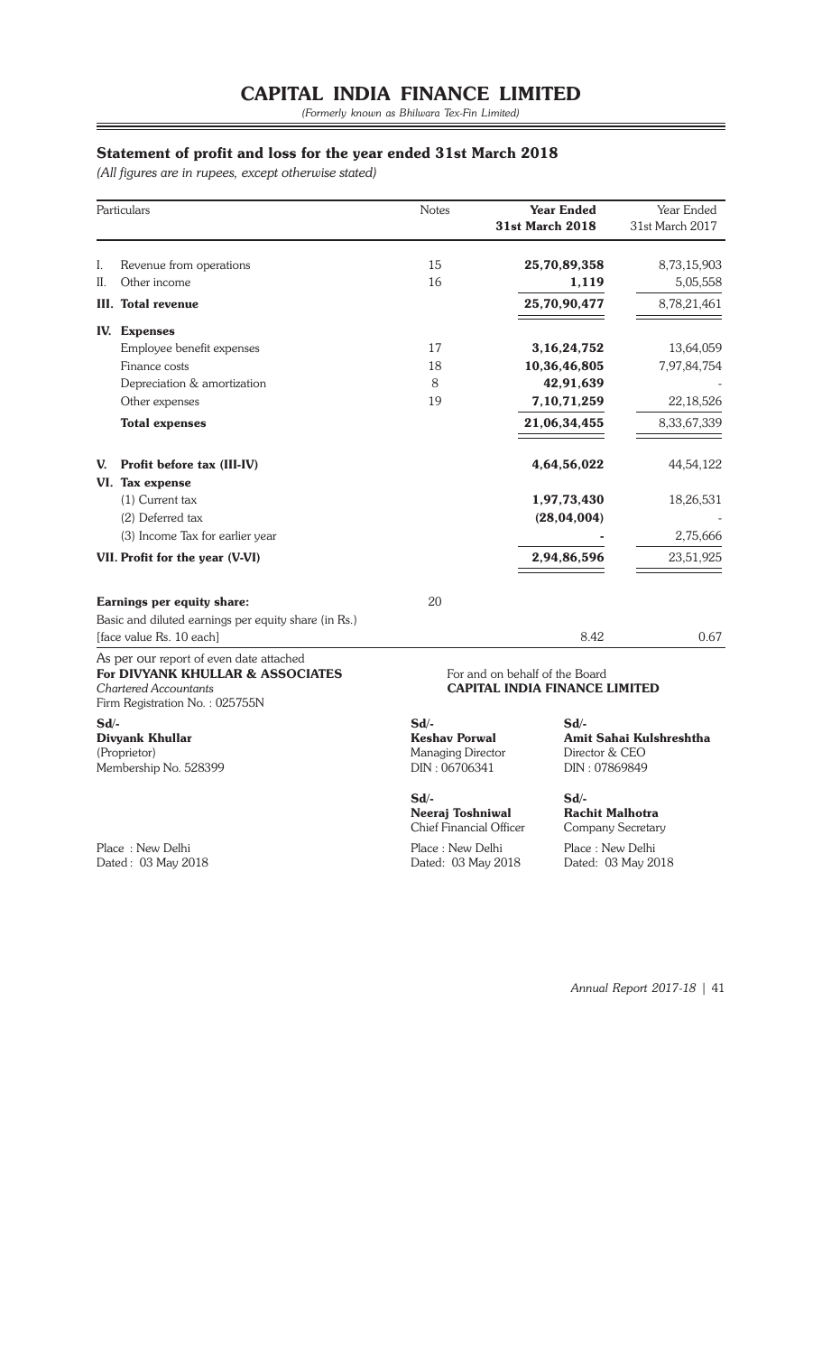# CAPITAL INDIA FINANCE LIMITED

*(Formerly known as Bhilwara Tex-Fin Limited)*

## Statement of profit and loss for the year ended 31st March 2018

*(All figures are in rupees, except otherwise stated)*

| | Particulars | Notes | Year Ended 31st March 2018 | Year Ended 31st March 2017 |
|---|---|---|---|---|
| I. | Revenue from operations | 15 | **25,70,89,358** | 8,73,15,903 |
| II. | Other income | 16 | **1,119** | 5,05,558 |
| III. | **Total revenue** | | **25,70,90,477** | 8,78,21,461 |
| IV. | **Expenses** | | | |
| | Employee benefit expenses | 17 | **3,16,24,752** | 13,64,059 |
| | Finance costs | 18 | **10,36,46,805** | 7,97,84,754 |
| | Depreciation & amortization | 8 | **42,91,639** | - |
| | Other expenses | 19 | **7,10,71,259** | 22,18,526 |
| | **Total expenses** | | **21,06,34,455** | 8,33,67,339 |
| V. | **Profit before tax (III-IV)** | | **4,64,56,022** | 44,54,122 |
| VI. | **Tax expense** | | | |
| | (1) Current tax | | **1,97,73,430** | 18,26,531 |
| | (2) Deferred tax | | **(28,04,004)** | - |
| | (3) Income Tax for earlier year | | **-** | 2,75,666 |
| VII. | **Profit for the year (V-VI)** | | **2,94,86,596** | 23,51,925 |
| | **Earnings per equity share:** | 20 | | |
| | Basic and diluted earnings per equity share (in Rs.) [face value Rs. 10 each] | | 8.42 | 0.67 |

As per our report of even date attached
**For DIVYANK KHULLAR & ASSOCIATES**
*Chartered Accountants*
Firm Registration No. : 025755N

**Sd/-**
**Divyank Khullar**
(Proprietor)
Membership No. 528399

Place : New Delhi
Dated : 03 May 2018

For and on behalf of the Board
**CAPITAL INDIA FINANCE LIMITED**

**Sd/-**
**Keshav Porwal**
Managing Director
DIN : 06706341

**Sd/-**
**Amit Sahai Kulshreshtha**
Director & CEO
DIN : 07869849

**Sd/-**
**Neeraj Toshniwal**
Chief Financial Officer

**Sd/-**
**Rachit Malhotra**
Company Secretary

Place : New Delhi
Dated: 03 May 2018

Place : New Delhi
Dated: 03 May 2018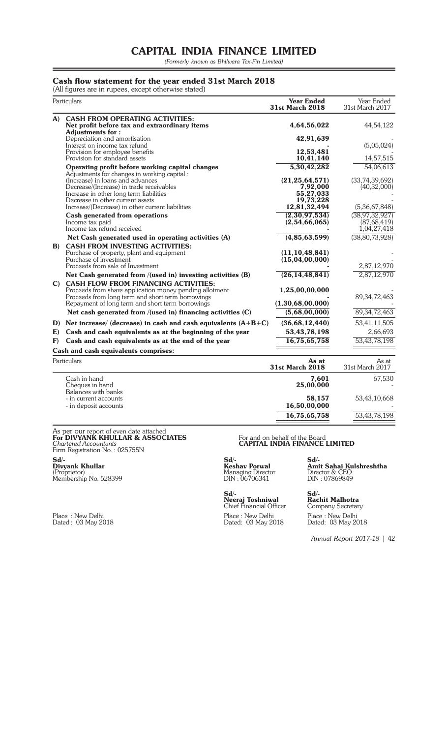# CAPITAL INDIA FINANCE LIMITED

*(Formerly known as Bhilwara Tex-Fin Limited)*

## Cash flow statement for the year ended 31st March 2018

(All figures are in rupees, except otherwise stated)

| | Particulars | Year Ended 31st March 2018 | Year Ended 31st March 2017 |
|---|---|---|---|
| **A)** | **CASH FROM OPERATING ACTIVITIES:** | | |
| | **Net profit before tax and extraordinary items** | **4,64,56,022** | 44,54,122 |
| | **Adjustments for :** | | |
| | Depreciation and amortisation | **42,91,639** | - |
| | Interest on income tax refund | **-** | (5,05,024) |
| | Provision for employee benefits | **12,53,481** | - |
| | Provision for standard assets | **10,41,140** | 14,57,515 |
| | **Operating profit before working capital changes** | **5,30,42,282** | 54,06,613 |
| | Adjustments for changes in working capital : | | |
| | (Increase) in loans and advances | **(21,25,64,571)** | (33,74,39,692) |
| | Decrease/(Increase) in trade receivables | **7,92,000** | (40,32,000) |
| | Increase in other long term liabilities | **55,27,033** | - |
| | Decrease in other current assets | **19,73,228** | - |
| | Increase/(Decrease) in other current liabilities | **12,81,32,494** | (5,36,67,848) |
| | **Cash generated from operations** | **(2,30,97,534)** | (38,97,32,927) |
| | Income tax paid | **(2,54,66,065)** | (87,68,419) |
| | Income tax refund received | **-** | 1,04,27,418 |
| | **Net Cash generated used in operating activities (A)** | **(4,85,63,599)** | (38,80,73,928) |
| **B)** | **CASH FROM INVESTING ACTIVITIES:** | | |
| | Purchase of property, plant and equipment | **(11,10,48,841)** | - |
| | Purchase of investment | **(15,04,00,000)** | - |
| | Proceeds from sale of Investment | **-** | 2,87,12,970 |
| | **Net Cash generated from /(used in) investing activities (B)** | **(26,14,48,841)** | 2,87,12,970 |
| **C)** | **CASH FLOW FROM FINANCING ACTIVITIES:** | | |
| | Proceeds from share application money pending allotment | **1,25,00,00,000** | - |
| | Proceeds from long term and short term borrowings | **-** | 89,34,72,463 |
| | Repayment of long term and short term borrowings | **(1,30,68,00,000)** | |
| | **Net cash generated from /(used in) financing activities (C)** | **(5,68,00,000)** | 89,34,72,463 |
| **D)** | **Net increase/ (decrease) in cash and cash equivalents (A+B+C)** | **(36,68,12,440)** | 53,41,11,505 |
| **E)** | **Cash and cash equivalents as at the beginning of the year** | **53,43,78,198** | 2,66,693 |
| **F)** | **Cash and cash equivalents as at the end of the year** | **16,75,65,758** | 53,43,78,198 |

**Cash and cash equivalents comprises:**

| Particulars | As at 31st March 2018 | As at 31st March 2017 |
|---|---|---|
| Cash in hand | **7,601** | 67,530 |
| Cheques in hand | **25,00,000** | - |
| Balances with banks | | |
| - in current accounts | **58,157** | 53,43,10,668 |
| - in deposit accounts | **16,50,00,000** | - |
| | **16,75,65,758** | 53,43,78,198 |

As per our report of even date attached
**For DIVYANK KHULLAR & ASSOCIATES**
*Chartered Accountants*
Firm Registration No. : 025755N

**Sd/-**
**Divyank Khullar**
(Proprietor)
Membership No. 528399

Place : New Delhi
Dated : 03 May 2018

For and on behalf of the Board
**CAPITAL INDIA FINANCE LIMITED**

**Sd/-**
**Keshav Porwal**
Managing Director
DIN : 06706341

**Sd/-**
**Amit Sahai Kulshreshtha**
Director & CEO
DIN : 07869849

**Sd/-**
**Neeraj Toshniwal**
Chief Financial Officer
Place : New Delhi
Dated: 03 May 2018

**Sd/-**
**Rachit Malhotra**
Company Secretary
Place : New Delhi
Dated: 03 May 2018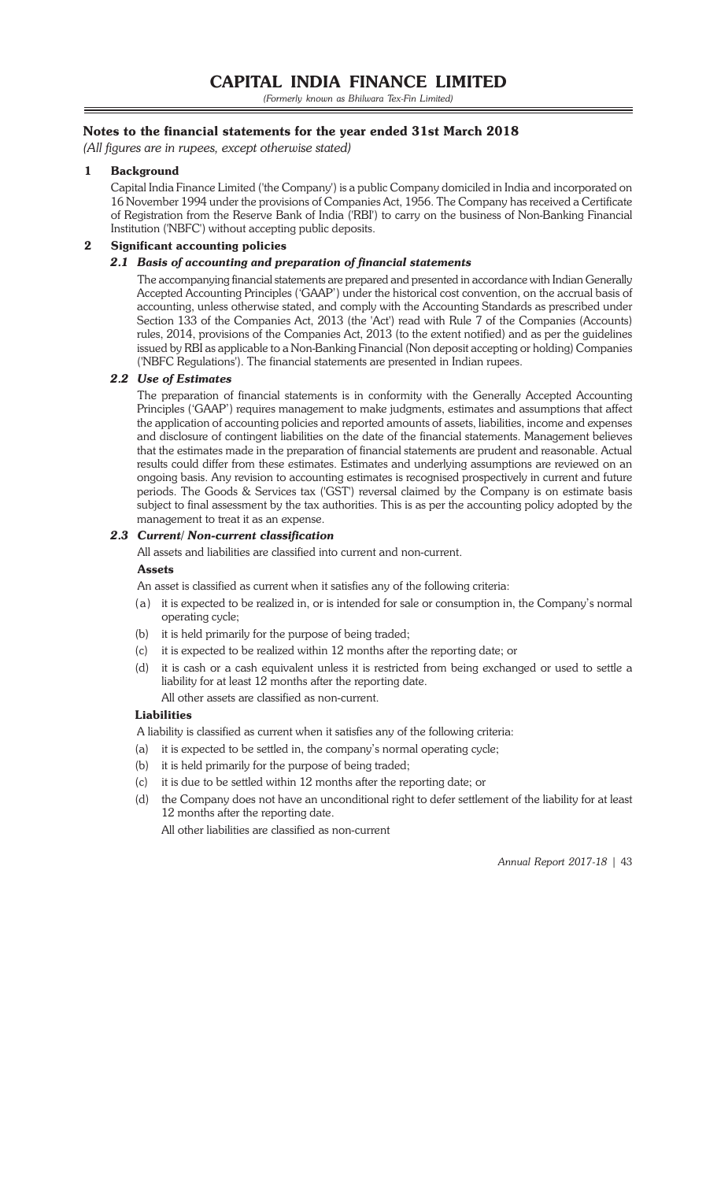## Notes to the financial statements for the year ended 31st March 2018

*(All figures are in rupees, except otherwise stated)*

### 1 Background

Capital India Finance Limited ('the Company') is a public Company domiciled in India and incorporated on 16 November 1994 under the provisions of Companies Act, 1956. The Company has received a Certificate of Registration from the Reserve Bank of India ('RBI') to carry on the business of Non-Banking Financial Institution ('NBFC') without accepting public deposits.

### 2 Significant accounting policies

#### *2.1 Basis of accounting and preparation of financial statements*

The accompanying financial statements are prepared and presented in accordance with Indian Generally Accepted Accounting Principles ('GAAP') under the historical cost convention, on the accrual basis of accounting, unless otherwise stated, and comply with the Accounting Standards as prescribed under Section 133 of the Companies Act, 2013 (the 'Act') read with Rule 7 of the Companies (Accounts) rules, 2014, provisions of the Companies Act, 2013 (to the extent notified) and as per the guidelines issued by RBI as applicable to a Non-Banking Financial (Non deposit accepting or holding) Companies ('NBFC Regulations'). The financial statements are presented in Indian rupees.

#### *2.2 Use of Estimates*

The preparation of financial statements is in conformity with the Generally Accepted Accounting Principles ('GAAP') requires management to make judgments, estimates and assumptions that affect the application of accounting policies and reported amounts of assets, liabilities, income and expenses and disclosure of contingent liabilities on the date of the financial statements. Management believes that the estimates made in the preparation of financial statements are prudent and reasonable. Actual results could differ from these estimates. Estimates and underlying assumptions are reviewed on an ongoing basis. Any revision to accounting estimates is recognised prospectively in current and future periods. The Goods & Services tax ('GST') reversal claimed by the Company is on estimate basis subject to final assessment by the tax authorities. This is as per the accounting policy adopted by the management to treat it as an expense.

#### *2.3 Current/ Non-current classification*

All assets and liabilities are classified into current and non-current.

**Assets**

An asset is classified as current when it satisfies any of the following criteria:

(a) it is expected to be realized in, or is intended for sale or consumption in, the Company's normal operating cycle;

(b) it is held primarily for the purpose of being traded;

(c) it is expected to be realized within 12 months after the reporting date; or

(d) it is cash or a cash equivalent unless it is restricted from being exchanged or used to settle a liability for at least 12 months after the reporting date.

All other assets are classified as non-current.

**Liabilities**

A liability is classified as current when it satisfies any of the following criteria:

(a) it is expected to be settled in, the company's normal operating cycle;

(b) it is held primarily for the purpose of being traded;

(c) it is due to be settled within 12 months after the reporting date; or

(d) the Company does not have an unconditional right to defer settlement of the liability for at least 12 months after the reporting date.

All other liabilities are classified as non-current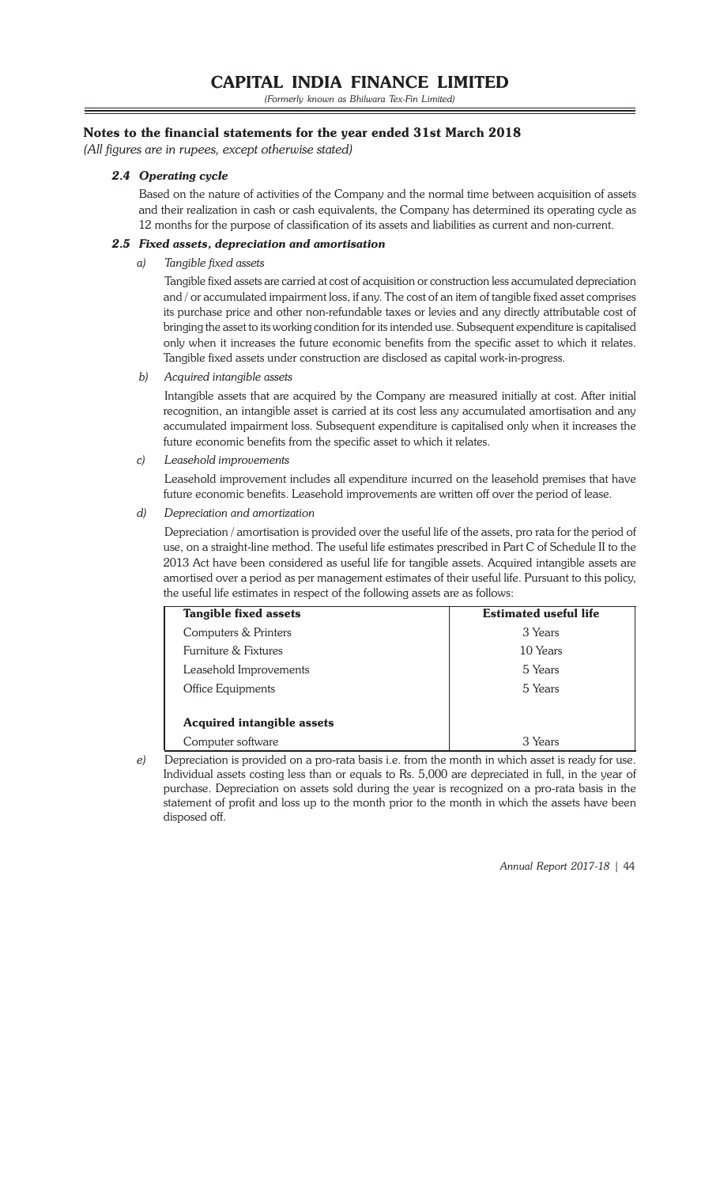# CAPITAL INDIA FINANCE LIMITED

*(Formerly known as Bhilwara Tex-Fin Limited)*

## Notes to the financial statements for the year ended 31st March 2018

*(All figures are in rupees, except otherwise stated)*

### *2.4 Operating cycle*

Based on the nature of activities of the Company and the normal time between acquisition of assets and their realization in cash or cash equivalents, the Company has determined its operating cycle as 12 months for the purpose of classification of its assets and liabilities as current and non-current.

### *2.5 Fixed assets, depreciation and amortisation*

*a) Tangible fixed assets*

Tangible fixed assets are carried at cost of acquisition or construction less accumulated depreciation and / or accumulated impairment loss, if any. The cost of an item of tangible fixed asset comprises its purchase price and other non-refundable taxes or levies and any directly attributable cost of bringing the asset to its working condition for its intended use. Subsequent expenditure is capitalised only when it increases the future economic benefits from the specific asset to which it relates. Tangible fixed assets under construction are disclosed as capital work-in-progress.

*b) Acquired intangible assets*

Intangible assets that are acquired by the Company are measured initially at cost. After initial recognition, an intangible asset is carried at its cost less any accumulated amortisation and any accumulated impairment loss. Subsequent expenditure is capitalised only when it increases the future economic benefits from the specific asset to which it relates.

*c) Leasehold improvements*

Leasehold improvement includes all expenditure incurred on the leasehold premises that have future economic benefits. Leasehold improvements are written off over the period of lease.

*d) Depreciation and amortization*

Depreciation / amortisation is provided over the useful life of the assets, pro rata for the period of use, on a straight-line method. The useful life estimates prescribed in Part C of Schedule II to the 2013 Act have been considered as useful life for tangible assets. Acquired intangible assets are amortised over a period as per management estimates of their useful life. Pursuant to this policy, the useful life estimates in respect of the following assets are as follows:

| **Tangible fixed assets** | **Estimated useful life** |
|---|---|
| Computers & Printers | 3 Years |
| Furniture & Fixtures | 10 Years |
| Leasehold Improvements | 5 Years |
| Office Equipments | 5 Years |
| **Acquired intangible assets** | |
| Computer software | 3 Years |

*e)* Depreciation is provided on a pro-rata basis i.e. from the month in which asset is ready for use. Individual assets costing less than or equals to Rs. 5,000 are depreciated in full, in the year of purchase. Depreciation on assets sold during the year is recognized on a pro-rata basis in the statement of profit and loss up to the month prior to the month in which the assets have been disposed off.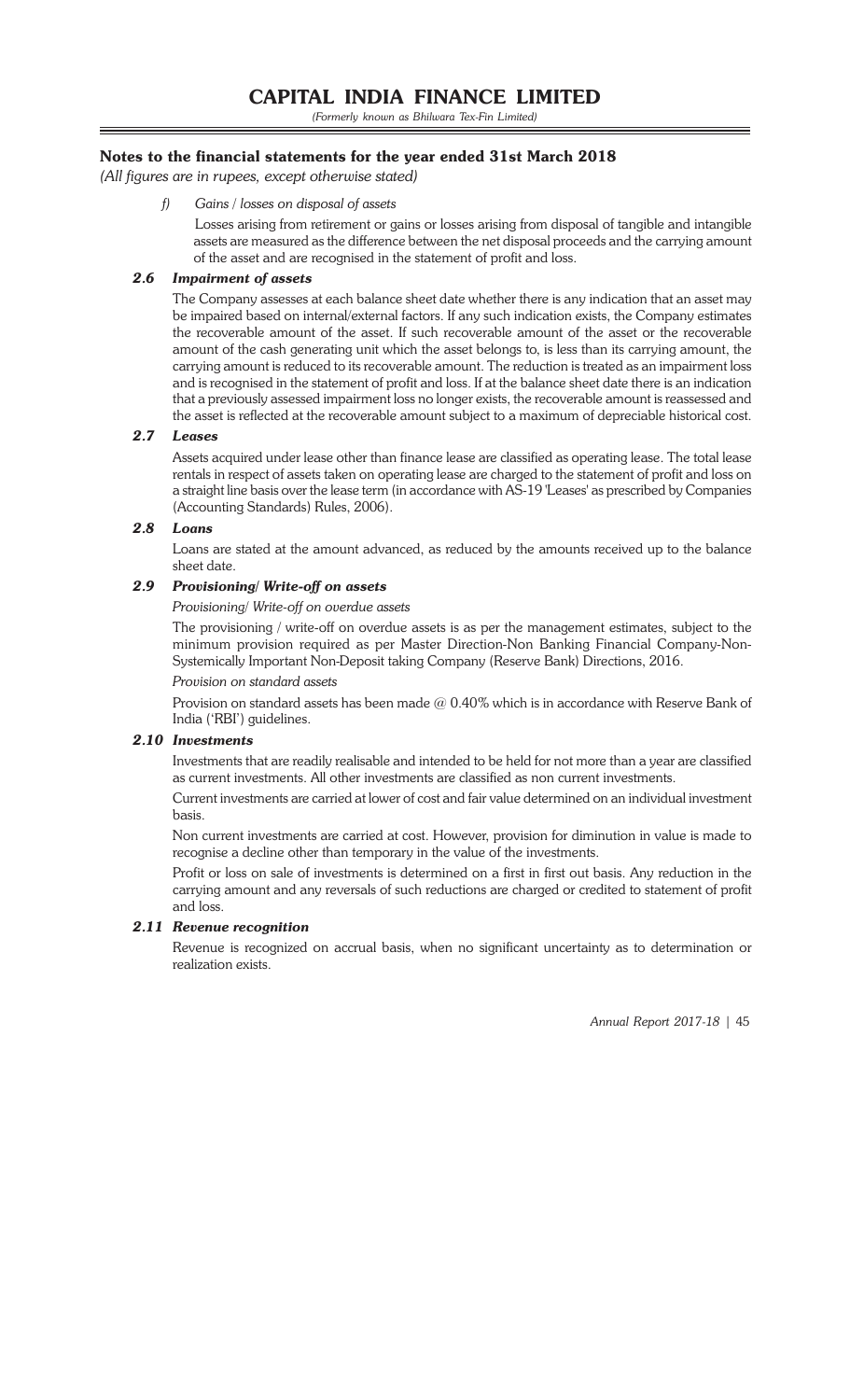## Notes to the financial statements for the year ended 31st March 2018

*(All figures are in rupees, except otherwise stated)*

*f) Gains / losses on disposal of assets*

Losses arising from retirement or gains or losses arising from disposal of tangible and intangible assets are measured as the difference between the net disposal proceeds and the carrying amount of the asset and are recognised in the statement of profit and loss.

### *2.6 Impairment of assets*

The Company assesses at each balance sheet date whether there is any indication that an asset may be impaired based on internal/external factors. If any such indication exists, the Company estimates the recoverable amount of the asset. If such recoverable amount of the asset or the recoverable amount of the cash generating unit which the asset belongs to, is less than its carrying amount, the carrying amount is reduced to its recoverable amount. The reduction is treated as an impairment loss and is recognised in the statement of profit and loss. If at the balance sheet date there is an indication that a previously assessed impairment loss no longer exists, the recoverable amount is reassessed and the asset is reflected at the recoverable amount subject to a maximum of depreciable historical cost.

### *2.7 Leases*

Assets acquired under lease other than finance lease are classified as operating lease. The total lease rentals in respect of assets taken on operating lease are charged to the statement of profit and loss on a straight line basis over the lease term (in accordance with AS-19 'Leases' as prescribed by Companies (Accounting Standards) Rules, 2006).

### *2.8 Loans*

Loans are stated at the amount advanced, as reduced by the amounts received up to the balance sheet date.

### *2.9 Provisioning/ Write-off on assets*

*Provisioning/ Write-off on overdue assets*

The provisioning / write-off on overdue assets is as per the management estimates, subject to the minimum provision required as per Master Direction-Non Banking Financial Company-Non-Systemically Important Non-Deposit taking Company (Reserve Bank) Directions, 2016.

*Provision on standard assets*

Provision on standard assets has been made @ 0.40% which is in accordance with Reserve Bank of India ('RBI') guidelines.

### *2.10 Investments*

Investments that are readily realisable and intended to be held for not more than a year are classified as current investments. All other investments are classified as non current investments.

Current investments are carried at lower of cost and fair value determined on an individual investment basis.

Non current investments are carried at cost. However, provision for diminution in value is made to recognise a decline other than temporary in the value of the investments.

Profit or loss on sale of investments is determined on a first in first out basis. Any reduction in the carrying amount and any reversals of such reductions are charged or credited to statement of profit and loss.

### *2.11 Revenue recognition*

Revenue is recognized on accrual basis, when no significant uncertainty as to determination or realization exists.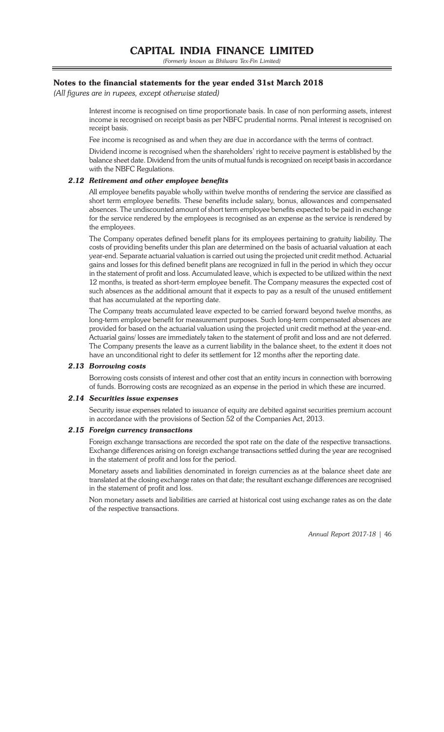## Notes to the financial statements for the year ended 31st March 2018

*(All figures are in rupees, except otherwise stated)*

Interest income is recognised on time proportionate basis. In case of non performing assets, interest income is recognised on receipt basis as per NBFC prudential norms. Penal interest is recognised on receipt basis.

Fee income is recognised as and when they are due in accordance with the terms of contract.

Dividend income is recognised when the shareholders' right to receive payment is established by the balance sheet date. Dividend from the units of mutual funds is recognized on receipt basis in accordance with the NBFC Regulations.

### *2.12 Retirement and other employee benefits*

All employee benefits payable wholly within twelve months of rendering the service are classified as short term employee benefits. These benefits include salary, bonus, allowances and compensated absences. The undiscounted amount of short term employee benefits expected to be paid in exchange for the service rendered by the employees is recognised as an expense as the service is rendered by the employees.

The Company operates defined benefit plans for its employees pertaining to gratuity liability. The costs of providing benefits under this plan are determined on the basis of actuarial valuation at each year-end. Separate actuarial valuation is carried out using the projected unit credit method. Actuarial gains and losses for this defined benefit plans are recognized in full in the period in which they occur in the statement of profit and loss. Accumulated leave, which is expected to be utilized within the next 12 months, is treated as short-term employee benefit. The Company measures the expected cost of such absences as the additional amount that it expects to pay as a result of the unused entitlement that has accumulated at the reporting date.

The Company treats accumulated leave expected to be carried forward beyond twelve months, as long-term employee benefit for measurement purposes. Such long-term compensated absences are provided for based on the actuarial valuation using the projected unit credit method at the year-end. Actuarial gains/ losses are immediately taken to the statement of profit and loss and are not deferred. The Company presents the leave as a current liability in the balance sheet, to the extent it does not have an unconditional right to defer its settlement for 12 months after the reporting date.

### *2.13 Borrowing costs*

Borrowing costs consists of interest and other cost that an entity incurs in connection with borrowing of funds. Borrowing costs are recognized as an expense in the period in which these are incurred.

### *2.14 Securities issue expenses*

Security issue expenses related to issuance of equity are debited against securities premium account in accordance with the provisions of Section 52 of the Companies Act, 2013.

### *2.15 Foreign currency transactions*

Foreign exchange transactions are recorded the spot rate on the date of the respective transactions. Exchange differences arising on foreign exchange transactions settled during the year are recognised in the statement of profit and loss for the period.

Monetary assets and liabilities denominated in foreign currencies as at the balance sheet date are translated at the closing exchange rates on that date; the resultant exchange differences are recognised in the statement of profit and loss.

Non monetary assets and liabilities are carried at historical cost using exchange rates as on the date of the respective transactions.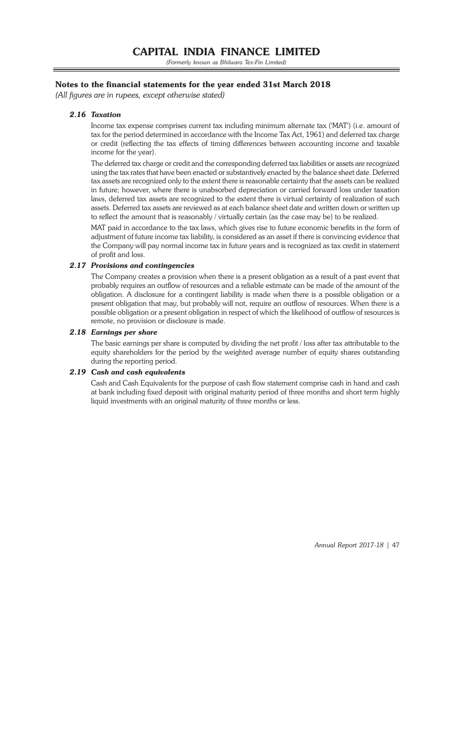## Notes to the financial statements for the year ended 31st March 2018

*(All figures are in rupees, except otherwise stated)*

### *2.16 Taxation*

Income tax expense comprises current tax including minimum alternate tax ('MAT') (i.e. amount of tax for the period determined in accordance with the Income Tax Act, 1961) and deferred tax charge or credit (reflecting the tax effects of timing differences between accounting income and taxable income for the year).

The deferred tax charge or credit and the corresponding deferred tax liabilities or assets are recognized using the tax rates that have been enacted or substantively enacted by the balance sheet date. Deferred tax assets are recognized only to the extent there is reasonable certainty that the assets can be realized in future; however, where there is unabsorbed depreciation or carried forward loss under taxation laws, deferred tax assets are recognized to the extent there is virtual certainty of realization of such assets. Deferred tax assets are reviewed as at each balance sheet date and written down or written up to reflect the amount that is reasonably / virtually certain (as the case may be) to be realized.

MAT paid in accordance to the tax laws, which gives rise to future economic benefits in the form of adjustment of future income tax liability, is considered as an asset if there is convincing evidence that the Company will pay normal income tax in future years and is recognized as tax credit in statement of profit and loss.

### *2.17 Provisions and contingencies*

The Company creates a provision when there is a present obligation as a result of a past event that probably requires an outflow of resources and a reliable estimate can be made of the amount of the obligation. A disclosure for a contingent liability is made when there is a possible obligation or a present obligation that may, but probably will not, require an outflow of resources. When there is a possible obligation or a present obligation in respect of which the likelihood of outflow of resources is remote, no provision or disclosure is made.

### *2.18 Earnings per share*

The basic earnings per share is computed by dividing the net profit / loss after tax attributable to the equity shareholders for the period by the weighted average number of equity shares outstanding during the reporting period.

### *2.19 Cash and cash equivalents*

Cash and Cash Equivalents for the purpose of cash flow statement comprise cash in hand and cash at bank including fixed deposit with original maturity period of three months and short term highly liquid investments with an original maturity of three months or less.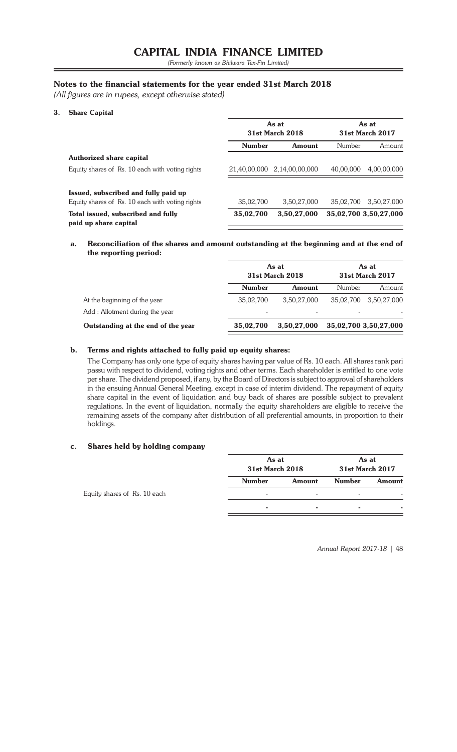# CAPITAL INDIA FINANCE LIMITED

*(Formerly known as Bhilwara Tex-Fin Limited)*

## Notes to the financial statements for the year ended 31st March 2018

*(All figures are in rupees, except otherwise stated)*

### 3. Share Capital

| | As at 31st March 2018 | | As at 31st March 2017 | |
|---|---|---|---|---|
| | **Number** | **Amount** | Number | Amount |
| **Authorized share capital** | | | | |
| Equity shares of Rs. 10 each with voting rights | 21,40,00,000 | 2,14,00,00,000 | 40,00,000 | 4,00,00,000 |
| **Issued, subscribed and fully paid up** | | | | |
| Equity shares of Rs. 10 each with voting rights | 35,02,700 | 3,50,27,000 | 35,02,700 | 3,50,27,000 |
| **Total issued, subscribed and fully paid up share capital** | **35,02,700** | **3,50,27,000** | **35,02,700** | **3,50,27,000** |

#### a. Reconciliation of the shares and amount outstanding at the beginning and at the end of the reporting period:

| | As at 31st March 2018 | | As at 31st March 2017 | |
|---|---|---|---|---|
| | **Number** | **Amount** | Number | Amount |
| At the beginning of the year | 35,02,700 | 3,50,27,000 | 35,02,700 | 3,50,27,000 |
| Add : Allotment during the year | - | - | - | - |
| **Outstanding at the end of the year** | **35,02,700** | **3,50,27,000** | **35,02,700** | **3,50,27,000** |

#### b. Terms and rights attached to fully paid up equity shares:

The Company has only one type of equity shares having par value of Rs. 10 each. All shares rank pari passu with respect to dividend, voting rights and other terms. Each shareholder is entitled to one vote per share. The dividend proposed, if any, by the Board of Directors is subject to approval of shareholders in the ensuing Annual General Meeting, except in case of interim dividend. The repayment of equity share capital in the event of liquidation and buy back of shares are possible subject to prevalent regulations. In the event of liquidation, normally the equity shareholders are eligible to receive the remaining assets of the company after distribution of all preferential amounts, in proportion to their holdings.

#### c. Shares held by holding company

| | As at 31st March 2018 | | As at 31st March 2017 | |
|---|---|---|---|---|
| | **Number** | **Amount** | **Number** | **Amount** |
| Equity shares of Rs. 10 each | - | - | - | - |
| | **-** | **-** | **-** | **-** |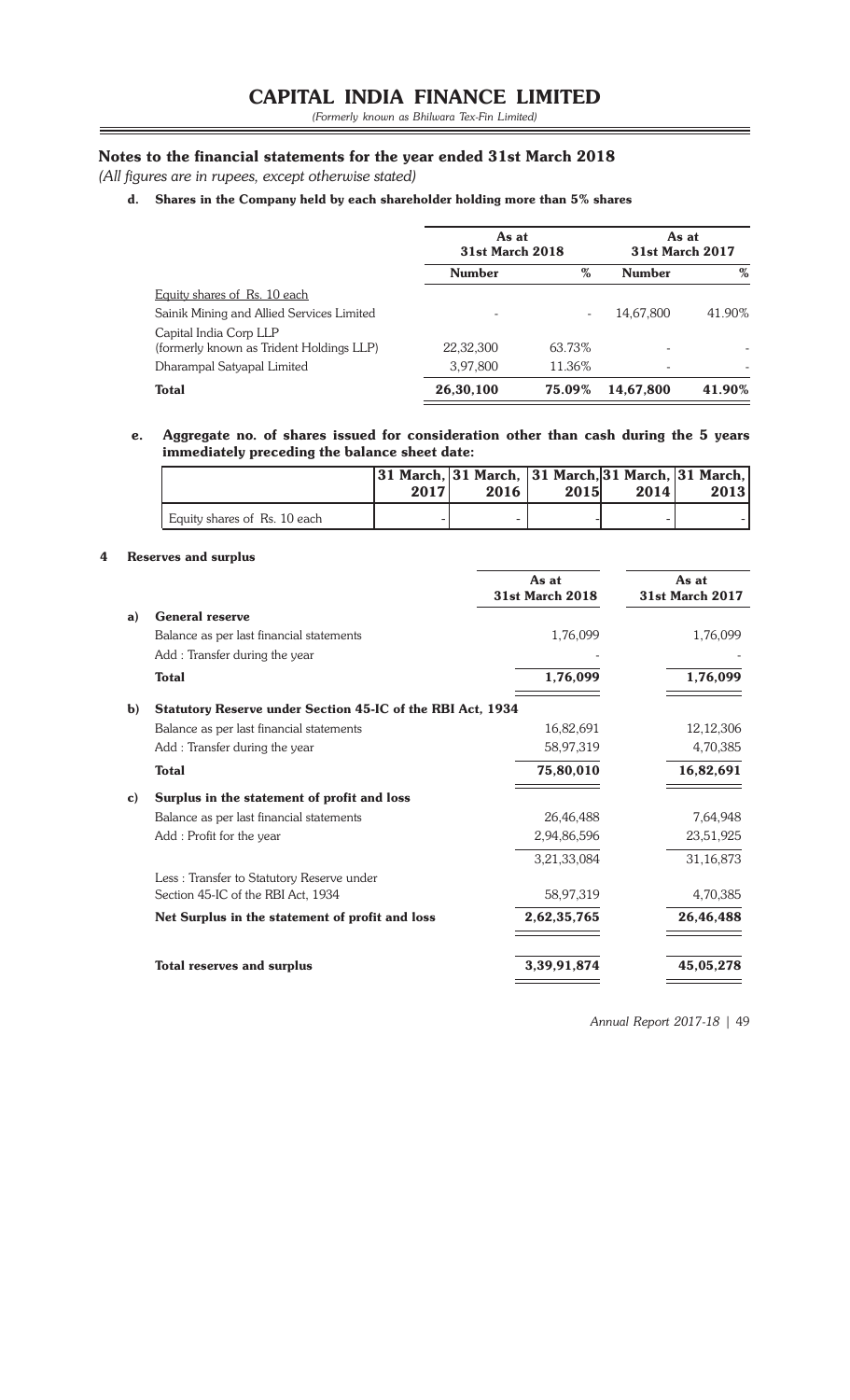# CAPITAL INDIA FINANCE LIMITED

*(Formerly known as Bhilwara Tex-Fin Limited)*

## Notes to the financial statements for the year ended 31st March 2018

*(All figures are in rupees, except otherwise stated)*

**d. Shares in the Company held by each shareholder holding more than 5% shares**

| | As at 31st March 2018 | | As at 31st March 2017 | |
|---|---|---|---|---|
| | **Number** | **%** | **Number** | **%** |
| Equity shares of Rs. 10 each | | | | |
| Sainik Mining and Allied Services Limited | - | - | 14,67,800 | 41.90% |
| Capital India Corp LLP (formerly known as Trident Holdings LLP) | 22,32,300 | 63.73% | - | - |
| Dharampal Satyapal Limited | 3,97,800 | 11.36% | - | - |
| **Total** | **26,30,100** | **75.09%** | **14,67,800** | **41.90%** |

**e. Aggregate no. of shares issued for consideration other than cash during the 5 years immediately preceding the balance sheet date:**

| | 31 March, 2017 | 31 March, 2016 | 31 March, 2015 | 31 March, 2014 | 31 March, 2013 |
|---|---|---|---|---|---|
| Equity shares of Rs. 10 each | - | - | - | - | - |

### 4 Reserves and surplus

| | | As at 31st March 2018 | As at 31st March 2017 |
|---|---|---|---|
| **a)** | **General reserve** | | |
| | Balance as per last financial statements | 1,76,099 | 1,76,099 |
| | Add : Transfer during the year | - | - |
| | **Total** | **1,76,099** | **1,76,099** |
| **b)** | **Statutory Reserve under Section 45-IC of the RBI Act, 1934** | | |
| | Balance as per last financial statements | 16,82,691 | 12,12,306 |
| | Add : Transfer during the year | 58,97,319 | 4,70,385 |
| | **Total** | **75,80,010** | **16,82,691** |
| **c)** | **Surplus in the statement of profit and loss** | | |
| | Balance as per last financial statements | 26,46,488 | 7,64,948 |
| | Add : Profit for the year | 2,94,86,596 | 23,51,925 |
| | | 3,21,33,084 | 31,16,873 |
| | Less : Transfer to Statutory Reserve under Section 45-IC of the RBI Act, 1934 | 58,97,319 | 4,70,385 |
| | **Net Surplus in the statement of profit and loss** | **2,62,35,765** | **26,46,488** |
| | **Total reserves and surplus** | **3,39,91,874** | **45,05,278** |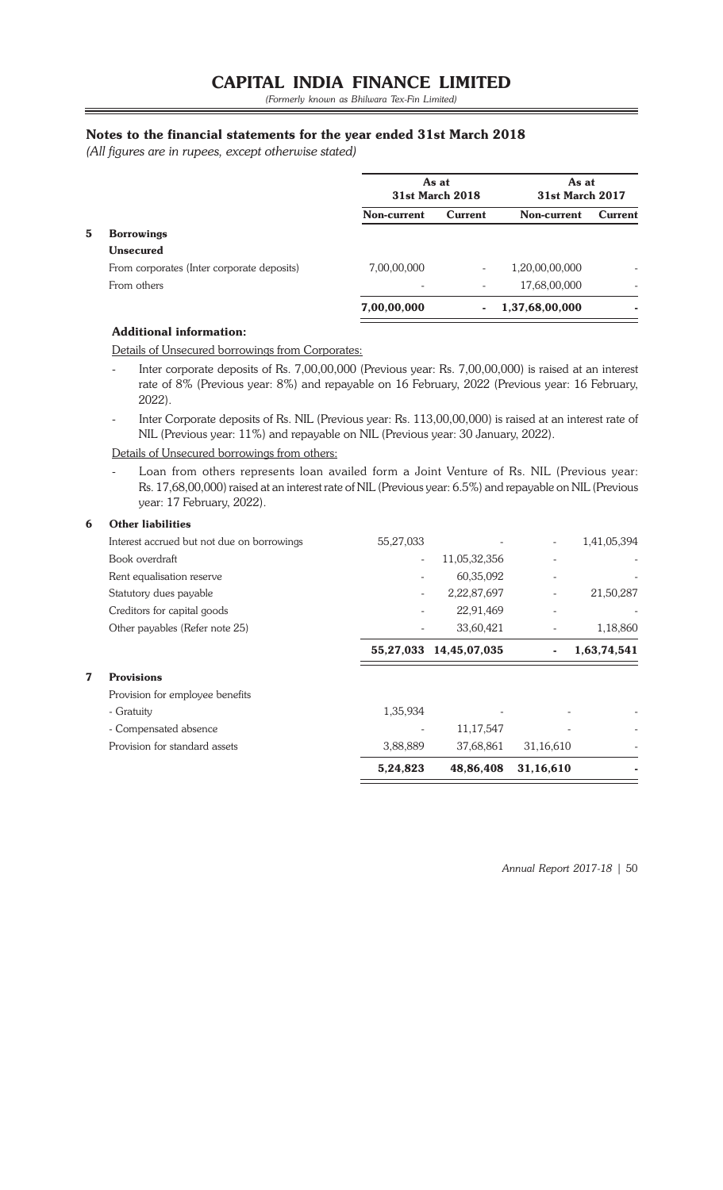# CAPITAL INDIA FINANCE LIMITED

*(Formerly known as Bhilwara Tex-Fin Limited)*

## Notes to the financial statements for the year ended 31st March 2018

*(All figures are in rupees, except otherwise stated)*

| | | As at 31st March 2018 | | As at 31st March 2017 | |
|---|---|---|---|---|---|
| | | **Non-current** | **Current** | **Non-current** | **Current** |
| **5** | **Borrowings** | | | | |
| | **Unsecured** | | | | |
| | From corporates (Inter corporate deposits) | 7,00,00,000 | - | 1,20,00,00,000 | - |
| | From others | - | - | 17,68,00,000 | - |
| | | **7,00,00,000** | **-** | **1,37,68,00,000** | **-** |

**Additional information:**

Details of Unsecured borrowings from Corporates:

- Inter corporate deposits of Rs. 7,00,00,000 (Previous year: Rs. 7,00,00,000) is raised at an interest rate of 8% (Previous year: 8%) and repayable on 16 February, 2022 (Previous year: 16 February, 2022).
- Inter Corporate deposits of Rs. NIL (Previous year: Rs. 113,00,00,000) is raised at an interest rate of NIL (Previous year: 11%) and repayable on NIL (Previous year: 30 January, 2022).

Details of Unsecured borrowings from others:

- Loan from others represents loan availed form a Joint Venture of Rs. NIL (Previous year: Rs. 17,68,00,000) raised at an interest rate of NIL (Previous year: 6.5%) and repayable on NIL (Previous year: 17 February, 2022).

| | | As at 31st March 2018 | | As at 31st March 2017 | |
|---|---|---|---|---|---|
| | | **Non-current** | **Current** | **Non-current** | **Current** |
| **6** | **Other liabilities** | | | | |
| | Interest accrued but not due on borrowings | 55,27,033 | - | - | 1,41,05,394 |
| | Book overdraft | - | 11,05,32,356 | - | - |
| | Rent equalisation reserve | - | 60,35,092 | - | - |
| | Statutory dues payable | - | 2,22,87,697 | - | 21,50,287 |
| | Creditors for capital goods | - | 22,91,469 | - | - |
| | Other payables (Refer note 25) | - | 33,60,421 | - | 1,18,860 |
| | | **55,27,033** | **14,45,07,035** | **-** | **1,63,74,541** |
| **7** | **Provisions** | | | | |
| | Provision for employee benefits | | | | |
| | - Gratuity | 1,35,934 | - | - | - |
| | - Compensated absence | - | 11,17,547 | - | - |
| | Provision for standard assets | 3,88,889 | 37,68,861 | 31,16,610 | - |
| | | **5,24,823** | **48,86,408** | **31,16,610** | **-** |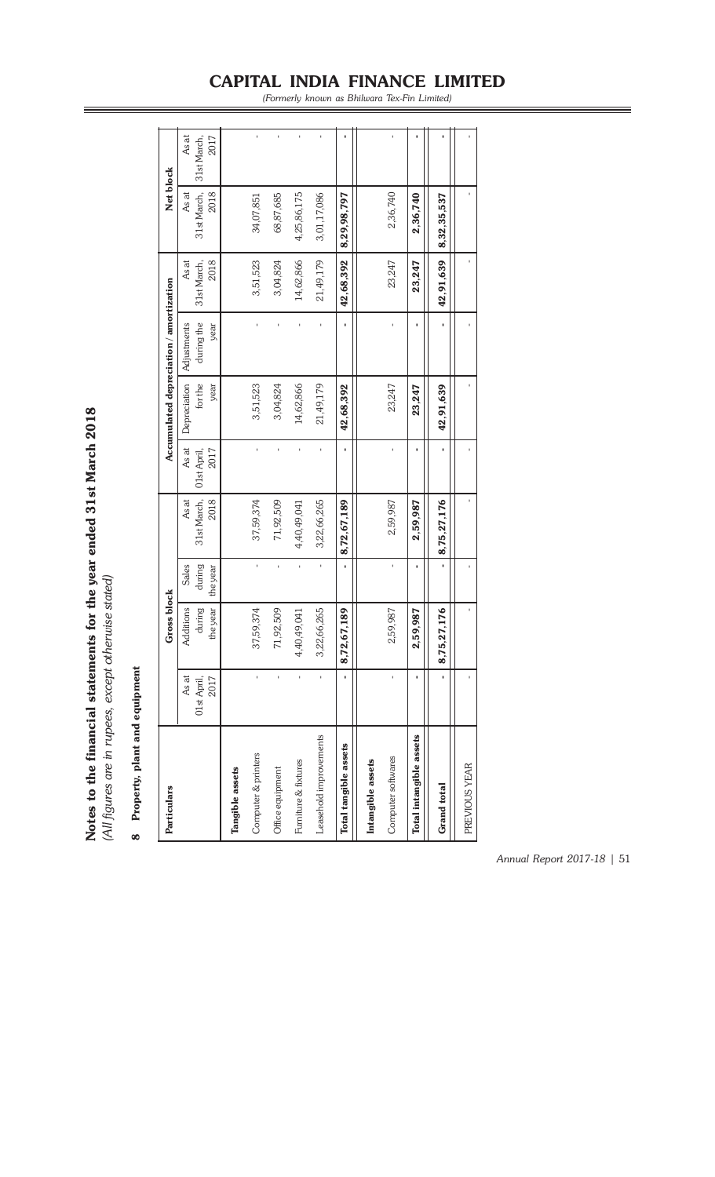# Notes to the financial statements for the year ended 31st March 2018

*(All figures are in rupees, except otherwise stated)*

## 8 Property, plant and equipment

| Particulars | Gross block | | | | Accumulated depreciation / amortization | | | | Net block | |
|---|---|---|---|---|---|---|---|---|---|---|
| | As at 01st April, 2017 | Additions during the year | Sales during the year | As at 31st March, 2018 | As at 01st April, 2017 | Depreciation for the year | Adjustments during the year | As at 31st March, 2018 | As at 31st March, 2018 | As at 31st March, 2017 |
| **Tangible assets** | | | | | | | | | | |
| Computer & printers | - | 37,59,374 | - | 37,59,374 | - | 3,51,523 | - | 3,51,523 | 34,07,851 | - |
| Office equipment | - | 71,92,509 | - | 71,92,509 | - | 3,04,824 | - | 3,04,824 | 68,87,685 | - |
| Furniture & fixtures | - | 4,40,49,041 | - | 4,40,49,041 | - | 14,62,866 | - | 14,62,866 | 4,25,86,175 | - |
| Leasehold improvements | - | 3,22,66,265 | - | 3,22,66,265 | - | 21,49,179 | - | 21,49,179 | 3,01,17,086 | - |
| **Total tangible assets** | **-** | **8,72,67,189** | **-** | **8,72,67,189** | **-** | **42,68,392** | **-** | **42,68,392** | **8,29,98,797** | **-** |
| **Intangible assets** | | | | | | | | | | |
| Computer softwares | - | 2,59,987 | - | 2,59,987 | - | 23,247 | - | 23,247 | 2,36,740 | - |
| **Total intangible assets** | **-** | **2,59,987** | **-** | **2,59,987** | **-** | **23,247** | **-** | **23,247** | **2,36,740** | **-** |
| **Grand total** | **-** | **8,75,27,176** | **-** | **8,75,27,176** | **-** | **42,91,639** | **-** | **42,91,639** | **8,32,35,537** | **-** |
| PREVIOUS YEAR | - | - | - | - | - | - | - | - | - | - |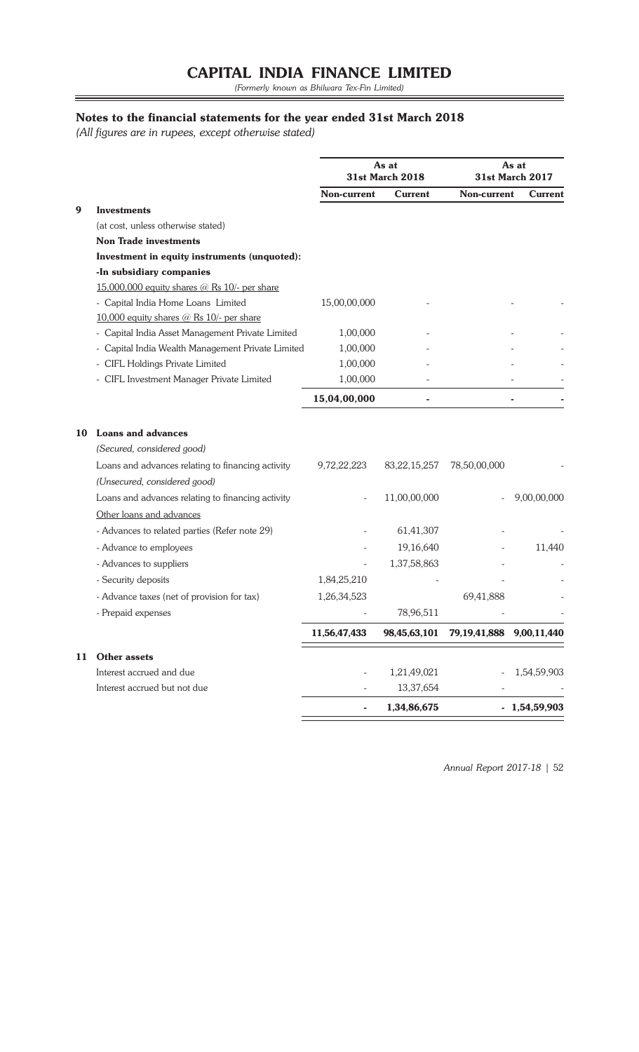# CAPITAL INDIA FINANCE LIMITED

*(Formerly known as Bhilwara Tex-Fin Limited)*

## Notes to the financial statements for the year ended 31st March 2018

*(All figures are in rupees, except otherwise stated)*

| | | As at 31st March 2018 | | As at 31st March 2017 | |
|---|---|---|---|---|---|
| | | **Non-current** | **Current** | **Non-current** | **Current** |
| **9** | **Investments** | | | | |
| | (at cost, unless otherwise stated) | | | | |
| | **Non Trade investments** | | | | |
| | **Investment in equity instruments (unquoted):** | | | | |
| | **-In subsidiary companies** | | | | |
| | 15,000,000 equity shares @ Rs 10/- per share | | | | |
| | - Capital India Home Loans Limited | 15,00,00,000 | - | - | - |
| | 10,000 equity shares @ Rs 10/- per share | | | | |
| | - Capital India Asset Management Private Limited | 1,00,000 | - | - | - |
| | - Capital India Wealth Management Private Limited | 1,00,000 | - | - | - |
| | - CIFL Holdings Private Limited | 1,00,000 | - | - | - |
| | - CIFL Investment Manager Private Limited | 1,00,000 | - | - | - |
| | | **15,04,00,000** | **-** | **-** | **-** |
| **10** | **Loans and advances** | | | | |
| | *(Secured, considered good)* | | | | |
| | Loans and advances relating to financing activity | 9,72,22,223 | 83,22,15,257 | 78,50,00,000 | - |
| | *(Unsecured, considered good)* | | | | |
| | Loans and advances relating to financing activity | - | 11,00,00,000 | - | 9,00,00,000 |
| | Other loans and advances | | | | |
| | - Advances to related parties (Refer note 29) | - | 61,41,307 | - | - |
| | - Advance to employees | - | 19,16,640 | - | 11,440 |
| | - Advances to suppliers | - | 1,37,58,863 | - | - |
| | - Security deposits | 1,84,25,210 | - | - | - |
| | - Advance taxes (net of provision for tax) | 1,26,34,523 | | 69,41,888 | - |
| | - Prepaid expenses | - | 78,96,511 | - | - |
| | | **11,56,47,433** | **98,45,63,101** | **79,19,41,888** | **9,00,11,440** |
| **11** | **Other assets** | | | | |
| | Interest accrued and due | - | 1,21,49,021 | - | 1,54,59,903 |
| | Interest accrued but not due | - | 13,37,654 | - | - |
| | | **-** | **1,34,86,675** | **-** | **1,54,59,903** |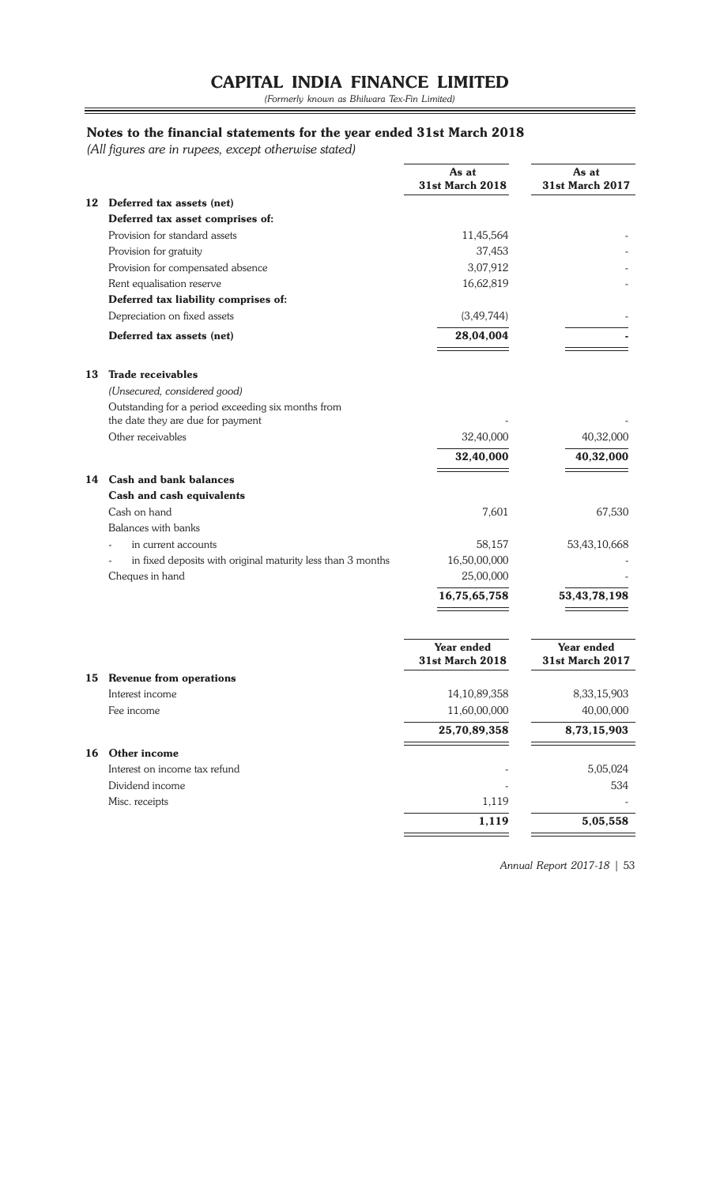# CAPITAL INDIA FINANCE LIMITED

*(Formerly known as Bhilwara Tex-Fin Limited)*

## Notes to the financial statements for the year ended 31st March 2018

*(All figures are in rupees, except otherwise stated)*

| | | As at 31st March 2018 | As at 31st March 2017 |
|---|---|---|---|
| **12** | **Deferred tax assets (net)** | | |
| | **Deferred tax asset comprises of:** | | |
| | Provision for standard assets | 11,45,564 | - |
| | Provision for gratuity | 37,453 | - |
| | Provision for compensated absence | 3,07,912 | - |
| | Rent equalisation reserve | 16,62,819 | - |
| | **Deferred tax liability comprises of:** | | |
| | Depreciation on fixed assets | (3,49,744) | - |
| | **Deferred tax assets (net)** | **28,04,004** | **-** |
| **13** | **Trade receivables** | | |
| | *(Unsecured, considered good)* | | |
| | Outstanding for a period exceeding six months from the date they are due for payment | - | - |
| | Other receivables | 32,40,000 | 40,32,000 |
| | | **32,40,000** | **40,32,000** |
| **14** | **Cash and bank balances** | | |
| | **Cash and cash equivalents** | | |
| | Cash on hand | 7,601 | 67,530 |
| | Balances with banks | | |
| | - in current accounts | 58,157 | 53,43,10,668 |
| | - in fixed deposits with original maturity less than 3 months | 16,50,00,000 | - |
| | Cheques in hand | 25,00,000 | - |
| | | **16,75,65,758** | **53,43,78,198** |

| | | Year ended 31st March 2018 | Year ended 31st March 2017 |
|---|---|---|---|
| **15** | **Revenue from operations** | | |
| | Interest income | 14,10,89,358 | 8,33,15,903 |
| | Fee income | 11,60,00,000 | 40,00,000 |
| | | **25,70,89,358** | **8,73,15,903** |
| **16** | **Other income** | | |
| | Interest on income tax refund | - | 5,05,024 |
| | Dividend income | - | 534 |
| | Misc. receipts | 1,119 | - |
| | | **1,119** | **5,05,558** |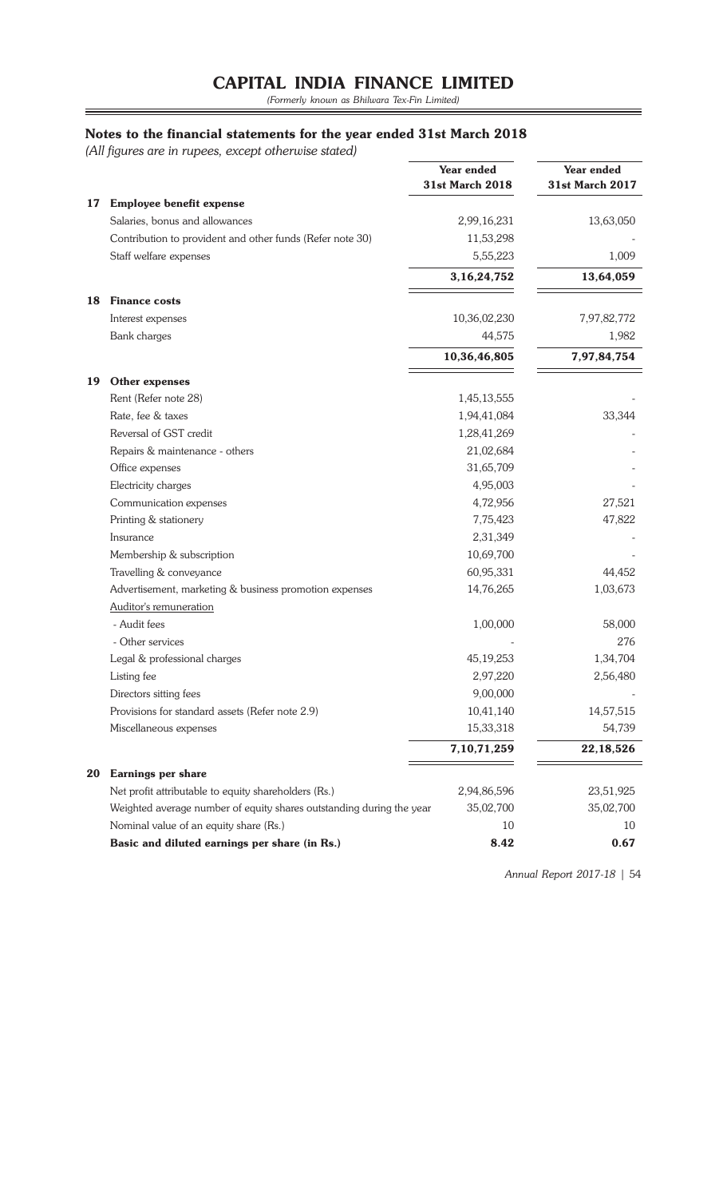# CAPITAL INDIA FINANCE LIMITED

*(Formerly known as Bhilwara Tex-Fin Limited)*

## Notes to the financial statements for the year ended 31st March 2018

*(All figures are in rupees, except otherwise stated)*

| | | Year ended 31st March 2018 | Year ended 31st March 2017 |
|---|---|---|---|
| **17** | **Employee benefit expense** | | |
| | Salaries, bonus and allowances | 2,99,16,231 | 13,63,050 |
| | Contribution to provident and other funds (Refer note 30) | 11,53,298 | - |
| | Staff welfare expenses | 5,55,223 | 1,009 |
| | | **3,16,24,752** | **13,64,059** |
| **18** | **Finance costs** | | |
| | Interest expenses | 10,36,02,230 | 7,97,82,772 |
| | Bank charges | 44,575 | 1,982 |
| | | **10,36,46,805** | **7,97,84,754** |
| **19** | **Other expenses** | | |
| | Rent (Refer note 28) | 1,45,13,555 | - |
| | Rate, fee & taxes | 1,94,41,084 | 33,344 |
| | Reversal of GST credit | 1,28,41,269 | - |
| | Repairs & maintenance - others | 21,02,684 | - |
| | Office expenses | 31,65,709 | - |
| | Electricity charges | 4,95,003 | - |
| | Communication expenses | 4,72,956 | 27,521 |
| | Printing & stationery | 7,75,423 | 47,822 |
| | Insurance | 2,31,349 | - |
| | Membership & subscription | 10,69,700 | - |
| | Travelling & conveyance | 60,95,331 | 44,452 |
| | Advertisement, marketing & business promotion expenses | 14,76,265 | 1,03,673 |
| | Auditor's remuneration | | |
| | - Audit fees | 1,00,000 | 58,000 |
| | - Other services | - | 276 |
| | Legal & professional charges | 45,19,253 | 1,34,704 |
| | Listing fee | 2,97,220 | 2,56,480 |
| | Directors sitting fees | 9,00,000 | - |
| | Provisions for standard assets (Refer note 2.9) | 10,41,140 | 14,57,515 |
| | Miscellaneous expenses | 15,33,318 | 54,739 |
| | | **7,10,71,259** | **22,18,526** |
| **20** | **Earnings per share** | | |
| | Net profit attributable to equity shareholders (Rs.) | 2,94,86,596 | 23,51,925 |
| | Weighted average number of equity shares outstanding during the year | 35,02,700 | 35,02,700 |
| | Nominal value of an equity share (Rs.) | 10 | 10 |
| | **Basic and diluted earnings per share (in Rs.)** | **8.42** | **0.67** |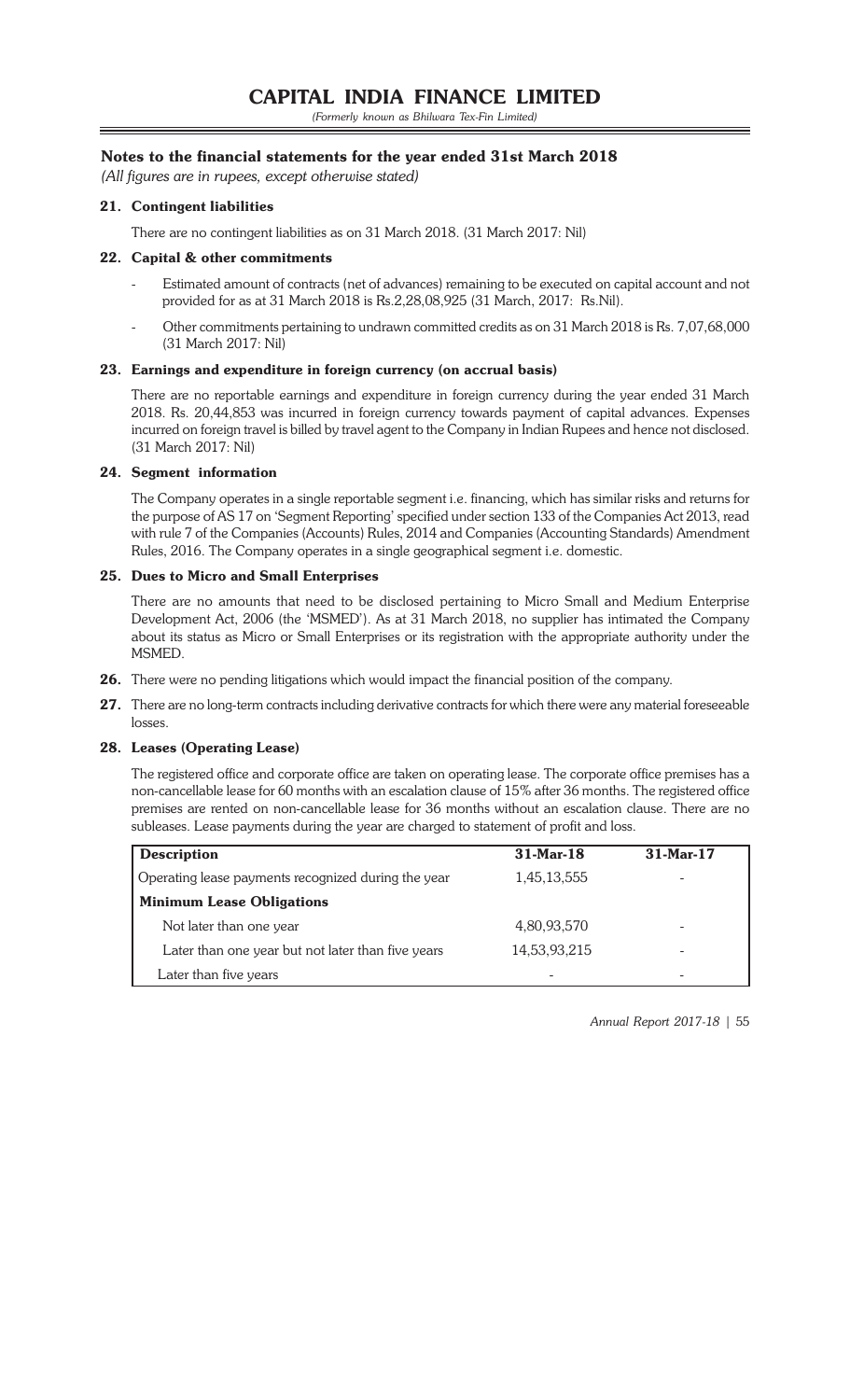# CAPITAL INDIA FINANCE LIMITED

*(Formerly known as Bhilwara Tex-Fin Limited)*

## Notes to the financial statements for the year ended 31st March 2018

*(All figures are in rupees, except otherwise stated)*

### 21. Contingent liabilities

There are no contingent liabilities as on 31 March 2018. (31 March 2017: Nil)

### 22. Capital & other commitments

- Estimated amount of contracts (net of advances) remaining to be executed on capital account and not provided for as at 31 March 2018 is Rs.2,28,08,925 (31 March, 2017: Rs.Nil).
- Other commitments pertaining to undrawn committed credits as on 31 March 2018 is Rs. 7,07,68,000 (31 March 2017: Nil)

### 23. Earnings and expenditure in foreign currency (on accrual basis)

There are no reportable earnings and expenditure in foreign currency during the year ended 31 March 2018. Rs. 20,44,853 was incurred in foreign currency towards payment of capital advances. Expenses incurred on foreign travel is billed by travel agent to the Company in Indian Rupees and hence not disclosed. (31 March 2017: Nil)

### 24. Segment information

The Company operates in a single reportable segment i.e. financing, which has similar risks and returns for the purpose of AS 17 on 'Segment Reporting' specified under section 133 of the Companies Act 2013, read with rule 7 of the Companies (Accounts) Rules, 2014 and Companies (Accounting Standards) Amendment Rules, 2016. The Company operates in a single geographical segment i.e. domestic.

### 25. Dues to Micro and Small Enterprises

There are no amounts that need to be disclosed pertaining to Micro Small and Medium Enterprise Development Act, 2006 (the 'MSMED'). As at 31 March 2018, no supplier has intimated the Company about its status as Micro or Small Enterprises or its registration with the appropriate authority under the MSMED.

**26.** There were no pending litigations which would impact the financial position of the company.

**27.** There are no long-term contracts including derivative contracts for which there were any material foreseeable losses.

### 28. Leases (Operating Lease)

The registered office and corporate office are taken on operating lease. The corporate office premises has a non-cancellable lease for 60 months with an escalation clause of 15% after 36 months. The registered office premises are rented on non-cancellable lease for 36 months without an escalation clause. There are no subleases. Lease payments during the year are charged to statement of profit and loss.

| Description | 31-Mar-18 | 31-Mar-17 |
|---|---|---|
| Operating lease payments recognized during the year | 1,45,13,555 | - |
| **Minimum Lease Obligations** | | |
| Not later than one year | 4,80,93,570 | - |
| Later than one year but not later than five years | 14,53,93,215 | - |
| Later than five years | - | - |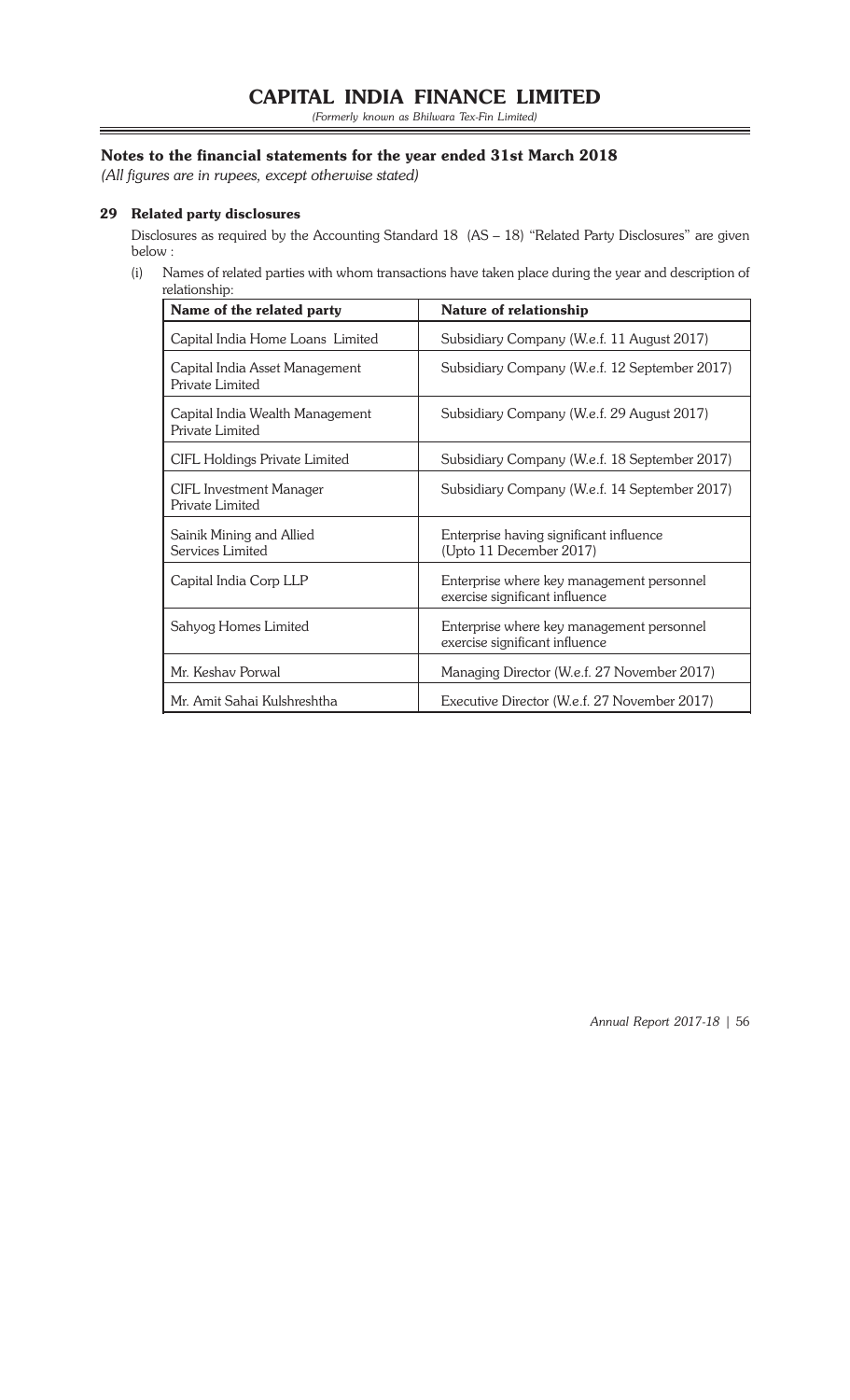## Notes to the financial statements for the year ended 31st March 2018

*(All figures are in rupees, except otherwise stated)*

### 29 Related party disclosures

Disclosures as required by the Accounting Standard 18 (AS – 18) "Related Party Disclosures" are given below :

(i) Names of related parties with whom transactions have taken place during the year and description of relationship:

| Name of the related party | Nature of relationship |
|---|---|
| Capital India Home Loans Limited | Subsidiary Company (W.e.f. 11 August 2017) |
| Capital India Asset Management Private Limited | Subsidiary Company (W.e.f. 12 September 2017) |
| Capital India Wealth Management Private Limited | Subsidiary Company (W.e.f. 29 August 2017) |
| CIFL Holdings Private Limited | Subsidiary Company (W.e.f. 18 September 2017) |
| CIFL Investment Manager Private Limited | Subsidiary Company (W.e.f. 14 September 2017) |
| Sainik Mining and Allied Services Limited | Enterprise having significant influence (Upto 11 December 2017) |
| Capital India Corp LLP | Enterprise where key management personnel exercise significant influence |
| Sahyog Homes Limited | Enterprise where key management personnel exercise significant influence |
| Mr. Keshav Porwal | Managing Director (W.e.f. 27 November 2017) |
| Mr. Amit Sahai Kulshreshtha | Executive Director (W.e.f. 27 November 2017) |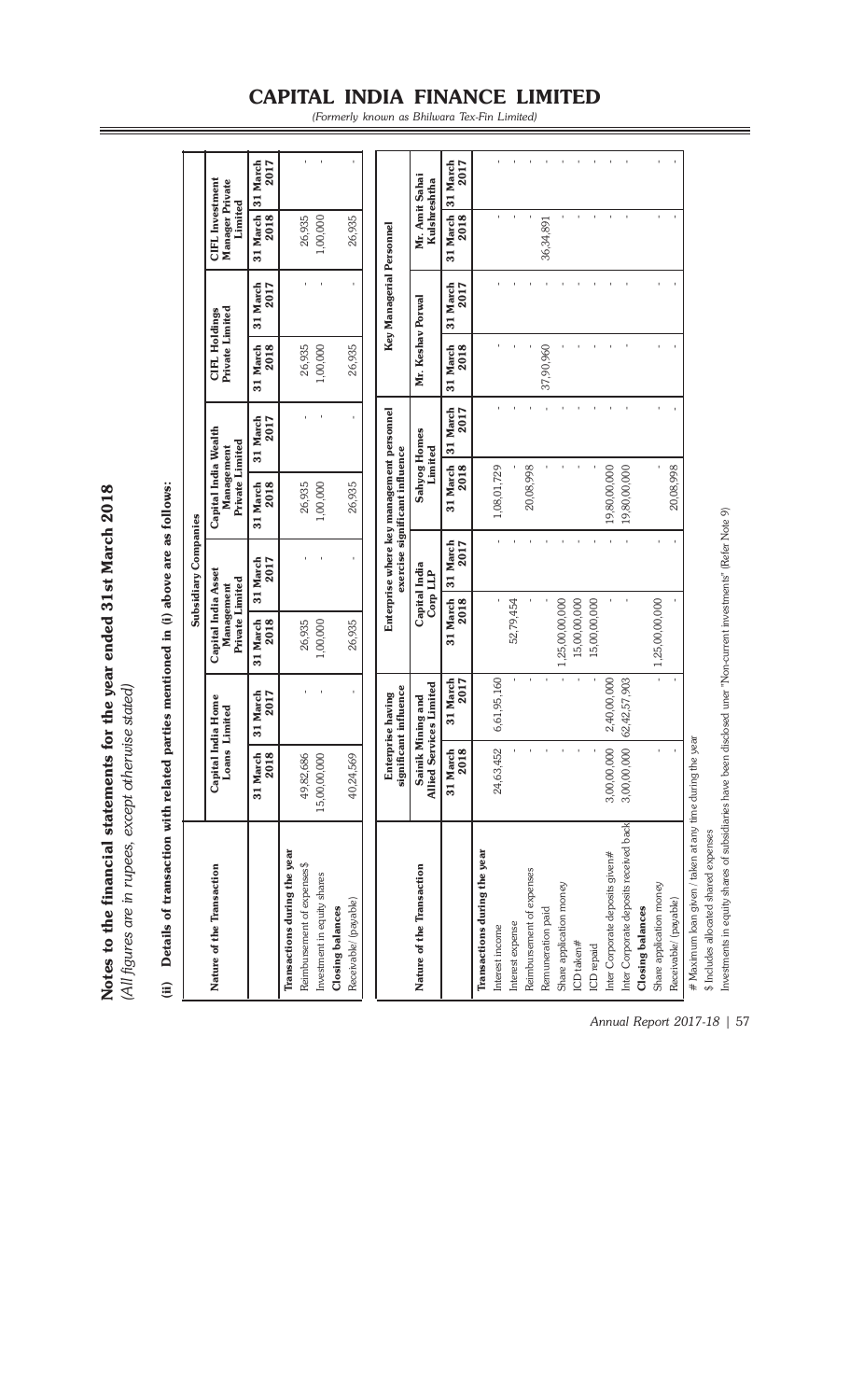# Notes to the financial statements for the year ended 31st March 2018

*(All figures are in rupees, except otherwise stated)*

**(ii) Details of transaction with related parties mentioned in (i) above are as follows:**

| Nature of the Transaction | Subsidiary Companies | | | | | | | | | |
|---|---|---|---|---|---|---|---|---|---|---|
| | Capital India Home Loans Limited | | Capital India Asset Management Private Limited | | Capital India Wealth Management Private Limited | | CIFL Holdings Private Limited | | CIFL Investment Manager Private Limited | |
| | 31 March 2018 | 31 March 2017 | 31 March 2018 | 31 March 2017 | 31 March 2018 | 31 March 2017 | 31 March 2018 | 31 March 2017 | 31 March 2018 | 31 March 2017 |
| **Transactions during the year** | | | | | | | | | | |
| Reimbursement of expenses$ | 49,82,686 | - | 26,935 | - | 26,935 | - | 26,935 | - | 26,935 | - |
| Investment in equity shares | 15,00,00,000 | - | 1,00,000 | - | 1,00,000 | - | 1,00,000 | - | 1,00,000 | - |
| **Closing balances** | | | | | | | | | | |
| Receivable/ (payable) | 40,24,569 | - | 26,935 | - | 26,935 | - | 26,935 | - | 26,935 | - |

| Nature of the Transaction | Enterprise having significant influence | | Enterprise where key management personnel exercise significant influence | | | | Key Managerial Personnel | | | |
|---|---|---|---|---|---|---|---|---|---|---|
| | Sainik Mining and Allied Services Limited | | Capital India Corp LLP | | Sahyog Homes Limited | | Mr. Keshav Porwal | | Mr. Amit Sahai Kulshreshtha | |
| | 31 March 2018 | 31 March 2017 | 31 March 2018 | 31 March 2017 | 31 March 2018 | 31 March 2017 | 31 March 2018 | 31 March 2017 | 31 March 2018 | 31 March 2017 |
| **Transactions during the year** | | | | | | | | | | |
| Interest income | 24,63,452 | 6,61,95,160 | - | - | 1,08,01,729 | - | - | - | - | - |
| Interest expense | - | - | 52,79,454 | - | - | - | - | - | - | - |
| Reimbursement of expenses | - | - | - | - | 20,08,998 | - | - | - | - | - |
| Remuneration paid | - | - | - | - | - | - | 37,90,960 | - | 36,34,891 | - |
| Share application money | - | - | 1,25,00,00,000 | - | - | - | - | - | - | - |
| ICD taken# | - | - | 15,00,00,000 | - | - | - | - | - | - | - |
| ICD repaid | - | - | 15,00,00,000 | - | - | - | - | - | - | - |
| Inter Corporate deposits given# | 3,00,00,000 | 2,40,00,000 | - | - | 19,80,00,000 | - | - | - | - | - |
| Inter Corporate deposits received back | 3,00,00,000 | 62,42,57,903 | - | - | 19,80,00,000 | - | - | - | - | - |
| **Closing balances** | | | | | | | | | | |
| Share application money | - | - | 1,25,00,00,000 | - | - | - | - | - | - | - |
| Receivable/ (payable) | - | - | - | - | 20,08,998 | - | - | - | - | - |

# Maximum loan given / taken at any time during the year

$ Includes allocated shared expenses

Investments in equity shares of subsidiaries have been disclosed uner "Non-current investments" (Refer Note 9)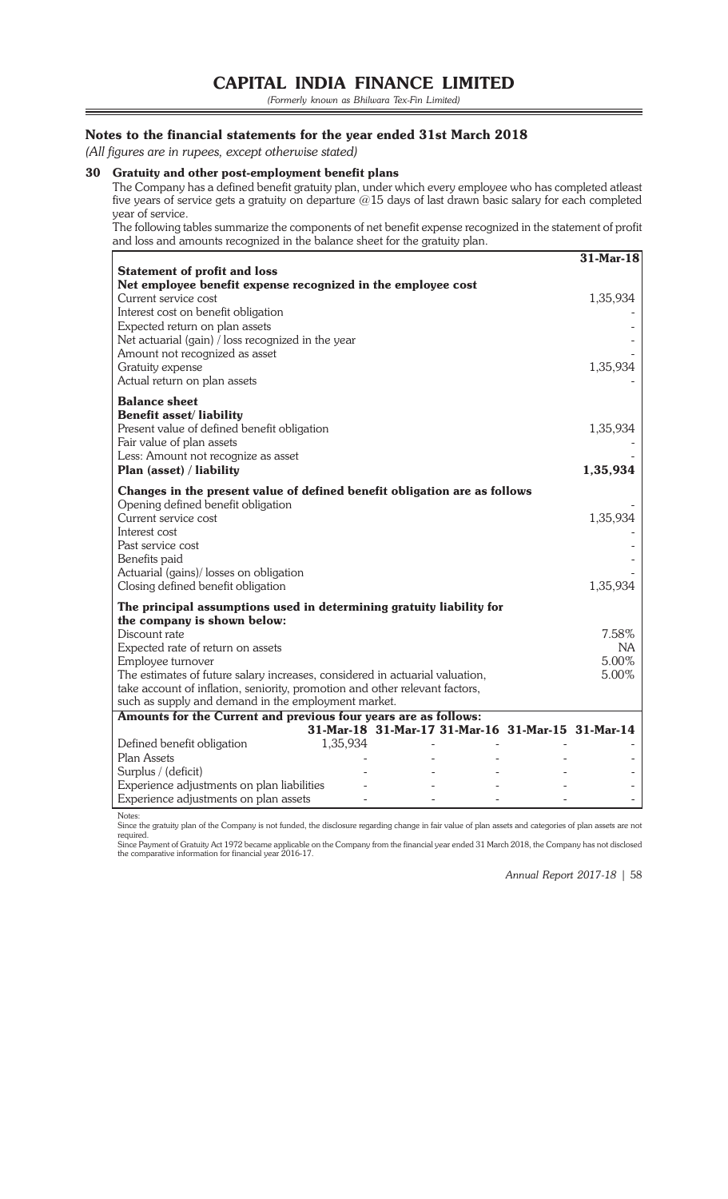## Notes to the financial statements for the year ended 31st March 2018

*(All figures are in rupees, except otherwise stated)*

### 30 Gratuity and other post-employment benefit plans

The Company has a defined benefit gratuity plan, under which every employee who has completed atleast five years of service gets a gratuity on departure @15 days of last drawn basic salary for each completed year of service.

The following tables summarize the components of net benefit expense recognized in the statement of profit and loss and amounts recognized in the balance sheet for the gratuity plan.

| | 31-Mar-18 |
|---|---|
| **Statement of profit and loss** | |
| **Net employee benefit expense recognized in the employee cost** | |
| Current service cost | 1,35,934 |
| Interest cost on benefit obligation | - |
| Expected return on plan assets | - |
| Net actuarial (gain) / loss recognized in the year | - |
| Amount not recognized as asset | - |
| Gratuity expense | 1,35,934 |
| Actual return on plan assets | - |
| **Balance sheet** | |
| **Benefit asset/ liability** | |
| Present value of defined benefit obligation | 1,35,934 |
| Fair value of plan assets | - |
| Less: Amount not recognize as asset | - |
| **Plan (asset) / liability** | **1,35,934** |
| **Changes in the present value of defined benefit obligation are as follows** | |
| Opening defined benefit obligation | - |
| Current service cost | 1,35,934 |
| Interest cost | - |
| Past service cost | - |
| Benefits paid | - |
| Actuarial (gains)/ losses on obligation | - |
| Closing defined benefit obligation | 1,35,934 |
| **The principal assumptions used in determining gratuity liability for the company is shown below:** | |
| Discount rate | 7.58% |
| Expected rate of return on assets | NA |
| Employee turnover | 5.00% |
| The estimates of future salary increases, considered in actuarial valuation, take account of inflation, seniority, promotion and other relevant factors, such as supply and demand in the employment market. | 5.00% |

**Amounts for the Current and previous four years are as follows:**

| | 31-Mar-18 | 31-Mar-17 | 31-Mar-16 | 31-Mar-15 | 31-Mar-14 |
|---|---|---|---|---|---|
| Defined benefit obligation | 1,35,934 | - | - | - | - |
| Plan Assets | - | - | - | - | - |
| Surplus / (deficit) | - | - | - | - | - |
| Experience adjustments on plan liabilities | - | - | - | - | - |
| Experience adjustments on plan assets | - | - | - | - | - |

Notes:

Since the gratuity plan of the Company is not funded, the disclosure regarding change in fair value of plan assets and categories of plan assets are not required.

Since Payment of Gratuity Act 1972 became applicable on the Company from the financial year ended 31 March 2018, the Company has not disclosed the comparative information for financial year 2016-17.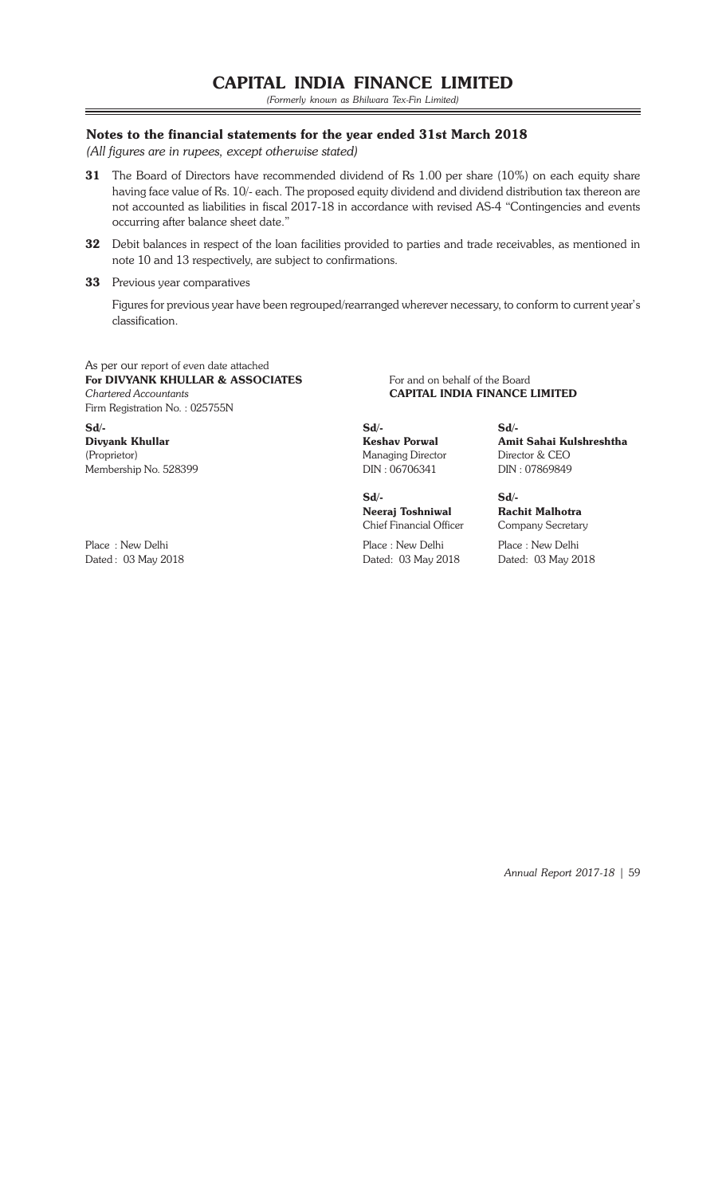## Notes to the financial statements for the year ended 31st March 2018

*(All figures are in rupees, except otherwise stated)*

**31** The Board of Directors have recommended dividend of Rs 1.00 per share (10%) on each equity share having face value of Rs. 10/- each. The proposed equity dividend and dividend distribution tax thereon are not accounted as liabilities in fiscal 2017-18 in accordance with revised AS-4 "Contingencies and events occurring after balance sheet date."

**32** Debit balances in respect of the loan facilities provided to parties and trade receivables, as mentioned in note 10 and 13 respectively, are subject to confirmations.

**33** Previous year comparatives

Figures for previous year have been regrouped/rearranged wherever necessary, to conform to current year's classification.

As per our report of even date attached
**For DIVYANK KHULLAR & ASSOCIATES**
*Chartered Accountants*
Firm Registration No. : 025755N

**Sd/-**
**Divyank Khullar**
(Proprietor)
Membership No. 528399

Place : New Delhi
Dated : 03 May 2018

For and on behalf of the Board
**CAPITAL INDIA FINANCE LIMITED**

**Sd/-**
**Keshav Porwal**
Managing Director
DIN : 06706341

**Sd/-**
**Amit Sahai Kulshreshtha**
Director & CEO
DIN : 07869849

**Sd/-**
**Neeraj Toshniwal**
Chief Financial Officer
Place : New Delhi
Dated: 03 May 2018

**Sd/-**
**Rachit Malhotra**
Company Secretary
Place : New Delhi
Dated: 03 May 2018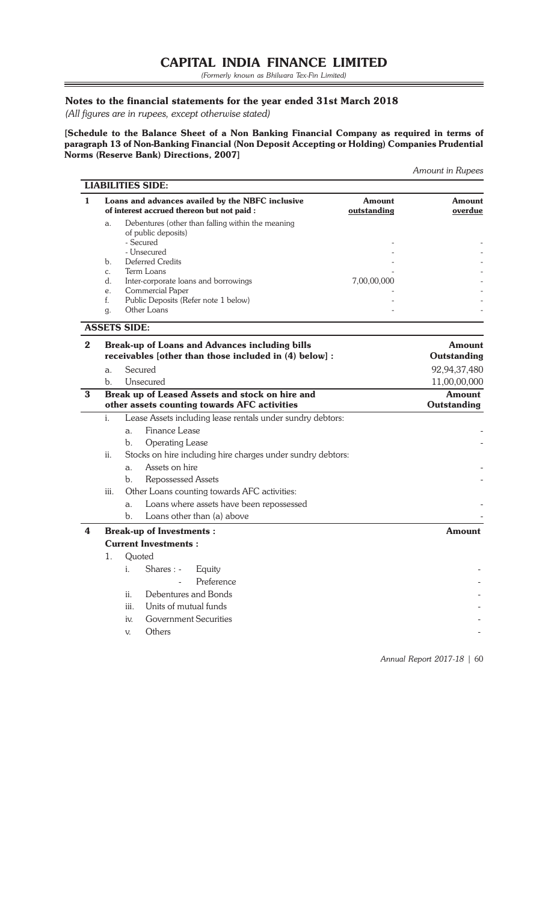# CAPITAL INDIA FINANCE LIMITED

*(Formerly known as Bhilwara Tex-Fin Limited)*

## Notes to the financial statements for the year ended 31st March 2018

*(All figures are in rupees, except otherwise stated)*

**[Schedule to the Balance Sheet of a Non Banking Financial Company as required in terms of paragraph 13 of Non-Banking Financial (Non Deposit Accepting or Holding) Companies Prudential Norms (Reserve Bank) Directions, 2007]**

*Amount in Rupees*

### LIABILITIES SIDE:

| | | Amount outstanding | Amount overdue |
|---|---|---|---|
| **1** | **Loans and advances availed by the NBFC inclusive of interest accrued thereon but not paid :** | | |
| a. | Debentures (other than falling within the meaning of public deposits) | | |
| | - Secured | - | - |
| | - Unsecured | - | - |
| b. | Deferred Credits | - | - |
| c. | Term Loans | - | - |
| d. | Inter-corporate loans and borrowings | 7,00,00,000 | - |
| e. | Commercial Paper | - | - |
| f. | Public Deposits (Refer note 1 below) | - | - |
| g. | Other Loans | - | - |

### ASSETS SIDE:

| | | Amount Outstanding |
|---|---|---|
| **2** | **Break-up of Loans and Advances including bills receivables [other than those included in (4) below] :** | |
| a. | Secured | 92,94,37,480 |
| b. | Unsecured | 11,00,00,000 |
| **3** | **Break up of Leased Assets and stock on hire and other assets counting towards AFC activities** | **Amount Outstanding** |
| i. | Lease Assets including lease rentals under sundry debtors: | |
| | a. Finance Lease | - |
| | b. Operating Lease | - |
| ii. | Stocks on hire including hire charges under sundry debtors: | |
| | a. Assets on hire | - |
| | b. Repossessed Assets | - |
| iii. | Other Loans counting towards AFC activities: | |
| | a. Loans where assets have been repossessed | - |
| | b. Loans other than (a) above | - |
| **4** | **Break-up of Investments :** | **Amount** |
| | **Current Investments :** | |
| 1. | Quoted | |
| | i. Shares : - Equity | - |
| | - Preference | - |
| | ii. Debentures and Bonds | - |
| | iii. Units of mutual funds | - |
| | iv. Government Securities | - |
| | v. Others | - |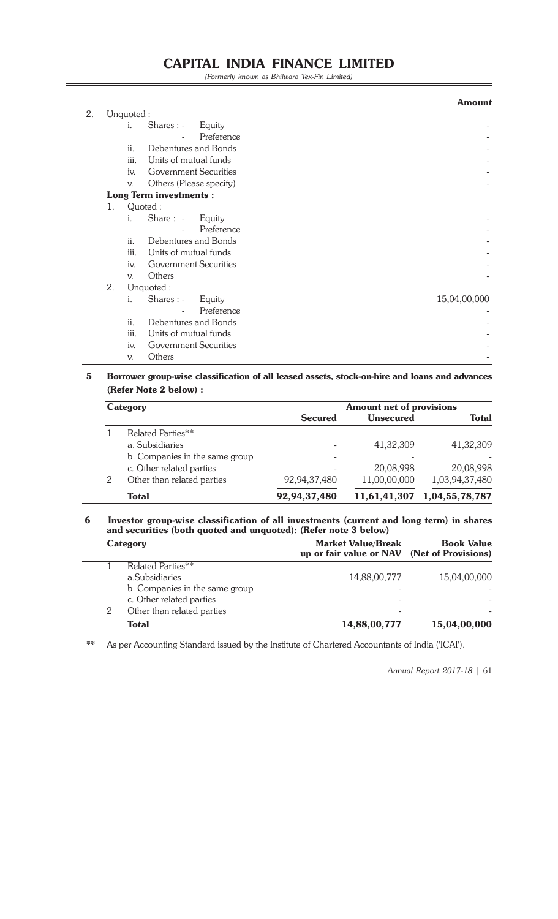| | | | Amount |
|---|---|---|---|
| 2. | Unquoted : | | |
| | i. | Shares : - Equity | - |
| | | - Preference | - |
| | ii. | Debentures and Bonds | - |
| | iii. | Units of mutual funds | - |
| | iv. | Government Securities | - |
| | v. | Others (Please specify) | - |
| **Long Term investments :** | | | |
| 1. | Quoted : | | |
| | i. | Share : - Equity | - |
| | | - Preference | - |
| | ii. | Debentures and Bonds | - |
| | iii. | Units of mutual funds | - |
| | iv. | Government Securities | - |
| | v. | Others | - |
| 2. | Unquoted : | | |
| | i. | Shares : - Equity | 15,04,00,000 |
| | | - Preference | - |
| | ii. | Debentures and Bonds | - |
| | iii. | Units of mutual funds | - |
| | iv. | Government Securities | - |
| | v. | Others | - |

**5 Borrower group-wise classification of all leased assets, stock-on-hire and loans and advances (Refer Note 2 below) :**

| | Category | Amount net of provisions | | |
|---|---|---|---|---|
| | | **Secured** | **Unsecured** | **Total** |
| 1 | Related Parties** | | | |
| | a. Subsidiaries | - | 41,32,309 | 41,32,309 |
| | b. Companies in the same group | - | - | - |
| | c. Other related parties | - | 20,08,998 | 20,08,998 |
| 2 | Other than related parties | 92,94,37,480 | 11,00,00,000 | 1,03,94,37,480 |
| | **Total** | **92,94,37,480** | **11,61,41,307** | **1,04,55,78,787** |

**6 Investor group-wise classification of all investments (current and long term) in shares and securities (both quoted and unquoted): (Refer note 3 below)**

| | Category | Market Value/Break up or fair value or NAV | Book Value (Net of Provisions) |
|---|---|---|---|
| 1 | Related Parties** | | |
| | a.Subsidiaries | 14,88,00,777 | 15,04,00,000 |
| | b. Companies in the same group | - | - |
| | c. Other related parties | - | - |
| 2 | Other than related parties | - | - |
| | **Total** | **14,88,00,777** | **15,04,00,000** |

** As per Accounting Standard issued by the Institute of Chartered Accountants of India ('ICAI').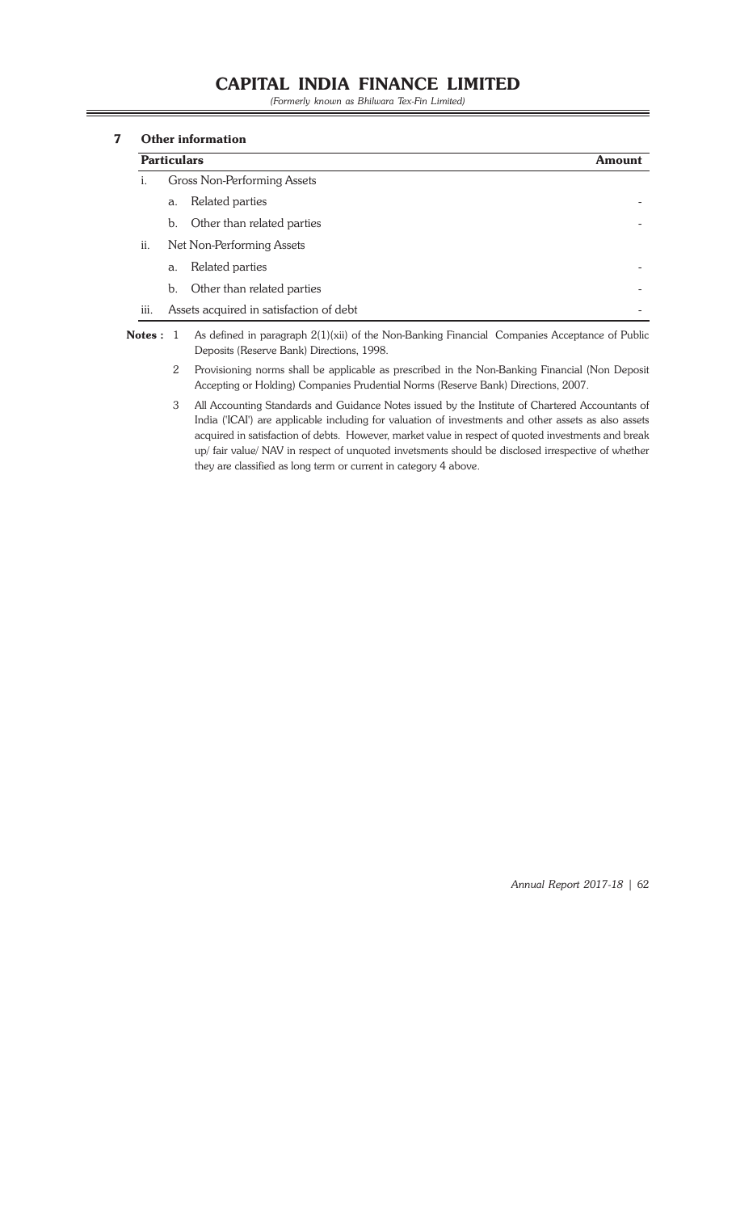## 7 Other information

| Particulars | | Amount |
|---|---|---|
| i. | Gross Non-Performing Assets | |
| | a. Related parties | - |
| | b. Other than related parties | - |
| ii. | Net Non-Performing Assets | |
| | a. Related parties | - |
| | b. Other than related parties | - |
| iii. | Assets acquired in satisfaction of debt | - |

**Notes :**

1. As defined in paragraph 2(1)(xii) of the Non-Banking Financial Companies Acceptance of Public Deposits (Reserve Bank) Directions, 1998.
2. Provisioning norms shall be applicable as prescribed in the Non-Banking Financial (Non Deposit Accepting or Holding) Companies Prudential Norms (Reserve Bank) Directions, 2007.
3. All Accounting Standards and Guidance Notes issued by the Institute of Chartered Accountants of India ('ICAI') are applicable including for valuation of investments and other assets as also assets acquired in satisfaction of debts. However, market value in respect of quoted investments and break up/ fair value/ NAV in respect of unquoted invetsments should be disclosed irrespective of whether they are classified as long term or current in category 4 above.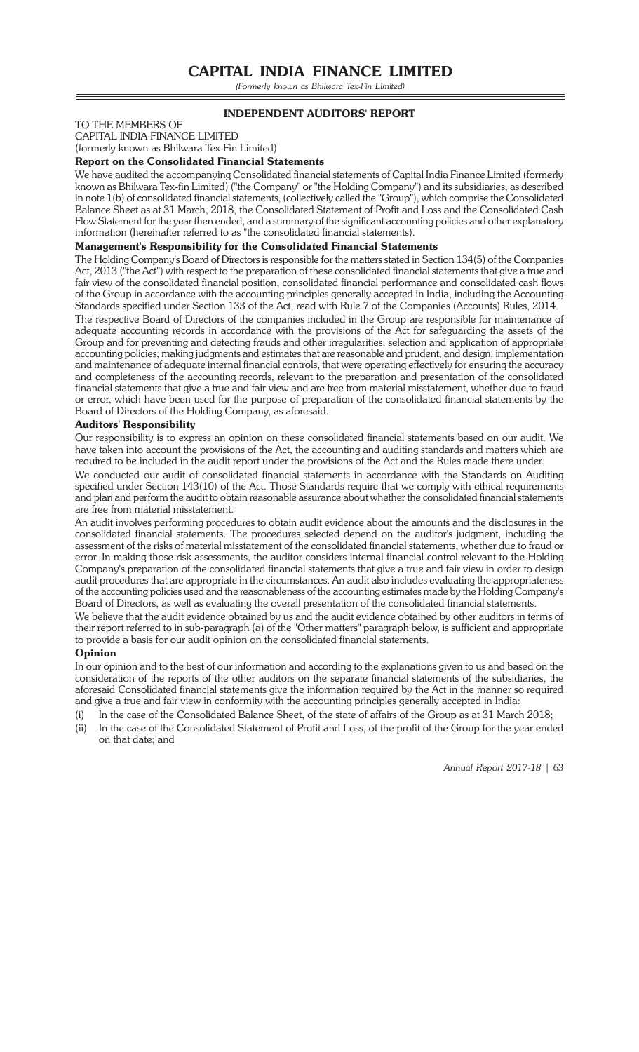## INDEPENDENT AUDITORS' REPORT

TO THE MEMBERS OF
CAPITAL INDIA FINANCE LIMITED
(formerly known as Bhilwara Tex-Fin Limited)

### Report on the Consolidated Financial Statements

We have audited the accompanying Consolidated financial statements of Capital India Finance Limited (formerly known as Bhilwara Tex-fin Limited) ("the Company" or "the Holding Company") and its subsidiaries, as described in note 1(b) of consolidated financial statements, (collectively called the "Group"), which comprise the Consolidated Balance Sheet as at 31 March, 2018, the Consolidated Statement of Profit and Loss and the Consolidated Cash Flow Statement for the year then ended, and a summary of the significant accounting policies and other explanatory information (hereinafter referred to as "the consolidated financial statements).

### Management's Responsibility for the Consolidated Financial Statements

The Holding Company's Board of Directors is responsible for the matters stated in Section 134(5) of the Companies Act, 2013 ("the Act") with respect to the preparation of these consolidated financial statements that give a true and fair view of the consolidated financial position, consolidated financial performance and consolidated cash flows of the Group in accordance with the accounting principles generally accepted in India, including the Accounting Standards specified under Section 133 of the Act, read with Rule 7 of the Companies (Accounts) Rules, 2014.

The respective Board of Directors of the companies included in the Group are responsible for maintenance of adequate accounting records in accordance with the provisions of the Act for safeguarding the assets of the Group and for preventing and detecting frauds and other irregularities; selection and application of appropriate accounting policies; making judgments and estimates that are reasonable and prudent; and design, implementation and maintenance of adequate internal financial controls, that were operating effectively for ensuring the accuracy and completeness of the accounting records, relevant to the preparation and presentation of the consolidated financial statements that give a true and fair view and are free from material misstatement, whether due to fraud or error, which have been used for the purpose of preparation of the consolidated financial statements by the Board of Directors of the Holding Company, as aforesaid.

### Auditors' Responsibility

Our responsibility is to express an opinion on these consolidated financial statements based on our audit. We have taken into account the provisions of the Act, the accounting and auditing standards and matters which are required to be included in the audit report under the provisions of the Act and the Rules made there under.

We conducted our audit of consolidated financial statements in accordance with the Standards on Auditing specified under Section 143(10) of the Act. Those Standards require that we comply with ethical requirements and plan and perform the audit to obtain reasonable assurance about whether the consolidated financial statements are free from material misstatement.

An audit involves performing procedures to obtain audit evidence about the amounts and the disclosures in the consolidated financial statements. The procedures selected depend on the auditor's judgment, including the assessment of the risks of material misstatement of the consolidated financial statements, whether due to fraud or error. In making those risk assessments, the auditor considers internal financial control relevant to the Holding Company's preparation of the consolidated financial statements that give a true and fair view in order to design audit procedures that are appropriate in the circumstances. An audit also includes evaluating the appropriateness of the accounting policies used and the reasonableness of the accounting estimates made by the Holding Company's Board of Directors, as well as evaluating the overall presentation of the consolidated financial statements.

We believe that the audit evidence obtained by us and the audit evidence obtained by other auditors in terms of their report referred to in sub-paragraph (a) of the "Other matters" paragraph below, is sufficient and appropriate to provide a basis for our audit opinion on the consolidated financial statements.

### Opinion

In our opinion and to the best of our information and according to the explanations given to us and based on the consideration of the reports of the other auditors on the separate financial statements of the subsidiaries, the aforesaid Consolidated financial statements give the information required by the Act in the manner so required and give a true and fair view in conformity with the accounting principles generally accepted in India:

(i) In the case of the Consolidated Balance Sheet, of the state of affairs of the Group as at 31 March 2018;

(ii) In the case of the Consolidated Statement of Profit and Loss, of the profit of the Group for the year ended on that date; and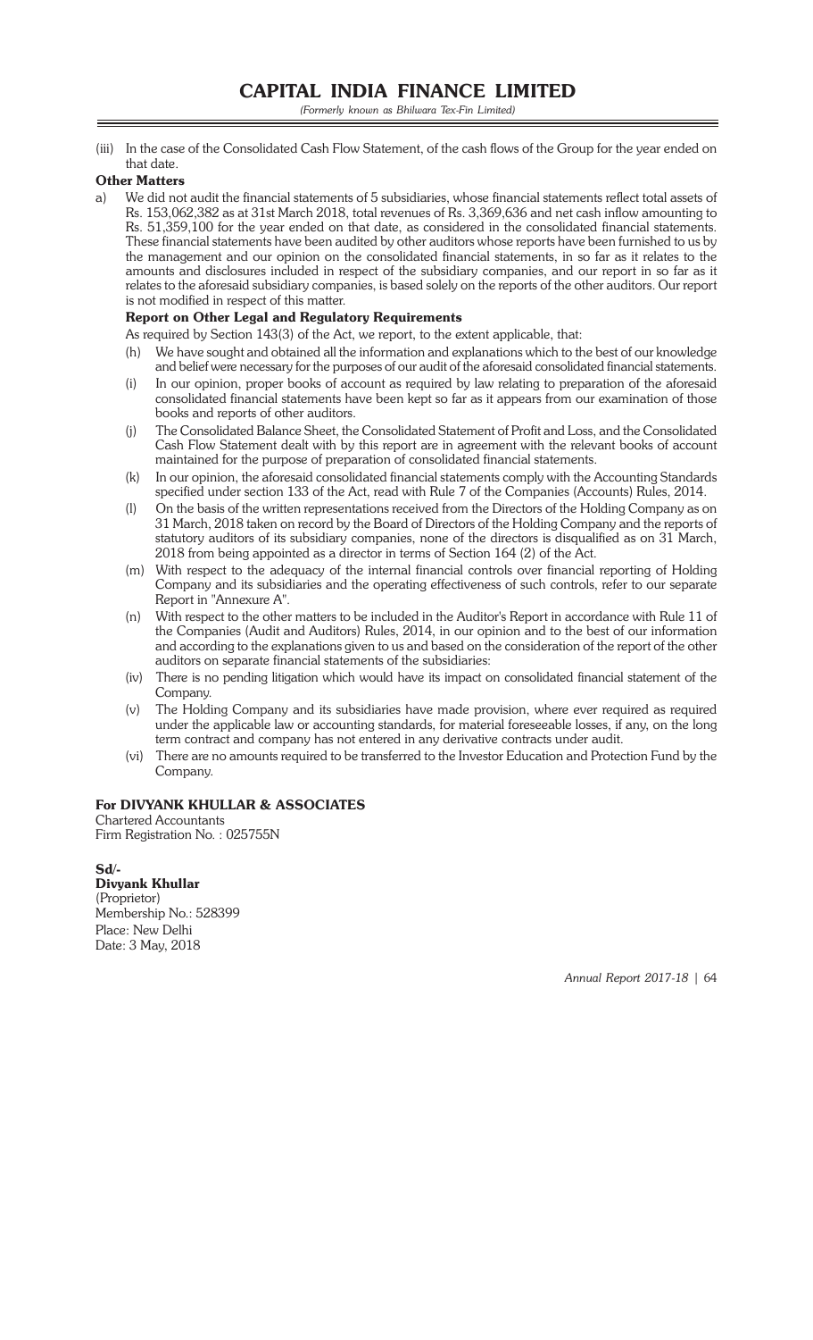(iii) In the case of the Consolidated Cash Flow Statement, of the cash flows of the Group for the year ended on that date.

**Other Matters**

a) We did not audit the financial statements of 5 subsidiaries, whose financial statements reflect total assets of Rs. 153,062,382 as at 31st March 2018, total revenues of Rs. 3,369,636 and net cash inflow amounting to Rs. 51,359,100 for the year ended on that date, as considered in the consolidated financial statements. These financial statements have been audited by other auditors whose reports have been furnished to us by the management and our opinion on the consolidated financial statements, in so far as it relates to the amounts and disclosures included in respect of the subsidiary companies, and our report in so far as it relates to the aforesaid subsidiary companies, is based solely on the reports of the other auditors. Our report is not modified in respect of this matter.

**Report on Other Legal and Regulatory Requirements**

As required by Section 143(3) of the Act, we report, to the extent applicable, that:

(h) We have sought and obtained all the information and explanations which to the best of our knowledge and belief were necessary for the purposes of our audit of the aforesaid consolidated financial statements.

(i) In our opinion, proper books of account as required by law relating to preparation of the aforesaid consolidated financial statements have been kept so far as it appears from our examination of those books and reports of other auditors.

(j) The Consolidated Balance Sheet, the Consolidated Statement of Profit and Loss, and the Consolidated Cash Flow Statement dealt with by this report are in agreement with the relevant books of account maintained for the purpose of preparation of consolidated financial statements.

(k) In our opinion, the aforesaid consolidated financial statements comply with the Accounting Standards specified under section 133 of the Act, read with Rule 7 of the Companies (Accounts) Rules, 2014.

(l) On the basis of the written representations received from the Directors of the Holding Company as on 31 March, 2018 taken on record by the Board of Directors of the Holding Company and the reports of statutory auditors of its subsidiary companies, none of the directors is disqualified as on 31 March, 2018 from being appointed as a director in terms of Section 164 (2) of the Act.

(m) With respect to the adequacy of the internal financial controls over financial reporting of Holding Company and its subsidiaries and the operating effectiveness of such controls, refer to our separate Report in "Annexure A".

(n) With respect to the other matters to be included in the Auditor's Report in accordance with Rule 11 of the Companies (Audit and Auditors) Rules, 2014, in our opinion and to the best of our information and according to the explanations given to us and based on the consideration of the report of the other auditors on separate financial statements of the subsidiaries:

(iv) There is no pending litigation which would have its impact on consolidated financial statement of the Company.

(v) The Holding Company and its subsidiaries have made provision, where ever required as required under the applicable law or accounting standards, for material foreseeable losses, if any, on the long term contract and company has not entered in any derivative contracts under audit.

(vi) There are no amounts required to be transferred to the Investor Education and Protection Fund by the Company.

**For DIVYANK KHULLAR & ASSOCIATES**
Chartered Accountants
Firm Registration No. : 025755N

**Sd/-**
**Divyank Khullar**
(Proprietor)
Membership No.: 528399
Place: New Delhi
Date: 3 May, 2018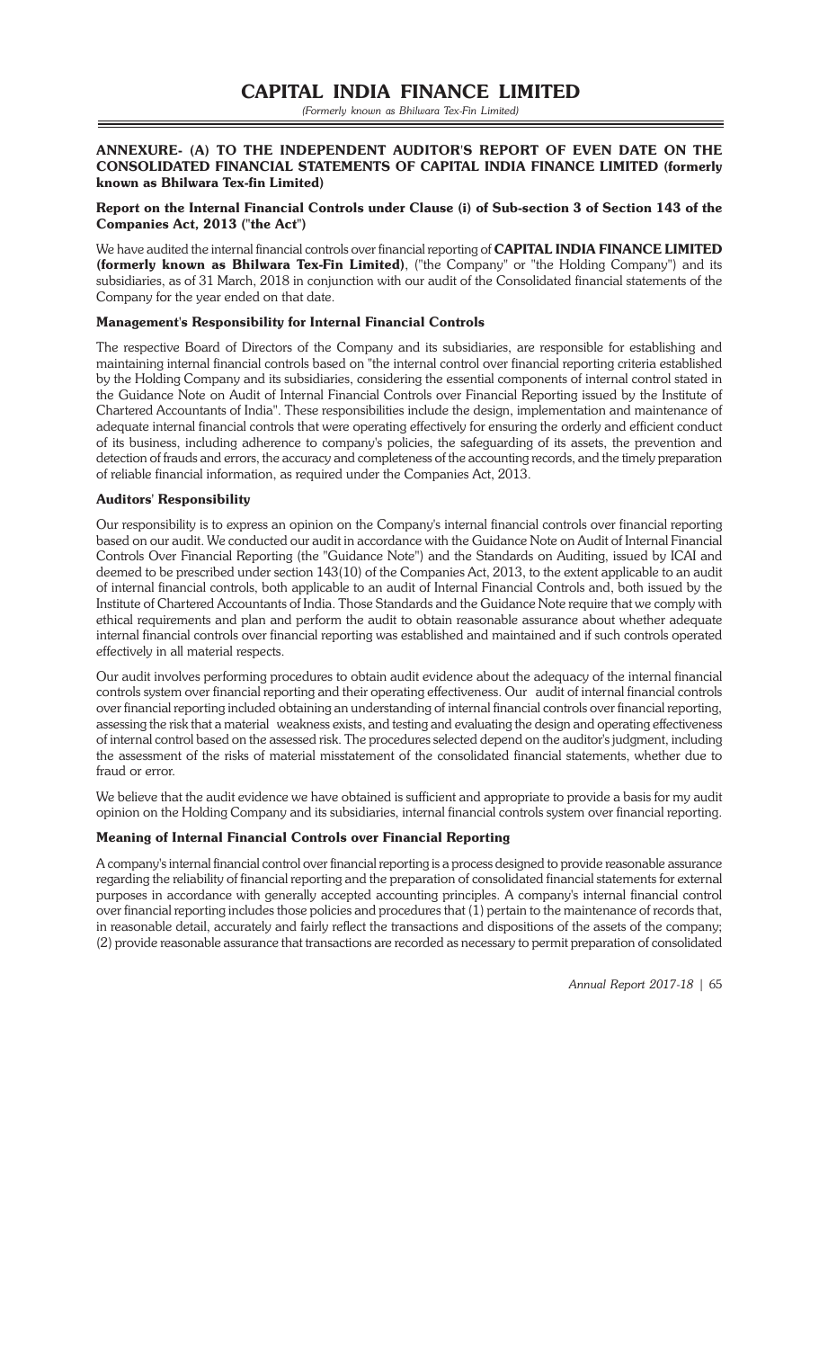## ANNEXURE- (A) TO THE INDEPENDENT AUDITOR'S REPORT OF EVEN DATE ON THE CONSOLIDATED FINANCIAL STATEMENTS OF CAPITAL INDIA FINANCE LIMITED (formerly known as Bhilwara Tex-fin Limited)

### Report on the Internal Financial Controls under Clause (i) of Sub-section 3 of Section 143 of the Companies Act, 2013 ("the Act")

We have audited the internal financial controls over financial reporting of **CAPITAL INDIA FINANCE LIMITED (formerly known as Bhilwara Tex-Fin Limited)**, ("the Company" or "the Holding Company") and its subsidiaries, as of 31 March, 2018 in conjunction with our audit of the Consolidated financial statements of the Company for the year ended on that date.

### Management's Responsibility for Internal Financial Controls

The respective Board of Directors of the Company and its subsidiaries, are responsible for establishing and maintaining internal financial controls based on "the internal control over financial reporting criteria established by the Holding Company and its subsidiaries, considering the essential components of internal control stated in the Guidance Note on Audit of Internal Financial Controls over Financial Reporting issued by the Institute of Chartered Accountants of India". These responsibilities include the design, implementation and maintenance of adequate internal financial controls that were operating effectively for ensuring the orderly and efficient conduct of its business, including adherence to company's policies, the safeguarding of its assets, the prevention and detection of frauds and errors, the accuracy and completeness of the accounting records, and the timely preparation of reliable financial information, as required under the Companies Act, 2013.

### Auditors' Responsibility

Our responsibility is to express an opinion on the Company's internal financial controls over financial reporting based on our audit. We conducted our audit in accordance with the Guidance Note on Audit of Internal Financial Controls Over Financial Reporting (the "Guidance Note") and the Standards on Auditing, issued by ICAI and deemed to be prescribed under section 143(10) of the Companies Act, 2013, to the extent applicable to an audit of internal financial controls, both applicable to an audit of Internal Financial Controls and, both issued by the Institute of Chartered Accountants of India. Those Standards and the Guidance Note require that we comply with ethical requirements and plan and perform the audit to obtain reasonable assurance about whether adequate internal financial controls over financial reporting was established and maintained and if such controls operated effectively in all material respects.

Our audit involves performing procedures to obtain audit evidence about the adequacy of the internal financial controls system over financial reporting and their operating effectiveness. Our audit of internal financial controls over financial reporting included obtaining an understanding of internal financial controls over financial reporting, assessing the risk that a material weakness exists, and testing and evaluating the design and operating effectiveness of internal control based on the assessed risk. The procedures selected depend on the auditor's judgment, including the assessment of the risks of material misstatement of the consolidated financial statements, whether due to fraud or error.

We believe that the audit evidence we have obtained is sufficient and appropriate to provide a basis for my audit opinion on the Holding Company and its subsidiaries, internal financial controls system over financial reporting.

### Meaning of Internal Financial Controls over Financial Reporting

A company's internal financial control over financial reporting is a process designed to provide reasonable assurance regarding the reliability of financial reporting and the preparation of consolidated financial statements for external purposes in accordance with generally accepted accounting principles. A company's internal financial control over financial reporting includes those policies and procedures that (1) pertain to the maintenance of records that, in reasonable detail, accurately and fairly reflect the transactions and dispositions of the assets of the company; (2) provide reasonable assurance that transactions are recorded as necessary to permit preparation of consolidated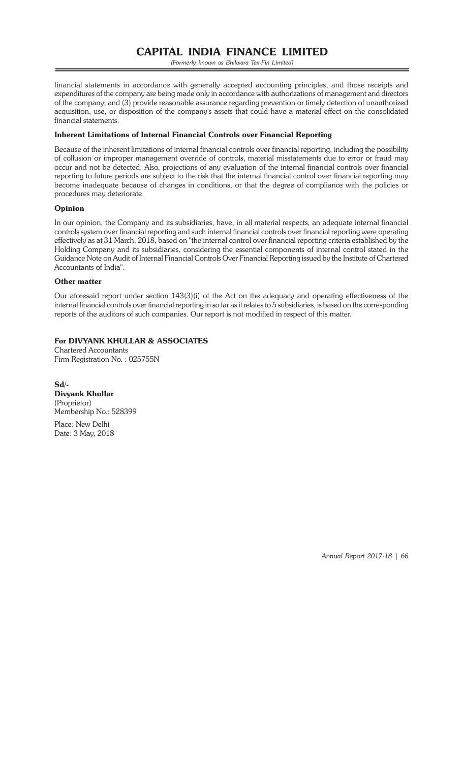financial statements in accordance with generally accepted accounting principles, and those receipts and expenditures of the company are being made only in accordance with authorizations of management and directors of the company; and (3) provide reasonable assurance regarding prevention or timely detection of unauthorized acquisition, use, or disposition of the company's assets that could have a material effect on the consolidated financial statements.

### Inherent Limitations of Internal Financial Controls over Financial Reporting

Because of the inherent limitations of internal financial controls over financial reporting, including the possibility of collusion or improper management override of controls, material misstatements due to error or fraud may occur and not be detected. Also, projections of any evaluation of the internal financial controls over financial reporting to future periods are subject to the risk that the internal financial control over financial reporting may become inadequate because of changes in conditions, or that the degree of compliance with the policies or procedures may deteriorate.

### Opinion

In our opinion, the Company and its subsidiaries, have, in all material respects, an adequate internal financial controls system over financial reporting and such internal financial controls over financial reporting were operating effectively as at 31 March, 2018, based on "the internal control over financial reporting criteria established by the Holding Company and its subsidiaries, considering the essential components of internal control stated in the Guidance Note on Audit of Internal Financial Controls Over Financial Reporting issued by the Institute of Chartered Accountants of India".

### Other matter

Our aforesaid report under section 143(3)(i) of the Act on the adequacy and operating effectiveness of the internal financial controls over financial reporting in so far as it relates to 5 subsidiaries, is based on the corresponding reports of the auditors of such companies. Our report is not modified in respect of this matter.

**For DIVYANK KHULLAR & ASSOCIATES**
Chartered Accountants
Firm Registration No. : 025755N

**Sd/-**
**Divyank Khullar**
(Proprietor)
Membership No.: 528399

Place: New Delhi
Date: 3 May, 2018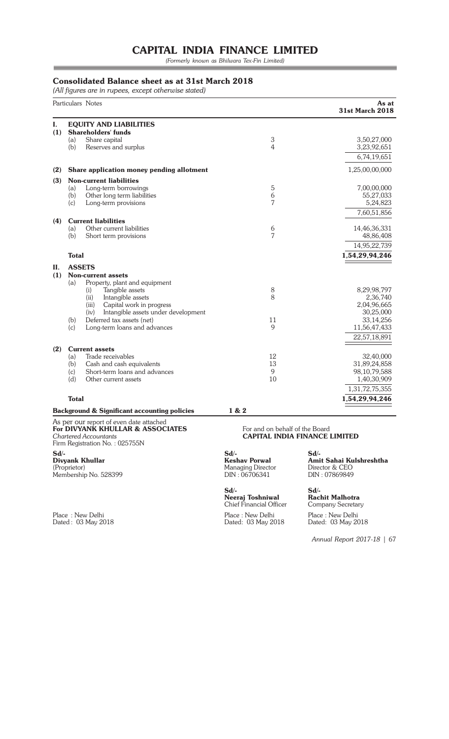# CAPITAL INDIA FINANCE LIMITED

*(Formerly known as Bhilwara Tex-Fin Limited)*

## Consolidated Balance sheet as at 31st March 2018

*(All figures are in rupees, except otherwise stated)*

| | Particulars | Notes | As at 31st March 2018 |
|---|---|---|---|
| **I.** | **EQUITY AND LIABILITIES** | | |
| **(1)** | **Shareholders' funds** | | |
| | (a) Share capital | 3 | 3,50,27,000 |
| | (b) Reserves and surplus | 4 | 3,23,92,651 |
| | | | 6,74,19,651 |
| **(2)** | **Share application money pending allotment** | | 1,25,00,00,000 |
| **(3)** | **Non-current liabilities** | | |
| | (a) Long-term borrowings | 5 | 7,00,00,000 |
| | (b) Other long term liabilities | 6 | 55,27,033 |
| | (c) Long-term provisions | 7 | 5,24,823 |
| | | | 7,60,51,856 |
| **(4)** | **Current liabilities** | | |
| | (a) Other current liabilities | 6 | 14,46,36,331 |
| | (b) Short term provisions | 7 | 48,86,408 |
| | | | 14,95,22,739 |
| | **Total** | | **1,54,29,94,246** |
| **II.** | **ASSETS** | | |
| **(1)** | **Non-current assets** | | |
| | (a) Property, plant and equipment | | |
| | (i) Tangible assets | 8 | 8,29,98,797 |
| | (ii) Intangible assets | 8 | 2,36,740 |
| | (iii) Capital work in progress | | 2,04,96,665 |
| | (iv) Intangible assets under development | | 30,25,000 |
| | (b) Deferred tax assets (net) | 11 | 33,14,256 |
| | (c) Long-term loans and advances | 9 | 11,56,47,433 |
| | | | 22,57,18,891 |
| **(2)** | **Current assets** | | |
| | (a) Trade receivables | 12 | 32,40,000 |
| | (b) Cash and cash equivalents | 13 | 31,89,24,858 |
| | (c) Short-term loans and advances | 9 | 98,10,79,588 |
| | (d) Other current assets | 10 | 1,40,30,909 |
| | | | 1,31,72,75,355 |
| | **Total** | | **1,54,29,94,246** |
| | **Background & Significant accounting policies** | **1 & 2** | |

As per our report of even date attached
**For DIVYANK KHULLAR & ASSOCIATES**
*Chartered Accountants*
Firm Registration No. : 025755N

**Sd/-**
**Divyank Khullar**
(Proprietor)
Membership No. 528399

Place : New Delhi
Dated : 03 May 2018

For and on behalf of the Board
**CAPITAL INDIA FINANCE LIMITED**

**Sd/-**
**Keshav Porwal**
Managing Director
DIN : 06706341

**Sd/-**
**Amit Sahai Kulshreshtha**
Director & CEO
DIN : 07869849

**Sd/-**
**Neeraj Toshniwal**
Chief Financial Officer

**Sd/-**
**Rachit Malhotra**
Company Secretary

Place : New Delhi
Dated: 03 May 2018

Place : New Delhi
Dated: 03 May 2018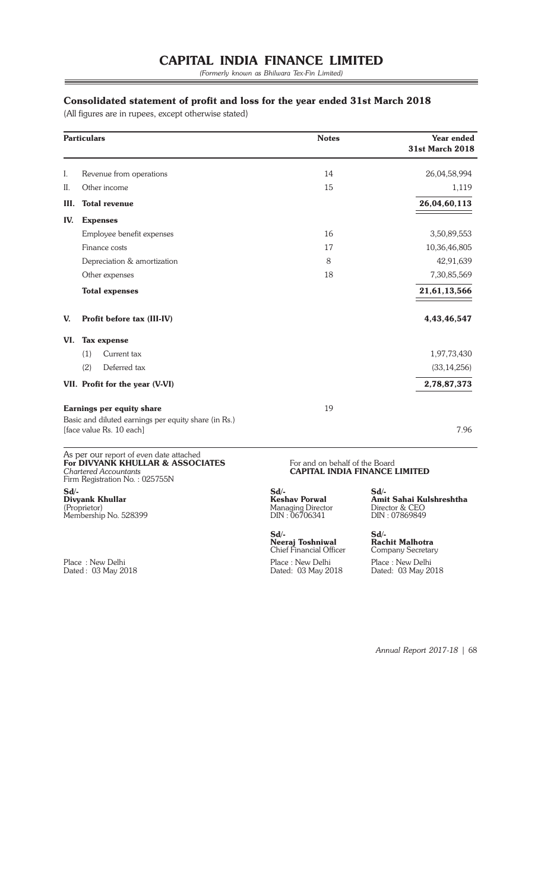# CAPITAL INDIA FINANCE LIMITED

*(Formerly known as Bhilwara Tex-Fin Limited)*

## Consolidated statement of profit and loss for the year ended 31st March 2018

(All figures are in rupees, except otherwise stated)

| | Particulars | Notes | Year ended 31st March 2018 |
|---|---|---|---|
| I. | Revenue from operations | 14 | 26,04,58,994 |
| II. | Other income | 15 | 1,119 |
| **III.** | **Total revenue** | | **26,04,60,113** |
| **IV.** | **Expenses** | | |
| | Employee benefit expenses | 16 | 3,50,89,553 |
| | Finance costs | 17 | 10,36,46,805 |
| | Depreciation & amortization | 8 | 42,91,639 |
| | Other expenses | 18 | 7,30,85,569 |
| | **Total expenses** | | **21,61,13,566** |
| **V.** | **Profit before tax (III-IV)** | | **4,43,46,547** |
| **VI.** | **Tax expense** | | |
| | (1) Current tax | | 1,97,73,430 |
| | (2) Deferred tax | | (33,14,256) |
| **VII.** | **Profit for the year (V-VI)** | | **2,78,87,373** |
| | **Earnings per equity share** | 19 | |
| | Basic and diluted earnings per equity share (in Rs.) [face value Rs. 10 each] | | 7.96 |

As per our report of even date attached
**For DIVYANK KHULLAR & ASSOCIATES**
*Chartered Accountants*
Firm Registration No. : 025755N

**Sd/-**
**Divyank Khullar**
(Proprietor)
Membership No. 528399

Place : New Delhi
Dated : 03 May 2018

For and on behalf of the Board
**CAPITAL INDIA FINANCE LIMITED**

**Sd/-**
**Keshav Porwal**
Managing Director
DIN : 06706341

**Sd/-**
**Amit Sahai Kulshreshtha**
Director & CEO
DIN : 07869849

**Sd/-**
**Neeraj Toshniwal**
Chief Financial Officer

**Sd/-**
**Rachit Malhotra**
Company Secretary

Place : New Delhi
Dated: 03 May 2018

Place : New Delhi
Dated: 03 May 2018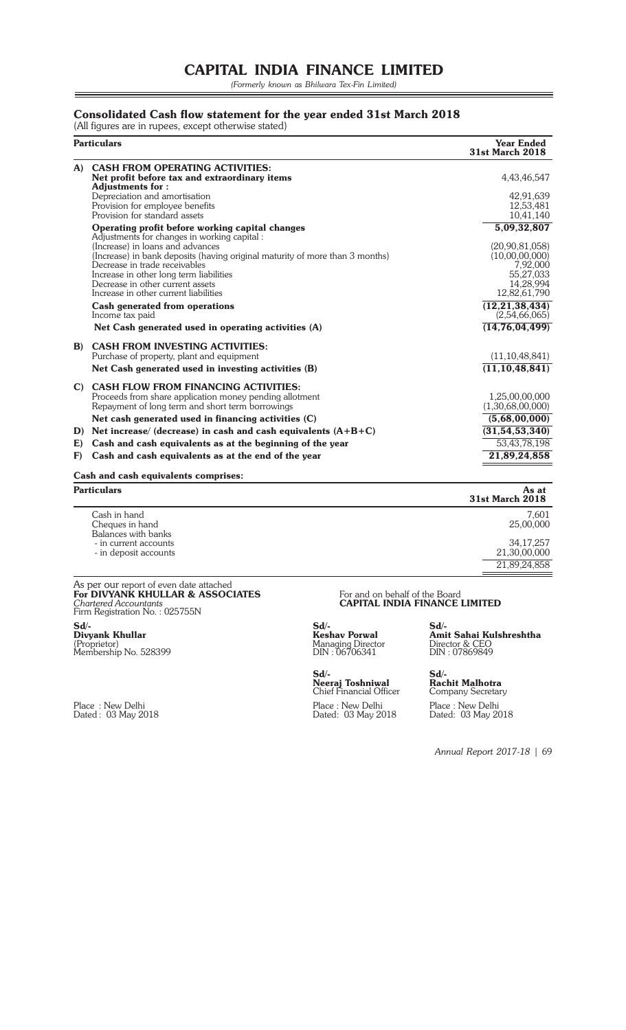# CAPITAL INDIA FINANCE LIMITED

*(Formerly known as Bhilwara Tex-Fin Limited)*

## Consolidated Cash flow statement for the year ended 31st March 2018

(All figures are in rupees, except otherwise stated)

| | Particulars | Year Ended 31st March 2018 |
|---|---|---|
| **A)** | **CASH FROM OPERATING ACTIVITIES:** | |
| | **Net profit before tax and extraordinary items** | 4,43,46,547 |
| | **Adjustments for :** | |
| | Depreciation and amortisation | 42,91,639 |
| | Provision for employee benefits | 12,53,481 |
| | Provision for standard assets | 10,41,140 |
| | **Operating profit before working capital changes** | **5,09,32,807** |
| | Adjustments for changes in working capital : | |
| | (Increase) in loans and advances | (20,90,81,058) |
| | (Increase) in bank deposits (having original maturity of more than 3 months) | (10,00,00,000) |
| | Decrease in trade receivables | 7,92,000 |
| | Increase in other long term liabilities | 55,27,033 |
| | Decrease in other current assets | 14,28,994 |
| | Increase in other current liabilities | 12,82,61,790 |
| | **Cash generated from operations** | **(12,21,38,434)** |
| | Income tax paid | (2,54,66,065) |
| | **Net Cash generated used in operating activities (A)** | **(14,76,04,499)** |
| **B)** | **CASH FROM INVESTING ACTIVITIES:** | |
| | Purchase of property, plant and equipment | (11,10,48,841) |
| | **Net Cash generated used in investing activities (B)** | **(11,10,48,841)** |
| **C)** | **CASH FLOW FROM FINANCING ACTIVITIES:** | |
| | Proceeds from share application money pending allotment | 1,25,00,00,000 |
| | Repayment of long term and short term borrowings | (1,30,68,00,000) |
| | **Net cash generated used in financing activities (C)** | **(5,68,00,000)** |
| **D)** | **Net increase/ (decrease) in cash and cash equivalents (A+B+C)** | **(31,54,53,340)** |
| **E)** | **Cash and cash equivalents as at the beginning of the year** | 53,43,78,198 |
| **F)** | **Cash and cash equivalents as at the end of the year** | **21,89,24,858** |

**Cash and cash equivalents comprises:**

| Particulars | As at 31st March 2018 |
|---|---|
| Cash in hand | 7,601 |
| Cheques in hand | 25,00,000 |
| Balances with banks | |
| - in current accounts | 34,17,257 |
| - in deposit accounts | 21,30,00,000 |
| | 21,89,24,858 |

As per our report of even date attached
**For DIVYANK KHULLAR & ASSOCIATES**
*Chartered Accountants*
Firm Registration No. : 025755N

Sd/-
**Divyank Khullar**
(Proprietor)
Membership No. 528399

Place : New Delhi
Dated : 03 May 2018

For and on behalf of the Board
**CAPITAL INDIA FINANCE LIMITED**

Sd/-
**Keshav Porwal**
Managing Director
DIN : 06706341

Sd/-
**Amit Sahai Kulshreshtha**
Director & CEO
DIN : 07869849

Sd/-
**Neeraj Toshniwal**
Chief Financial Officer

Sd/-
**Rachit Malhotra**
Company Secretary

Place : New Delhi
Dated: 03 May 2018

Place : New Delhi
Dated: 03 May 2018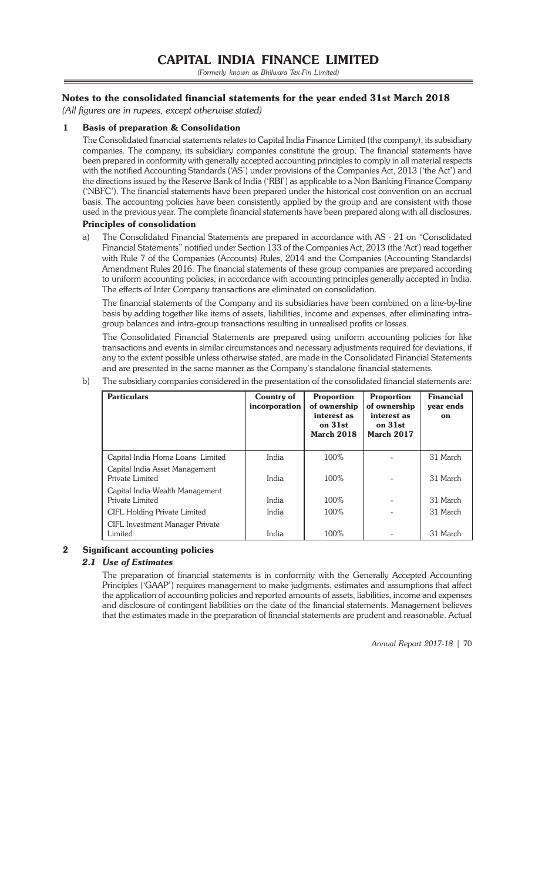## Notes to the consolidated financial statements for the year ended 31st March 2018

*(All figures are in rupees, except otherwise stated)*

### 1 Basis of preparation & Consolidation

The Consolidated financial statements relates to Capital India Finance Limited (the company), its subsidiary companies. The company, its subsidiary companies constitute the group. The financial statements have been prepared in conformity with generally accepted accounting principles to comply in all material respects with the notified Accounting Standards ('AS') under provisions of the Companies Act, 2013 ('the Act') and the directions issued by the Reserve Bank of India ('RBI') as applicable to a Non Banking Finance Company ('NBFC'). The financial statements have been prepared under the historical cost convention on an accrual basis. The accounting policies have been consistently applied by the group and are consistent with those used in the previous year. The complete financial statements have been prepared along with all disclosures.

**Principles of consolidation**

a) The Consolidated Financial Statements are prepared in accordance with AS - 21 on "Consolidated Financial Statements" notified under Section 133 of the Companies Act, 2013 (the 'Act') read together with Rule 7 of the Companies (Accounts) Rules, 2014 and the Companies (Accounting Standards) Amendment Rules 2016. The financial statements of these group companies are prepared according to uniform accounting policies, in accordance with accounting principles generally accepted in India. The effects of Inter Company transactions are eliminated on consolidation.

The financial statements of the Company and its subsidiaries have been combined on a line-by-line basis by adding together like items of assets, liabilities, income and expenses, after eliminating intra-group balances and intra-group transactions resulting in unrealised profits or losses.

The Consolidated Financial Statements are prepared using uniform accounting policies for like transactions and events in similar circumstances and necessary adjustments required for deviations, if any to the extent possible unless otherwise stated, are made in the Consolidated Financial Statements and are presented in the same manner as the Company's standalone financial statements.

b) The subsidiary companies considered in the presentation of the consolidated financial statements are:

| Particulars | Country of incorporation | Proportion of ownership interest as on 31st March 2018 | Proportion of ownership interest as on 31st March 2017 | Financial year ends on |
|---|---|---|---|---|
| Capital India Home Loans Limited | India | 100% | - | 31 March |
| Capital India Asset Management Private Limited | India | 100% | - | 31 March |
| Capital India Wealth Management Private Limited | India | 100% | - | 31 March |
| CIFL Holding Private Limited | India | 100% | - | 31 March |
| CIFL Investment Manager Private Limited | India | 100% | - | 31 March |

### 2 Significant accounting policies

#### *2.1 Use of Estimates*

The preparation of financial statements is in conformity with the Generally Accepted Accounting Principles ('GAAP') requires management to make judgments, estimates and assumptions that affect the application of accounting policies and reported amounts of assets, liabilities, income and expenses and disclosure of contingent liabilities on the date of the financial statements. Management believes that the estimates made in the preparation of financial statements are prudent and reasonable. Actual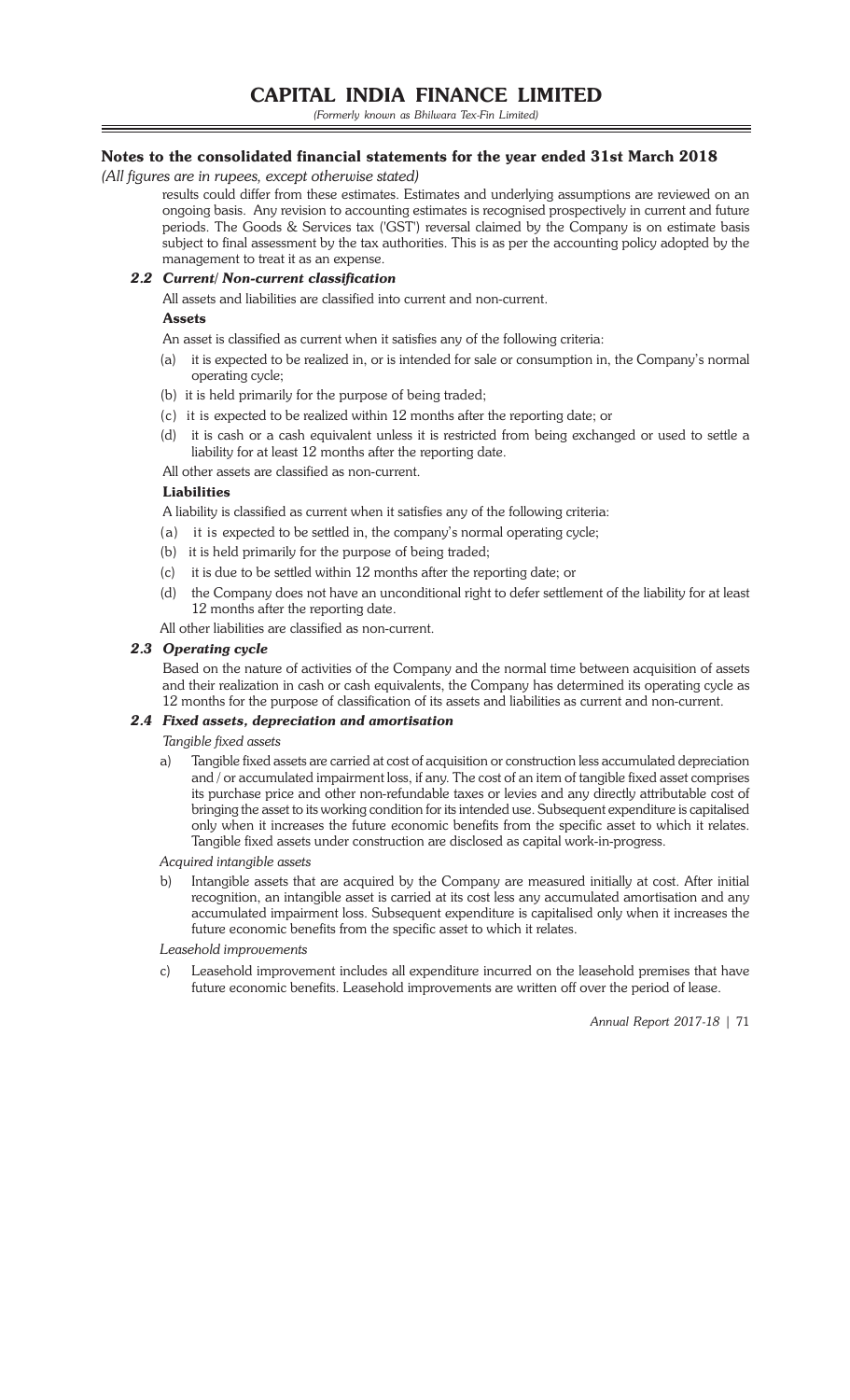## Notes to the consolidated financial statements for the year ended 31st March 2018

*(All figures are in rupees, except otherwise stated)*

results could differ from these estimates. Estimates and underlying assumptions are reviewed on an ongoing basis. Any revision to accounting estimates is recognised prospectively in current and future periods. The Goods & Services tax ('GST') reversal claimed by the Company is on estimate basis subject to final assessment by the tax authorities. This is as per the accounting policy adopted by the management to treat it as an expense.

### 2.2 *Current/ Non-current classification*

All assets and liabilities are classified into current and non-current.

**Assets**

An asset is classified as current when it satisfies any of the following criteria:

(a) it is expected to be realized in, or is intended for sale or consumption in, the Company's normal operating cycle;

(b) it is held primarily for the purpose of being traded;

(c) it is expected to be realized within 12 months after the reporting date; or

(d) it is cash or a cash equivalent unless it is restricted from being exchanged or used to settle a liability for at least 12 months after the reporting date.

All other assets are classified as non-current.

**Liabilities**

A liability is classified as current when it satisfies any of the following criteria:

(a) it is expected to be settled in, the company's normal operating cycle;

(b) it is held primarily for the purpose of being traded;

(c) it is due to be settled within 12 months after the reporting date; or

(d) the Company does not have an unconditional right to defer settlement of the liability for at least 12 months after the reporting date.

All other liabilities are classified as non-current.

### 2.3 *Operating cycle*

Based on the nature of activities of the Company and the normal time between acquisition of assets and their realization in cash or cash equivalents, the Company has determined its operating cycle as 12 months for the purpose of classification of its assets and liabilities as current and non-current.

### 2.4 *Fixed assets, depreciation and amortisation*

*Tangible fixed assets*

a) Tangible fixed assets are carried at cost of acquisition or construction less accumulated depreciation and / or accumulated impairment loss, if any. The cost of an item of tangible fixed asset comprises its purchase price and other non-refundable taxes or levies and any directly attributable cost of bringing the asset to its working condition for its intended use. Subsequent expenditure is capitalised only when it increases the future economic benefits from the specific asset to which it relates. Tangible fixed assets under construction are disclosed as capital work-in-progress.

*Acquired intangible assets*

b) Intangible assets that are acquired by the Company are measured initially at cost. After initial recognition, an intangible asset is carried at its cost less any accumulated amortisation and any accumulated impairment loss. Subsequent expenditure is capitalised only when it increases the future economic benefits from the specific asset to which it relates.

*Leasehold improvements*

c) Leasehold improvement includes all expenditure incurred on the leasehold premises that have future economic benefits. Leasehold improvements are written off over the period of lease.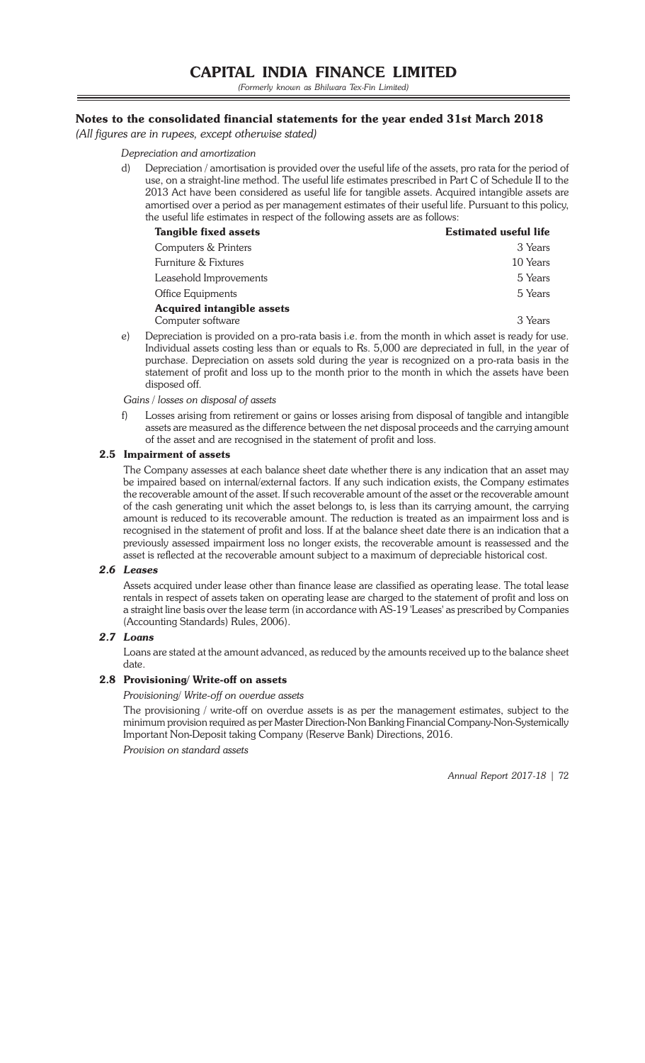## Notes to the consolidated financial statements for the year ended 31st March 2018

*(All figures are in rupees, except otherwise stated)*

*Depreciation and amortization*

d) Depreciation / amortisation is provided over the useful life of the assets, pro rata for the period of use, on a straight-line method. The useful life estimates prescribed in Part C of Schedule II to the 2013 Act have been considered as useful life for tangible assets. Acquired intangible assets are amortised over a period as per management estimates of their useful life. Pursuant to this policy, the useful life estimates in respect of the following assets are as follows:

| Tangible fixed assets | Estimated useful life |
|---|---|
| Computers & Printers | 3 Years |
| Furniture & Fixtures | 10 Years |
| Leasehold Improvements | 5 Years |
| Office Equipments | 5 Years |
| **Acquired intangible assets** | |
| Computer software | 3 Years |

e) Depreciation is provided on a pro-rata basis i.e. from the month in which asset is ready for use. Individual assets costing less than or equals to Rs. 5,000 are depreciated in full, in the year of purchase. Depreciation on assets sold during the year is recognized on a pro-rata basis in the statement of profit and loss up to the month prior to the month in which the assets have been disposed off.

*Gains / losses on disposal of assets*

f) Losses arising from retirement or gains or losses arising from disposal of tangible and intangible assets are measured as the difference between the net disposal proceeds and the carrying amount of the asset and are recognised in the statement of profit and loss.

### 2.5 Impairment of assets

The Company assesses at each balance sheet date whether there is any indication that an asset may be impaired based on internal/external factors. If any such indication exists, the Company estimates the recoverable amount of the asset. If such recoverable amount of the asset or the recoverable amount of the cash generating unit which the asset belongs to, is less than its carrying amount, the carrying amount is reduced to its recoverable amount. The reduction is treated as an impairment loss and is recognised in the statement of profit and loss. If at the balance sheet date there is an indication that a previously assessed impairment loss no longer exists, the recoverable amount is reassessed and the asset is reflected at the recoverable amount subject to a maximum of depreciable historical cost.

### *2.6 Leases*

Assets acquired under lease other than finance lease are classified as operating lease. The total lease rentals in respect of assets taken on operating lease are charged to the statement of profit and loss on a straight line basis over the lease term (in accordance with AS-19 'Leases' as prescribed by Companies (Accounting Standards) Rules, 2006).

### *2.7 Loans*

Loans are stated at the amount advanced, as reduced by the amounts received up to the balance sheet date.

### 2.8 Provisioning/ Write-off on assets

*Provisioning/ Write-off on overdue assets*

The provisioning / write-off on overdue assets is as per the management estimates, subject to the minimum provision required as per Master Direction-Non Banking Financial Company-Non-Systemically Important Non-Deposit taking Company (Reserve Bank) Directions, 2016.

*Provision on standard assets*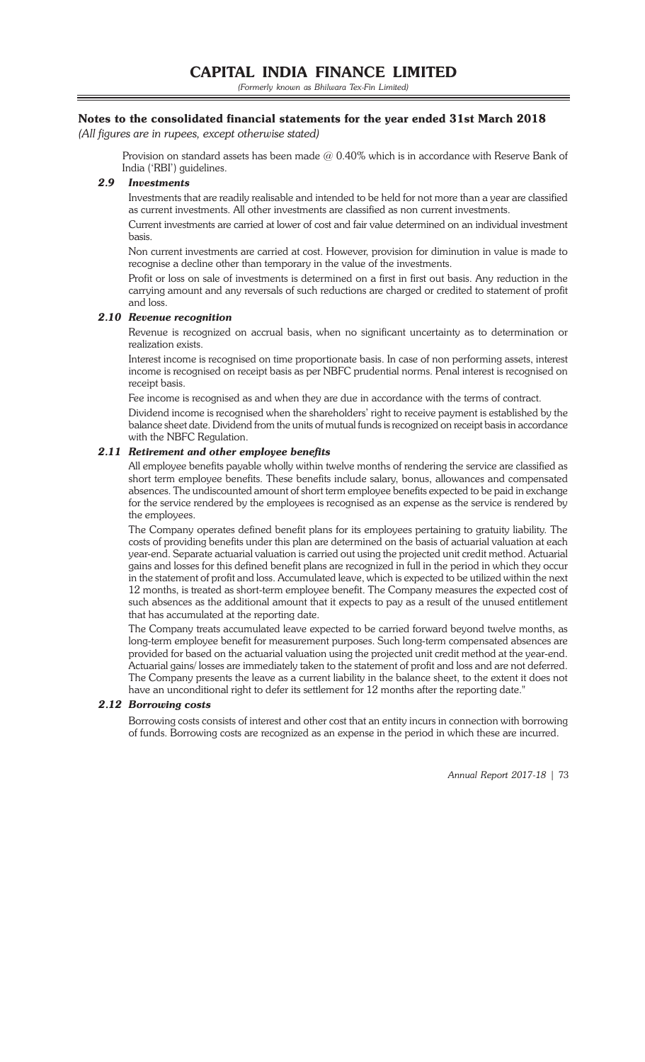## Notes to the consolidated financial statements for the year ended 31st March 2018

*(All figures are in rupees, except otherwise stated)*

Provision on standard assets has been made @ 0.40% which is in accordance with Reserve Bank of India ('RBI') guidelines.

### *2.9 Investments*

Investments that are readily realisable and intended to be held for not more than a year are classified as current investments. All other investments are classified as non current investments.

Current investments are carried at lower of cost and fair value determined on an individual investment basis.

Non current investments are carried at cost. However, provision for diminution in value is made to recognise a decline other than temporary in the value of the investments.

Profit or loss on sale of investments is determined on a first in first out basis. Any reduction in the carrying amount and any reversals of such reductions are charged or credited to statement of profit and loss.

### *2.10 Revenue recognition*

Revenue is recognized on accrual basis, when no significant uncertainty as to determination or realization exists.

Interest income is recognised on time proportionate basis. In case of non performing assets, interest income is recognised on receipt basis as per NBFC prudential norms. Penal interest is recognised on receipt basis.

Fee income is recognised as and when they are due in accordance with the terms of contract.

Dividend income is recognised when the shareholders' right to receive payment is established by the balance sheet date. Dividend from the units of mutual funds is recognized on receipt basis in accordance with the NBFC Regulation.

### *2.11 Retirement and other employee benefits*

All employee benefits payable wholly within twelve months of rendering the service are classified as short term employee benefits. These benefits include salary, bonus, allowances and compensated absences. The undiscounted amount of short term employee benefits expected to be paid in exchange for the service rendered by the employees is recognised as an expense as the service is rendered by the employees.

The Company operates defined benefit plans for its employees pertaining to gratuity liability. The costs of providing benefits under this plan are determined on the basis of actuarial valuation at each year-end. Separate actuarial valuation is carried out using the projected unit credit method. Actuarial gains and losses for this defined benefit plans are recognized in full in the period in which they occur in the statement of profit and loss. Accumulated leave, which is expected to be utilized within the next 12 months, is treated as short-term employee benefit. The Company measures the expected cost of such absences as the additional amount that it expects to pay as a result of the unused entitlement that has accumulated at the reporting date.

The Company treats accumulated leave expected to be carried forward beyond twelve months, as long-term employee benefit for measurement purposes. Such long-term compensated absences are provided for based on the actuarial valuation using the projected unit credit method at the year-end. Actuarial gains/ losses are immediately taken to the statement of profit and loss and are not deferred. The Company presents the leave as a current liability in the balance sheet, to the extent it does not have an unconditional right to defer its settlement for 12 months after the reporting date."

### *2.12 Borrowing costs*

Borrowing costs consists of interest and other cost that an entity incurs in connection with borrowing of funds. Borrowing costs are recognized as an expense in the period in which these are incurred.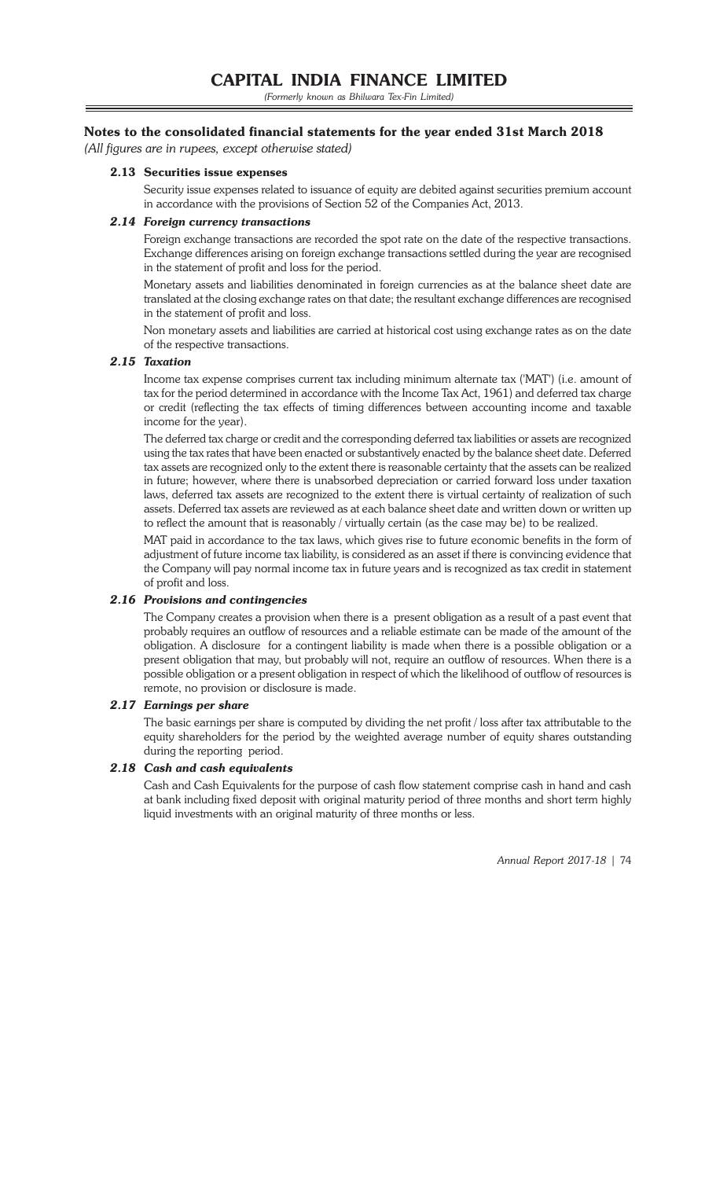## Notes to the consolidated financial statements for the year ended 31st March 2018

*(All figures are in rupees, except otherwise stated)*

### 2.13 Securities issue expenses

Security issue expenses related to issuance of equity are debited against securities premium account in accordance with the provisions of Section 52 of the Companies Act, 2013.

### *2.14 Foreign currency transactions*

Foreign exchange transactions are recorded the spot rate on the date of the respective transactions. Exchange differences arising on foreign exchange transactions settled during the year are recognised in the statement of profit and loss for the period.

Monetary assets and liabilities denominated in foreign currencies as at the balance sheet date are translated at the closing exchange rates on that date; the resultant exchange differences are recognised in the statement of profit and loss.

Non monetary assets and liabilities are carried at historical cost using exchange rates as on the date of the respective transactions.

### *2.15 Taxation*

Income tax expense comprises current tax including minimum alternate tax ('MAT') (i.e. amount of tax for the period determined in accordance with the Income Tax Act, 1961) and deferred tax charge or credit (reflecting the tax effects of timing differences between accounting income and taxable income for the year).

The deferred tax charge or credit and the corresponding deferred tax liabilities or assets are recognized using the tax rates that have been enacted or substantively enacted by the balance sheet date. Deferred tax assets are recognized only to the extent there is reasonable certainty that the assets can be realized in future; however, where there is unabsorbed depreciation or carried forward loss under taxation laws, deferred tax assets are recognized to the extent there is virtual certainty of realization of such assets. Deferred tax assets are reviewed as at each balance sheet date and written down or written up to reflect the amount that is reasonably / virtually certain (as the case may be) to be realized.

MAT paid in accordance to the tax laws, which gives rise to future economic benefits in the form of adjustment of future income tax liability, is considered as an asset if there is convincing evidence that the Company will pay normal income tax in future years and is recognized as tax credit in statement of profit and loss.

### *2.16 Provisions and contingencies*

The Company creates a provision when there is a present obligation as a result of a past event that probably requires an outflow of resources and a reliable estimate can be made of the amount of the obligation. A disclosure for a contingent liability is made when there is a possible obligation or a present obligation that may, but probably will not, require an outflow of resources. When there is a possible obligation or a present obligation in respect of which the likelihood of outflow of resources is remote, no provision or disclosure is made.

### *2.17 Earnings per share*

The basic earnings per share is computed by dividing the net profit / loss after tax attributable to the equity shareholders for the period by the weighted average number of equity shares outstanding during the reporting period.

### *2.18 Cash and cash equivalents*

Cash and Cash Equivalents for the purpose of cash flow statement comprise cash in hand and cash at bank including fixed deposit with original maturity period of three months and short term highly liquid investments with an original maturity of three months or less.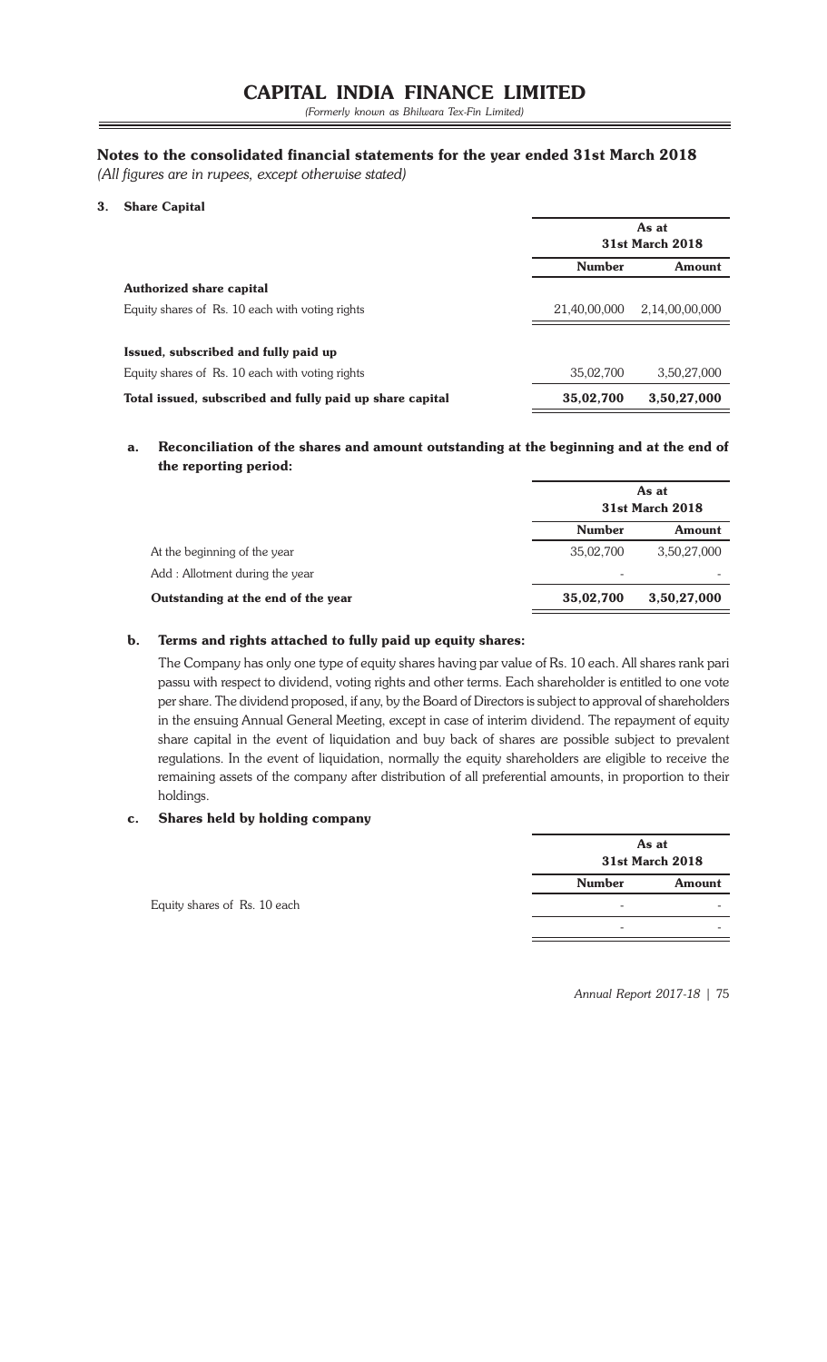# CAPITAL INDIA FINANCE LIMITED

*(Formerly known as Bhilwara Tex-Fin Limited)*

## Notes to the consolidated financial statements for the year ended 31st March 2018

*(All figures are in rupees, except otherwise stated)*

### 3. Share Capital

| | As at 31st March 2018 | |
|---|---|---|
| | **Number** | **Amount** |
| **Authorized share capital** | | |
| Equity shares of Rs. 10 each with voting rights | 21,40,00,000 | 2,14,00,00,000 |
| **Issued, subscribed and fully paid up** | | |
| Equity shares of Rs. 10 each with voting rights | 35,02,700 | 3,50,27,000 |
| **Total issued, subscribed and fully paid up share capital** | **35,02,700** | **3,50,27,000** |

#### a. Reconciliation of the shares and amount outstanding at the beginning and at the end of the reporting period:

| | As at 31st March 2018 | |
|---|---|---|
| | **Number** | **Amount** |
| At the beginning of the year | 35,02,700 | 3,50,27,000 |
| Add : Allotment during the year | - | - |
| **Outstanding at the end of the year** | **35,02,700** | **3,50,27,000** |

#### b. Terms and rights attached to fully paid up equity shares:

The Company has only one type of equity shares having par value of Rs. 10 each. All shares rank pari passu with respect to dividend, voting rights and other terms. Each shareholder is entitled to one vote per share. The dividend proposed, if any, by the Board of Directors is subject to approval of shareholders in the ensuing Annual General Meeting, except in case of interim dividend. The repayment of equity share capital in the event of liquidation and buy back of shares are possible subject to prevalent regulations. In the event of liquidation, normally the equity shareholders are eligible to receive the remaining assets of the company after distribution of all preferential amounts, in proportion to their holdings.

#### c. Shares held by holding company

| | As at 31st March 2018 | |
|---|---|---|
| | **Number** | **Amount** |
| Equity shares of Rs. 10 each | - | - |
| | - | - |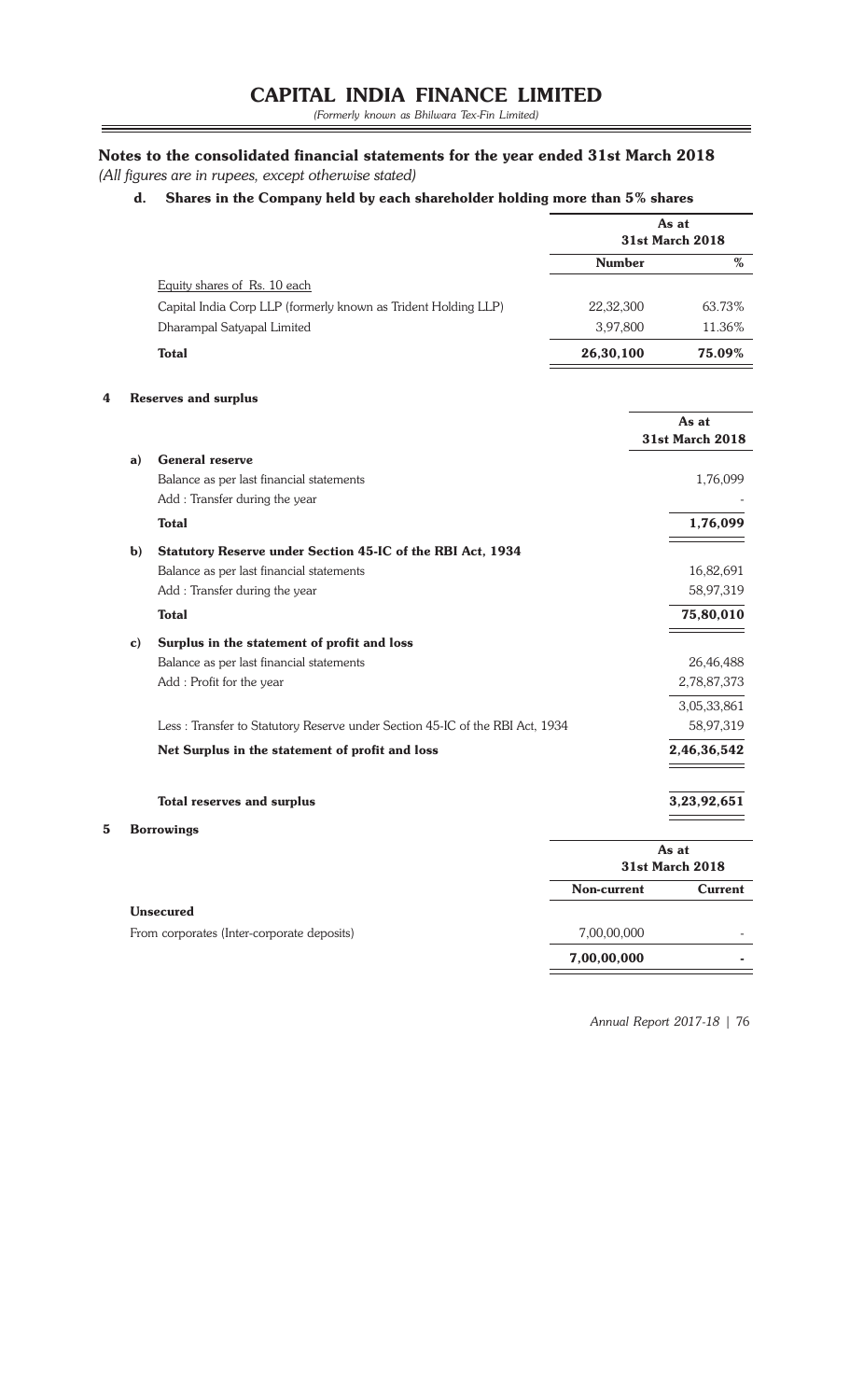# CAPITAL INDIA FINANCE LIMITED

*(Formerly known as Bhilwara Tex-Fin Limited)*

## Notes to the consolidated financial statements for the year ended 31st March 2018

*(All figures are in rupees, except otherwise stated)*

### d. Shares in the Company held by each shareholder holding more than 5% shares

| | As at 31st March 2018 | |
|---|---|---|
| | **Number** | **%** |
| Equity shares of Rs. 10 each | | |
| Capital India Corp LLP (formerly known as Trident Holding LLP) | 22,32,300 | 63.73% |
| Dharampal Satyapal Limited | 3,97,800 | 11.36% |
| **Total** | **26,30,100** | **75.09%** |

### 4 Reserves and surplus

| | | As at 31st March 2018 |
|---|---|---|
| **a)** | **General reserve** | |
| | Balance as per last financial statements | 1,76,099 |
| | Add : Transfer during the year | - |
| | **Total** | **1,76,099** |
| **b)** | **Statutory Reserve under Section 45-IC of the RBI Act, 1934** | |
| | Balance as per last financial statements | 16,82,691 |
| | Add : Transfer during the year | 58,97,319 |
| | **Total** | **75,80,010** |
| **c)** | **Surplus in the statement of profit and loss** | |
| | Balance as per last financial statements | 26,46,488 |
| | Add : Profit for the year | 2,78,87,373 |
| | | 3,05,33,861 |
| | Less : Transfer to Statutory Reserve under Section 45-IC of the RBI Act, 1934 | 58,97,319 |
| | **Net Surplus in the statement of profit and loss** | **2,46,36,542** |
| | **Total reserves and surplus** | **3,23,92,651** |

### 5 Borrowings

| | As at 31st March 2018 | |
|---|---|---|
| | **Non-current** | **Current** |
| **Unsecured** | | |
| From corporates (Inter-corporate deposits) | 7,00,00,000 | - |
| | **7,00,00,000** | **-** |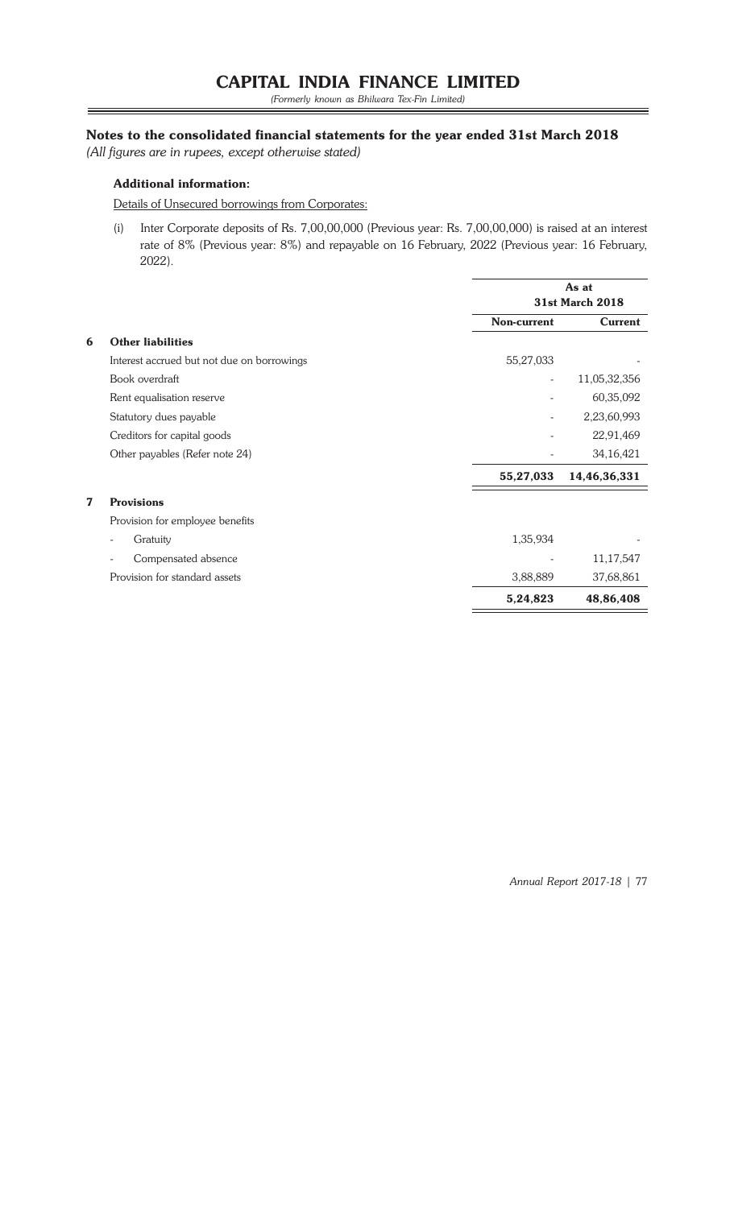## Notes to the consolidated financial statements for the year ended 31st March 2018

*(All figures are in rupees, except otherwise stated)*

**Additional information:**

Details of Unsecured borrowings from Corporates:

(i) Inter Corporate deposits of Rs. 7,00,00,000 (Previous year: Rs. 7,00,00,000) is raised at an interest rate of 8% (Previous year: 8%) and repayable on 16 February, 2022 (Previous year: 16 February, 2022).

| | | As at 31st March 2018 | |
|---|---|---|---|
| | | **Non-current** | **Current** |
| **6** | **Other liabilities** | | |
| | Interest accrued but not due on borrowings | 55,27,033 | - |
| | Book overdraft | - | 11,05,32,356 |
| | Rent equalisation reserve | - | 60,35,092 |
| | Statutory dues payable | - | 2,23,60,993 |
| | Creditors for capital goods | - | 22,91,469 |
| | Other payables (Refer note 24) | - | 34,16,421 |
| | | **55,27,033** | **14,46,36,331** |
| **7** | **Provisions** | | |
| | Provision for employee benefits | | |
| | - Gratuity | 1,35,934 | - |
| | - Compensated absence | - | 11,17,547 |
| | Provision for standard assets | 3,88,889 | 37,68,861 |
| | | **5,24,823** | **48,86,408** |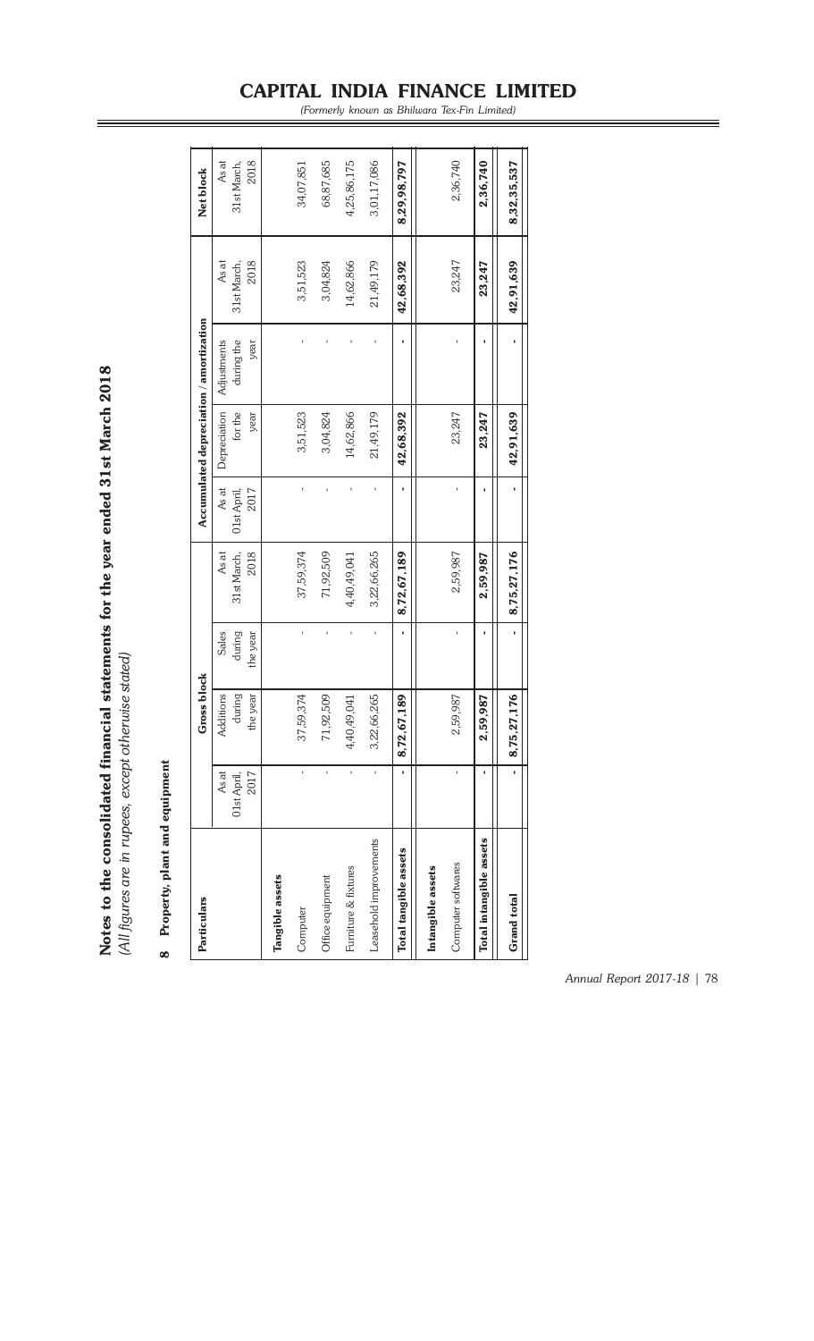# Notes to the consolidated financial statements for the year ended 31st March 2018

*(All figures are in rupees, except otherwise stated)*

## 8 Property, plant and equipment

| Particulars | Gross block | | | | Accumulated depreciation / amortization | | | | Net block |
|---|---|---|---|---|---|---|---|---|---|
| | As at 01st April, 2017 | Additions during the year | Sales during the year | As at 31st March, 2018 | As at 01st April, 2017 | Depreciation for the year | Adjustments during the year | As at 31st March, 2018 | As at 31st March, 2018 |
| **Tangible assets** | | | | | | | | | |
| Computer | - | 37,59,374 | - | 37,59,374 | - | 3,51,523 | - | 3,51,523 | 34,07,851 |
| Office equipment | - | 71,92,509 | - | 71,92,509 | - | 3,04,824 | - | 3,04,824 | 68,87,685 |
| Furniture & fixtures | - | 4,40,49,041 | - | 4,40,49,041 | - | 14,62,866 | - | 14,62,866 | 4,25,86,175 |
| Leasehold improvements | - | 3,22,66,265 | - | 3,22,66,265 | - | 21,49,179 | - | 21,49,179 | 3,01,17,086 |
| **Total tangible assets** | **-** | **8,72,67,189** | **-** | **8,72,67,189** | **-** | **42,68,392** | **-** | **42,68,392** | **8,29,98,797** |
| **Intangible assets** | | | | | | | | | |
| Computer softwares | - | 2,59,987 | - | 2,59,987 | - | 23,247 | - | 23,247 | 2,36,740 |
| **Total intangible assets** | **-** | **2,59,987** | **-** | **2,59,987** | **-** | **23,247** | **-** | **23,247** | **2,36,740** |
| **Grand total** | **-** | **8,75,27,176** | **-** | **8,75,27,176** | **-** | **42,91,639** | **-** | **42,91,639** | **8,32,35,537** |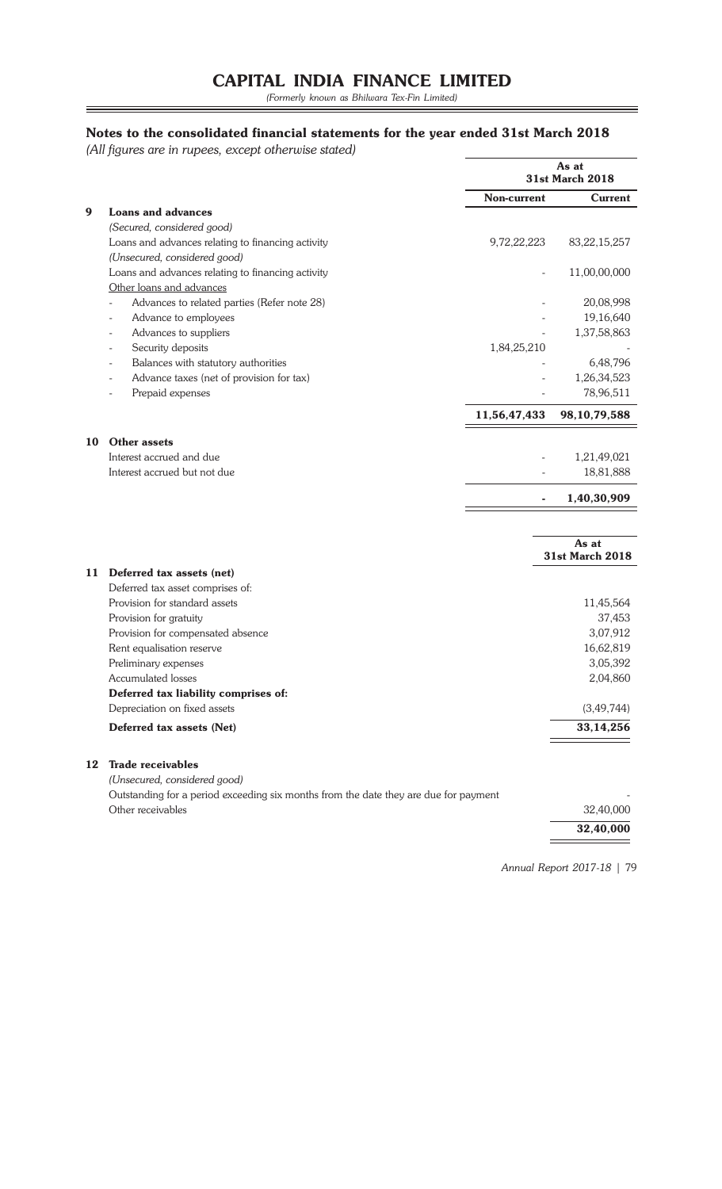# CAPITAL INDIA FINANCE LIMITED

*(Formerly known as Bhilwara Tex-Fin Limited)*

## Notes to the consolidated financial statements for the year ended 31st March 2018

*(All figures are in rupees, except otherwise stated)*

| | | As at 31st March 2018 | |
|---|---|---|---|
| | | **Non-current** | **Current** |
| **9** | **Loans and advances** | | |
| | *(Secured, considered good)* | | |
| | Loans and advances relating to financing activity | 9,72,22,223 | 83,22,15,257 |
| | *(Unsecured, considered good)* | | |
| | Loans and advances relating to financing activity | - | 11,00,00,000 |
| | Other loans and advances | | |
| | - Advances to related parties (Refer note 28) | - | 20,08,998 |
| | - Advance to employees | - | 19,16,640 |
| | - Advances to suppliers | - | 1,37,58,863 |
| | - Security deposits | 1,84,25,210 | - |
| | - Balances with statutory authorities | - | 6,48,796 |
| | - Advance taxes (net of provision for tax) | - | 1,26,34,523 |
| | - Prepaid expenses | - | 78,96,511 |
| | | **11,56,47,433** | **98,10,79,588** |
| **10** | **Other assets** | | |
| | Interest accrued and due | - | 1,21,49,021 |
| | Interest accrued but not due | - | 18,81,888 |
| | | **-** | **1,40,30,909** |

| | | As at 31st March 2018 |
|---|---|---|
| **11** | **Deferred tax assets (net)** | |
| | Deferred tax asset comprises of: | |
| | Provision for standard assets | 11,45,564 |
| | Provision for gratuity | 37,453 |
| | Provision for compensated absence | 3,07,912 |
| | Rent equalisation reserve | 16,62,819 |
| | Preliminary expenses | 3,05,392 |
| | Accumulated losses | 2,04,860 |
| | **Deferred tax liability comprises of:** | |
| | Depreciation on fixed assets | (3,49,744) |
| | **Deferred tax assets (Net)** | **33,14,256** |
| **12** | **Trade receivables** | |
| | *(Unsecured, considered good)* | |
| | Outstanding for a period exceeding six months from the date they are due for payment | - |
| | Other receivables | 32,40,000 |
| | | **32,40,000** |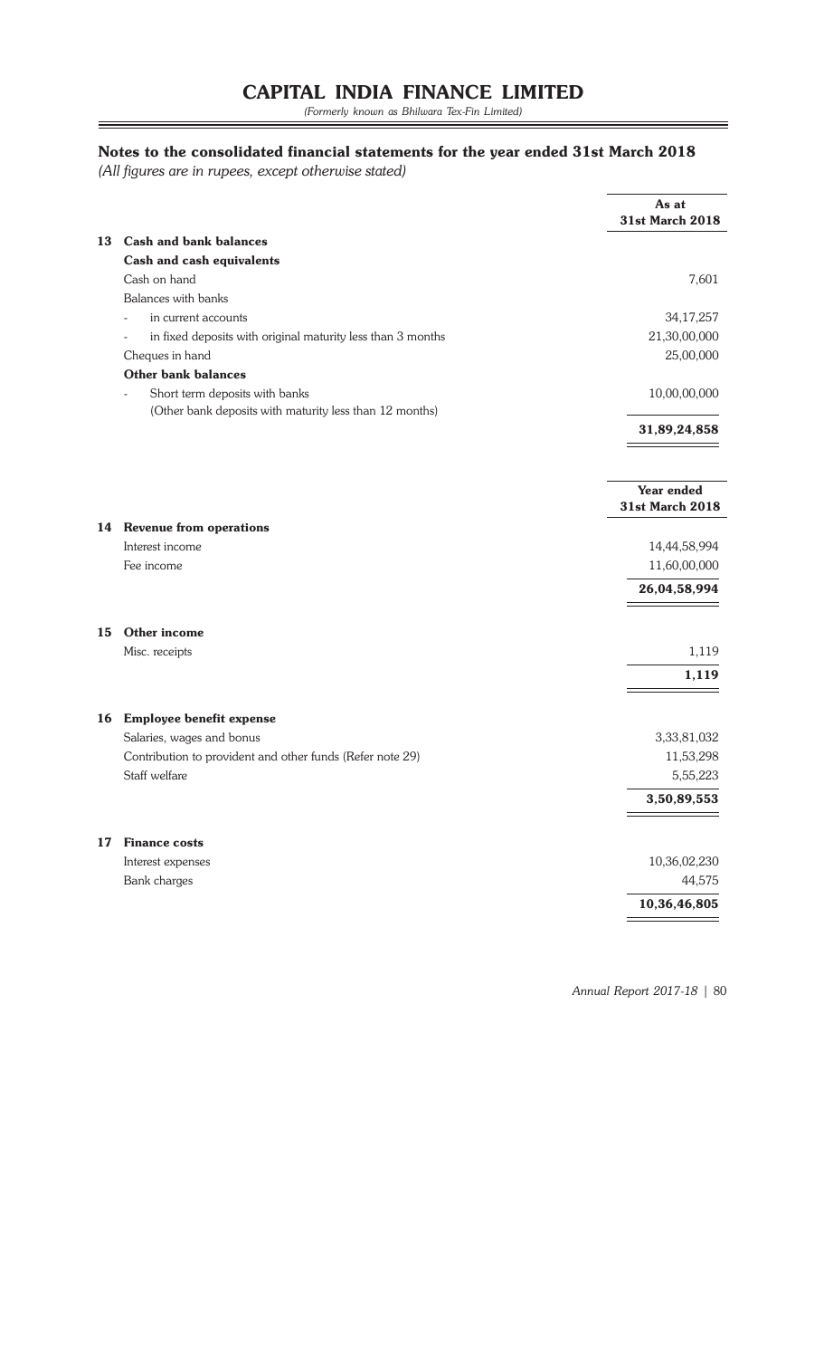# CAPITAL INDIA FINANCE LIMITED

*(Formerly known as Bhilwara Tex-Fin Limited)*

## Notes to the consolidated financial statements for the year ended 31st March 2018

*(All figures are in rupees, except otherwise stated)*

| | | As at 31st March 2018 |
|---|---|---|
| **13** | **Cash and bank balances** | |
| | **Cash and cash equivalents** | |
| | Cash on hand | 7,601 |
| | Balances with banks | |
| | - in current accounts | 34,17,257 |
| | - in fixed deposits with original maturity less than 3 months | 21,30,00,000 |
| | Cheques in hand | 25,00,000 |
| | **Other bank balances** | |
| | - Short term deposits with banks (Other bank deposits with maturity less than 12 months) | 10,00,00,000 |
| | | **31,89,24,858** |

| | | Year ended 31st March 2018 |
|---|---|---|
| **14** | **Revenue from operations** | |
| | Interest income | 14,44,58,994 |
| | Fee income | 11,60,00,000 |
| | | **26,04,58,994** |
| **15** | **Other income** | |
| | Misc. receipts | 1,119 |
| | | **1,119** |
| **16** | **Employee benefit expense** | |
| | Salaries, wages and bonus | 3,33,81,032 |
| | Contribution to provident and other funds (Refer note 29) | 11,53,298 |
| | Staff welfare | 5,55,223 |
| | | **3,50,89,553** |
| **17** | **Finance costs** | |
| | Interest expenses | 10,36,02,230 |
| | Bank charges | 44,575 |
| | | **10,36,46,805** |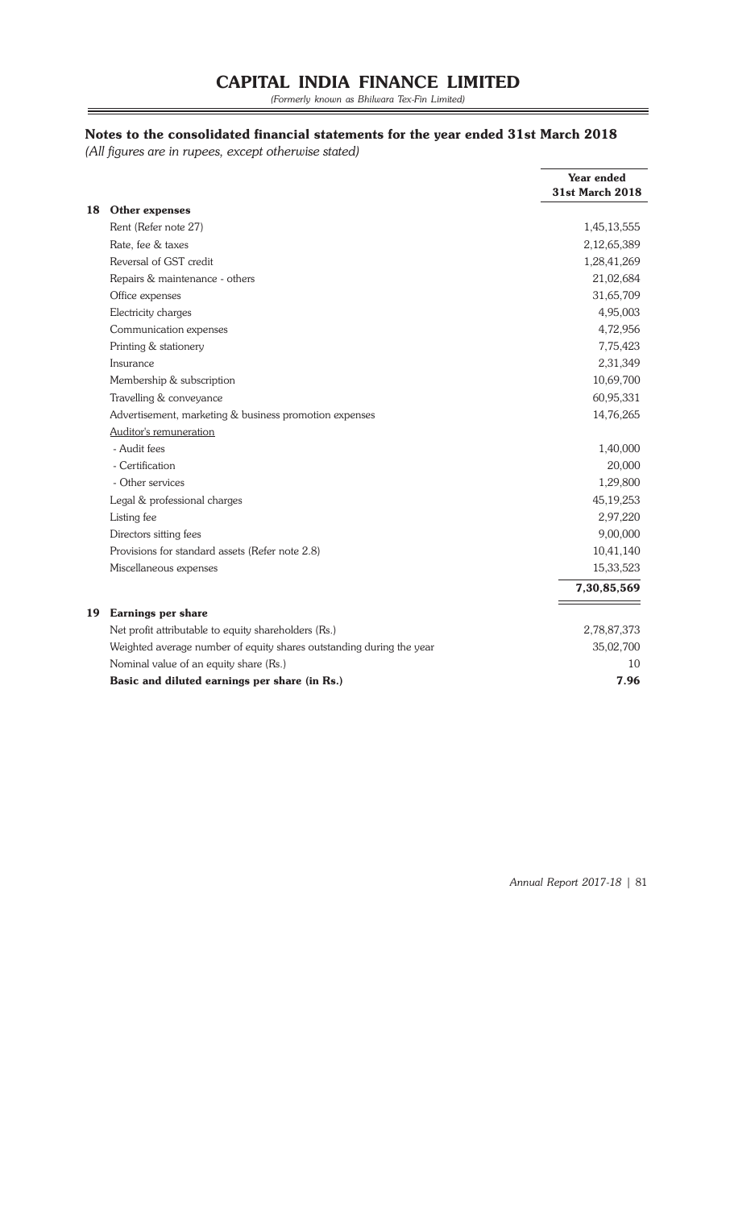# CAPITAL INDIA FINANCE LIMITED

*(Formerly known as Bhilwara Tex-Fin Limited)*

## Notes to the consolidated financial statements for the year ended 31st March 2018

*(All figures are in rupees, except otherwise stated)*

| | | Year ended 31st March 2018 |
|---|---|---|
| **18** | **Other expenses** | |
| | Rent (Refer note 27) | 1,45,13,555 |
| | Rate, fee & taxes | 2,12,65,389 |
| | Reversal of GST credit | 1,28,41,269 |
| | Repairs & maintenance - others | 21,02,684 |
| | Office expenses | 31,65,709 |
| | Electricity charges | 4,95,003 |
| | Communication expenses | 4,72,956 |
| | Printing & stationery | 7,75,423 |
| | Insurance | 2,31,349 |
| | Membership & subscription | 10,69,700 |
| | Travelling & conveyance | 60,95,331 |
| | Advertisement, marketing & business promotion expenses | 14,76,265 |
| | Auditor's remuneration | |
| | - Audit fees | 1,40,000 |
| | - Certification | 20,000 |
| | - Other services | 1,29,800 |
| | Legal & professional charges | 45,19,253 |
| | Listing fee | 2,97,220 |
| | Directors sitting fees | 9,00,000 |
| | Provisions for standard assets (Refer note 2.8) | 10,41,140 |
| | Miscellaneous expenses | 15,33,523 |
| | | **7,30,85,569** |
| **19** | **Earnings per share** | |
| | Net profit attributable to equity shareholders (Rs.) | 2,78,87,373 |
| | Weighted average number of equity shares outstanding during the year | 35,02,700 |
| | Nominal value of an equity share (Rs.) | 10 |
| | **Basic and diluted earnings per share (in Rs.)** | **7.96** |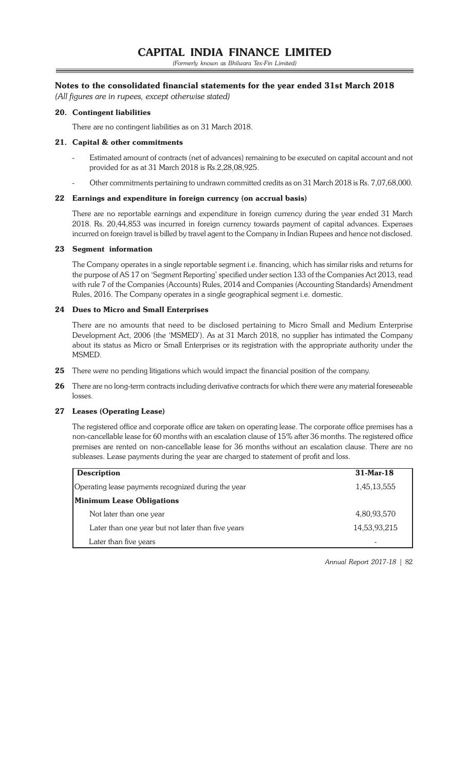# CAPITAL INDIA FINANCE LIMITED

*(Formerly known as Bhilwara Tex-Fin Limited)*

## Notes to the consolidated financial statements for the year ended 31st March 2018

*(All figures are in rupees, except otherwise stated)*

### 20. Contingent liabilities

There are no contingent liabilities as on 31 March 2018.

### 21. Capital & other commitments

- Estimated amount of contracts (net of advances) remaining to be executed on capital account and not provided for as at 31 March 2018 is Rs.2,28,08,925.
- Other commitments pertaining to undrawn committed credits as on 31 March 2018 is Rs. 7,07,68,000.

### 22 Earnings and expenditure in foreign currency (on accrual basis)

There are no reportable earnings and expenditure in foreign currency during the year ended 31 March 2018. Rs. 20,44,853 was incurred in foreign currency towards payment of capital advances. Expenses incurred on foreign travel is billed by travel agent to the Company in Indian Rupees and hence not disclosed.

### 23 Segment information

The Company operates in a single reportable segment i.e. financing, which has similar risks and returns for the purpose of AS 17 on 'Segment Reporting' specified under section 133 of the Companies Act 2013, read with rule 7 of the Companies (Accounts) Rules, 2014 and Companies (Accounting Standards) Amendment Rules, 2016. The Company operates in a single geographical segment i.e. domestic.

### 24 Dues to Micro and Small Enterprises

There are no amounts that need to be disclosed pertaining to Micro Small and Medium Enterprise Development Act, 2006 (the 'MSMED'). As at 31 March 2018, no supplier has intimated the Company about its status as Micro or Small Enterprises or its registration with the appropriate authority under the MSMED.

**25** There were no pending litigations which would impact the financial position of the company.

**26** There are no long-term contracts including derivative contracts for which there were any material foreseeable losses.

### 27 Leases (Operating Lease)

The registered office and corporate office are taken on operating lease. The corporate office premises has a non-cancellable lease for 60 months with an escalation clause of 15% after 36 months. The registered office premises are rented on non-cancellable lease for 36 months without an escalation clause. There are no subleases. Lease payments during the year are charged to statement of profit and loss.

| Description | 31-Mar-18 |
|---|---|
| Operating lease payments recognized during the year | 1,45,13,555 |
| **Minimum Lease Obligations** | |
| Not later than one year | 4,80,93,570 |
| Later than one year but not later than five years | 14,53,93,215 |
| Later than five years | - |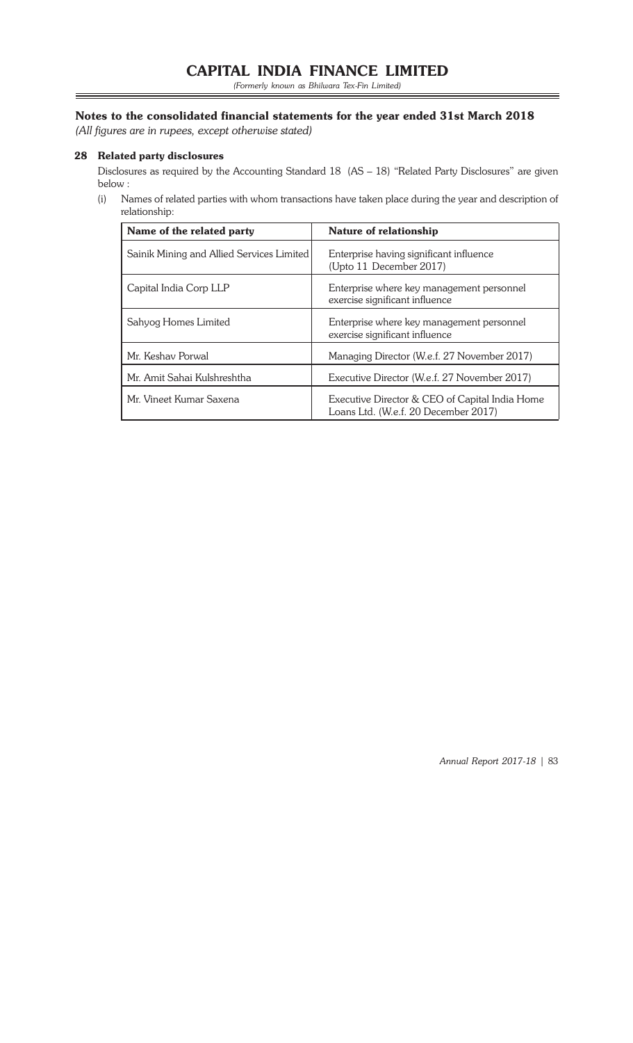# CAPITAL INDIA FINANCE LIMITED

*(Formerly known as Bhilwara Tex-Fin Limited)*

## Notes to the consolidated financial statements for the year ended 31st March 2018

*(All figures are in rupees, except otherwise stated)*

### 28 Related party disclosures

Disclosures as required by the Accounting Standard 18 (AS – 18) "Related Party Disclosures" are given below :

(i) Names of related parties with whom transactions have taken place during the year and description of relationship:

| Name of the related party | Nature of relationship |
|---|---|
| Sainik Mining and Allied Services Limited | Enterprise having significant influence (Upto 11 December 2017) |
| Capital India Corp LLP | Enterprise where key management personnel exercise significant influence |
| Sahyog Homes Limited | Enterprise where key management personnel exercise significant influence |
| Mr. Keshav Porwal | Managing Director (W.e.f. 27 November 2017) |
| Mr. Amit Sahai Kulshreshtha | Executive Director (W.e.f. 27 November 2017) |
| Mr. Vineet Kumar Saxena | Executive Director & CEO of Capital India Home Loans Ltd. (W.e.f. 20 December 2017) |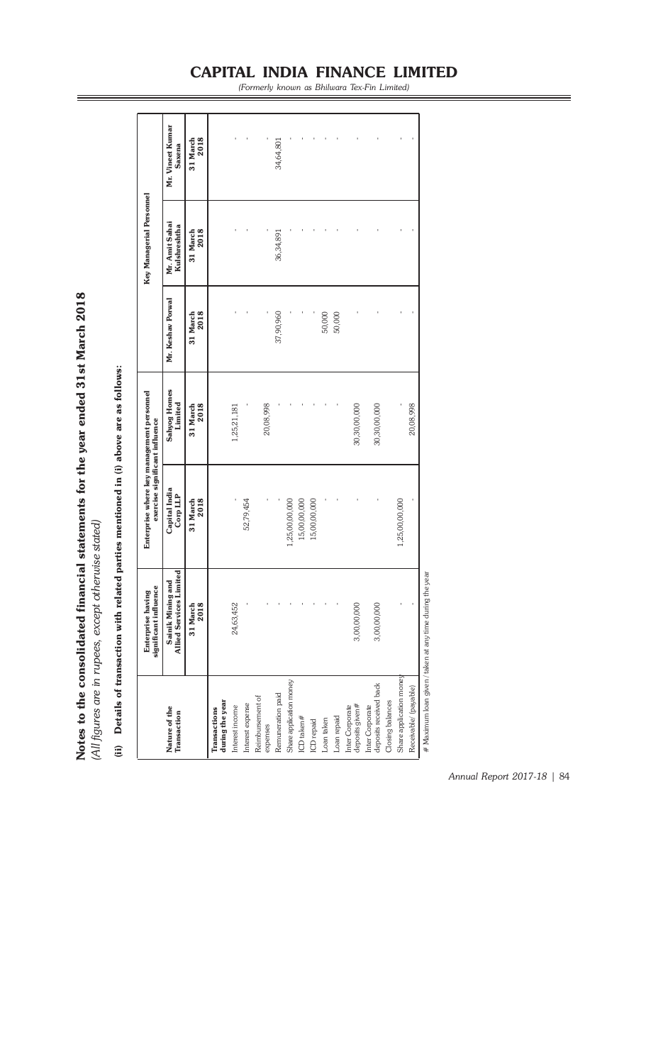# Notes to the consolidated financial statements for the year ended 31st March 2018

*(All figures are in rupees, except otherwise stated)*

**(ii) Details of transaction with related parties mentioned in (i) above are as follows:**

| Nature of the Transaction | Enterprise having significant influence | Enterprise where key management personnel exercise significant influence | | Key Managerial Personnel | | |
|---|---|---|---|---|---|---|
| | Satnik Mining and Allied Services Limited | Capital India Corp LLP | Sahyog Homes Limited | Mr. Keshav Porwal | Mr. Amit Sahai Kulshreshtha | Mr. Vineet Kumar Saxena |
| | 31 March 2018 | 31 March 2018 | 31 March 2018 | 31 March 2018 | 31 March 2018 | 31 March 2018 |
| **Transactions during the year** | | | | | | |
| Interest income | 24,63,452 | - | 1,25,21,181 | - | - | - |
| Interest expense | - | 52,79,454 | - | - | - | - |
| Reimbursement of expenses | - | - | 20,08,998 | - | - | - |
| Remuneration paid | - | - | - | 37,90,960 | 36,34,891 | 34,64,801 |
| Share application money | - | 1,25,00,00,000 | - | - | - | - |
| ICD taken# | - | 15,00,00,000 | - | - | - | - |
| ICD repaid | - | 15,00,00,000 | - | - | - | - |
| Loan taken | - | - | - | 50,000 | - | - |
| Loan repaid | - | - | - | 50,000 | - | - |
| Inter Corporate deposits given# | 3,00,00,000 | - | 30,30,00,000 | - | - | - |
| Inter Corporate deposits received back | 3,00,00,000 | - | 30,30,00,000 | - | - | - |
| **Closing balances** | | | | | | |
| Share application money | - | 1,25,00,00,000 | - | - | - | - |
| Receivable/ (payable) | - | - | 20,08,998 | - | - | - |

# Maximum loan given / taken at any time during the year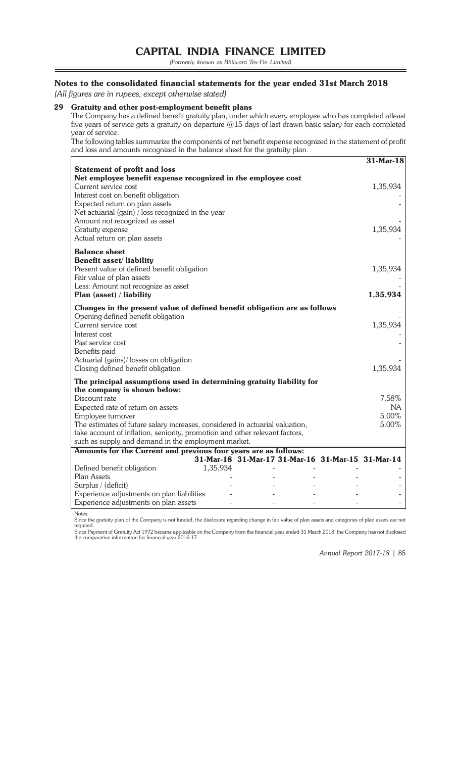# CAPITAL INDIA FINANCE LIMITED

*(Formerly known as Bhilwara Tex-Fin Limited)*

## Notes to the consolidated financial statements for the year ended 31st March 2018

*(All figures are in rupees, except otherwise stated)*

### 29 Gratuity and other post-employment benefit plans

The Company has a defined benefit gratuity plan, under which every employee who has completed atleast five years of service gets a gratuity on departure @15 days of last drawn basic salary for each completed year of service.

The following tables summarize the components of net benefit expense recognized in the statement of profit and loss and amounts recognized in the balance sheet for the gratuity plan.

| | 31-Mar-18 |
|---|---|
| **Statement of profit and loss** | |
| **Net employee benefit expense recognized in the employee cost** | |
| Current service cost | 1,35,934 |
| Interest cost on benefit obligation | - |
| Expected return on plan assets | - |
| Net actuarial (gain) / loss recognized in the year | - |
| Amount not recognized as asset | - |
| Gratuity expense | 1,35,934 |
| Actual return on plan assets | - |
| **Balance sheet** | |
| **Benefit asset/ liability** | |
| Present value of defined benefit obligation | 1,35,934 |
| Fair value of plan assets | - |
| Less: Amount not recognize as asset | - |
| **Plan (asset) / liability** | **1,35,934** |
| **Changes in the present value of defined benefit obligation are as follows** | |
| Opening defined benefit obligation | - |
| Current service cost | 1,35,934 |
| Interest cost | - |
| Past service cost | - |
| Benefits paid | - |
| Actuarial (gains)/ losses on obligation | - |
| Closing defined benefit obligation | 1,35,934 |
| **The principal assumptions used in determining gratuity liability for the company is shown below:** | |
| Discount rate | 7.58% |
| Expected rate of return on assets | NA |
| Employee turnover | 5.00% |
| The estimates of future salary increases, considered in actuarial valuation, take account of inflation, seniority, promotion and other relevant factors, such as supply and demand in the employment market. | 5.00% |

**Amounts for the Current and previous four years are as follows:**

| | 31-Mar-18 | 31-Mar-17 | 31-Mar-16 | 31-Mar-15 | 31-Mar-14 |
|---|---|---|---|---|---|
| Defined benefit obligation | 1,35,934 | - | - | - | - |
| Plan Assets | - | - | - | - | - |
| Surplus / (deficit) | - | - | - | - | - |
| Experience adjustments on plan liabilities | - | - | - | - | - |
| Experience adjustments on plan assets | - | - | - | - | - |

Notes:

Since the gratuity plan of the Company is not funded, the disclosure regarding change in fair value of plan assets and categories of plan assets are not required.

Since Payment of Gratuity Act 1972 became applicable on the Company from the financial year ended 31 March 2018, the Company has not disclosed the comparative information for financial year 2016-17.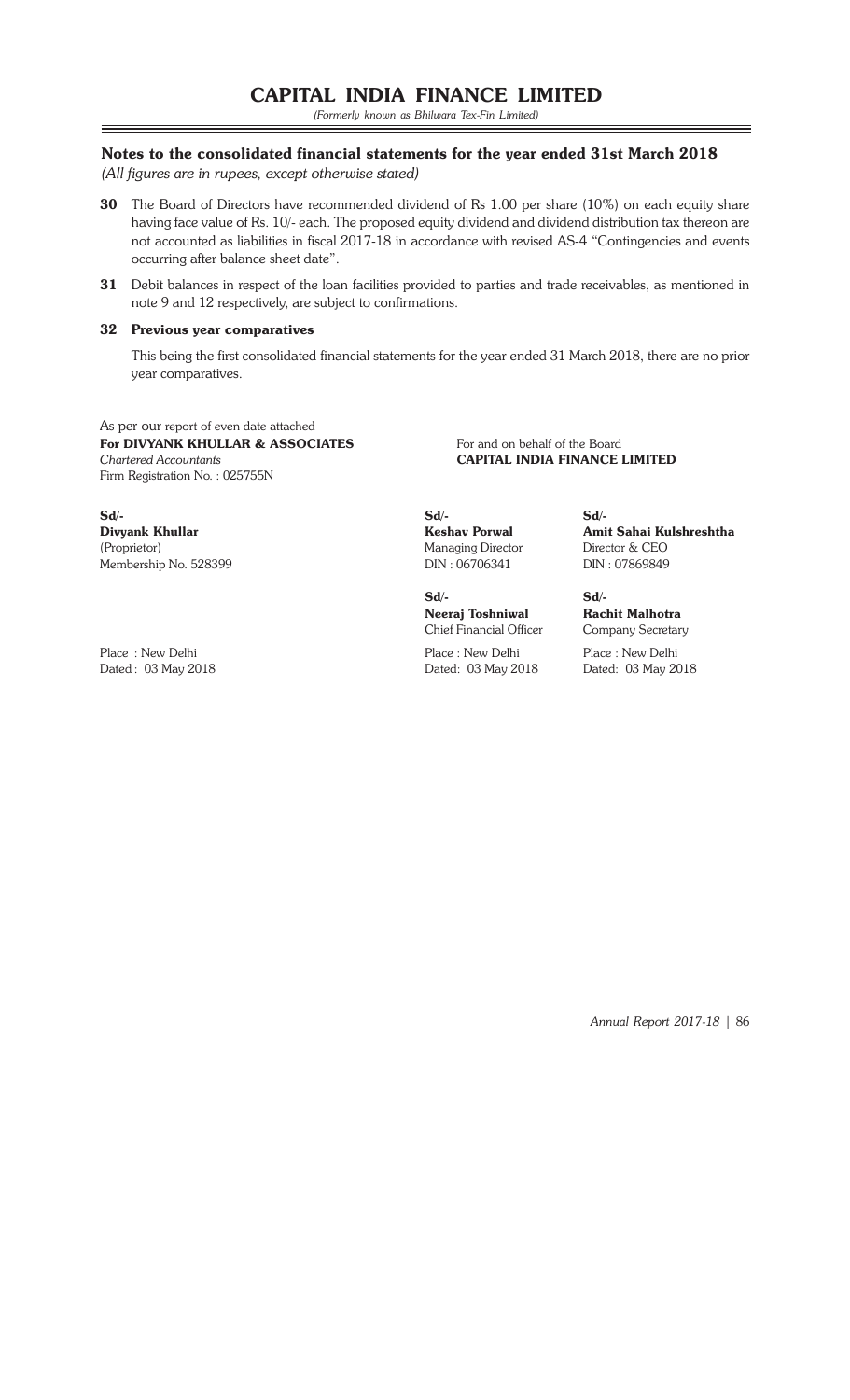## Notes to the consolidated financial statements for the year ended 31st March 2018

*(All figures are in rupees, except otherwise stated)*

**30** The Board of Directors have recommended dividend of Rs 1.00 per share (10%) on each equity share having face value of Rs. 10/- each. The proposed equity dividend and dividend distribution tax thereon are not accounted as liabilities in fiscal 2017-18 in accordance with revised AS-4 "Contingencies and events occurring after balance sheet date".

**31** Debit balances in respect of the loan facilities provided to parties and trade receivables, as mentioned in note 9 and 12 respectively, are subject to confirmations.

**32 Previous year comparatives**

This being the first consolidated financial statements for the year ended 31 March 2018, there are no prior year comparatives.

As per our report of even date attached
**For DIVYANK KHULLAR & ASSOCIATES**
*Chartered Accountants*
Firm Registration No. : 025755N

**Sd/-**
**Divyank Khullar**
(Proprietor)
Membership No. 528399

Place : New Delhi
Dated : 03 May 2018

For and on behalf of the Board
**CAPITAL INDIA FINANCE LIMITED**

**Sd/-**
**Keshav Porwal**
Managing Director
DIN : 06706341

**Sd/-**
**Amit Sahai Kulshreshtha**
Director & CEO
DIN : 07869849

**Sd/-**
**Neeraj Toshniwal**
Chief Financial Officer

Place : New Delhi
Dated: 03 May 2018

**Sd/-**
**Rachit Malhotra**
Company Secretary

Place : New Delhi
Dated: 03 May 2018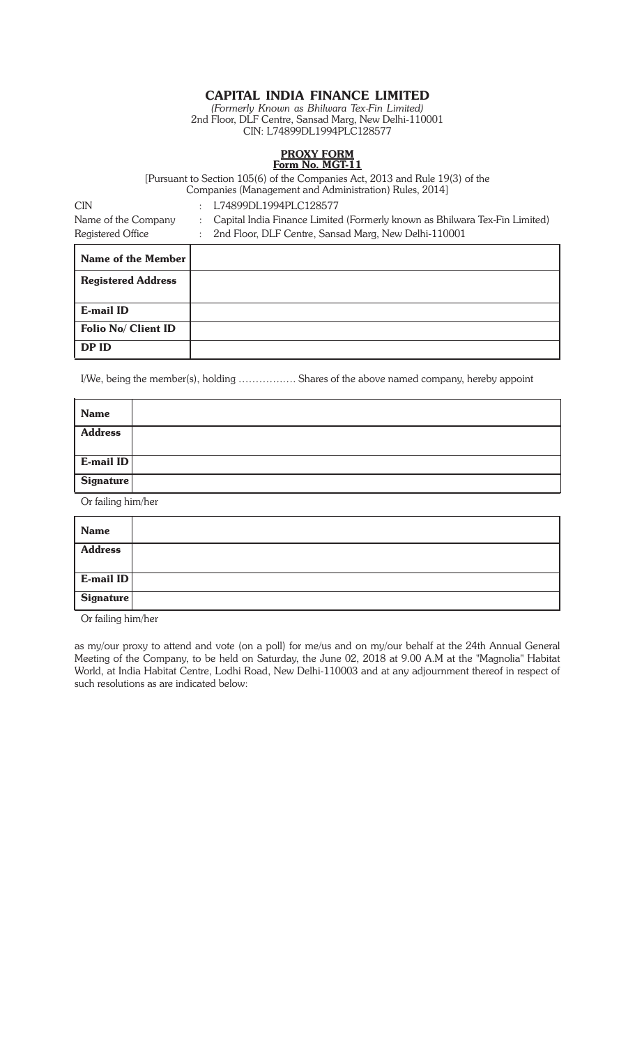# CAPITAL INDIA FINANCE LIMITED

*(Formerly Known as Bhilwara Tex-Fin Limited)*
2nd Floor, DLF Centre, Sansad Marg, New Delhi-110001
CIN: L74899DL1994PLC128577

## PROXY FORM
## Form No. MGT-11

[Pursuant to Section 105(6) of the Companies Act, 2013 and Rule 19(3) of the Companies (Management and Administration) Rules, 2014]

CIN : L74899DL1994PLC128577
Name of the Company : Capital India Finance Limited (Formerly known as Bhilwara Tex-Fin Limited)
Registered Office : 2nd Floor, DLF Centre, Sansad Marg, New Delhi-110001

| | |
|---|---|
| **Name of the Member** | |
| **Registered Address** | |
| **E-mail ID** | |
| **Folio No/ Client ID** | |
| **DP ID** | |

I/We, being the member(s), holding ……………. Shares of the above named company, hereby appoint

| | |
|---|---|
| **Name** | |
| **Address** | |
| **E-mail ID** | |
| **Signature** | |

Or failing him/her

| | |
|---|---|
| **Name** | |
| **Address** | |
| **E-mail ID** | |
| **Signature** | |

Or failing him/her

as my/our proxy to attend and vote (on a poll) for me/us and on my/our behalf at the 24th Annual General Meeting of the Company, to be held on Saturday, the June 02, 2018 at 9.00 A.M at the "Magnolia" Habitat World, at India Habitat Centre, Lodhi Road, New Delhi-110003 and at any adjournment thereof in respect of such resolutions as are indicated below: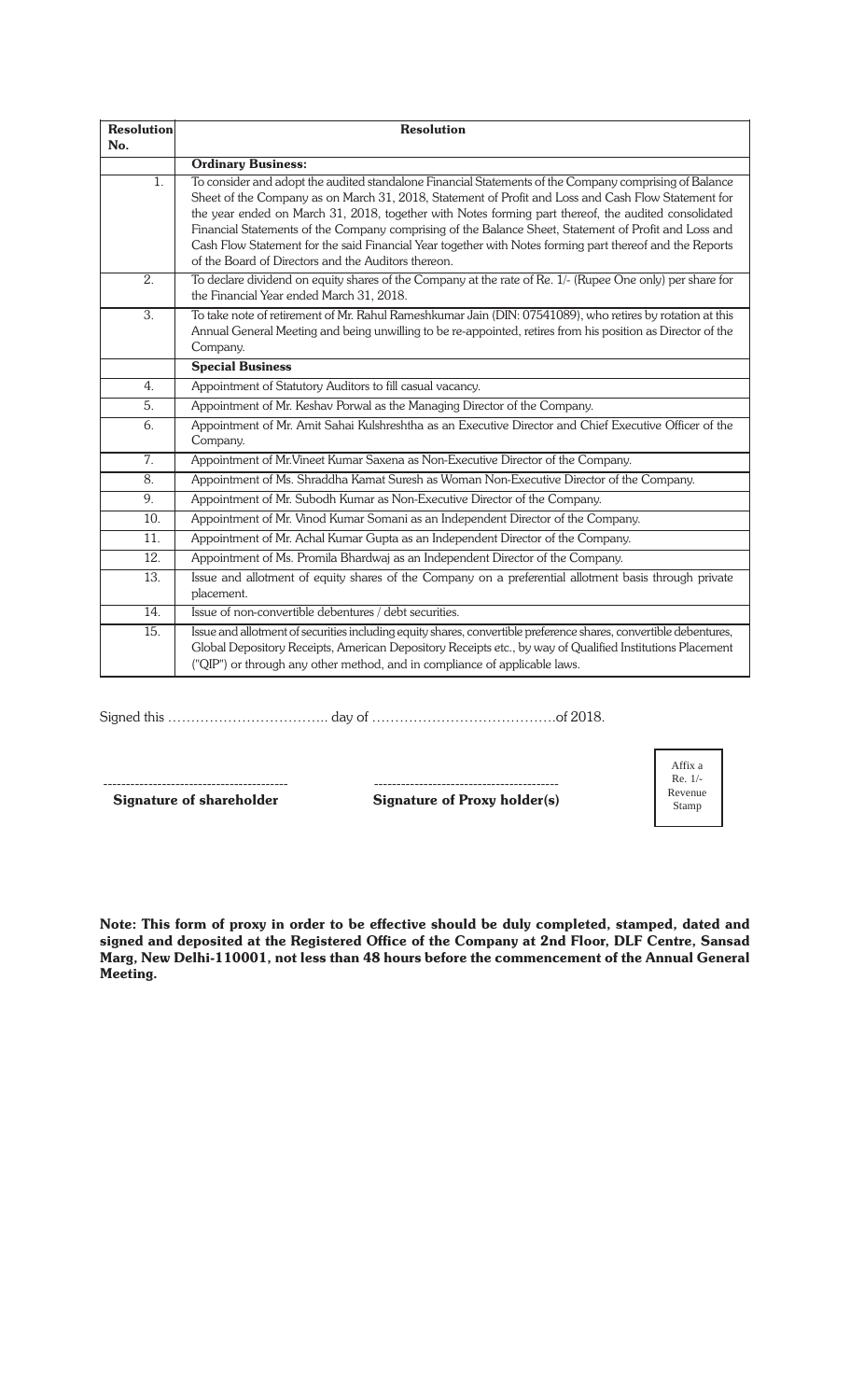| Resolution No. | Resolution |
|---|---|
| | **Ordinary Business:** |
| 1. | To consider and adopt the audited standalone Financial Statements of the Company comprising of Balance Sheet of the Company as on March 31, 2018, Statement of Profit and Loss and Cash Flow Statement for the year ended on March 31, 2018, together with Notes forming part thereof, the audited consolidated Financial Statements of the Company comprising of the Balance Sheet, Statement of Profit and Loss and Cash Flow Statement for the said Financial Year together with Notes forming part thereof and the Reports of the Board of Directors and the Auditors thereon. |
| 2. | To declare dividend on equity shares of the Company at the rate of Re. 1/- (Rupee One only) per share for the Financial Year ended March 31, 2018. |
| 3. | To take note of retirement of Mr. Rahul Rameshkumar Jain (DIN: 07541089), who retires by rotation at this Annual General Meeting and being unwilling to be re-appointed, retires from his position as Director of the Company. |
| | **Special Business** |
| 4. | Appointment of Statutory Auditors to fill casual vacancy. |
| 5. | Appointment of Mr. Keshav Porwal as the Managing Director of the Company. |
| 6. | Appointment of Mr. Amit Sahai Kulshreshtha as an Executive Director and Chief Executive Officer of the Company. |
| 7. | Appointment of Mr.Vineet Kumar Saxena as Non-Executive Director of the Company. |
| 8. | Appointment of Ms. Shraddha Kamat Suresh as Woman Non-Executive Director of the Company. |
| 9. | Appointment of Mr. Subodh Kumar as Non-Executive Director of the Company. |
| 10. | Appointment of Mr. Vinod Kumar Somani as an Independent Director of the Company. |
| 11. | Appointment of Mr. Achal Kumar Gupta as an Independent Director of the Company. |
| 12. | Appointment of Ms. Promila Bhardwaj as an Independent Director of the Company. |
| 13. | Issue and allotment of equity shares of the Company on a preferential allotment basis through private placement. |
| 14. | Issue of non-convertible debentures / debt securities. |
| 15. | Issue and allotment of securities including equity shares, convertible preference shares, convertible debentures, Global Depository Receipts, American Depository Receipts etc., by way of Qualified Institutions Placement ("QIP") or through any other method, and in compliance of applicable laws. |

Signed this …………………………….. day of ………………………………….of 2018.

------------------------------------------
**Signature of shareholder**

------------------------------------------
**Signature of Proxy holder(s)**

Affix a Re. 1/- Revenue Stamp

**Note: This form of proxy in order to be effective should be duly completed, stamped, dated and signed and deposited at the Registered Office of the Company at 2nd Floor, DLF Centre, Sansad Marg, New Delhi-110001, not less than 48 hours before the commencement of the Annual General Meeting.**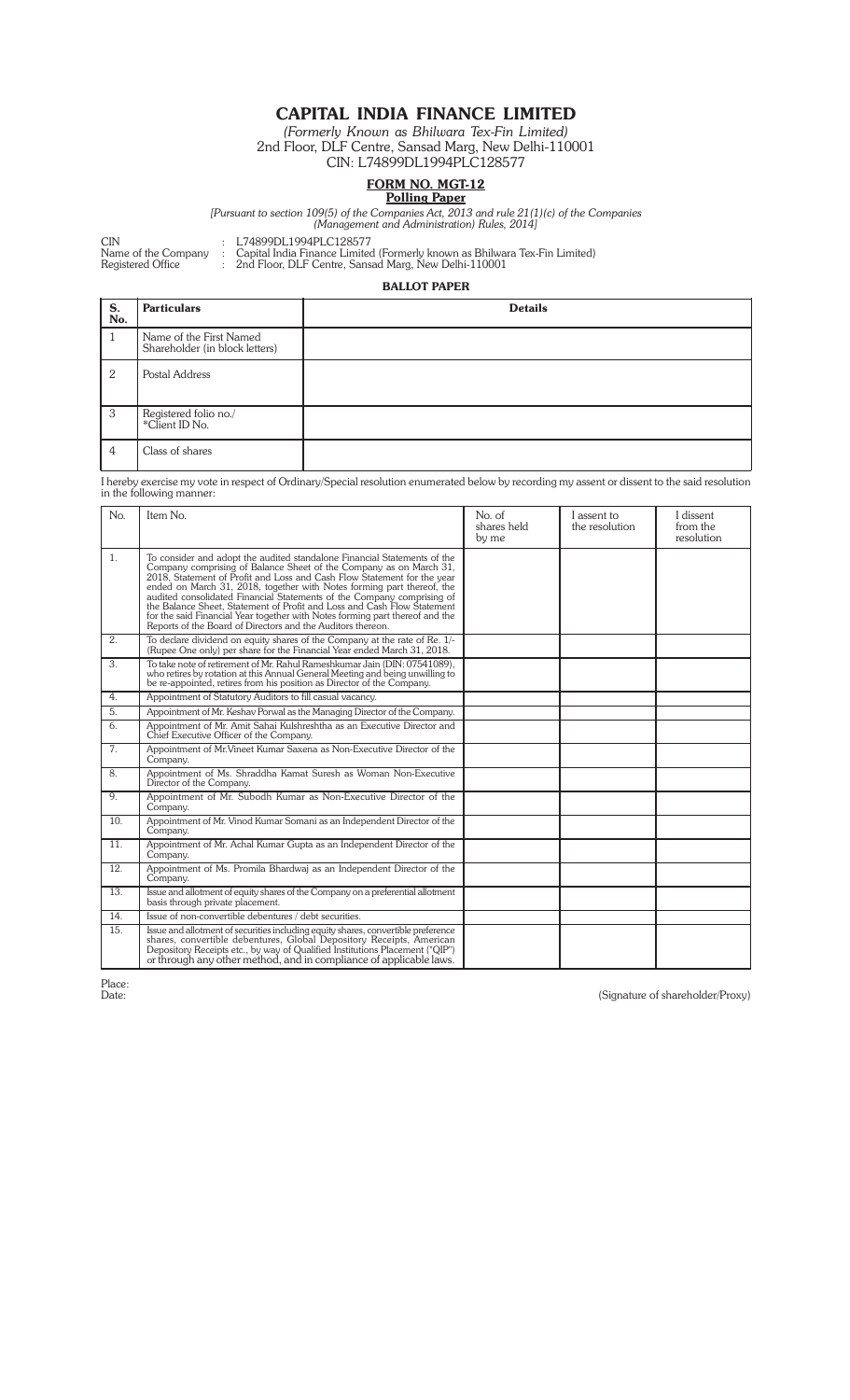# CAPITAL INDIA FINANCE LIMITED

*(Formerly Known as Bhilwara Tex-Fin Limited)*

2nd Floor, DLF Centre, Sansad Marg, New Delhi-110001

CIN: L74899DL1994PLC128577

## FORM NO. MGT-12

**Polling Paper**

*[Pursuant to section 109(5) of the Companies Act, 2013 and rule 21(1)(c) of the Companies (Management and Administration) Rules, 2014]*

CIN : L74899DL1994PLC128577

Name of the Company : Capital India Finance Limited (Formerly known as Bhilwara Tex-Fin Limited)

Registered Office : 2nd Floor, DLF Centre, Sansad Marg, New Delhi-110001

**BALLOT PAPER**

| S. No. | Particulars | Details |
|---|---|---|
| 1 | Name of the First Named Shareholder (in block letters) | |
| 2 | Postal Address | |
| 3 | Registered folio no./ *Client ID No. | |
| 4 | Class of shares | |

I hereby exercise my vote in respect of Ordinary/Special resolution enumerated below by recording my assent or dissent to the said resolution in the following manner:

| No. | Item No. | No. of shares held by me | I assent to the resolution | I dissent from the resolution |
|---|---|---|---|---|
| 1. | To consider and adopt the audited standalone Financial Statements of the Company comprising of Balance Sheet of the Company as on March 31, 2018, Statement of Profit and Loss and Cash Flow Statement for the year ended on March 31, 2018, together with Notes forming part thereof, the audited consolidated Financial Statements of the Company comprising of the Balance Sheet, Statement of Profit and Loss and Cash Flow Statement for the said Financial Year together with Notes forming part thereof and the Reports of the Board of Directors and the Auditors thereon. | | | |
| 2. | To declare dividend on equity shares of the Company at the rate of Re. 1/- (Rupee One only) per share for the Financial Year ended March 31, 2018. | | | |
| 3. | To take note of retirement of Mr. Rahul Rameshkumar Jain (DIN: 07541089), who retires by rotation at this Annual General Meeting and being unwilling to be re-appointed, retires from his position as Director of the Company. | | | |
| 4. | Appointment of Statutory Auditors to fill casual vacancy. | | | |
| 5. | Appointment of Mr. Keshav Porwal as the Managing Director of the Company. | | | |
| 6. | Appointment of Mr. Amit Sahai Kulshreshtha as an Executive Director and Chief Executive Officer of the Company. | | | |
| 7. | Appointment of Mr.Vineet Kumar Saxena as Non-Executive Director of the Company. | | | |
| 8. | Appointment of Ms. Shraddha Kamat Suresh as Woman Non-Executive Director of the Company. | | | |
| 9. | Appointment of Mr. Subodh Kumar as Non-Executive Director of the Company. | | | |
| 10. | Appointment of Mr. Vinod Kumar Somani as an Independent Director of the Company. | | | |
| 11. | Appointment of Mr. Achal Kumar Gupta as an Independent Director of the Company. | | | |
| 12. | Appointment of Ms. Promila Bhardwaj as an Independent Director of the Company. | | | |
| 13. | Issue and allotment of equity shares of the Company on a preferential allotment basis through private placement. | | | |
| 14. | Issue of non-convertible debentures / debt securities. | | | |
| 15. | Issue and allotment of securities including equity shares, convertible preference shares, convertible debentures, Global Depository Receipts, American Depository Receipts etc., by way of Qualified Institutions Placement ("QIP") or through any other method, and in compliance of applicable laws. | | | |

Place:

Date:

(Signature of shareholder/Proxy)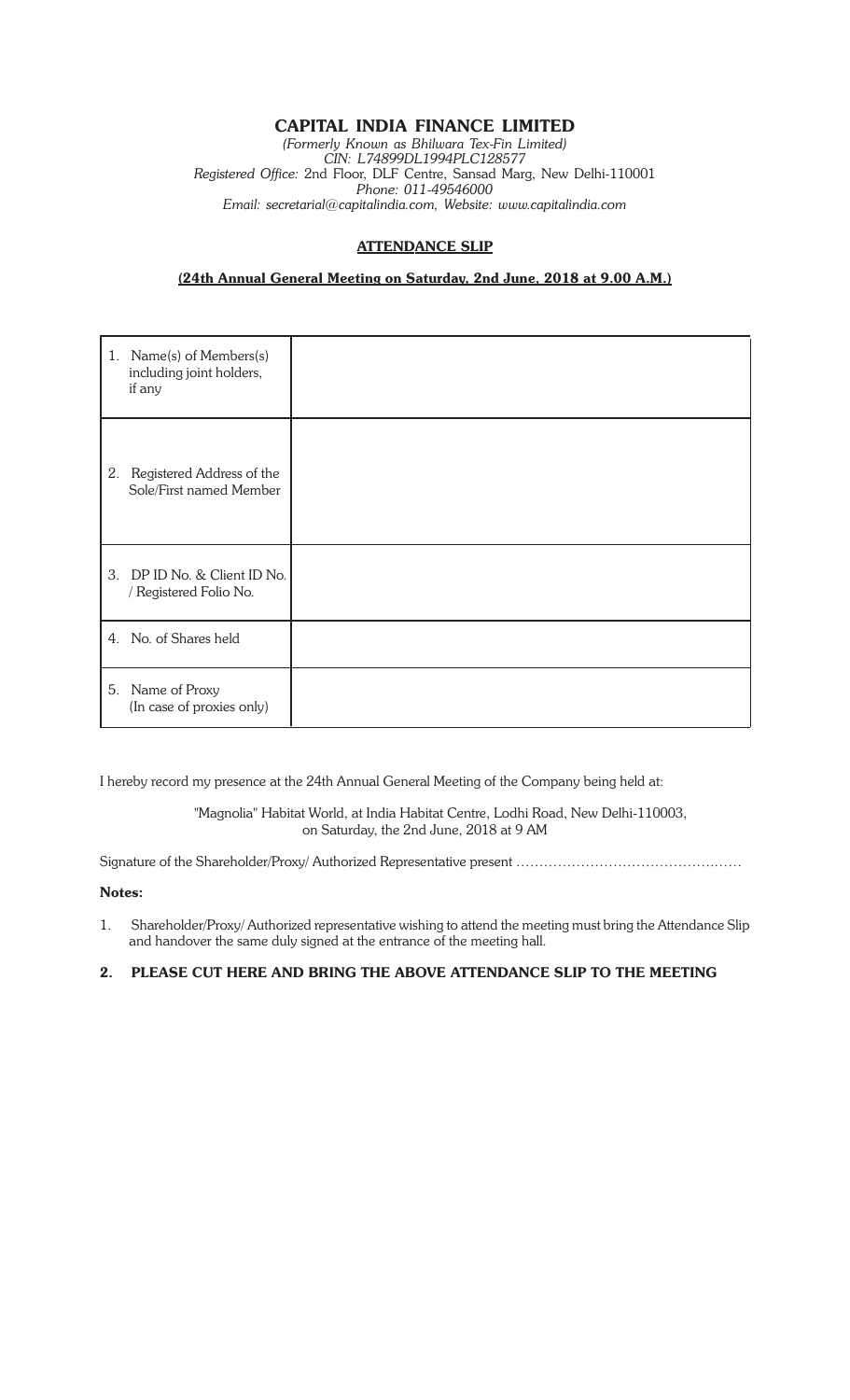# CAPITAL INDIA FINANCE LIMITED

*(Formerly Known as Bhilwara Tex-Fin Limited)*
*CIN: L74899DL1994PLC128577*
*Registered Office:* 2nd Floor, DLF Centre, Sansad Marg, New Delhi-110001
*Phone: 011-49546000*
*Email: secretarial@capitalindia.com, Website: www.capitalindia.com*

## ATTENDANCE SLIP

**(24th Annual General Meeting on Saturday, 2nd June, 2018 at 9.00 A.M.)**

| | |
|---|---|
| 1. Name(s) of Members(s) including joint holders, if any | |
| 2. Registered Address of the Sole/First named Member | |
| 3. DP ID No. & Client ID No. / Registered Folio No. | |
| 4. No. of Shares held | |
| 5. Name of Proxy (In case of proxies only) | |

I hereby record my presence at the 24th Annual General Meeting of the Company being held at:

"Magnolia" Habitat World, at India Habitat Centre, Lodhi Road, New Delhi-110003, on Saturday, the 2nd June, 2018 at 9 AM

Signature of the Shareholder/Proxy/ Authorized Representative present ……………………………………………

**Notes:**

1. Shareholder/Proxy/ Authorized representative wishing to attend the meeting must bring the Attendance Slip and handover the same duly signed at the entrance of the meeting hall.

2. **PLEASE CUT HERE AND BRING THE ABOVE ATTENDANCE SLIP TO THE MEETING**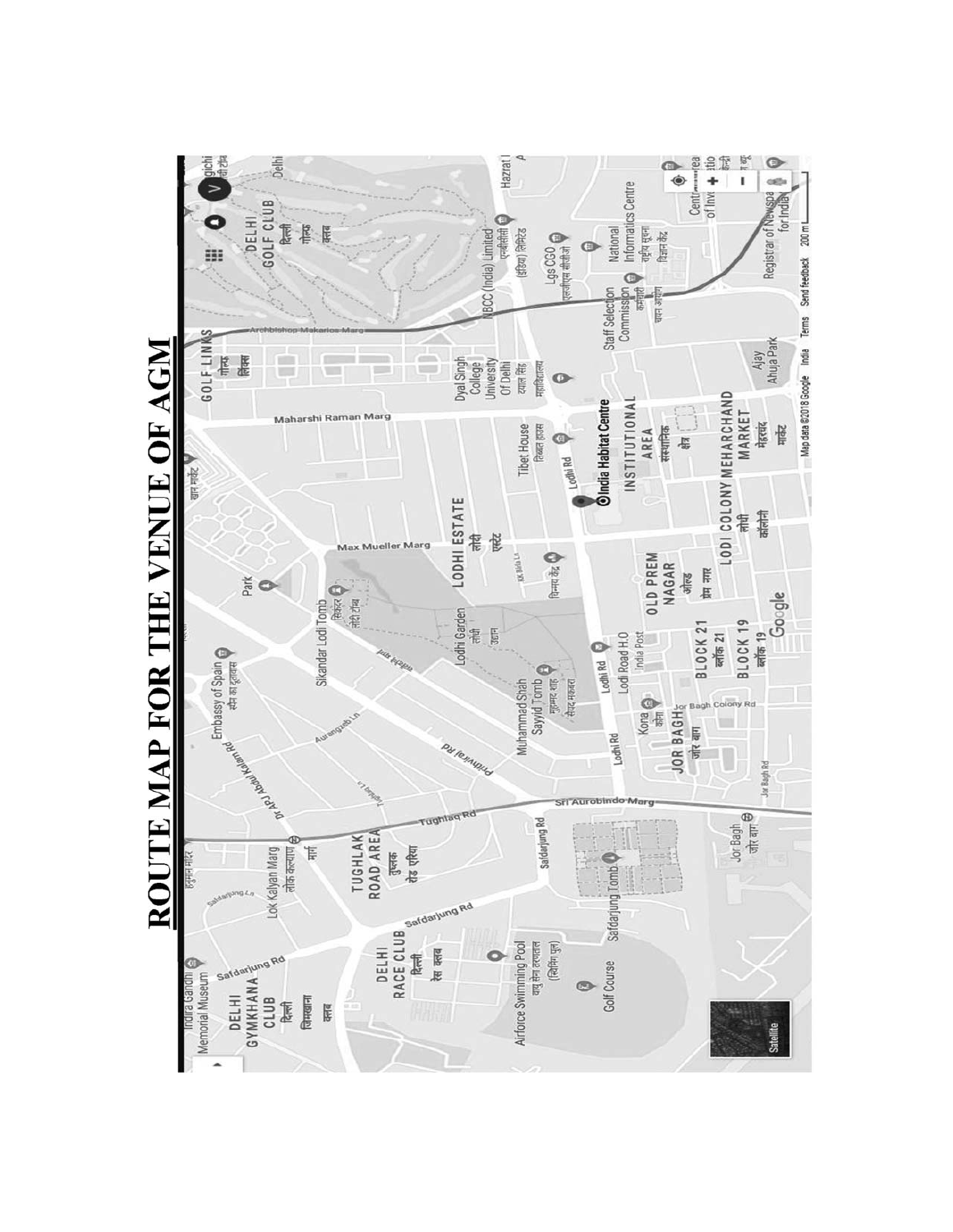# ROUTE MAP FOR THE VENUE OF AGM